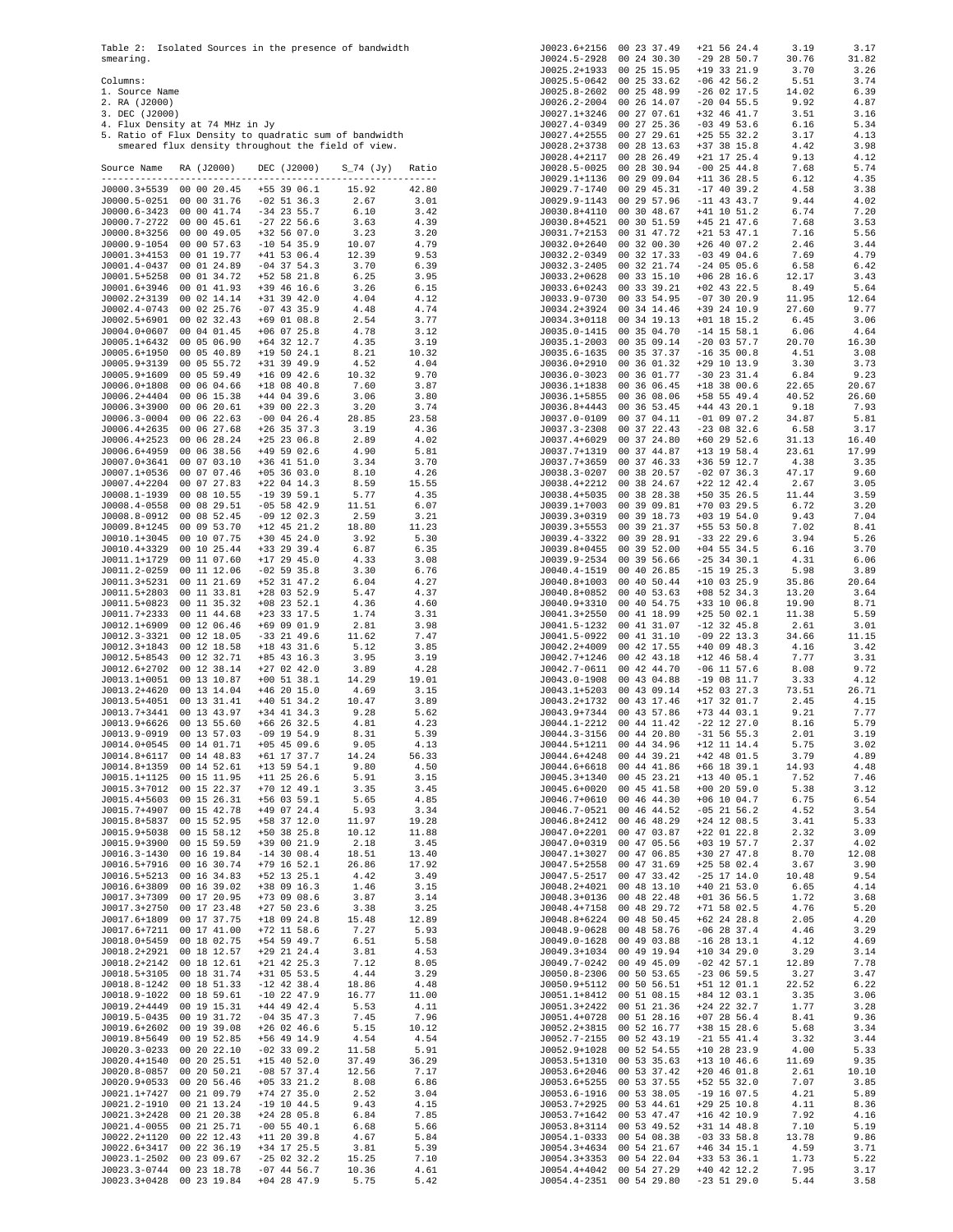Table 2: Isolated Sources in the presence of bandwidth smearing.

Columns:
1. Source Name
2. RA (J2000)
3. DEC (J2000)
4. Flux Density at 74 MHz in Jy
5. Ratio of Flux Density to quadratic sum of bandwidth smeared flux density throughout the field of view.

| Source Name | RA (J2000) | DEC (J2000) | S_74 (Jy) | Ratio |
|---|---|---|---|---|
| J0000.3+5539 | 00 00 20.45 | +55 39 06.1 | 15.92 | 42.80 |
| J0000.5-0251 | 00 00 31.76 | -02 51 36.3 | 2.67 | 3.01 |
| J0000.6-3423 | 00 00 41.74 | -34 23 55.7 | 6.10 | 3.42 |
| J0000.7-2722 | 00 00 45.61 | -27 22 56.6 | 3.63 | 4.39 |
| J0000.8+3256 | 00 00 49.05 | +32 56 07.0 | 3.23 | 3.20 |
| J0000.9-1054 | 00 00 57.63 | -10 54 35.9 | 10.07 | 4.79 |
| J0001.3+4153 | 00 01 19.77 | +41 53 06.4 | 12.39 | 9.53 |
| J0001.4-0437 | 00 01 24.89 | -04 37 54.3 | 3.70 | 6.39 |
| J0001.5+5258 | 00 01 34.72 | +52 58 21.8 | 6.25 | 3.95 |
| J0001.6+3946 | 00 01 41.93 | +39 46 16.6 | 3.26 | 6.15 |
| J0002.2+3139 | 00 02 14.14 | +31 39 42.0 | 4.04 | 4.12 |
| J0002.4-0743 | 00 02 25.76 | -07 43 35.9 | 4.48 | 4.74 |
| J0002.5+6901 | 00 02 32.43 | +69 01 08.8 | 2.54 | 3.77 |
| J0004.0+0607 | 00 04 01.45 | +06 07 25.8 | 4.78 | 3.12 |
| J0005.1+6432 | 00 05 06.90 | +64 32 12.7 | 4.35 | 3.19 |
| J0005.6+1950 | 00 05 40.89 | +19 50 24.1 | 8.21 | 10.32 |
| J0005.9+3139 | 00 05 55.72 | +31 39 49.9 | 4.52 | 4.04 |
| J0005.9+1609 | 00 05 59.49 | +16 09 42.6 | 10.32 | 9.70 |
| J0006.0+1808 | 00 06 04.66 | +18 08 40.8 | 7.60 | 3.87 |
| J0006.2+4404 | 00 06 15.38 | +44 04 39.6 | 3.06 | 3.80 |
| J0006.3+3900 | 00 06 20.61 | +39 00 22.3 | 3.20 | 3.74 |
| J0006.3-0004 | 00 06 22.63 | -00 04 26.4 | 28.85 | 23.58 |
| J0006.4+2635 | 00 06 27.68 | +26 35 37.3 | 3.19 | 4.36 |
| J0006.4+2523 | 00 06 28.24 | +25 23 06.8 | 2.89 | 4.02 |
| J0006.6+4959 | 00 06 38.56 | +49 59 02.6 | 4.90 | 5.81 |
| J0007.0+3641 | 00 07 03.10 | +36 41 51.0 | 3.34 | 3.70 |
| J0007.1+0536 | 00 07 07.46 | +05 36 03.0 | 8.10 | 4.26 |
| J0007.4+2204 | 00 07 27.83 | +22 04 14.3 | 8.59 | 15.55 |
| J0008.1-1939 | 00 08 10.55 | -19 39 59.1 | 5.77 | 4.35 |
| J0008.4-0558 | 00 08 29.51 | -05 58 42.9 | 11.51 | 6.07 |
| J0008.8-0912 | 00 08 52.45 | -09 12 02.3 | 2.59 | 3.21 |
| J0009.8+1245 | 00 09 53.70 | +12 45 21.2 | 18.80 | 11.23 |
| J0010.1+3045 | 00 10 07.75 | +30 45 24.0 | 3.92 | 5.30 |
| J0010.4+3329 | 00 10 25.44 | +33 29 39.4 | 6.87 | 6.35 |
| J0011.1+1729 | 00 11 07.60 | +17 29 45.0 | 4.33 | 3.08 |
| J0011.2-0259 | 00 11 12.06 | -02 59 35.8 | 3.30 | 6.76 |
| J0011.3+5231 | 00 11 21.69 | +52 31 47.2 | 6.04 | 4.27 |
| J0011.5+2803 | 00 11 33.81 | +28 03 52.9 | 5.47 | 4.37 |
| J0011.5+0823 | 00 11 35.32 | +08 23 52.1 | 4.36 | 4.60 |
| J0011.7+2333 | 00 11 44.68 | +23 33 17.5 | 1.74 | 3.31 |
| J0012.1+6909 | 00 12 06.46 | +69 09 01.9 | 2.81 | 3.98 |
| J0012.3-3321 | 00 12 18.05 | -33 21 49.6 | 11.62 | 7.47 |
| J0012.3+1843 | 00 12 18.58 | +18 43 31.6 | 5.12 | 3.85 |
| J0012.5+8543 | 00 12 32.71 | +85 43 16.3 | 3.95 | 3.19 |
| J0012.6+2702 | 00 12 38.14 | +27 02 42.0 | 3.89 | 4.28 |
| J0013.1+0051 | 00 13 10.87 | +00 51 38.1 | 14.29 | 19.01 |
| J0013.2+4620 | 00 13 14.04 | +46 20 15.0 | 4.69 | 3.15 |
| J0013.5+4051 | 00 13 31.41 | +40 51 34.2 | 10.47 | 3.89 |
| J0013.7+3441 | 00 13 43.97 | +34 41 34.3 | 9.28 | 5.62 |
| J0013.9+6626 | 00 13 55.60 | +66 26 32.5 | 4.81 | 4.23 |
| J0013.9-0919 | 00 13 57.03 | -09 19 54.9 | 8.31 | 5.39 |
| J0014.0+0545 | 00 14 01.71 | +05 45 09.6 | 9.05 | 4.13 |
| J0014.8+6117 | 00 14 48.83 | +61 17 37.7 | 14.24 | 56.33 |
| J0014.8+1359 | 00 14 52.61 | +13 59 54.1 | 9.80 | 4.50 |
| J0015.1+1125 | 00 15 11.95 | +11 25 26.6 | 5.91 | 3.15 |
| J0015.3+7012 | 00 15 22.37 | +70 12 49.1 | 3.35 | 3.45 |
| J0015.4+5603 | 00 15 26.31 | +56 03 59.1 | 5.65 | 4.85 |
| J0015.7+4907 | 00 15 42.78 | +49 07 24.4 | 5.93 | 3.34 |
| J0015.8+5837 | 00 15 52.95 | +58 37 12.0 | 11.97 | 19.28 |
| J0015.9+5038 | 00 15 58.12 | +50 38 25.8 | 10.12 | 11.88 |
| J0015.9+3900 | 00 15 59.59 | +39 00 21.9 | 2.18 | 3.45 |
| J0016.3-1430 | 00 16 19.84 | -14 30 08.4 | 18.51 | 13.40 |
| J0016.5+7916 | 00 16 30.74 | +79 16 52.1 | 26.86 | 17.92 |
| J0016.5+5213 | 00 16 34.83 | +52 13 25.1 | 4.42 | 3.49 |
| J0016.6+3809 | 00 16 39.02 | +38 09 16.3 | 1.46 | 3.15 |
| J0017.3+7309 | 00 17 20.95 | +73 09 08.6 | 3.87 | 3.14 |
| J0017.3+2750 | 00 17 23.48 | +27 50 23.6 | 3.38 | 3.25 |
| J0017.6+1808 | 00 17 37.75 | +18 08 24.8 | 15.48 | 12.89 |
| J0017.6+7211 | 00 17 41.00 | +72 11 58.6 | 7.27 | 5.93 |
| J0018.0+5459 | 00 18 02.75 | +54 59 49.7 | 6.51 | 5.58 |
| J0018.2+2921 | 00 18 12.57 | +29 21 24.4 | 3.81 | 4.53 |
| J0018.2+2142 | 00 18 12.61 | +21 42 25.3 | 7.12 | 8.05 |
| J0018.5+3105 | 00 18 31.74 | +31 05 53.5 | 4.44 | 3.29 |
| J0018.8-1242 | 00 18 51.33 | -12 42 38.4 | 18.86 | 4.48 |
| J0018.9-1022 | 00 18 59.61 | -10 22 47.9 | 16.77 | 11.00 |
| J0019.2+4449 | 00 19 15.31 | +44 49 42.4 | 5.53 | 4.11 |
| J0019.5-0435 | 00 19 31.72 | -04 35 47.3 | 7.45 | 7.96 |
| J0019.6+2602 | 00 19 39.08 | +26 02 46.6 | 5.15 | 10.12 |
| J0019.8+5649 | 00 19 52.85 | +56 49 14.9 | 4.54 | 4.54 |
| J0020.3-0233 | 00 20 22.10 | -02 33 09.2 | 11.58 | 5.91 |
| J0020.4+1540 | 00 20 25.51 | +15 40 52.0 | 37.49 | 36.29 |
| J0020.8-0857 | 00 20 50.21 | -08 57 37.4 | 12.56 | 7.17 |
| J0020.9+0533 | 00 20 56.46 | +05 33 21.2 | 8.08 | 6.86 |
| J0021.1+7427 | 00 21 09.79 | +74 27 35.0 | 2.52 | 3.04 |
| J0021.2-1910 | 00 21 13.24 | -19 10 44.5 | 9.43 | 4.15 |
| J0021.3+2428 | 00 21 20.38 | +24 28 05.8 | 6.84 | 7.85 |
| J0021.4-0055 | 00 21 25.71 | -00 55 40.1 | 6.68 | 5.66 |
| J0022.2+1120 | 00 22 12.43 | +11 20 39.8 | 4.67 | 5.84 |
| J0022.6+3417 | 00 22 36.19 | +34 17 25.5 | 3.81 | 5.39 |
| J0023.1-2502 | 00 23 09.67 | -25 02 32.2 | 15.25 | 7.10 |
| J0023.3-0744 | 00 23 18.78 | -07 44 56.7 | 10.36 | 4.61 |
| J0023.3+0428 | 00 23 19.84 | +04 28 47.9 | 5.75 | 5.42 |
| J0023.6+2156 | 00 23 37.49 | +21 56 24.4 | 3.19 | 3.17 |
| J0024.5-2928 | 00 24 30.30 | -29 28 50.7 | 30.76 | 31.82 |
| J0025.2+1933 | 00 25 15.95 | +19 33 21.9 | 3.70 | 3.26 |
| J0025.5-0642 | 00 25 33.62 | -06 42 56.2 | 5.51 | 3.74 |
| J0025.8-2602 | 00 25 48.99 | -26 02 17.5 | 14.02 | 6.39 |
| J0026.2-2004 | 00 26 14.07 | -20 04 55.5 | 9.92 | 4.87 |
| J0027.1+3246 | 00 27 07.61 | +32 46 41.7 | 3.51 | 3.16 |
| J0027.4-0349 | 00 27 25.36 | -03 49 53.6 | 6.16 | 5.34 |
| J0027.4+2555 | 00 27 29.61 | +25 55 32.2 | 3.17 | 4.13 |
| J0028.2+3738 | 00 28 13.63 | +37 38 15.8 | 4.42 | 3.98 |
| J0028.4+2117 | 00 28 26.49 | +21 17 25.4 | 9.13 | 4.12 |
| J0028.5-0025 | 00 28 30.94 | -00 25 44.8 | 7.68 | 5.74 |
| J0029.1+1136 | 00 29 09.04 | +11 36 28.5 | 6.12 | 4.35 |
| J0029.7-1740 | 00 29 45.31 | -17 40 39.2 | 4.58 | 3.38 |
| J0029.9-1143 | 00 29 57.96 | -11 43 43.7 | 9.44 | 4.02 |
| J0030.8+4110 | 00 30 48.67 | +41 10 51.2 | 6.74 | 7.20 |
| J0030.8+4521 | 00 30 51.59 | +45 21 47.6 | 7.68 | 3.53 |
| J0031.7+2153 | 00 31 47.72 | +21 53 47.1 | 7.16 | 5.56 |
| J0032.0+2640 | 00 32 00.30 | +26 40 07.2 | 2.46 | 3.44 |
| J0032.2-0349 | 00 32 17.33 | -03 49 04.6 | 7.69 | 4.79 |
| J0032.3-2405 | 00 32 21.74 | -24 05 05.6 | 6.58 | 6.42 |
| J0033.2+0628 | 00 33 15.10 | +06 28 16.6 | 12.17 | 3.43 |
| J0033.6+0243 | 00 33 39.21 | +02 43 22.5 | 8.49 | 5.64 |
| J0033.9-0730 | 00 33 54.95 | -07 30 20.9 | 11.95 | 12.64 |
| J0034.2+3924 | 00 34 14.46 | +39 24 10.9 | 27.60 | 9.77 |
| J0034.3+0118 | 00 34 19.13 | +01 18 15.2 | 6.45 | 3.06 |
| J0035.0-1415 | 00 35 04.70 | -14 15 58.1 | 6.06 | 4.64 |
| J0035.1-2003 | 00 35 09.14 | -20 03 57.7 | 20.70 | 16.30 |
| J0035.6-1635 | 00 35 37.37 | -16 35 00.8 | 4.51 | 3.08 |
| J0036.0+2910 | 00 36 01.32 | +29 10 13.9 | 3.30 | 3.73 |
| J0036.0-3023 | 00 36 01.77 | -30 23 31.4 | 6.84 | 9.23 |
| J0036.1+1838 | 00 36 06.45 | +18 38 00.6 | 22.65 | 20.67 |
| J0036.1+5855 | 00 36 08.06 | +58 55 49.4 | 40.52 | 26.60 |
| J0036.8+4443 | 00 36 53.45 | +44 43 20.1 | 9.18 | 7.93 |
| J0037.0-0109 | 00 37 04.11 | -01 09 07.2 | 34.87 | 5.81 |
| J0037.3-2308 | 00 37 22.43 | -23 08 32.6 | 6.58 | 3.17 |
| J0037.4+6029 | 00 37 24.80 | +60 29 52.6 | 31.13 | 16.40 |
| J0037.7+1319 | 00 37 44.87 | +13 19 58.4 | 23.61 | 17.99 |
| J0037.7+3659 | 00 37 46.33 | +36 59 12.7 | 4.38 | 3.35 |
| J0038.3-0207 | 00 38 20.57 | -02 07 36.3 | 47.17 | 9.60 |
| J0038.4+2212 | 00 38 24.67 | +22 12 42.4 | 2.67 | 3.05 |
| J0038.4+5035 | 00 38 28.38 | +50 35 26.5 | 11.44 | 3.59 |
| J0039.1+7003 | 00 39 09.81 | +70 03 29.5 | 6.72 | 3.20 |
| J0039.3+0319 | 00 39 18.73 | +03 19 54.0 | 9.43 | 7.04 |
| J0039.3+5553 | 00 39 21.37 | +55 53 50.8 | 7.02 | 8.41 |
| J0039.4-3322 | 00 39 28.91 | -33 22 29.6 | 3.94 | 5.26 |
| J0039.8+0455 | 00 39 52.00 | +04 55 34.5 | 6.16 | 3.70 |
| J0039.9-2534 | 00 39 56.66 | -25 34 30.1 | 4.31 | 6.06 |
| J0040.4-1519 | 00 40 26.85 | -15 19 25.3 | 5.98 | 3.89 |
| J0040.8+1003 | 00 40 50.44 | +10 03 25.9 | 35.86 | 20.64 |
| J0040.8+0852 | 00 40 53.63 | +08 52 34.3 | 13.20 | 3.64 |
| J0040.9+3310 | 00 40 54.75 | +33 10 06.8 | 19.90 | 8.71 |
| J0041.3+2550 | 00 41 18.99 | +25 50 02.1 | 11.38 | 5.59 |
| J0041.5-1232 | 00 41 31.07 | -12 32 45.8 | 2.61 | 3.01 |
| J0041.5-0922 | 00 41 31.10 | -09 22 13.3 | 34.66 | 11.15 |
| J0042.2+4009 | 00 42 17.55 | +40 09 48.3 | 4.16 | 3.42 |
| J0042.7+1246 | 00 42 43.18 | +12 46 58.4 | 7.77 | 3.31 |
| J0042.7-0611 | 00 42 44.70 | -06 11 57.6 | 8.08 | 9.72 |
| J0043.0-1908 | 00 43 04.88 | -19 08 11.7 | 3.33 | 4.12 |
| J0043.1+5203 | 00 43 09.14 | +52 03 27.3 | 73.51 | 26.71 |
| J0043.2+1732 | 00 43 17.46 | +17 32 01.7 | 2.45 | 4.15 |
| J0043.9+7344 | 00 43 57.86 | +73 44 03.1 | 9.21 | 7.77 |
| J0044.1-2212 | 00 44 11.42 | -22 12 27.0 | 8.16 | 5.79 |
| J0044.3-3156 | 00 44 20.80 | -31 56 55.3 | 2.01 | 3.19 |
| J0044.5+1211 | 00 44 34.96 | +12 11 14.4 | 5.75 | 3.02 |
| J0044.6+4248 | 00 44 39.21 | +42 48 01.5 | 3.79 | 4.89 |
| J0044.6+6618 | 00 44 41.86 | +66 18 39.1 | 14.93 | 4.48 |
| J0045.3+1340 | 00 45 23.21 | +13 40 05.1 | 7.52 | 7.46 |
| J0045.6+0020 | 00 45 41.58 | +00 20 59.0 | 5.38 | 3.12 |
| J0046.7+0610 | 00 46 44.30 | +06 10 04.7 | 6.75 | 6.54 |
| J0046.7-0521 | 00 46 44.52 | -05 21 56.2 | 4.52 | 3.54 |
| J0046.8+2412 | 00 46 48.29 | +24 12 08.5 | 3.41 | 5.33 |
| J0047.0+2201 | 00 47 03.87 | +22 01 22.8 | 2.32 | 3.09 |
| J0047.0+0319 | 00 47 05.56 | +03 19 57.7 | 2.37 | 4.02 |
| J0047.1+3027 | 00 47 06.85 | +30 27 47.8 | 8.70 | 12.08 |
| J0047.5+2558 | 00 47 31.69 | +25 58 02.4 | 3.67 | 3.90 |
| J0047.5-2517 | 00 47 33.42 | -25 17 14.0 | 10.48 | 9.54 |
| J0048.2+4021 | 00 48 13.10 | +40 21 53.0 | 6.65 | 4.14 |
| J0048.3+0136 | 00 48 22.48 | +01 36 56.5 | 1.72 | 3.68 |
| J0048.4+7158 | 00 48 29.72 | +71 58 02.5 | 4.76 | 5.20 |
| J0048.8+6224 | 00 48 50.45 | +62 24 28.8 | 2.05 | 4.20 |
| J0048.9-0628 | 00 48 58.76 | -06 28 37.4 | 4.46 | 3.29 |
| J0049.0-1628 | 00 49 03.88 | -16 28 13.1 | 4.12 | 4.69 |
| J0049.3+1034 | 00 49 19.94 | +10 34 29.0 | 3.29 | 3.14 |
| J0049.7-0242 | 00 49 45.09 | -02 42 57.1 | 12.89 | 7.78 |
| J0050.8-2306 | 00 50 53.65 | -23 06 59.5 | 3.27 | 3.47 |
| J0050.9+5112 | 00 50 56.51 | +51 12 01.1 | 22.52 | 6.22 |
| J0051.1+8412 | 00 51 08.15 | +84 12 03.1 | 3.35 | 3.06 |
| J0051.3+2422 | 00 51 21.36 | +24 22 32.7 | 1.77 | 3.28 |
| J0051.4+0728 | 00 51 28.16 | +07 28 56.4 | 8.41 | 9.36 |
| J0052.2+3815 | 00 52 16.77 | +38 15 28.6 | 5.68 | 3.34 |
| J0052.7-2155 | 00 52 43.19 | -21 55 41.4 | 3.32 | 3.44 |
| J0052.9+1028 | 00 52 54.55 | +10 28 23.9 | 4.00 | 5.33 |
| J0053.5+1310 | 00 53 35.63 | +13 10 46.6 | 11.69 | 9.35 |
| J0053.6+2046 | 00 53 37.42 | +20 46 01.8 | 2.61 | 10.10 |
| J0053.6+5255 | 00 53 37.55 | +52 55 32.0 | 7.07 | 3.85 |
| J0053.6-1916 | 00 53 38.05 | -19 16 07.5 | 4.21 | 5.89 |
| J0053.7+2925 | 00 53 44.61 | +29 25 10.8 | 4.11 | 8.36 |
| J0053.7+1642 | 00 53 47.47 | +16 42 10.9 | 7.92 | 4.16 |
| J0053.8+3114 | 00 53 49.52 | +31 14 48.8 | 7.10 | 5.19 |
| J0054.1-0333 | 00 54 08.38 | -03 33 58.8 | 13.78 | 9.86 |
| J0054.3+4634 | 00 54 21.67 | +46 34 15.1 | 4.59 | 3.71 |
| J0054.3+3353 | 00 54 22.04 | +33 53 36.1 | 1.73 | 5.22 |
| J0054.4+4042 | 00 54 27.29 | +40 42 12.2 | 7.95 | 3.17 |
| J0054.4-2351 | 00 54 29.80 | -23 51 29.0 | 5.44 | 3.58 |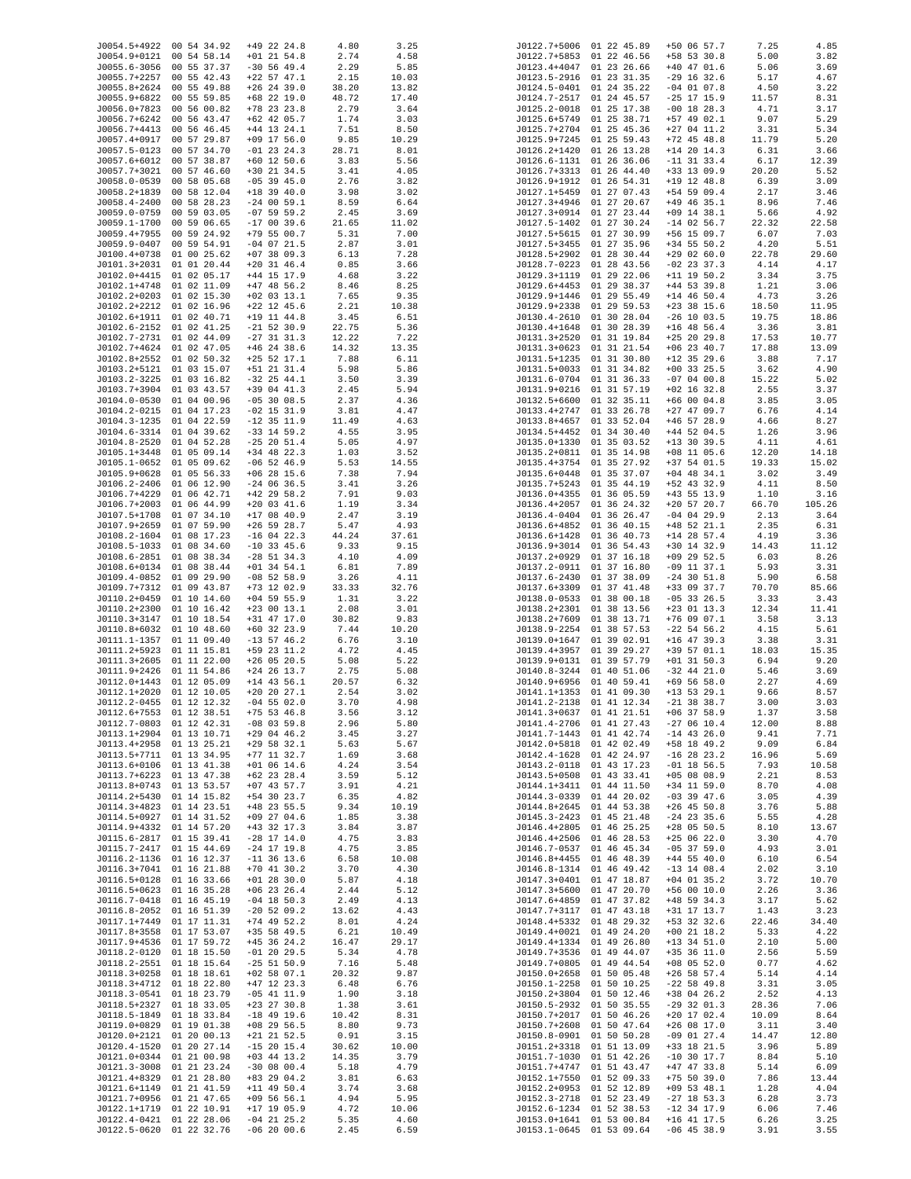| J0054.5+4922 | 00 54 34.92 | +49 22 24.8 | 4.80 | 3.25 |
|---|---|---|---|---|
| J0054.9+0121 | 00 54 58.14 | +01 21 54.8 | 2.74 | 4.58 |
| J0055.6-3056 | 00 55 37.37 | -30 56 49.4 | 2.29 | 5.85 |
| J0055.7+2257 | 00 55 42.43 | +22 57 47.1 | 2.15 | 10.03 |
| J0055.8+2624 | 00 55 49.88 | +26 24 39.0 | 38.20 | 13.82 |
| J0055.9+6822 | 00 55 59.85 | +68 22 19.0 | 48.72 | 17.40 |
| J0056.0+7823 | 00 56 00.82 | +78 23 23.8 | 2.79 | 3.64 |
| J0056.7+6242 | 00 56 43.47 | +62 42 05.7 | 1.74 | 3.03 |
| J0056.7+4413 | 00 56 46.45 | +44 13 24.1 | 7.51 | 8.50 |
| J0057.4+0917 | 00 57 29.87 | +09 17 56.0 | 9.85 | 10.29 |
| J0057.5-0123 | 00 57 34.70 | -01 23 24.3 | 28.71 | 8.01 |
| J0057.6+6012 | 00 57 38.87 | +60 12 50.6 | 3.83 | 5.56 |
| J0057.7+3021 | 00 57 46.60 | +30 21 34.5 | 3.41 | 4.05 |
| J0058.0-0539 | 00 58 05.68 | -05 39 45.0 | 2.76 | 3.82 |
| J0058.2+1839 | 00 58 12.04 | +18 39 40.0 | 3.98 | 3.02 |
| J0058.4-2400 | 00 58 28.23 | -24 00 59.1 | 8.59 | 6.64 |
| J0059.0-0759 | 00 59 03.05 | -07 59 59.2 | 2.45 | 3.69 |
| J0059.1-1700 | 00 59 06.65 | -17 00 39.6 | 21.65 | 11.02 |
| J0059.4+7955 | 00 59 24.92 | +79 55 00.7 | 5.31 | 7.00 |
| J0059.9-0407 | 00 59 54.91 | -04 07 21.5 | 2.87 | 3.01 |
| J0100.4+0738 | 01 00 25.62 | +07 38 09.3 | 6.13 | 7.28 |
| J0101.3+2031 | 01 01 20.44 | +20 31 46.4 | 0.85 | 3.66 |
| J0102.0+4415 | 01 02 05.17 | +44 15 17.9 | 4.68 | 3.22 |
| J0102.1+4748 | 01 02 11.09 | +47 48 56.2 | 8.46 | 8.25 |
| J0102.2+0203 | 01 02 15.30 | +02 03 13.1 | 7.65 | 9.35 |
| J0102.2+2212 | 01 02 16.96 | +22 12 45.6 | 2.21 | 10.38 |
| J0102.6+1911 | 01 02 40.71 | +19 11 44.8 | 3.45 | 6.51 |
| J0102.6-2152 | 01 02 41.25 | -21 52 30.9 | 22.75 | 5.36 |
| J0102.7-2731 | 01 02 44.09 | -27 31 31.3 | 12.22 | 7.22 |
| J0102.7+4624 | 01 02 47.05 | +46 24 38.6 | 14.32 | 13.35 |
| J0102.8+2552 | 01 02 50.32 | +25 52 17.1 | 7.88 | 6.11 |
| J0103.2+5121 | 01 03 15.07 | +51 21 31.4 | 5.98 | 5.86 |
| J0103.2-3225 | 01 03 16.82 | -32 25 44.1 | 3.50 | 3.39 |
| J0103.7+3904 | 01 03 43.57 | +39 04 41.3 | 2.45 | 5.94 |
| J0104.0-0530 | 01 04 00.96 | -05 30 08.5 | 2.37 | 4.36 |
| J0104.2-0215 | 01 04 17.23 | -02 15 31.9 | 3.81 | 4.47 |
| J0104.3-1235 | 01 04 22.59 | -12 35 11.9 | 11.49 | 4.63 |
| J0104.6-3314 | 01 04 39.62 | -33 14 59.2 | 4.55 | 3.95 |
| J0104.8-2520 | 01 04 52.28 | -25 20 51.4 | 5.05 | 4.97 |
| J0105.1+3448 | 01 05 09.14 | +34 48 22.3 | 1.03 | 3.52 |
| J0105.1-0652 | 01 05 09.62 | -06 52 46.9 | 5.53 | 14.55 |
| J0105.9+0628 | 01 05 56.33 | +06 28 15.6 | 7.38 | 7.94 |
| J0106.2-2406 | 01 06 12.90 | -24 06 36.5 | 3.41 | 3.26 |
| J0106.7+4229 | 01 06 42.71 | +42 29 58.2 | 7.91 | 9.03 |
| J0106.7+2003 | 01 06 44.99 | +20 03 41.6 | 1.19 | 3.34 |
| J0107.5+1708 | 01 07 34.10 | +17 08 40.9 | 2.47 | 3.19 |
| J0107.9+2659 | 01 07 59.90 | +26 59 28.7 | 5.47 | 4.93 |
| J0108.2-1604 | 01 08 17.23 | -16 04 22.3 | 44.24 | 37.61 |
| J0108.5-1033 | 01 08 34.60 | -10 33 45.6 | 9.33 | 9.15 |
| J0108.6-2851 | 01 08 38.34 | -28 51 34.3 | 4.10 | 4.09 |
| J0108.6+0134 | 01 08 38.44 | +01 34 54.1 | 6.81 | 7.89 |
| J0109.4-0852 | 01 09 29.90 | -08 52 58.9 | 3.26 | 4.11 |
| J0109.7+7312 | 01 09 43.87 | +73 12 02.9 | 33.33 | 32.76 |
| J0110.2+0459 | 01 10 14.60 | +04 59 55.9 | 1.31 | 3.22 |
| J0110.2+2300 | 01 10 16.42 | +23 00 13.1 | 2.08 | 3.01 |
| J0110.3+3147 | 01 10 18.54 | +31 47 17.0 | 30.82 | 9.83 |
| J0110.8+6032 | 01 10 48.60 | +60 32 23.9 | 7.44 | 10.20 |
| J0111.1-1357 | 01 11 09.40 | -13 57 46.2 | 6.76 | 3.10 |
| J0111.2+5923 | 01 11 15.81 | +59 23 11.2 | 4.72 | 4.45 |
| J0111.3+2605 | 01 11 22.00 | +26 05 20.5 | 5.08 | 5.22 |
| J0111.9+2426 | 01 11 54.86 | +24 26 13.7 | 2.75 | 5.08 |
| J0112.0+1443 | 01 12 05.09 | +14 43 56.1 | 20.57 | 6.32 |
| J0112.1+2020 | 01 12 10.05 | +20 20 27.1 | 2.54 | 3.02 |
| J0112.2-0455 | 01 12 12.32 | -04 55 02.0 | 3.70 | 4.98 |
| J0112.6+7553 | 01 12 38.51 | +75 53 46.8 | 3.56 | 3.12 |
| J0112.7-0803 | 01 12 42.31 | -08 03 59.8 | 2.96 | 5.80 |
| J0113.1+2904 | 01 13 10.71 | +29 04 46.2 | 3.45 | 3.27 |
| J0113.4+2958 | 01 13 25.21 | +29 58 32.1 | 5.63 | 5.67 |
| J0113.5+7711 | 01 13 34.95 | +77 11 32.7 | 1.69 | 3.68 |
| J0113.6+0106 | 01 13 41.38 | +01 06 14.6 | 4.24 | 3.54 |
| J0113.7+6223 | 01 13 47.38 | +62 23 28.4 | 3.59 | 5.12 |
| J0113.8+0743 | 01 13 53.57 | +07 43 57.7 | 3.91 | 4.21 |
| J0114.2+5430 | 01 14 15.82 | +54 30 23.7 | 6.35 | 4.82 |
| J0114.3+4823 | 01 14 23.51 | +48 23 55.5 | 9.34 | 10.19 |
| J0114.5+0927 | 01 14 31.52 | +09 27 04.6 | 1.85 | 3.38 |
| J0114.9+4332 | 01 14 57.20 | +43 32 17.3 | 3.84 | 3.87 |
| J0115.6-2817 | 01 15 39.41 | -28 17 14.0 | 4.75 | 3.83 |
| J0115.7-2417 | 01 15 44.69 | -24 17 19.8 | 4.75 | 3.85 |
| J0116.2-1136 | 01 16 12.37 | -11 36 13.6 | 6.58 | 10.08 |
| J0116.3+7041 | 01 16 21.88 | +70 41 30.2 | 3.70 | 4.30 |
| J0116.5+0128 | 01 16 33.66 | +01 28 30.0 | 5.87 | 4.18 |
| J0116.5+0623 | 01 16 35.28 | +06 23 26.4 | 2.44 | 5.12 |
| J0116.7-0418 | 01 16 45.19 | -04 18 50.3 | 2.49 | 4.13 |
| J0116.8-2052 | 01 16 51.39 | -20 52 09.2 | 13.62 | 4.43 |
| J0117.1+7449 | 01 17 11.31 | +74 49 52.2 | 8.01 | 4.24 |
| J0117.8+3558 | 01 17 53.07 | +35 58 49.5 | 6.21 | 10.49 |
| J0117.9+4536 | 01 17 59.72 | +45 36 24.2 | 16.47 | 29.17 |
| J0118.2-0120 | 01 18 15.50 | -01 20 29.5 | 5.34 | 4.78 |
| J0118.2-2551 | 01 18 15.64 | -25 51 50.9 | 7.16 | 5.48 |
| J0118.3+0258 | 01 18 18.61 | +02 58 07.1 | 20.32 | 9.87 |
| J0118.3+4712 | 01 18 22.80 | +47 12 23.3 | 6.48 | 6.76 |
| J0118.3-0541 | 01 18 23.79 | -05 41 11.9 | 1.90 | 3.18 |
| J0118.5+2327 | 01 18 33.05 | +23 27 30.8 | 1.38 | 3.61 |
| J0118.5-1849 | 01 18 33.84 | -18 49 19.6 | 10.42 | 8.31 |
| J0119.0+0829 | 01 19 01.38 | +08 29 56.5 | 8.80 | 9.73 |
| J0120.0+2121 | 01 20 00.13 | +21 21 52.5 | 0.91 | 3.15 |
| J0120.4-1520 | 01 20 27.14 | -15 20 15.4 | 30.62 | 10.00 |
| J0121.0+0344 | 01 21 00.98 | +03 44 13.2 | 14.35 | 3.79 |
| J0121.3-3008 | 01 21 23.24 | -30 08 00.4 | 5.18 | 4.79 |
| J0121.4+8329 | 01 21 28.80 | +83 29 04.2 | 3.81 | 6.63 |
| J0121.6+1149 | 01 21 41.59 | +11 49 50.4 | 3.74 | 3.68 |
| J0121.7+0956 | 01 21 47.65 | +09 56 56.1 | 4.94 | 5.95 |
| J0122.1+1719 | 01 22 10.91 | +17 19 05.9 | 4.72 | 10.06 |
| J0122.4-0421 | 01 22 28.06 | -04 21 25.2 | 5.35 | 4.60 |
| J0122.5-0620 | 01 22 32.76 | -06 20 00.6 | 2.45 | 6.59 |
| J0122.7+5006 | 01 22 45.89 | +50 06 57.7 | 7.25 | 4.85 |
| J0122.7+5853 | 01 22 46.56 | +58 53 30.8 | 5.00 | 3.82 |
| J0123.4+4047 | 01 23 26.66 | +40 47 01.6 | 5.06 | 3.69 |
| J0123.5-2916 | 01 23 31.35 | -29 16 32.6 | 5.17 | 4.67 |
| J0124.5-0401 | 01 24 35.22 | -04 01 07.8 | 4.50 | 3.22 |
| J0124.7-2517 | 01 24 45.57 | -25 17 15.9 | 11.57 | 8.31 |
| J0125.2-0018 | 01 25 17.38 | -00 18 28.3 | 4.71 | 3.17 |
| J0125.6+5749 | 01 25 38.71 | +57 49 02.1 | 9.07 | 5.29 |
| J0125.7+2704 | 01 25 45.36 | +27 04 11.2 | 3.31 | 5.34 |
| J0125.9+7245 | 01 25 59.43 | +72 45 48.8 | 11.79 | 5.20 |
| J0126.2+1420 | 01 26 13.28 | +14 20 14.3 | 6.31 | 3.66 |
| J0126.6-1131 | 01 26 36.06 | -11 31 33.4 | 6.17 | 12.39 |
| J0126.7+3313 | 01 26 44.40 | +33 13 09.9 | 20.20 | 5.52 |
| J0126.9+1912 | 01 26 54.31 | +19 12 48.8 | 6.39 | 3.09 |
| J0127.1+5459 | 01 27 07.43 | +54 59 09.4 | 2.17 | 3.46 |
| J0127.3+4946 | 01 27 20.67 | +49 46 35.1 | 8.96 | 7.46 |
| J0127.3+0914 | 01 27 23.44 | +09 14 38.1 | 5.66 | 4.92 |
| J0127.5-1402 | 01 27 30.24 | -14 02 56.7 | 22.32 | 22.58 |
| J0127.5+5615 | 01 27 30.99 | +56 15 09.7 | 6.07 | 7.03 |
| J0127.5+3455 | 01 27 35.96 | +34 55 50.2 | 4.20 | 5.51 |
| J0128.5+2902 | 01 28 30.44 | +29 02 60.0 | 22.78 | 29.60 |
| J0128.7-0223 | 01 28 43.56 | -02 23 37.3 | 4.14 | 4.17 |
| J0129.3+1119 | 01 29 22.06 | +11 19 50.2 | 3.34 | 3.75 |
| J0129.6+4453 | 01 29 38.37 | +44 53 39.8 | 1.21 | 3.06 |
| J0129.9+1446 | 01 29 55.49 | +14 46 50.4 | 4.73 | 3.26 |
| J0129.9+2338 | 01 29 59.53 | +23 38 15.6 | 18.50 | 11.95 |
| J0130.4-2610 | 01 30 28.04 | -26 10 03.5 | 19.75 | 18.86 |
| J0130.4+1648 | 01 30 28.39 | +16 48 56.4 | 3.36 | 3.81 |
| J0131.3+2520 | 01 31 19.84 | +25 20 29.8 | 17.53 | 10.77 |
| J0131.3+0623 | 01 31 21.54 | +06 23 40.7 | 17.88 | 13.09 |
| J0131.5+1235 | 01 31 30.80 | +12 35 29.6 | 3.88 | 7.17 |
| J0131.5+0033 | 01 31 34.82 | +00 33 25.5 | 3.62 | 4.90 |
| J0131.6-0704 | 01 31 36.33 | -07 04 00.8 | 15.22 | 5.02 |
| J0131.9+0216 | 01 31 57.19 | +02 16 32.8 | 2.55 | 3.37 |
| J0132.5+6600 | 01 32 35.11 | +66 00 04.8 | 3.85 | 3.05 |
| J0133.4+2747 | 01 33 26.78 | +27 47 09.7 | 6.76 | 4.14 |
| J0133.8+4657 | 01 33 52.04 | +46 57 28.9 | 4.66 | 8.27 |
| J0134.5+4452 | 01 34 30.40 | +44 52 04.5 | 1.26 | 3.96 |
| J0135.0+1330 | 01 35 03.52 | +13 30 39.5 | 4.11 | 4.61 |
| J0135.2+0811 | 01 35 14.98 | +08 11 05.6 | 12.20 | 14.18 |
| J0135.4+3754 | 01 35 27.92 | +37 54 01.5 | 19.33 | 15.02 |
| J0135.6+0448 | 01 35 37.07 | +04 48 34.1 | 3.02 | 3.49 |
| J0135.7+5243 | 01 35 44.19 | +52 43 32.9 | 4.11 | 8.50 |
| J0136.0+4355 | 01 36 05.59 | +43 55 13.9 | 1.10 | 3.16 |
| J0136.4+2057 | 01 36 24.32 | +20 57 20.7 | 66.70 | 105.26 |
| J0136.4-0404 | 01 36 26.47 | -04 04 29.9 | 2.13 | 3.64 |
| J0136.6+4852 | 01 36 40.15 | +48 52 21.1 | 2.35 | 6.31 |
| J0136.6+1428 | 01 36 40.73 | +14 28 57.4 | 4.19 | 3.36 |
| J0136.9+3014 | 01 36 54.43 | +30 14 32.9 | 14.43 | 11.12 |
| J0137.2+0929 | 01 37 16.18 | +09 29 52.5 | 6.03 | 8.26 |
| J0137.2-0911 | 01 37 16.80 | -09 11 37.1 | 5.93 | 3.31 |
| J0137.6-2430 | 01 37 38.09 | -24 30 51.8 | 5.90 | 6.58 |
| J0137.6+3309 | 01 37 41.48 | +33 09 37.7 | 70.70 | 85.66 |
| J0138.0-0533 | 01 38 00.18 | -05 33 26.5 | 3.33 | 3.43 |
| J0138.2+2301 | 01 38 13.56 | +23 01 13.3 | 12.34 | 11.41 |
| J0138.2+7609 | 01 38 13.71 | +76 09 07.1 | 3.58 | 3.13 |
| J0138.9-2254 | 01 38 57.53 | -22 54 56.2 | 4.15 | 5.61 |
| J0139.0+1647 | 01 39 02.91 | +16 47 39.3 | 3.38 | 3.31 |
| J0139.4+3957 | 01 39 29.27 | +39 57 01.1 | 18.03 | 15.35 |
| J0139.9+0131 | 01 39 57.79 | +01 31 30.5 | 6.94 | 9.20 |
| J0140.8-3244 | 01 40 51.06 | -32 44 21.0 | 5.46 | 3.69 |
| J0140.9+6956 | 01 40 59.41 | +69 56 58.0 | 2.27 | 4.69 |
| J0141.1+1353 | 01 41 09.30 | +13 53 29.1 | 9.66 | 8.57 |
| J0141.2-2138 | 01 41 12.34 | -21 38 38.7 | 3.00 | 3.03 |
| J0141.3+0637 | 01 41 21.51 | +06 37 58.9 | 1.37 | 3.58 |
| J0141.4-2706 | 01 41 27.43 | -27 06 10.4 | 12.00 | 8.88 |
| J0141.7-1443 | 01 41 42.74 | -14 43 26.0 | 9.41 | 7.71 |
| J0142.0+5818 | 01 42 02.49 | +58 18 49.2 | 9.09 | 6.84 |
| J0142.4-1628 | 01 42 24.97 | -16 28 23.2 | 16.96 | 5.69 |
| J0143.2-0118 | 01 43 17.23 | -01 18 56.5 | 7.93 | 10.58 |
| J0143.5+0508 | 01 43 33.41 | +05 08 08.9 | 2.21 | 8.53 |
| J0144.1+3411 | 01 44 11.50 | +34 11 59.0 | 8.70 | 4.08 |
| J0144.3-0339 | 01 44 20.02 | -03 39 47.6 | 3.05 | 4.39 |
| J0144.8+2645 | 01 44 53.38 | +26 45 50.8 | 3.76 | 5.88 |
| J0145.3-2423 | 01 45 21.48 | -24 23 35.6 | 5.55 | 4.28 |
| J0146.4+2805 | 01 46 25.25 | +28 05 50.5 | 8.10 | 13.67 |
| J0146.4+2506 | 01 46 28.53 | +25 06 22.0 | 3.30 | 4.70 |
| J0146.7-0537 | 01 46 45.34 | -05 37 59.0 | 4.93 | 3.01 |
| J0146.8+4455 | 01 46 48.39 | +44 55 40.0 | 6.10 | 6.54 |
| J0146.8-1314 | 01 46 49.42 | -13 14 08.4 | 2.02 | 3.10 |
| J0147.3+0401 | 01 47 18.87 | +04 01 35.2 | 3.72 | 10.70 |
| J0147.3+5600 | 01 47 20.70 | +56 00 10.0 | 2.26 | 3.36 |
| J0147.6+4859 | 01 47 37.82 | +48 59 34.3 | 3.17 | 5.62 |
| J0147.7+3117 | 01 47 43.18 | +31 17 13.7 | 1.43 | 3.23 |
| J0148.4+5332 | 01 48 29.32 | +53 32 32.6 | 22.46 | 34.40 |
| J0149.4+0021 | 01 49 24.20 | +00 21 18.2 | 5.33 | 4.22 |
| J0149.4+1334 | 01 49 26.80 | +13 34 51.0 | 2.10 | 5.00 |
| J0149.7+3536 | 01 49 44.07 | +35 36 11.0 | 2.56 | 5.59 |
| J0149.7+0805 | 01 49 44.54 | +08 05 52.0 | 0.77 | 4.62 |
| J0150.0+2658 | 01 50 05.48 | +26 58 57.4 | 5.14 | 4.14 |
| J0150.1-2258 | 01 50 10.25 | -22 58 49.8 | 3.31 | 3.05 |
| J0150.2+3804 | 01 50 12.46 | +38 04 26.2 | 2.52 | 4.13 |
| J0150.5-2932 | 01 50 35.55 | -29 32 01.3 | 28.36 | 7.06 |
| J0150.7+2017 | 01 50 46.26 | +20 17 02.4 | 10.09 | 8.64 |
| J0150.7+2608 | 01 50 47.64 | +26 08 17.0 | 3.11 | 3.40 |
| J0150.8-0901 | 01 50 50.28 | -09 01 27.4 | 14.47 | 12.80 |
| J0151.2+3318 | 01 51 13.09 | +33 18 21.5 | 3.96 | 5.89 |
| J0151.7-1030 | 01 51 42.26 | -10 30 17.7 | 8.84 | 5.10 |
| J0151.7+4747 | 01 51 43.47 | +47 47 33.8 | 5.14 | 6.09 |
| J0152.1+7550 | 01 52 09.33 | +75 50 39.0 | 7.86 | 13.44 |
| J0152.2+0953 | 01 52 12.89 | +09 53 48.1 | 1.28 | 4.04 |
| J0152.3-2718 | 01 52 23.49 | -27 18 53.3 | 6.28 | 3.73 |
| J0152.6-1234 | 01 52 38.53 | -12 34 17.9 | 6.06 | 7.46 |
| J0153.0+1641 | 01 53 00.84 | +16 41 17.5 | 6.26 | 3.25 |
| J0153.1-0645 | 01 53 09.64 | -06 45 38.9 | 3.91 | 3.55 |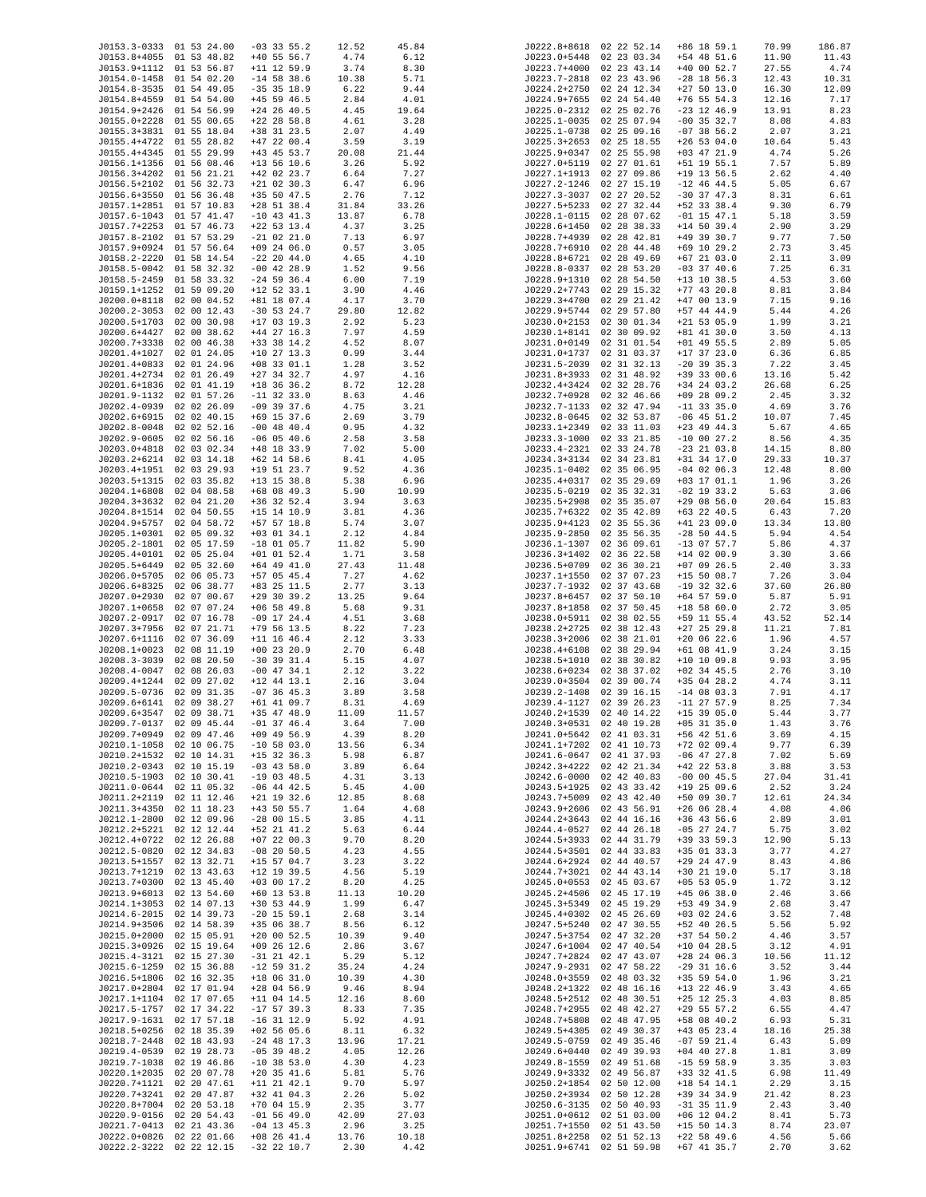| | | | | |
|---|---|---|---|---|
| J0153.3-0333 | 01 53 24.00 | -03 33 55.2 | 12.52 | 45.84 |
| J0153.8+4055 | 01 53 48.82 | +40 55 56.7 | 4.74 | 6.12 |
| J0153.9+1112 | 01 53 56.87 | +11 12 59.9 | 3.74 | 8.30 |
| J0154.0-1458 | 01 54 02.20 | -14 58 38.6 | 10.38 | 5.71 |
| J0154.8-3535 | 01 54 49.05 | -35 35 18.9 | 6.22 | 9.44 |
| J0154.8+4559 | 01 54 54.00 | +45 59 46.5 | 2.84 | 4.01 |
| J0154.9+2426 | 01 54 56.99 | +24 26 40.5 | 4.45 | 19.64 |
| J0155.0+2228 | 01 55 00.65 | +22 28 58.8 | 4.61 | 3.28 |
| J0155.3+3831 | 01 55 18.04 | +38 31 23.5 | 2.07 | 4.49 |
| J0155.4+4722 | 01 55 28.82 | +47 22 00.4 | 3.59 | 3.19 |
| J0155.4+4345 | 01 55 29.99 | +43 45 53.7 | 20.08 | 21.44 |
| J0156.1+1356 | 01 56 08.46 | +13 56 10.6 | 3.26 | 5.92 |
| J0156.3+4202 | 01 56 21.21 | +42 02 23.7 | 6.64 | 7.27 |
| J0156.5+2102 | 01 56 32.73 | +21 02 30.3 | 6.47 | 6.96 |
| J0156.6+3550 | 01 56 36.48 | +35 50 47.5 | 2.76 | 7.12 |
| J0157.1+2851 | 01 57 10.83 | +28 51 38.4 | 31.84 | 33.26 |
| J0157.6-1043 | 01 57 41.47 | -10 43 41.3 | 13.87 | 6.78 |
| J0157.7+2253 | 01 57 46.73 | +22 53 13.4 | 4.37 | 3.25 |
| J0157.8-2102 | 01 57 53.29 | -21 02 21.0 | 7.13 | 6.97 |
| J0157.9+0924 | 01 57 56.64 | +09 24 06.0 | 0.57 | 3.05 |
| J0158.2-2220 | 01 58 14.54 | -22 20 44.0 | 4.65 | 4.10 |
| J0158.5-0042 | 01 58 32.32 | -00 42 28.9 | 1.52 | 9.56 |
| J0158.5-2459 | 01 58 33.32 | -24 59 36.4 | 6.00 | 7.19 |
| J0159.1+1252 | 01 59 09.20 | +12 52 33.1 | 3.90 | 4.46 |
| J0200.0+8118 | 02 00 04.52 | +81 18 07.4 | 4.17 | 3.70 |
| J0200.2-3053 | 02 00 12.43 | -30 53 24.7 | 29.80 | 12.82 |
| J0200.5+1703 | 02 00 30.98 | +17 03 19.3 | 2.92 | 5.23 |
| J0200.6+4427 | 02 00 38.62 | +44 27 16.3 | 7.97 | 4.59 |
| J0200.7+3338 | 02 00 46.38 | +33 38 14.2 | 4.52 | 8.07 |
| J0201.4+1027 | 02 01 24.05 | +10 27 13.3 | 0.99 | 3.44 |
| J0201.4+0833 | 02 01 24.96 | +08 33 01.1 | 1.28 | 3.52 |
| J0201.4+2734 | 02 01 26.49 | +27 34 32.7 | 4.97 | 4.16 |
| J0201.6+1836 | 02 01 41.19 | +18 36 36.2 | 8.72 | 12.28 |
| J0201.9-1132 | 02 01 57.26 | -11 32 33.0 | 8.63 | 4.46 |
| J0202.4-0939 | 02 02 26.09 | -09 39 37.6 | 4.75 | 3.21 |
| J0202.6+6915 | 02 02 40.15 | +69 15 37.6 | 2.69 | 3.79 |
| J0202.8-0048 | 02 02 52.16 | -00 48 40.4 | 0.95 | 4.32 |
| J0202.9-0605 | 02 02 56.16 | -06 05 40.6 | 2.58 | 3.58 |
| J0203.0+4818 | 02 03 02.34 | +48 18 33.9 | 7.02 | 5.00 |
| J0203.2+6214 | 02 03 14.18 | +62 14 58.6 | 8.41 | 4.05 |
| J0203.4+1951 | 02 03 29.93 | +19 51 23.7 | 9.52 | 4.36 |
| J0203.5+1315 | 02 03 35.82 | +13 15 38.8 | 5.38 | 6.96 |
| J0204.1+6808 | 02 04 08.58 | +68 08 49.3 | 5.90 | 10.99 |
| J0204.3+3632 | 02 04 21.20 | +36 32 52.4 | 3.94 | 3.63 |
| J0204.8+1514 | 02 04 50.55 | +15 14 10.9 | 3.81 | 4.36 |
| J0204.9+5757 | 02 04 58.72 | +57 57 18.8 | 5.74 | 3.07 |
| J0205.1+0301 | 02 05 09.32 | +03 01 34.1 | 2.12 | 4.84 |
| J0205.2-1801 | 02 05 17.59 | -18 01 05.7 | 11.82 | 5.90 |
| J0205.4+0101 | 02 05 25.04 | +01 01 52.4 | 1.71 | 3.58 |
| J0205.5+6449 | 02 05 32.60 | +64 49 41.0 | 27.43 | 11.48 |
| J0206.0+5705 | 02 06 05.73 | +57 05 45.4 | 7.27 | 4.62 |
| J0206.6+8325 | 02 06 38.77 | +83 25 11.5 | 2.77 | 3.13 |
| J0207.0+2930 | 02 07 00.67 | +29 30 39.2 | 13.25 | 9.64 |
| J0207.1+0658 | 02 07 07.24 | +06 58 49.8 | 5.68 | 9.31 |
| J0207.2-0917 | 02 07 16.78 | -09 17 24.4 | 4.51 | 3.68 |
| J0207.3+7956 | 02 07 21.71 | +79 56 13.5 | 8.22 | 7.23 |
| J0207.6+1116 | 02 07 36.09 | +11 16 46.4 | 2.12 | 3.33 |
| J0208.1+0023 | 02 08 11.19 | +00 23 20.9 | 2.70 | 6.48 |
| J0208.3-3039 | 02 08 20.50 | -30 39 31.4 | 5.15 | 4.07 |
| J0208.4-0047 | 02 08 26.03 | -00 47 34.1 | 2.12 | 3.22 |
| J0209.4+1244 | 02 09 27.02 | +12 44 13.1 | 2.16 | 3.04 |
| J0209.5-0736 | 02 09 31.35 | -07 36 45.3 | 3.89 | 3.58 |
| J0209.6+6141 | 02 09 38.27 | +61 41 09.7 | 8.31 | 4.69 |
| J0209.6+3547 | 02 09 38.71 | +35 47 48.9 | 11.09 | 11.57 |
| J0209.7-0137 | 02 09 45.44 | -01 37 46.4 | 3.64 | 7.00 |
| J0209.7+0949 | 02 09 47.46 | +09 49 56.9 | 4.39 | 8.20 |
| J0210.1-1058 | 02 10 06.75 | -10 58 03.0 | 13.56 | 6.34 |
| J0210.2+1532 | 02 10 14.31 | +15 32 36.3 | 5.98 | 6.87 |
| J0210.2-0343 | 02 10 15.19 | -03 43 58.0 | 3.89 | 6.64 |
| J0210.5-1903 | 02 10 30.41 | -19 03 48.5 | 4.31 | 3.13 |
| J0211.0-0644 | 02 11 05.32 | -06 44 42.5 | 5.45 | 4.00 |
| J0211.2+2119 | 02 11 12.46 | +21 19 32.6 | 12.85 | 8.68 |
| J0211.3+4350 | 02 11 18.23 | +43 50 55.7 | 1.64 | 4.68 |
| J0212.1-2800 | 02 12 09.96 | -28 00 15.5 | 3.85 | 4.11 |
| J0212.2+5221 | 02 12 12.44 | +52 21 41.2 | 5.63 | 6.44 |
| J0212.4+0722 | 02 12 26.88 | +07 22 00.3 | 9.70 | 8.20 |
| J0212.5-0820 | 02 12 34.83 | -08 20 50.5 | 4.23 | 4.55 |
| J0213.5+1557 | 02 13 32.71 | +15 57 04.7 | 3.23 | 3.22 |
| J0213.7+1219 | 02 13 43.63 | +12 19 39.5 | 4.56 | 5.19 |
| J0213.7+0300 | 02 13 45.40 | +03 00 17.2 | 8.20 | 4.25 |
| J0213.9+6013 | 02 13 54.60 | +60 13 53.8 | 11.13 | 10.20 |
| J0214.1+3053 | 02 14 07.13 | +30 53 44.9 | 1.99 | 6.47 |
| J0214.6-2015 | 02 14 39.73 | -20 15 59.1 | 2.68 | 3.14 |
| J0214.9+3506 | 02 14 58.39 | +35 06 38.7 | 8.56 | 6.12 |
| J0215.0+2000 | 02 15 05.91 | +20 00 52.5 | 10.39 | 9.40 |
| J0215.3+0926 | 02 15 19.64 | +09 26 12.6 | 2.86 | 3.67 |
| J0215.4-3121 | 02 15 27.30 | -31 21 42.1 | 5.29 | 5.12 |
| J0215.6-1259 | 02 15 36.88 | -12 59 31.2 | 35.24 | 4.24 |
| J0216.5+1806 | 02 16 32.35 | +18 06 31.0 | 10.39 | 4.30 |
| J0217.0+2804 | 02 17 01.94 | +28 04 56.9 | 9.46 | 8.94 |
| J0217.1+1104 | 02 17 07.65 | +11 04 14.5 | 12.16 | 8.60 |
| J0217.5-1757 | 02 17 34.22 | -17 57 39.3 | 8.33 | 7.35 |
| J0217.9-1631 | 02 17 57.18 | -16 31 12.9 | 5.92 | 4.91 |
| J0218.5+0256 | 02 18 35.39 | +02 56 05.6 | 8.11 | 6.32 |
| J0218.7-2448 | 02 18 43.93 | -24 48 17.3 | 13.96 | 17.21 |
| J0219.4-0539 | 02 19 28.73 | -05 39 48.2 | 4.05 | 12.26 |
| J0219.7-1038 | 02 19 46.86 | -10 38 53.0 | 4.30 | 4.23 |
| J0220.1+2035 | 02 20 07.78 | +20 35 41.6 | 5.81 | 5.76 |
| J0220.7+1121 | 02 20 47.61 | +11 21 42.1 | 9.70 | 5.97 |
| J0220.7+3241 | 02 20 47.87 | +32 41 04.3 | 2.26 | 5.02 |
| J0220.8+7004 | 02 20 53.18 | +70 04 15.9 | 2.35 | 3.77 |
| J0220.9-0156 | 02 20 54.43 | -01 56 49.0 | 42.09 | 27.03 |
| J0221.7-0413 | 02 21 43.36 | -04 13 45.3 | 2.96 | 3.25 |
| J0222.0+0826 | 02 22 01.66 | +08 26 41.4 | 13.76 | 10.18 |
| J0222.2-3222 | 02 22 12.15 | -32 22 10.7 | 2.30 | 4.42 |
| J0222.8+8618 | 02 22 52.14 | +86 18 59.1 | 70.99 | 186.87 |
| J0223.0+5448 | 02 23 03.34 | +54 48 51.6 | 11.90 | 11.43 |
| J0223.7+4000 | 02 23 43.14 | +40 00 52.7 | 27.55 | 4.74 |
| J0223.7-2818 | 02 23 43.96 | -28 18 56.3 | 12.43 | 10.31 |
| J0224.2+2750 | 02 24 12.34 | +27 50 13.0 | 16.30 | 12.09 |
| J0224.9+7655 | 02 24 54.40 | +76 55 54.3 | 12.16 | 7.17 |
| J0225.0-2312 | 02 25 02.76 | -23 12 46.9 | 13.91 | 8.23 |
| J0225.1-0035 | 02 25 07.94 | -00 35 32.7 | 8.08 | 4.83 |
| J0225.1-0738 | 02 25 09.16 | -07 38 56.2 | 2.07 | 3.21 |
| J0225.3+2653 | 02 25 18.55 | +26 53 04.0 | 10.64 | 5.43 |
| J0225.9+0347 | 02 25 55.98 | +03 47 21.9 | 4.74 | 5.26 |
| J0227.0+5119 | 02 27 01.61 | +51 19 55.1 | 7.57 | 5.89 |
| J0227.1+1913 | 02 27 09.86 | +19 13 56.5 | 2.62 | 4.40 |
| J0227.2-1246 | 02 27 15.19 | -12 46 44.5 | 5.05 | 6.67 |
| J0227.3-3037 | 02 27 20.52 | -30 37 47.3 | 8.31 | 6.61 |
| J0227.5+5233 | 02 27 32.44 | +52 33 38.4 | 9.30 | 6.79 |
| J0228.1-0115 | 02 28 07.62 | -01 15 47.1 | 5.18 | 3.59 |
| J0228.6+1450 | 02 28 38.33 | +14 50 39.4 | 2.90 | 3.29 |
| J0228.7+4939 | 02 28 42.81 | +49 39 30.7 | 9.77 | 7.50 |
| J0228.7+6910 | 02 28 44.48 | +69 10 29.2 | 2.73 | 3.45 |
| J0228.8+6721 | 02 28 49.69 | +67 21 03.0 | 2.11 | 3.09 |
| J0228.8-0337 | 02 28 53.20 | -03 37 40.6 | 7.25 | 6.31 |
| J0228.9+1310 | 02 28 54.50 | +13 10 38.5 | 4.53 | 3.60 |
| J0229.2+7743 | 02 29 15.32 | +77 43 20.8 | 8.81 | 3.84 |
| J0229.3+4700 | 02 29 21.42 | +47 00 13.9 | 7.15 | 9.16 |
| J0229.9+5744 | 02 29 57.80 | +57 44 44.9 | 5.44 | 4.26 |
| J0230.0+2153 | 02 30 01.34 | +21 53 05.9 | 1.99 | 3.21 |
| J0230.1+8141 | 02 30 09.92 | +81 41 30.0 | 3.50 | 4.13 |
| J0231.0+0149 | 02 31 01.54 | +01 49 55.5 | 2.89 | 5.05 |
| J0231.0+1737 | 02 31 03.37 | +17 37 23.0 | 6.36 | 6.85 |
| J0231.5-2039 | 02 31 32.13 | -20 39 35.3 | 7.22 | 3.45 |
| J0231.8+3933 | 02 31 48.92 | +39 33 00.6 | 13.16 | 5.42 |
| J0232.4+3424 | 02 32 28.76 | +34 24 03.2 | 26.68 | 6.25 |
| J0232.7+0928 | 02 32 46.66 | +09 28 09.2 | 2.45 | 3.32 |
| J0232.7-1133 | 02 32 47.94 | -11 33 35.0 | 4.69 | 3.76 |
| J0232.8-0645 | 02 32 53.87 | -06 45 51.2 | 10.07 | 7.45 |
| J0233.1+2349 | 02 33 11.03 | +23 49 44.3 | 5.67 | 4.65 |
| J0233.3-1000 | 02 33 21.85 | -10 00 27.2 | 8.56 | 4.35 |
| J0233.4-2321 | 02 33 24.78 | -23 21 03.8 | 14.15 | 8.80 |
| J0234.3+3134 | 02 34 23.81 | +31 34 17.0 | 29.33 | 10.37 |
| J0235.1-0402 | 02 35 06.95 | -04 02 06.3 | 12.48 | 8.00 |
| J0235.4+0317 | 02 35 29.69 | +03 17 01.1 | 1.96 | 3.26 |
| J0235.5-0219 | 02 35 32.31 | -02 19 33.2 | 5.63 | 3.06 |
| J0235.5+2908 | 02 35 35.07 | +29 08 56.0 | 20.64 | 15.83 |
| J0235.7+6322 | 02 35 42.89 | +63 22 40.5 | 6.43 | 7.20 |
| J0235.9+4123 | 02 35 55.36 | +41 23 09.0 | 13.34 | 13.80 |
| J0235.9-2850 | 02 35 56.35 | -28 50 44.5 | 5.94 | 4.54 |
| J0236.1-1307 | 02 36 09.61 | -13 07 57.7 | 5.86 | 4.37 |
| J0236.3+1402 | 02 36 22.58 | +14 02 00.9 | 3.30 | 3.66 |
| J0236.5+0709 | 02 36 30.21 | +07 09 26.5 | 2.40 | 3.33 |
| J0237.1+1550 | 02 37 07.23 | +15 50 08.7 | 7.26 | 3.04 |
| J0237.7-1932 | 02 37 43.68 | -19 32 32.6 | 37.60 | 26.80 |
| J0237.8+6457 | 02 37 50.10 | +64 57 59.0 | 5.87 | 5.91 |
| J0237.8+1858 | 02 37 50.45 | +18 58 60.0 | 2.72 | 3.05 |
| J0238.0+5911 | 02 38 02.55 | +59 11 55.4 | 43.52 | 52.14 |
| J0238.2+2725 | 02 38 12.43 | +27 25 29.8 | 11.21 | 7.81 |
| J0238.3+2006 | 02 38 21.01 | +20 06 22.6 | 1.96 | 4.57 |
| J0238.4+6108 | 02 38 29.94 | +61 08 41.9 | 3.24 | 3.15 |
| J0238.5+1010 | 02 38 30.82 | +10 10 09.8 | 9.93 | 3.95 |
| J0238.6+0234 | 02 38 37.02 | +02 34 45.5 | 2.76 | 3.10 |
| J0239.0+3504 | 02 39 00.74 | +35 04 28.2 | 4.74 | 3.11 |
| J0239.2-1408 | 02 39 16.15 | -14 08 03.3 | 7.91 | 4.17 |
| J0239.4-1127 | 02 39 26.23 | -11 27 57.9 | 8.25 | 7.34 |
| J0240.2+1539 | 02 40 14.22 | +15 39 05.0 | 5.44 | 3.77 |
| J0240.3+0531 | 02 40 19.28 | +05 31 35.0 | 1.43 | 3.76 |
| J0241.0+5642 | 02 41 03.31 | +56 42 51.6 | 3.69 | 4.15 |
| J0241.1+7202 | 02 41 10.73 | +72 02 09.4 | 9.77 | 6.39 |
| J0241.6-0647 | 02 41 37.93 | -06 47 27.8 | 7.02 | 5.69 |
| J0242.3+4222 | 02 42 21.34 | +42 22 53.8 | 3.88 | 3.53 |
| J0242.6-0000 | 02 42 40.83 | -00 00 45.5 | 27.04 | 31.41 |
| J0243.5+1925 | 02 43 33.42 | +19 25 09.6 | 2.52 | 3.24 |
| J0243.7+5009 | 02 43 42.40 | +50 09 30.7 | 12.61 | 24.34 |
| J0243.9+2606 | 02 43 56.91 | +26 06 28.4 | 4.08 | 4.06 |
| J0244.2+3643 | 02 44 16.16 | +36 43 56.6 | 2.89 | 3.01 |
| J0244.4-0527 | 02 44 26.18 | -05 27 24.7 | 5.75 | 3.02 |
| J0244.5+3933 | 02 44 31.79 | +39 33 59.3 | 12.90 | 5.13 |
| J0244.5+3501 | 02 44 33.83 | +35 01 33.3 | 3.77 | 4.27 |
| J0244.6+2924 | 02 44 40.57 | +29 24 47.9 | 8.43 | 4.86 |
| J0244.7+3021 | 02 44 43.14 | +30 21 19.0 | 5.17 | 3.18 |
| J0245.0+0553 | 02 45 03.67 | +05 53 05.9 | 1.72 | 3.12 |
| J0245.2+4506 | 02 45 17.19 | +45 06 38.0 | 2.46 | 3.66 |
| J0245.3+5349 | 02 45 19.29 | +53 49 34.9 | 2.68 | 3.47 |
| J0245.4+0302 | 02 45 26.69 | +03 02 24.6 | 3.52 | 7.48 |
| J0247.5+5240 | 02 47 30.55 | +52 40 26.5 | 5.56 | 5.92 |
| J0247.5+3754 | 02 47 32.20 | +37 54 50.2 | 4.46 | 3.57 |
| J0247.6+1004 | 02 47 40.54 | +10 04 28.5 | 3.12 | 4.91 |
| J0247.7+2824 | 02 47 43.07 | +28 24 06.3 | 10.56 | 11.12 |
| J0247.9-2931 | 02 47 58.22 | -29 31 16.6 | 3.52 | 3.44 |
| J0248.0+3559 | 02 48 03.32 | +35 59 54.0 | 1.96 | 3.21 |
| J0248.2+1322 | 02 48 16.16 | +13 22 46.9 | 3.43 | 4.65 |
| J0248.5+2512 | 02 48 30.51 | +25 12 25.3 | 4.03 | 8.85 |
| J0248.7+2955 | 02 48 42.27 | +29 55 57.2 | 6.55 | 4.47 |
| J0248.7+5808 | 02 48 47.95 | +58 08 40.2 | 6.93 | 5.31 |
| J0249.5+4305 | 02 49 30.37 | +43 05 23.4 | 18.16 | 25.38 |
| J0249.5-0759 | 02 49 35.46 | -07 59 21.4 | 6.43 | 5.09 |
| J0249.6+0440 | 02 49 39.93 | +04 40 27.8 | 1.81 | 3.09 |
| J0249.8-1559 | 02 49 51.68 | -15 59 58.9 | 3.35 | 3.03 |
| J0249.9+3332 | 02 49 56.87 | +33 32 41.5 | 6.98 | 11.49 |
| J0250.2+1854 | 02 50 12.00 | +18 54 14.1 | 2.29 | 3.15 |
| J0250.2+3934 | 02 50 12.28 | +39 34 34.9 | 21.42 | 8.23 |
| J0250.6-3135 | 02 50 40.93 | -31 35 11.9 | 2.43 | 3.40 |
| J0251.0+0612 | 02 51 03.00 | +06 12 04.2 | 8.41 | 5.73 |
| J0251.7+1550 | 02 51 43.50 | +15 50 14.3 | 8.74 | 23.07 |
| J0251.8+2258 | 02 51 52.13 | +22 58 49.6 | 4.56 | 5.66 |
| J0251.9+6741 | 02 51 59.98 | +67 41 35.7 | 2.70 | 3.62 |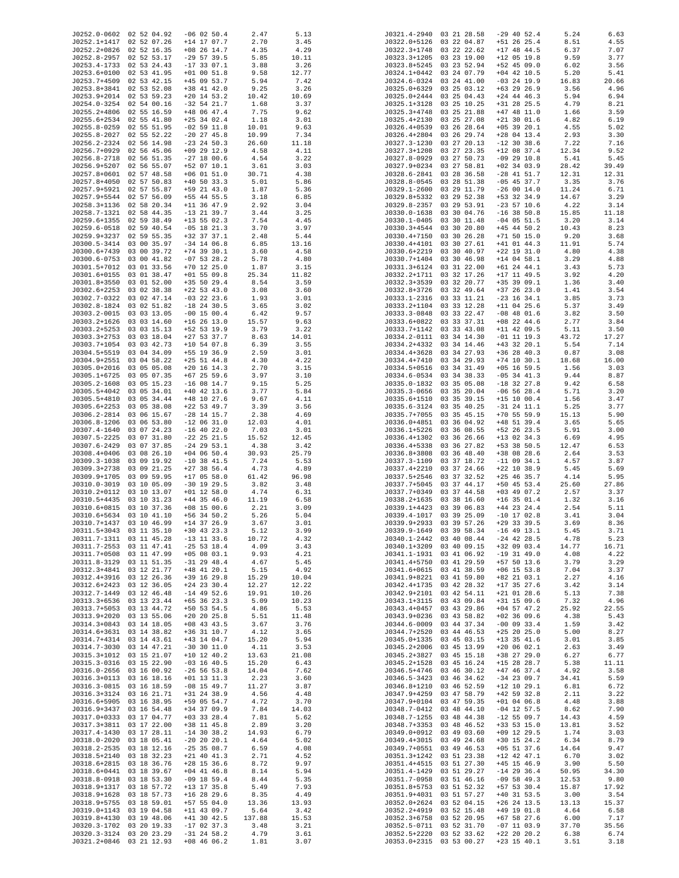| | | | | |
|---|---|---|---|---|
| J0252.0-0602 | 02 52 04.92 | -06 02 50.4 | 2.47 | 5.13 |
| J0252.1+1417 | 02 52 07.26 | +14 17 07.7 | 2.70 | 3.45 |
| J0252.2+0826 | 02 52 16.35 | +08 26 14.7 | 4.35 | 4.29 |
| J0252.8-2957 | 02 52 53.17 | -29 57 39.5 | 5.85 | 10.11 |
| J0253.4-1733 | 02 53 24.43 | -17 33 07.1 | 3.88 | 3.26 |
| J0253.6+0100 | 02 53 41.95 | +01 00 51.8 | 9.58 | 12.77 |
| J0253.7+4509 | 02 53 42.15 | +45 09 53.7 | 5.94 | 7.42 |
| J0253.8+3841 | 02 53 52.08 | +38 41 42.0 | 9.25 | 3.26 |
| J0253.9+2014 | 02 53 59.23 | +20 14 53.2 | 10.42 | 10.69 |
| J0254.0-3254 | 02 54 00.16 | -32 54 21.7 | 1.68 | 3.37 |
| J0255.2+4806 | 02 55 16.59 | +48 06 47.4 | 7.75 | 9.62 |
| J0255.6+2534 | 02 55 41.80 | +25 34 02.4 | 1.18 | 3.01 |
| J0255.8-0259 | 02 55 51.95 | -02 59 11.8 | 10.01 | 9.63 |
| J0255.8-2027 | 02 55 52.22 | -20 27 45.8 | 10.99 | 7.34 |
| J0256.2-2324 | 02 56 14.98 | -23 24 50.3 | 26.60 | 11.18 |
| J0256.7+0929 | 02 56 45.06 | +09 29 12.9 | 4.58 | 4.11 |
| J0256.8-2718 | 02 56 51.35 | -27 18 00.6 | 4.54 | 3.22 |
| J0256.9+5207 | 02 56 55.07 | +52 07 10.1 | 3.61 | 3.03 |
| J0257.8+0601 | 02 57 48.58 | +06 01 51.0 | 30.71 | 4.38 |
| J0257.8+4050 | 02 57 50.83 | +40 50 33.3 | 5.01 | 5.86 |
| J0257.9+5921 | 02 57 55.87 | +59 21 43.0 | 1.87 | 5.36 |
| J0257.9+5544 | 02 57 56.09 | +55 44 55.5 | 3.18 | 6.85 |
| J0258.3+1136 | 02 58 20.34 | +11 36 47.9 | 2.92 | 3.04 |
| J0258.7-1321 | 02 58 44.35 | -13 21 39.7 | 3.44 | 3.25 |
| J0259.6+1355 | 02 59 38.49 | +13 55 02.3 | 7.54 | 4.45 |
| J0259.6-0518 | 02 59 40.54 | -05 18 21.3 | 3.70 | 3.97 |
| J0259.9+3237 | 02 59 55.35 | +32 37 37.1 | 2.48 | 5.44 |
| J0300.5-3414 | 03 00 35.97 | -34 14 06.8 | 6.85 | 13.16 |
| J0300.6+7439 | 03 00 39.72 | +74 39 30.1 | 3.60 | 4.58 |
| J0300.6-0753 | 03 00 41.82 | -07 53 28.2 | 5.78 | 4.80 |
| J0301.5+7012 | 03 01 33.56 | +70 12 25.0 | 1.87 | 3.15 |
| J0301.6+0155 | 03 01 38.47 | +01 55 09.8 | 25.34 | 11.82 |
| J0301.8+3550 | 03 01 52.00 | +35 50 29.4 | 8.54 | 3.59 |
| J0302.6+2253 | 03 02 38.38 | +22 53 43.0 | 3.08 | 3.60 |
| J0302.7-0322 | 03 02 47.14 | -03 22 23.6 | 1.93 | 3.01 |
| J0302.8-1824 | 03 02 51.82 | -18 24 30.5 | 3.65 | 3.02 |
| J0303.2-0015 | 03 03 13.05 | -00 15 00.4 | 6.42 | 9.57 |
| J0303.2+1626 | 03 03 14.60 | +16 26 13.0 | 15.57 | 9.63 |
| J0303.2+5253 | 03 03 15.13 | +52 53 19.9 | 3.79 | 3.22 |
| J0303.3+2753 | 03 03 18.04 | +27 53 37.7 | 8.63 | 14.01 |
| J0303.7+1054 | 03 03 42.73 | +10 54 07.8 | 6.39 | 3.55 |
| J0304.5+5519 | 03 04 34.09 | +55 19 36.9 | 2.59 | 3.01 |
| J0304.9+2551 | 03 04 58.22 | +25 51 44.8 | 4.30 | 4.22 |
| J0305.0+2016 | 03 05 05.08 | +20 16 14.3 | 2.70 | 3.15 |
| J0305.1+6725 | 03 05 07.35 | +67 25 59.6 | 3.97 | 3.10 |
| J0305.2-1608 | 03 05 15.23 | -16 08 14.7 | 9.15 | 5.25 |
| J0305.5+4042 | 03 05 34.01 | +40 42 13.6 | 3.77 | 5.84 |
| J0305.5+4810 | 03 05 34.44 | +48 10 27.6 | 9.67 | 4.11 |
| J0305.6+2253 | 03 05 38.08 | +22 53 49.7 | 3.39 | 3.56 |
| J0306.2-2814 | 03 06 15.67 | -28 14 15.7 | 2.38 | 4.69 |
| J0306.8-1206 | 03 06 53.80 | -12 06 31.0 | 12.03 | 4.01 |
| J0307.4-1640 | 03 07 24.23 | -16 40 22.0 | 7.03 | 3.01 |
| J0307.5-2225 | 03 07 31.80 | -22 25 21.5 | 15.52 | 12.45 |
| J0307.6-2429 | 03 07 37.85 | -24 29 53.1 | 4.38 | 3.42 |
| J0308.4+0406 | 03 08 26.10 | +04 06 50.4 | 30.93 | 25.79 |
| J0309.3-1038 | 03 09 19.92 | -10 38 41.5 | 7.24 | 5.53 |
| J0309.3+2738 | 03 09 21.25 | +27 38 56.4 | 4.73 | 4.89 |
| J0309.9+1705 | 03 09 59.95 | +17 05 58.0 | 61.42 | 96.98 |
| J0310.0-3019 | 03 10 05.09 | -30 19 29.5 | 3.82 | 3.48 |
| J0310.2+0112 | 03 10 13.07 | +01 12 58.0 | 4.74 | 6.31 |
| J0310.5+4435 | 03 10 31.23 | +44 35 46.0 | 11.19 | 6.58 |
| J0310.6+0815 | 03 10 37.36 | +08 15 00.6 | 2.21 | 3.09 |
| J0310.6+5634 | 03 10 41.10 | +56 34 50.2 | 5.26 | 5.04 |
| J0310.7+1437 | 03 10 46.99 | +14 37 26.9 | 3.67 | 3.01 |
| J0311.5+3043 | 03 11 35.10 | +30 43 23.3 | 5.12 | 3.99 |
| J0311.7-1311 | 03 11 45.28 | -13 11 33.6 | 10.72 | 4.32 |
| J0311.7-2553 | 03 11 47.41 | -25 53 18.4 | 4.09 | 3.43 |
| J0311.7+0508 | 03 11 47.99 | +05 08 03.1 | 9.93 | 4.21 |
| J0311.8-3129 | 03 11 51.35 | -31 29 48.4 | 4.67 | 5.45 |
| J0312.3+4841 | 03 12 21.77 | +48 41 20.1 | 5.15 | 4.92 |
| J0312.4+3916 | 03 12 26.36 | +39 16 29.8 | 15.29 | 10.04 |
| J0312.6+2423 | 03 12 36.05 | +24 23 30.4 | 12.27 | 12.22 |
| J0312.7-1449 | 03 12 46.48 | -14 49 52.6 | 19.91 | 10.26 |
| J0313.3+6536 | 03 13 23.44 | +65 36 23.3 | 5.09 | 10.23 |
| J0313.7+5053 | 03 13 44.72 | +50 53 54.5 | 4.86 | 5.53 |
| J0313.9+2020 | 03 13 55.06 | +20 20 25.8 | 5.51 | 11.48 |
| J0314.3+0843 | 03 14 18.05 | +08 43 43.5 | 3.67 | 3.76 |
| J0314.6+3631 | 03 14 38.82 | +36 31 10.7 | 4.12 | 3.65 |
| J0314.7+4314 | 03 14 43.61 | +43 14 04.7 | 15.20 | 5.94 |
| J0314.7-3030 | 03 14 47.21 | -30 30 11.0 | 4.11 | 3.53 |
| J0315.3+1012 | 03 15 21.07 | +10 12 40.2 | 13.63 | 21.08 |
| J0315.3-0316 | 03 15 22.90 | -03 16 40.5 | 15.20 | 6.43 |
| J0316.0-2656 | 03 16 00.92 | -26 56 53.8 | 14.04 | 7.62 |
| J0316.3+0113 | 03 16 18.16 | +01 13 11.3 | 2.23 | 3.60 |
| J0316.3-0815 | 03 16 18.59 | -08 15 49.7 | 11.27 | 3.87 |
| J0316.3+3124 | 03 16 21.71 | +31 24 38.9 | 4.56 | 4.48 |
| J0316.6+5905 | 03 16 38.95 | +59 05 54.7 | 4.72 | 3.70 |
| J0316.9+3437 | 03 16 54.48 | +34 37 09.9 | 7.84 | 14.03 |
| J0317.0+0333 | 03 17 04.77 | +03 33 28.4 | 7.81 | 5.62 |
| J0317.3+3811 | 03 17 22.00 | +38 11 45.8 | 2.89 | 3.20 |
| J0317.4-1430 | 03 17 28.11 | -14 30 38.2 | 14.93 | 6.79 |
| J0318.0-2020 | 03 18 05.41 | -20 20 20.1 | 4.64 | 5.02 |
| J0318.2-2535 | 03 18 12.16 | -25 35 08.7 | 6.59 | 4.08 |
| J0318.5+2140 | 03 18 32.23 | +21 40 41.3 | 2.71 | 4.52 |
| J0318.6+2815 | 03 18 36.76 | +28 15 36.6 | 8.72 | 9.97 |
| J0318.6+0441 | 03 18 39.67 | +04 41 46.8 | 8.14 | 5.94 |
| J0318.8-0918 | 03 18 53.30 | -09 18 59.4 | 8.44 | 5.35 |
| J0318.9+1317 | 03 18 57.72 | +13 17 35.8 | 5.49 | 7.93 |
| J0318.9+1628 | 03 18 57.73 | +16 28 29.6 | 8.35 | 4.49 |
| J0318.9+5755 | 03 18 59.01 | +57 55 04.0 | 13.36 | 13.93 |
| J0319.0+1143 | 03 19 04.58 | +11 43 09.7 | 5.64 | 3.42 |
| J0319.8+4130 | 03 19 48.06 | +41 30 42.5 | 137.88 | 15.53 |
| J0320.3-1702 | 03 20 19.33 | -17 02 37.3 | 3.48 | 3.21 |
| J0320.3-3124 | 03 20 23.29 | -31 24 58.2 | 4.79 | 3.61 |
| J0321.2+0846 | 03 21 12.93 | +08 46 06.2 | 1.81 | 3.07 |
| J0321.4-2940 | 03 21 28.58 | -29 40 52.4 | 5.24 | 6.63 |
| J0322.0+5126 | 03 22 04.87 | +51 26 25.4 | 8.51 | 4.55 |
| J0322.3+1748 | 03 22 22.62 | +17 48 44.5 | 6.37 | 7.07 |
| J0323.3+1205 | 03 23 19.00 | +12 05 19.8 | 9.59 | 3.77 |
| J0323.8+5245 | 03 23 52.94 | +52 45 09.0 | 6.02 | 3.56 |
| J0324.1+0442 | 03 24 07.79 | +04 42 10.5 | 5.20 | 5.41 |
| J0324.6-0324 | 03 24 41.00 | -03 24 19.9 | 16.83 | 20.66 |
| J0325.0+6329 | 03 25 03.12 | +63 29 26.9 | 3.56 | 4.96 |
| J0325.0+2444 | 03 25 04.43 | +24 44 46.3 | 5.94 | 6.94 |
| J0325.1+3128 | 03 25 10.25 | +31 28 25.5 | 4.79 | 8.21 |
| J0325.3+4748 | 03 25 21.88 | +47 48 11.0 | 1.66 | 3.59 |
| J0325.4+2130 | 03 25 27.08 | +21 30 01.6 | 4.82 | 6.19 |
| J0326.4+0539 | 03 26 28.64 | +05 39 20.1 | 4.55 | 5.02 |
| J0326.4+2804 | 03 26 29.74 | +28 04 13.4 | 2.93 | 3.30 |
| J0327.3-1230 | 03 27 20.13 | -12 30 38.6 | 7.22 | 7.16 |
| J0327.3+1208 | 03 27 23.35 | +12 08 37.4 | 12.34 | 9.52 |
| J0327.8-0929 | 03 27 50.73 | -09 29 10.8 | 5.41 | 5.45 |
| J0327.9+0234 | 03 27 58.81 | +02 34 03.9 | 28.42 | 39.49 |
| J0328.6-2841 | 03 28 36.58 | -28 41 51.7 | 12.31 | 12.31 |
| J0328.8-0545 | 03 28 51.38 | -05 45 37.7 | 3.35 | 3.76 |
| J0329.1-2600 | 03 29 11.79 | -26 00 14.0 | 11.24 | 6.71 |
| J0329.8+5332 | 03 29 52.38 | +53 32 34.9 | 14.67 | 3.29 |
| J0329.8-2357 | 03 29 53.91 | -23 57 10.6 | 4.22 | 3.14 |
| J0330.0-1638 | 03 30 04.76 | -16 38 50.8 | 15.85 | 11.18 |
| J0330.1-0405 | 03 30 11.48 | -04 05 51.5 | 3.20 | 3.14 |
| J0330.3+4544 | 03 30 20.80 | +45 44 50.2 | 10.43 | 8.23 |
| J0330.4+7150 | 03 30 26.28 | +71 50 15.0 | 9.20 | 3.68 |
| J0330.4+4101 | 03 30 27.61 | +41 01 44.3 | 11.91 | 5.74 |
| J0330.6+2219 | 03 30 40.97 | +22 19 31.0 | 4.80 | 4.38 |
| J0330.7+1404 | 03 30 46.98 | +14 04 58.1 | 3.29 | 4.88 |
| J0331.3+6124 | 03 31 22.00 | +61 24 44.1 | 3.43 | 5.73 |
| J0332.2+1711 | 03 32 17.26 | +17 11 49.5 | 3.92 | 4.20 |
| J0332.3+3539 | 03 32 20.77 | +35 39 09.1 | 1.36 | 3.40 |
| J0332.8+3726 | 03 32 49.64 | +37 26 23.0 | 1.41 | 3.54 |
| J0333.1-2316 | 03 33 11.21 | -23 16 34.1 | 3.85 | 3.73 |
| J0333.2+1104 | 03 33 12.28 | +11 04 25.6 | 5.37 | 3.49 |
| J0333.3-0848 | 03 33 22.47 | -08 48 01.6 | 3.82 | 3.50 |
| J0333.6+0822 | 03 33 37.31 | +08 22 44.6 | 2.77 | 3.84 |
| J0333.7+1142 | 03 33 43.08 | +11 42 09.5 | 5.11 | 3.50 |
| J0334.2-0111 | 03 34 14.30 | -01 11 19.3 | 43.72 | 17.27 |
| J0334.2+4332 | 03 34 14.46 | +43 32 20.1 | 5.54 | 7.14 |
| J0334.4+3628 | 03 34 27.93 | +36 28 40.3 | 0.87 | 3.08 |
| J0334.4+7410 | 03 34 29.93 | +74 10 30.1 | 18.68 | 16.00 |
| J0334.5+0516 | 03 34 33.69 | +05 16 59.5 | 1.56 | 3.03 |
| J0334.6-0534 | 03 34 38.33 | -05 34 41.3 | 9.44 | 8.87 |
| J0335.0-1832 | 03 35 05.08 | -18 32 27.8 | 9.42 | 6.58 |
| J0335.3-0656 | 03 35 20.04 | -06 56 28.4 | 5.71 | 3.20 |
| J0335.6+1510 | 03 35 39.15 | +15 10 00.4 | 1.56 | 3.47 |
| J0335.6-3124 | 03 35 40.25 | -31 24 11.1 | 5.25 | 3.77 |
| J0335.7+7055 | 03 35 45.15 | +70 55 59.9 | 15.13 | 5.90 |
| J0336.0+4851 | 03 36 04.92 | +48 51 39.4 | 3.65 | 5.65 |
| J0336.1+5226 | 03 36 08.55 | +52 26 23.5 | 5.91 | 3.00 |
| J0336.4+1302 | 03 36 26.66 | +13 02 34.3 | 6.69 | 4.95 |
| J0336.4+5338 | 03 36 27.82 | +53 38 50.5 | 12.47 | 6.53 |
| J0336.8+3808 | 03 36 48.40 | +38 08 28.6 | 2.64 | 3.53 |
| J0337.3-1109 | 03 37 18.72 | -11 09 34.1 | 4.57 | 3.87 |
| J0337.4+2210 | 03 37 24.66 | +22 10 38.9 | 5.45 | 5.69 |
| J0337.5+2546 | 03 37 32.52 | +25 46 35.7 | 4.14 | 5.95 |
| J0337.7+5045 | 03 37 44.17 | +50 45 53.4 | 25.60 | 27.86 |
| J0337.7+0349 | 03 37 44.58 | +03 49 07.2 | 2.57 | 3.37 |
| J0338.2+1635 | 03 38 16.60 | +16 35 01.4 | 1.32 | 3.16 |
| J0339.1+4423 | 03 39 06.83 | +44 23 24.4 | 2.54 | 5.11 |
| J0339.4-1017 | 03 39 25.09 | -10 17 02.8 | 3.41 | 3.04 |
| J0339.9+2933 | 03 39 57.26 | +29 33 39.5 | 3.69 | 8.36 |
| J0339.9-1649 | 03 39 58.34 | -16 49 13.1 | 5.45 | 3.71 |
| J0340.1-2442 | 03 40 08.44 | -24 42 28.5 | 4.78 | 5.23 |
| J0340.1+3209 | 03 40 09.15 | +32 09 03.4 | 14.77 | 16.71 |
| J0341.1-1931 | 03 41 06.92 | -19 31 49.0 | 4.08 | 4.22 |
| J0341.4+5750 | 03 41 29.59 | +57 50 13.6 | 3.79 | 3.29 |
| J0341.6+0615 | 03 41 38.59 | +06 15 53.8 | 7.04 | 3.37 |
| J0341.9+8221 | 03 41 59.80 | +82 21 03.1 | 2.27 | 4.16 |
| J0342.4+1735 | 03 42 28.32 | +17 35 27.6 | 3.42 | 3.14 |
| J0342.9+2101 | 03 42 54.11 | +21 01 28.6 | 5.13 | 7.38 |
| J0343.1+3115 | 03 43 09.84 | +31 15 09.6 | 7.32 | 4.96 |
| J0343.4+0457 | 03 43 29.86 | +04 57 47.2 | 25.92 | 22.55 |
| J0343.9+0236 | 03 43 58.82 | +02 36 09.6 | 4.38 | 5.43 |
| J0344.6-0009 | 03 44 37.34 | -00 09 33.4 | 1.59 | 3.42 |
| J0344.7+2520 | 03 44 46.53 | +25 20 25.0 | 5.00 | 8.27 |
| J0345.0+1335 | 03 45 03.15 | +13 35 41.6 | 3.01 | 3.85 |
| J0345.2+2006 | 03 45 15.99 | +20 06 02.1 | 2.63 | 3.49 |
| J0345.2+3827 | 03 45 15.18 | +38 27 29.0 | 6.27 | 6.77 |
| J0345.2+1528 | 03 45 16.24 | +15 28 28.7 | 5.38 | 11.11 |
| J0346.5+4746 | 03 46 30.12 | +47 46 37.4 | 4.92 | 3.58 |
| J0346.5-3423 | 03 46 34.62 | -34 23 09.7 | 34.41 | 5.59 |
| J0346.8+1210 | 03 46 52.59 | +12 10 29.1 | 6.81 | 6.72 |
| J0347.9+4259 | 03 47 58.79 | +42 59 32.8 | 2.11 | 3.22 |
| J0347.9+0104 | 03 47 59.35 | +01 04 06.8 | 4.48 | 3.88 |
| J0348.7-0412 | 03 48 44.10 | -04 12 57.5 | 8.62 | 7.90 |
| J0348.7-1255 | 03 48 44.38 | -12 55 09.7 | 14.43 | 4.59 |
| J0348.7+3353 | 03 48 46.52 | +33 53 15.0 | 13.81 | 3.52 |
| J0349.0+0912 | 03 49 03.60 | +09 12 29.5 | 1.74 | 3.03 |
| J0349.4+3015 | 03 49 24.68 | +30 15 24.2 | 6.34 | 8.79 |
| J0349.7+0551 | 03 49 46.53 | +05 51 37.6 | 14.64 | 9.47 |
| J0351.3+1242 | 03 51 23.38 | +12 42 47.1 | 6.70 | 3.02 |
| J0351.4+4515 | 03 51 27.30 | +45 15 46.9 | 3.90 | 5.50 |
| J0351.4-1429 | 03 51 29.27 | -14 29 36.4 | 50.95 | 34.30 |
| J0351.7-0958 | 03 51 46.16 | -09 58 49.3 | 12.53 | 9.80 |
| J0351.8+5753 | 03 51 52.32 | +57 53 30.4 | 15.87 | 17.92 |
| J0351.9+4031 | 03 51 57.27 | +40 31 53.5 | 3.00 | 3.54 |
| J0352.0+2624 | 03 52 04.15 | +26 24 13.5 | 13.13 | 15.37 |
| J0352.2+4919 | 03 52 15.48 | +49 19 01.8 | 4.64 | 6.58 |
| J0352.3+6758 | 03 52 20.95 | +67 58 27.6 | 6.00 | 7.17 |
| J0352.5-0711 | 03 52 31.70 | -07 11 03.9 | 37.70 | 35.56 |
| J0352.5+2220 | 03 52 33.62 | +22 20 20.2 | 6.38 | 6.74 |
| J0353.0+2315 | 03 53 00.27 | +23 15 40.1 | 3.51 | 3.18 |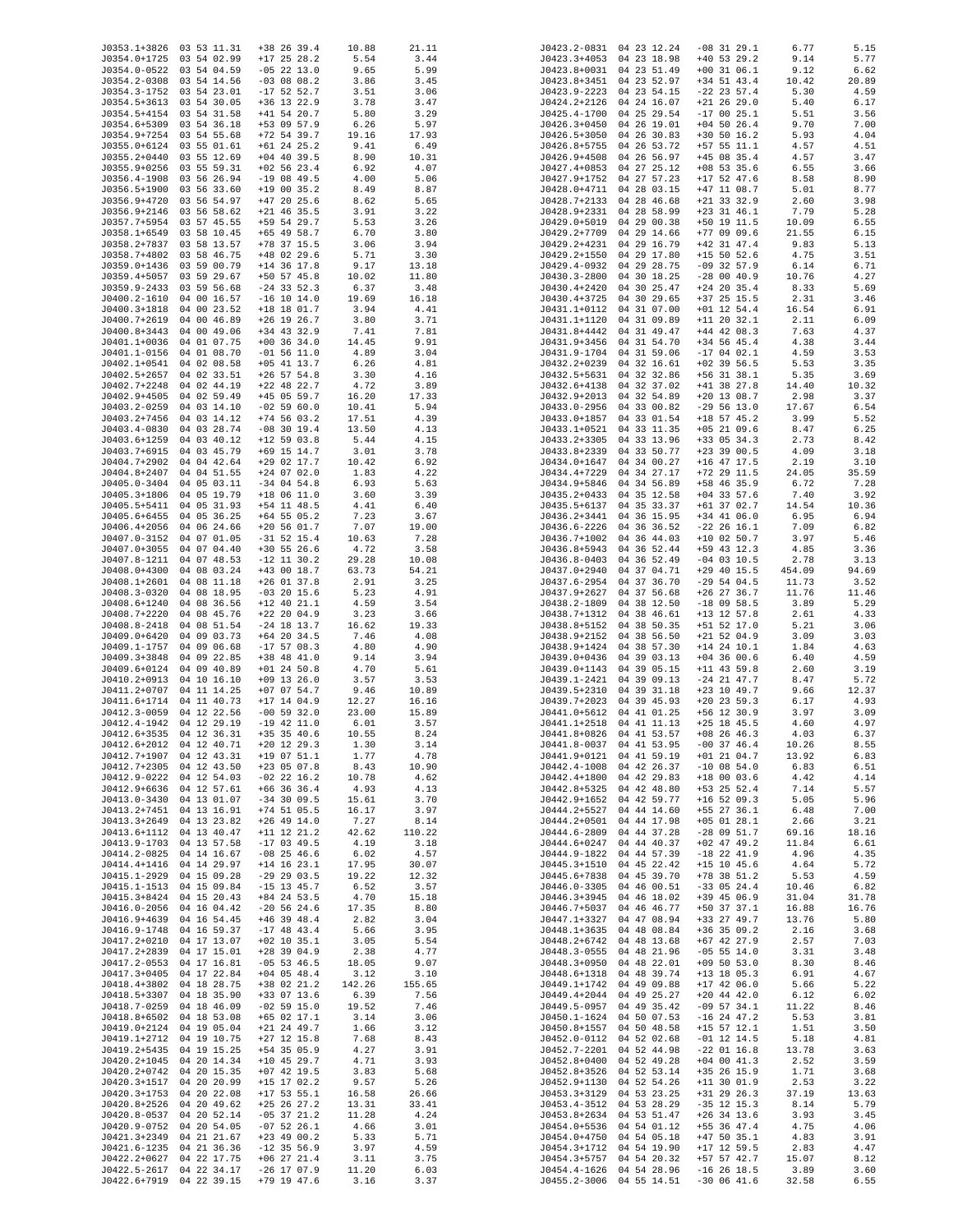| | | | | |
|---|---|---|---|---|
| J0353.1+3826 | 03 53 11.31 | +38 26 39.4 | 10.88 | 21.11 |
| J0354.0+1725 | 03 54 02.99 | +17 25 28.2 | 5.54 | 3.44 |
| J0354.0-0522 | 03 54 04.59 | -05 22 13.0 | 9.65 | 5.99 |
| J0354.2-0308 | 03 54 14.56 | -03 08 08.2 | 3.86 | 3.45 |
| J0354.3-1752 | 03 54 23.01 | -17 52 52.7 | 3.51 | 3.06 |
| J0354.5+3613 | 03 54 30.05 | +36 13 22.9 | 3.78 | 3.47 |
| J0354.5+4154 | 03 54 31.58 | +41 54 20.7 | 5.80 | 3.29 |
| J0354.6+5309 | 03 54 36.18 | +53 09 57.9 | 6.26 | 5.97 |
| J0354.9+7254 | 03 54 55.68 | +72 54 39.7 | 19.16 | 17.93 |
| J0355.0+6124 | 03 55 01.61 | +61 24 25.2 | 9.41 | 6.49 |
| J0355.2+0440 | 03 55 12.69 | +04 40 39.5 | 8.90 | 10.31 |
| J0355.9+0256 | 03 55 59.31 | +02 56 23.4 | 6.92 | 4.07 |
| J0356.4-1908 | 03 56 26.94 | -19 08 49.5 | 4.00 | 5.06 |
| J0356.5+1900 | 03 56 33.60 | +19 00 35.2 | 8.49 | 8.87 |
| J0356.9+4720 | 03 56 54.97 | +47 20 25.6 | 8.62 | 5.65 |
| J0356.9+2146 | 03 56 58.62 | +21 46 35.5 | 3.91 | 3.22 |
| J0357.7+5954 | 03 57 45.55 | +59 54 29.7 | 5.53 | 3.26 |
| J0358.1+6549 | 03 58 10.45 | +65 49 58.7 | 6.70 | 3.80 |
| J0358.2+7837 | 03 58 13.57 | +78 37 15.5 | 3.06 | 3.94 |
| J0358.7+4802 | 03 58 46.75 | +48 02 29.6 | 5.71 | 3.30 |
| J0359.0+1436 | 03 59 00.79 | +14 36 17.8 | 9.17 | 13.18 |
| J0359.4+5057 | 03 59 29.67 | +50 57 45.8 | 10.02 | 11.80 |
| J0359.9-2433 | 03 59 56.68 | -24 33 52.3 | 6.37 | 3.48 |
| J0400.2-1610 | 04 00 16.57 | -16 10 14.0 | 19.69 | 16.18 |
| J0400.3+1818 | 04 00 23.52 | +18 18 01.7 | 3.94 | 4.41 |
| J0400.7+2619 | 04 00 46.89 | +26 19 26.7 | 3.80 | 3.71 |
| J0400.8+3443 | 04 00 49.06 | +34 43 32.9 | 7.41 | 7.81 |
| J0401.1+0036 | 04 01 07.75 | +00 36 34.0 | 14.45 | 9.91 |
| J0401.1-0156 | 04 01 08.70 | -01 56 11.0 | 4.89 | 3.04 |
| J0402.1+0541 | 04 02 08.58 | +05 41 13.7 | 6.26 | 4.81 |
| J0402.5+2657 | 04 02 33.51 | +26 57 54.8 | 3.30 | 4.16 |
| J0402.7+2248 | 04 02 44.19 | +22 48 22.7 | 4.72 | 3.89 |
| J0402.9+4505 | 04 02 59.49 | +45 05 59.7 | 16.20 | 17.33 |
| J0403.2-0259 | 04 03 14.10 | -02 59 60.0 | 10.41 | 5.94 |
| J0403.2+7456 | 04 03 14.12 | +74 56 03.2 | 17.51 | 4.39 |
| J0403.4-0830 | 04 03 28.74 | -08 30 19.4 | 13.50 | 4.13 |
| J0403.6+1259 | 04 03 40.12 | +12 59 03.8 | 5.44 | 4.15 |
| J0403.7+6915 | 04 03 45.79 | +69 15 14.7 | 3.01 | 3.78 |
| J0404.7+2902 | 04 04 42.64 | +29 02 17.7 | 10.42 | 6.92 |
| J0404.8+2407 | 04 04 51.55 | +24 07 02.0 | 1.83 | 4.22 |
| J0405.0-3404 | 04 05 03.11 | -34 04 54.8 | 6.93 | 5.63 |
| J0405.3+1806 | 04 05 19.79 | +18 06 11.0 | 3.60 | 3.39 |
| J0405.5+5411 | 04 05 31.93 | +54 11 48.5 | 4.41 | 6.40 |
| J0405.6+6455 | 04 05 36.25 | +64 55 05.2 | 7.23 | 3.67 |
| J0406.4+2056 | 04 06 24.66 | +20 56 01.7 | 7.07 | 19.00 |
| J0407.0-3152 | 04 07 01.05 | -31 52 15.4 | 10.63 | 7.28 |
| J0407.0+3055 | 04 07 04.40 | +30 55 26.6 | 4.72 | 3.58 |
| J0407.8-1211 | 04 07 48.53 | -12 11 30.2 | 29.28 | 10.08 |
| J0408.0+4300 | 04 08 03.24 | +43 00 18.7 | 63.73 | 54.21 |
| J0408.1+2601 | 04 08 11.18 | +26 01 37.8 | 2.91 | 3.25 |
| J0408.3-0320 | 04 08 18.95 | -03 20 15.6 | 5.23 | 4.91 |
| J0408.6+1240 | 04 08 36.56 | +12 40 21.1 | 4.59 | 3.54 |
| J0408.7+2220 | 04 08 45.76 | +22 20 04.9 | 3.23 | 3.66 |
| J0408.8-2418 | 04 08 51.54 | -24 18 13.7 | 16.62 | 19.33 |
| J0409.0+6420 | 04 09 03.73 | +64 20 34.5 | 7.46 | 4.08 |
| J0409.1-1757 | 04 09 06.68 | -17 57 08.3 | 4.80 | 4.90 |
| J0409.3+3848 | 04 09 22.85 | +38 48 41.0 | 9.14 | 3.94 |
| J0409.6+0124 | 04 09 40.89 | +01 24 50.8 | 4.70 | 5.61 |
| J0410.2+0913 | 04 10 16.10 | +09 13 26.0 | 3.57 | 3.53 |
| J0411.2+0707 | 04 11 14.25 | +07 07 54.7 | 9.46 | 10.89 |
| J0411.6+1714 | 04 11 40.73 | +17 14 04.9 | 12.27 | 16.16 |
| J0412.3-0059 | 04 12 22.56 | -00 59 32.0 | 23.00 | 15.89 |
| J0412.4-1942 | 04 12 29.19 | -19 42 11.0 | 6.01 | 3.57 |
| J0412.6+3535 | 04 12 36.31 | +35 35 40.6 | 10.55 | 8.24 |
| J0412.6+2012 | 04 12 40.71 | +20 12 29.3 | 1.30 | 3.14 |
| J0412.7+1907 | 04 12 43.31 | +19 07 51.1 | 1.77 | 4.78 |
| J0412.7+2305 | 04 12 43.50 | +23 05 07.8 | 8.43 | 10.90 |
| J0412.9-0222 | 04 12 54.03 | -02 22 16.2 | 10.78 | 4.62 |
| J0412.9+6636 | 04 12 57.61 | +66 36 36.4 | 4.93 | 4.13 |
| J0413.0-3430 | 04 13 01.07 | -34 30 09.5 | 15.61 | 3.70 |
| J0413.2+7451 | 04 13 16.91 | +74 51 05.5 | 16.17 | 3.97 |
| J0413.3+2649 | 04 13 23.82 | +26 49 14.0 | 7.27 | 8.14 |
| J0413.6+1112 | 04 13 40.47 | +11 12 21.2 | 42.62 | 110.22 |
| J0413.9-1703 | 04 13 57.58 | -17 03 49.5 | 4.19 | 3.18 |
| J0414.2-0825 | 04 14 16.67 | -08 25 46.6 | 6.02 | 4.57 |
| J0414.4+1416 | 04 14 29.97 | +14 16 23.1 | 17.95 | 30.07 |
| J0415.1-2929 | 04 15 09.28 | -29 29 03.5 | 19.22 | 12.32 |
| J0415.1-1513 | 04 15 09.84 | -15 13 45.7 | 6.52 | 3.57 |
| J0415.3+8424 | 04 15 20.43 | +84 24 53.5 | 4.70 | 15.18 |
| J0416.0-2056 | 04 16 04.42 | -20 56 24.6 | 17.35 | 8.80 |
| J0416.9+4639 | 04 16 54.45 | +46 39 48.4 | 2.82 | 3.04 |
| J0416.9-1748 | 04 16 59.37 | -17 48 43.4 | 5.66 | 3.95 |
| J0417.2+0210 | 04 17 13.07 | +02 10 35.1 | 3.05 | 5.54 |
| J0417.2+2839 | 04 17 15.01 | +28 39 04.9 | 2.38 | 4.77 |
| J0417.2-0553 | 04 17 16.81 | -05 53 46.5 | 18.05 | 9.07 |
| J0417.3+0405 | 04 17 22.84 | +04 05 48.4 | 3.12 | 3.10 |
| J0418.4+3802 | 04 18 28.75 | +38 02 21.2 | 142.26 | 155.65 |
| J0418.5+3307 | 04 18 35.90 | +33 07 13.6 | 6.39 | 7.56 |
| J0418.7-0259 | 04 18 46.09 | -02 59 15.0 | 19.52 | 7.46 |
| J0418.8+6502 | 04 18 53.08 | +65 02 17.1 | 3.14 | 3.06 |
| J0419.0+2124 | 04 19 05.04 | +21 24 49.7 | 1.66 | 3.12 |
| J0419.1+2712 | 04 19 10.75 | +27 12 15.8 | 7.68 | 8.43 |
| J0419.2+5435 | 04 19 15.25 | +54 35 05.9 | 4.27 | 3.91 |
| J0420.2+1045 | 04 20 14.34 | +10 45 29.7 | 4.71 | 3.93 |
| J0420.2+0742 | 04 20 15.35 | +07 42 19.5 | 3.83 | 5.68 |
| J0420.3+1517 | 04 20 20.99 | +15 17 02.2 | 9.57 | 5.26 |
| J0420.3+1753 | 04 20 22.08 | +17 53 55.1 | 16.58 | 26.66 |
| J0420.8+2526 | 04 20 49.62 | +25 26 27.2 | 13.31 | 33.41 |
| J0420.8-0537 | 04 20 52.14 | -05 37 21.2 | 11.28 | 4.24 |
| J0420.9-0752 | 04 20 54.05 | -07 52 26.1 | 4.66 | 3.01 |
| J0421.3+2349 | 04 21 21.67 | +23 49 00.2 | 5.33 | 5.71 |
| J0421.6-1235 | 04 21 36.36 | -12 35 56.9 | 3.97 | 4.59 |
| J0422.2+0627 | 04 22 17.75 | +06 27 21.4 | 3.11 | 3.75 |
| J0422.5-2617 | 04 22 34.17 | -26 17 07.9 | 11.20 | 6.03 |
| J0422.6+7919 | 04 22 39.15 | +79 19 47.6 | 3.16 | 3.37 |
| J0423.2-0831 | 04 23 12.24 | -08 31 29.1 | 6.77 | 5.15 |
| J0423.3+4053 | 04 23 18.98 | +40 53 29.2 | 9.14 | 5.77 |
| J0423.8+0031 | 04 23 51.49 | +00 31 06.1 | 9.12 | 6.62 |
| J0423.8+3451 | 04 23 52.97 | +34 51 43.4 | 10.42 | 20.89 |
| J0423.9-2223 | 04 23 54.15 | -22 23 57.4 | 5.30 | 4.59 |
| J0424.2+2126 | 04 24 14.66 | +21 26 29.0 | 5.40 | 6.17 |
| J0425.4-1700 | 04 25 29.54 | -17 00 25.1 | 5.51 | 3.56 |
| J0426.3+0450 | 04 26 19.01 | +04 50 26.4 | 9.70 | 7.00 |
| J0426.5+3050 | 04 26 30.83 | +30 50 16.2 | 5.93 | 4.04 |
| J0426.8+5755 | 04 26 53.72 | +57 55 11.1 | 4.57 | 4.51 |
| J0426.9+4508 | 04 26 56.97 | +45 08 35.4 | 4.57 | 3.47 |
| J0427.4+0853 | 04 27 25.12 | +08 53 35.6 | 6.55 | 3.66 |
| J0427.9+1752 | 04 27 57.23 | +17 52 47.6 | 8.58 | 8.90 |
| J0428.0+4711 | 04 28 03.15 | +47 11 08.7 | 5.01 | 8.77 |
| J0428.7+2133 | 04 28 46.68 | +21 33 32.9 | 2.60 | 3.98 |
| J0428.9+2331 | 04 28 58.99 | +23 31 46.1 | 7.79 | 5.28 |
| J0429.0+5019 | 04 29 00.38 | +50 19 11.5 | 10.09 | 6.55 |
| J0429.2+7709 | 04 29 14.66 | +77 09 09.6 | 21.55 | 6.15 |
| J0429.2+4231 | 04 29 16.79 | +42 31 47.4 | 9.83 | 5.13 |
| J0429.2+1550 | 04 29 17.80 | +15 50 52.6 | 4.75 | 3.51 |
| J0429.4-0932 | 04 29 28.75 | -09 32 57.9 | 6.14 | 6.71 |
| J0430.3-2800 | 04 30 18.25 | -28 00 40.9 | 10.76 | 4.27 |
| J0430.4+2420 | 04 30 25.47 | +24 20 35.4 | 8.33 | 5.69 |
| J0430.4+3725 | 04 30 29.65 | +37 25 15.5 | 2.31 | 3.46 |
| J0431.1+0112 | 04 31 07.00 | +01 12 54.4 | 16.54 | 6.91 |
| J0431.1+1120 | 04 31 09.89 | +11 20 32.1 | 2.11 | 6.09 |
| J0431.8+4442 | 04 31 49.47 | +44 42 08.3 | 7.63 | 4.37 |
| J0431.9+3456 | 04 31 54.70 | +34 56 45.4 | 4.38 | 3.44 |
| J0431.9-1704 | 04 31 59.06 | -17 04 02.1 | 4.59 | 3.53 |
| J0432.2+0239 | 04 32 16.61 | +02 39 56.5 | 5.53 | 3.35 |
| J0432.5+5631 | 04 32 32.86 | +56 31 38.1 | 5.35 | 3.69 |
| J0432.6+4138 | 04 32 37.02 | +41 38 27.8 | 14.40 | 10.32 |
| J0432.9+2013 | 04 32 54.89 | +20 13 08.7 | 2.98 | 3.37 |
| J0433.0-2956 | 04 33 00.82 | -29 56 13.0 | 17.67 | 6.54 |
| J0433.0+1857 | 04 33 01.54 | +18 57 45.2 | 3.99 | 5.52 |
| J0433.1+0521 | 04 33 11.35 | +05 21 09.6 | 8.47 | 6.25 |
| J0433.2+3305 | 04 33 13.96 | +33 05 34.3 | 2.73 | 8.42 |
| J0433.8+2339 | 04 33 50.77 | +23 39 00.5 | 4.09 | 3.18 |
| J0434.0+1647 | 04 34 00.27 | +16 47 17.5 | 2.19 | 3.10 |
| J0434.4+7229 | 04 34 27.17 | +72 29 11.5 | 24.05 | 35.59 |
| J0434.9+5846 | 04 34 56.89 | +58 46 35.9 | 6.72 | 7.28 |
| J0435.2+0433 | 04 35 12.58 | +04 33 57.6 | 7.40 | 3.92 |
| J0435.6+6137 | 04 35 33.37 | +61 37 02.7 | 14.54 | 10.36 |
| J0436.2+3441 | 04 36 15.95 | +34 41 06.0 | 6.95 | 6.94 |
| J0436.6-2226 | 04 36 36.52 | -22 26 16.1 | 7.09 | 6.82 |
| J0436.7+1002 | 04 36 44.03 | +10 02 50.7 | 3.97 | 5.46 |
| J0436.8+5943 | 04 36 52.44 | +59 43 12.3 | 4.85 | 3.36 |
| J0436.8-0403 | 04 36 52.49 | -04 03 10.5 | 2.78 | 3.13 |
| J0437.0+2940 | 04 37 04.71 | +29 40 15.5 | 454.09 | 94.69 |
| J0437.6-2954 | 04 37 36.70 | -29 54 04.5 | 11.73 | 3.52 |
| J0437.9+2627 | 04 37 56.68 | +26 27 36.7 | 11.76 | 11.46 |
| J0438.2-1809 | 04 38 12.50 | -18 09 58.5 | 3.89 | 5.29 |
| J0438.7+1312 | 04 38 46.61 | +13 12 57.8 | 2.61 | 4.33 |
| J0438.8+5152 | 04 38 50.35 | +51 52 17.0 | 5.21 | 3.06 |
| J0438.9+2152 | 04 38 56.50 | +21 52 04.9 | 3.09 | 3.03 |
| J0438.9+1424 | 04 38 57.30 | +14 24 10.1 | 1.84 | 4.63 |
| J0439.0+0436 | 04 39 03.13 | +04 36 00.6 | 6.40 | 4.59 |
| J0439.0+1143 | 04 39 05.15 | +11 43 59.8 | 2.60 | 3.19 |
| J0439.1-2421 | 04 39 09.13 | -24 21 47.7 | 8.47 | 5.72 |
| J0439.5+2310 | 04 39 31.18 | +23 10 49.7 | 9.66 | 12.37 |
| J0439.7+2023 | 04 39 45.93 | +20 23 59.3 | 6.17 | 4.93 |
| J0441.0+5612 | 04 41 01.25 | +56 12 30.9 | 3.97 | 3.09 |
| J0441.1+2518 | 04 41 11.23 | +25 18 45.5 | 4.60 | 4.97 |
| J0441.8+0826 | 04 41 53.57 | +08 26 46.3 | 4.03 | 6.37 |
| J0441.8-0037 | 04 41 53.95 | -00 37 46.4 | 10.26 | 8.55 |
| J0441.9+0121 | 04 41 59.19 | +01 21 04.7 | 13.92 | 6.83 |
| J0442.4-1008 | 04 42 26.37 | -10 08 54.0 | 6.83 | 6.51 |
| J0442.4+1800 | 04 42 29.83 | +18 00 03.6 | 4.42 | 4.14 |
| J0442.8+5325 | 04 42 48.80 | +53 25 52.4 | 7.14 | 5.57 |
| J0442.9+1652 | 04 42 59.77 | +16 52 09.3 | 5.05 | 5.96 |
| J0444.2+5527 | 04 44 14.60 | +55 27 36.1 | 6.48 | 7.00 |
| J0444.2+0501 | 04 44 17.98 | +05 01 28.1 | 2.66 | 3.21 |
| J0444.6-2809 | 04 44 37.28 | -28 09 51.7 | 69.16 | 18.16 |
| J0444.6+0247 | 04 44 40.37 | +02 47 49.2 | 11.84 | 6.61 |
| J0444.9-1822 | 04 44 57.39 | -18 22 41.9 | 4.96 | 4.35 |
| J0445.3+1510 | 04 45 22.42 | +15 10 45.6 | 4.64 | 5.72 |
| J0445.6+7838 | 04 45 39.70 | +78 38 51.2 | 5.53 | 4.59 |
| J0446.0-3305 | 04 46 00.51 | -33 05 24.4 | 10.46 | 6.82 |
| J0446.3+3945 | 04 46 18.02 | +39 45 06.9 | 31.04 | 31.78 |
| J0446.7+5037 | 04 46 46.77 | +50 37 37.1 | 16.88 | 16.76 |
| J0447.1+3327 | 04 47 08.94 | +33 27 49.7 | 13.76 | 5.80 |
| J0448.1+3635 | 04 48 08.84 | +36 35 09.2 | 2.16 | 3.68 |
| J0448.2+6742 | 04 48 13.68 | +67 42 27.9 | 2.57 | 7.03 |
| J0448.3-0555 | 04 48 21.96 | -05 55 14.0 | 3.31 | 3.48 |
| J0448.3+0950 | 04 48 22.01 | +09 50 53.0 | 8.30 | 8.46 |
| J0448.6+1318 | 04 48 39.74 | +13 18 05.3 | 6.91 | 4.67 |
| J0449.1+1742 | 04 49 09.88 | +17 42 06.0 | 5.66 | 5.22 |
| J0449.4+2044 | 04 49 25.27 | +20 44 42.0 | 6.12 | 6.02 |
| J0449.5-0957 | 04 49 35.42 | -09 57 34.1 | 11.22 | 8.46 |
| J0450.1-1624 | 04 50 07.53 | -16 24 47.2 | 5.53 | 3.81 |
| J0450.8+1557 | 04 50 48.58 | +15 57 12.1 | 1.51 | 3.50 |
| J0452.0-0112 | 04 52 02.68 | -01 12 14.5 | 5.18 | 4.81 |
| J0452.7-2201 | 04 52 44.98 | -22 01 16.8 | 13.78 | 3.63 |
| J0452.8+0400 | 04 52 49.28 | +04 00 41.3 | 2.52 | 3.59 |
| J0452.8+3526 | 04 52 53.14 | +35 26 15.9 | 1.71 | 3.68 |
| J0452.9+1130 | 04 52 54.26 | +11 30 01.9 | 2.53 | 3.22 |
| J0453.3+3129 | 04 53 23.25 | +31 29 26.3 | 37.19 | 13.63 |
| J0453.4-3512 | 04 53 28.29 | -35 12 15.3 | 8.14 | 5.79 |
| J0453.8+2634 | 04 53 51.47 | +26 34 13.6 | 3.93 | 3.45 |
| J0454.0+5536 | 04 54 01.12 | +55 36 47.4 | 4.75 | 4.06 |
| J0454.0+4750 | 04 54 05.18 | +47 50 35.1 | 4.83 | 3.91 |
| J0454.3+1712 | 04 54 19.90 | +17 12 59.5 | 2.83 | 4.47 |
| J0454.3+5757 | 04 54 20.32 | +57 57 42.7 | 15.07 | 8.12 |
| J0454.4-1626 | 04 54 28.96 | -16 26 18.5 | 3.89 | 3.60 |
| J0455.2-3006 | 04 55 14.51 | -30 06 41.6 | 32.58 | 6.55 |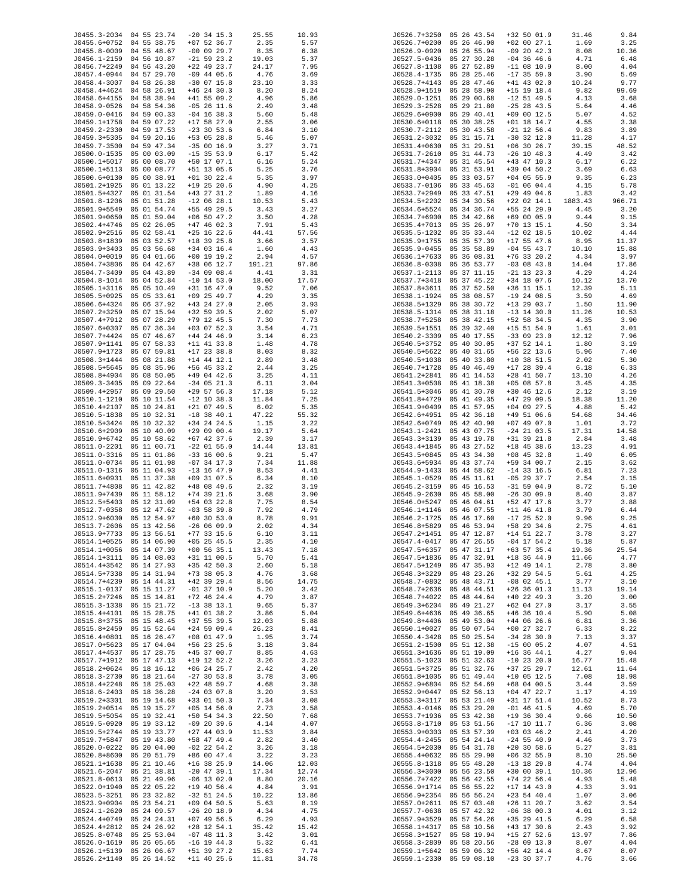| | | | | |
|---|---|---|---|---|
| J0455.3-2034 | 04 55 23.74 | -20 34 15.3 | 25.55 | 10.93 |
| J0455.6+0752 | 04 55 38.75 | +07 52 36.7 | 2.35 | 5.57 |
| J0455.8-0009 | 04 55 48.67 | -00 09 29.7 | 8.35 | 6.38 |
| J0456.1-2159 | 04 56 10.87 | -21 59 23.2 | 19.03 | 5.37 |
| J0456.7+2249 | 04 56 43.20 | +22 49 23.7 | 24.17 | 7.95 |
| J0457.4-0944 | 04 57 29.70 | -09 44 05.6 | 4.76 | 3.69 |
| J0458.4-3007 | 04 58 26.38 | -30 07 15.8 | 23.10 | 3.33 |
| J0458.4+4624 | 04 58 26.91 | +46 24 30.3 | 8.20 | 8.24 |
| J0458.6+4155 | 04 58 38.94 | +41 55 09.2 | 4.96 | 5.86 |
| J0458.9-0526 | 04 58 54.36 | -05 26 11.6 | 2.49 | 3.48 |
| J0459.0-0416 | 04 59 00.33 | -04 16 38.3 | 5.60 | 5.48 |
| J0459.1+1758 | 04 59 07.22 | +17 58 27.0 | 2.55 | 3.06 |
| J0459.2-2330 | 04 59 17.53 | -23 30 53.6 | 6.84 | 3.10 |
| J0459.3+5305 | 04 59 20.16 | +53 05 28.8 | 5.46 | 5.07 |
| J0459.7-3500 | 04 59 47.34 | -35 00 16.9 | 3.27 | 3.71 |
| J0500.0-1535 | 05 00 03.09 | -15 35 53.9 | 6.17 | 5.42 |
| J0500.1+5017 | 05 00 08.70 | +50 17 07.1 | 6.16 | 5.24 |
| J0500.1+5113 | 05 00 08.77 | +51 13 05.6 | 5.25 | 3.76 |
| J0500.6+0130 | 05 00 38.91 | +01 30 22.4 | 5.35 | 3.97 |
| J0501.2+1925 | 05 01 13.22 | +19 25 20.6 | 4.90 | 4.25 |
| J0501.5+4327 | 05 01 31.54 | +43 27 31.2 | 1.89 | 4.16 |
| J0501.8-1206 | 05 01 51.28 | -12 06 28.1 | 10.53 | 5.43 |
| J0501.9+5549 | 05 01 54.74 | +55 49 29.5 | 3.43 | 3.27 |
| J0501.9+0650 | 05 01 59.04 | +06 50 47.2 | 3.50 | 4.28 |
| J0502.4+4746 | 05 02 26.05 | +47 46 02.3 | 7.91 | 5.43 |
| J0502.9+2516 | 05 02 58.41 | +25 16 22.6 | 44.41 | 57.56 |
| J0503.8+1839 | 05 03 52.57 | +18 39 25.8 | 3.66 | 3.57 |
| J0503.9+3403 | 05 03 56.68 | +34 03 16.4 | 1.60 | 4.43 |
| J0504.0+0019 | 05 04 01.66 | +00 19 19.2 | 2.94 | 4.57 |
| J0504.7+3806 | 05 04 42.67 | +38 06 12.7 | 191.21 | 97.86 |
| J0504.7-3409 | 05 04 43.89 | -34 09 08.4 | 4.41 | 3.31 |
| J0504.8-1014 | 05 04 52.84 | -10 14 53.0 | 18.00 | 17.57 |
| J0505.1+3116 | 05 05 10.49 | +31 16 47.0 | 9.52 | 7.06 |
| J0505.5+0925 | 05 05 33.61 | +09 25 49.7 | 4.29 | 3.35 |
| J0506.6+4324 | 05 06 37.92 | +43 24 27.0 | 2.05 | 3.93 |
| J0507.2+3259 | 05 07 15.94 | +32 59 39.5 | 2.02 | 5.07 |
| J0507.4+7912 | 05 07 28.29 | +79 12 45.5 | 7.30 | 7.73 |
| J0507.6+0307 | 05 07 36.34 | +03 07 52.3 | 3.54 | 4.71 |
| J0507.7+4424 | 05 07 46.67 | +44 24 46.9 | 3.14 | 6.23 |
| J0507.9+1141 | 05 07 58.33 | +11 41 33.8 | 1.48 | 4.78 |
| J0507.9+1723 | 05 07 59.81 | +17 23 38.8 | 8.03 | 8.32 |
| J0508.3+1444 | 05 08 21.88 | +14 44 12.1 | 2.89 | 3.48 |
| J0508.5+5645 | 05 08 35.96 | +56 45 33.2 | 2.44 | 3.25 |
| J0508.8+4904 | 05 08 50.05 | +49 04 42.6 | 3.25 | 4.11 |
| J0509.3-3405 | 05 09 22.64 | -34 05 21.3 | 6.11 | 3.04 |
| J0509.4+2957 | 05 09 29.50 | +29 57 56.3 | 17.18 | 5.12 |
| J0510.1-1210 | 05 10 11.54 | -12 10 38.3 | 11.84 | 7.25 |
| J0510.4+2107 | 05 10 24.81 | +21 07 49.5 | 6.02 | 5.35 |
| J0510.5-1838 | 05 10 32.31 | -18 38 40.1 | 47.22 | 55.32 |
| J0510.5+3424 | 05 10 32.32 | +34 24 24.5 | 1.15 | 3.22 |
| J0510.6+2909 | 05 10 40.09 | +29 09 00.4 | 19.17 | 5.64 |
| J0510.9+6742 | 05 10 58.62 | +67 42 37.6 | 2.39 | 3.17 |
| J0511.0-2201 | 05 11 00.71 | -22 01 55.0 | 14.44 | 13.81 |
| J0511.0-3316 | 05 11 01.86 | -33 16 00.6 | 9.21 | 5.47 |
| J0511.0-0734 | 05 11 01.98 | -07 34 17.3 | 7.34 | 11.88 |
| J0511.0-1316 | 05 11 04.93 | -13 16 47.9 | 8.53 | 4.41 |
| J0511.6+0931 | 05 11 37.38 | +09 31 07.5 | 6.34 | 8.10 |
| J0511.7+4808 | 05 11 42.82 | +48 08 49.6 | 2.32 | 3.19 |
| J0511.9+7439 | 05 11 58.12 | +74 39 21.6 | 3.68 | 3.90 |
| J0512.5+5403 | 05 12 31.09 | +54 03 22.8 | 7.75 | 8.54 |
| J0512.7-0358 | 05 12 47.62 | -03 58 39.8 | 7.92 | 4.79 |
| J0512.9+6030 | 05 12 54.97 | +60 30 53.0 | 8.78 | 9.91 |
| J0513.7-2606 | 05 13 42.56 | -26 06 09.9 | 2.02 | 4.34 |
| J0513.9+7733 | 05 13 56.51 | +77 33 15.6 | 6.10 | 3.11 |
| J0514.1+0525 | 05 14 06.90 | +05 25 45.5 | 2.35 | 4.10 |
| J0514.1+0056 | 05 14 07.39 | +00 56 35.1 | 13.43 | 7.18 |
| J0514.1+3111 | 05 14 08.03 | +31 11 00.5 | 5.70 | 5.41 |
| J0514.4+3542 | 05 14 27.93 | +35 42 50.3 | 2.60 | 5.18 |
| J0514.5+7338 | 05 14 31.94 | +73 38 05.3 | 4.76 | 3.68 |
| J0514.7+4239 | 05 14 44.31 | +42 39 29.4 | 8.56 | 14.75 |
| J0515.1-0137 | 05 15 11.27 | -01 37 10.9 | 5.20 | 3.42 |
| J0515.2+7246 | 05 15 14.81 | +72 46 24.4 | 4.79 | 3.87 |
| J0515.3-1338 | 05 15 21.72 | -13 38 13.1 | 9.65 | 5.37 |
| J0515.4+4101 | 05 15 28.75 | +41 01 38.2 | 3.86 | 5.04 |
| J0515.8+3755 | 05 15 48.45 | +37 55 39.5 | 12.03 | 5.88 |
| J0515.8+2459 | 05 15 52.64 | +24 59 09.4 | 26.23 | 8.41 |
| J0516.4+0801 | 05 16 26.47 | +08 01 47.9 | 1.95 | 3.74 |
| J0517.0+5623 | 05 17 04.04 | +56 23 25.6 | 3.18 | 3.84 |
| J0517.4+4537 | 05 17 28.75 | +45 37 00.7 | 8.85 | 4.63 |
| J0517.7+1912 | 05 17 47.13 | +19 12 52.2 | 3.26 | 3.23 |
| J0518.2+0624 | 05 18 16.12 | +06 24 25.7 | 2.42 | 4.20 |
| J0518.3-2730 | 05 18 21.64 | -27 30 53.8 | 3.78 | 3.05 |
| J0518.4+2248 | 05 18 25.03 | +22 48 59.7 | 4.68 | 3.38 |
| J0518.6-2403 | 05 18 36.28 | -24 03 07.8 | 3.20 | 3.53 |
| J0519.2+3301 | 05 19 14.68 | +33 01 50.3 | 7.34 | 3.08 |
| J0519.2+0514 | 05 19 15.27 | +05 14 56.0 | 2.73 | 3.58 |
| J0519.5+5054 | 05 19 32.41 | +50 54 34.3 | 22.50 | 7.68 |
| J0519.5-0920 | 05 19 33.12 | -09 20 39.6 | 4.14 | 4.07 |
| J0519.5+2744 | 05 19 33.77 | +27 44 03.9 | 11.53 | 3.84 |
| J0519.7+5847 | 05 19 43.80 | +58 47 49.4 | 2.82 | 3.40 |
| J0520.0-0222 | 05 20 04.00 | -02 22 54.2 | 3.26 | 3.18 |
| J0520.8+8600 | 05 20 51.79 | +86 00 47.4 | 3.22 | 3.23 |
| J0521.1+1638 | 05 21 10.46 | +16 38 25.9 | 14.06 | 12.03 |
| J0521.6-2047 | 05 21 38.81 | -20 47 39.1 | 17.34 | 12.74 |
| J0521.8-0613 | 05 21 49.96 | -06 13 02.0 | 8.80 | 20.16 |
| J0522.0+1940 | 05 22 05.22 | +19 40 56.4 | 4.84 | 3.91 |
| J0523.5-3251 | 05 23 32.82 | -32 51 24.5 | 10.22 | 13.86 |
| J0523.9+0904 | 05 23 54.21 | +09 04 50.5 | 5.63 | 8.19 |
| J0524.1-2620 | 05 24 09.57 | -26 20 18.9 | 4.34 | 4.75 |
| J0524.4+0749 | 05 24 24.31 | +07 49 56.5 | 6.29 | 4.93 |
| J0524.4+2812 | 05 24 26.92 | +28 12 54.1 | 35.42 | 15.42 |
| J0525.8-0748 | 05 25 53.04 | -07 48 11.3 | 3.42 | 3.01 |
| J0526.0-1619 | 05 26 05.65 | -16 19 44.3 | 5.32 | 6.41 |
| J0526.1+5139 | 05 26 06.67 | +51 39 27.2 | 15.63 | 7.74 |
| J0526.2+1140 | 05 26 14.52 | +11 40 25.6 | 11.81 | 34.78 |
| J0526.7+3250 | 05 26 43.54 | +32 50 01.9 | 31.46 | 9.84 |
| J0526.7+0200 | 05 26 46.90 | +02 00 27.1 | 1.69 | 3.25 |
| J0526.9-0920 | 05 26 55.94 | -09 20 42.3 | 8.08 | 10.36 |
| J0527.5-0436 | 05 27 30.28 | -04 36 46.6 | 4.71 | 6.48 |
| J0527.8-1108 | 05 27 52.89 | -11 08 10.9 | 8.00 | 4.04 |
| J0528.4-1735 | 05 28 25.46 | -17 35 59.0 | 3.90 | 5.69 |
| J0528.7+4143 | 05 28 47.46 | +41 43 02.0 | 10.24 | 9.77 |
| J0528.9+1519 | 05 28 58.90 | +15 19 18.4 | 9.82 | 99.69 |
| J0529.0-1251 | 05 29 00.68 | -12 51 49.5 | 4.13 | 3.68 |
| J0529.3-2528 | 05 29 21.80 | -25 28 43.5 | 5.64 | 4.46 |
| J0529.6+0900 | 05 29 40.41 | +09 00 12.5 | 5.07 | 4.52 |
| J0530.6+0118 | 05 30 38.25 | +01 18 14.7 | 4.55 | 3.38 |
| J0530.7-2112 | 05 30 43.58 | -21 12 56.4 | 9.83 | 3.89 |
| J0531.2-3032 | 05 31 15.71 | -30 32 12.0 | 11.28 | 4.17 |
| J0531.4+0630 | 05 31 29.51 | +06 30 26.7 | 39.15 | 48.52 |
| J0531.7-2610 | 05 31 44.73 | -26 10 48.3 | 4.49 | 3.42 |
| J0531.7+4347 | 05 31 45.54 | +43 47 10.3 | 6.17 | 6.22 |
| J0531.8+3904 | 05 31 53.91 | +39 04 50.2 | 3.69 | 6.63 |
| J0533.0+0405 | 05 33 03.57 | +04 05 55.9 | 9.35 | 6.23 |
| J0533.7-0106 | 05 33 45.63 | -01 06 04.4 | 4.15 | 5.78 |
| J0533.7+2949 | 05 33 47.51 | +29 49 04.6 | 1.83 | 3.42 |
| J0534.5+2202 | 05 34 30.56 | +22 02 14.1 | 1883.43 | 966.71 |
| J0534.6+5524 | 05 34 36.74 | +55 24 29.9 | 4.45 | 3.20 |
| J0534.7+6900 | 05 34 42.66 | +69 00 05.9 | 9.44 | 9.15 |
| J0535.4+7013 | 05 35 26.97 | +70 13 15.1 | 4.50 | 3.34 |
| J0535.5-1202 | 05 35 33.44 | -12 02 18.5 | 10.02 | 4.44 |
| J0535.9+1755 | 05 35 57.39 | +17 55 47.6 | 8.95 | 11.37 |
| J0535.9-0455 | 05 35 58.89 | -04 55 43.7 | 10.10 | 15.88 |
| J0536.1+7633 | 05 36 08.31 | +76 33 20.2 | 4.34 | 3.97 |
| J0536.8-0308 | 05 36 53.77 | -03 08 43.8 | 14.04 | 17.86 |
| J0537.1-2113 | 05 37 11.15 | -21 13 23.3 | 4.29 | 4.24 |
| J0537.7+3418 | 05 37 45.22 | +34 18 07.6 | 10.12 | 13.70 |
| J0537.8+3611 | 05 37 52.50 | +36 11 15.1 | 12.39 | 5.11 |
| J0538.1-1924 | 05 38 08.57 | -19 24 08.5 | 3.59 | 4.69 |
| J0538.5+1329 | 05 38 30.72 | +13 29 03.7 | 1.50 | 11.90 |
| J0538.5-1314 | 05 38 31.18 | -13 14 30.0 | 11.26 | 10.53 |
| J0538.7+5258 | 05 38 42.15 | +52 58 34.5 | 4.35 | 3.90 |
| J0539.5+1551 | 05 39 32.40 | +15 51 54.9 | 1.61 | 3.01 |
| J0540.2-3309 | 05 40 17.55 | -33 09 23.0 | 12.12 | 7.96 |
| J0540.5+3752 | 05 40 30.05 | +37 52 14.1 | 1.80 | 3.19 |
| J0540.5+5622 | 05 40 31.65 | +56 22 13.6 | 5.96 | 7.40 |
| J0540.5+1038 | 05 40 33.80 | +10 38 51.5 | 2.02 | 5.30 |
| J0540.7+1728 | 05 40 46.49 | +17 28 39.4 | 6.18 | 6.33 |
| J0541.2+2841 | 05 41 14.53 | +28 41 50.7 | 13.10 | 4.26 |
| J0541.3+0508 | 05 41 18.38 | +05 08 57.8 | 3.45 | 4.35 |
| J0541.5+3046 | 05 41 30.70 | +30 46 12.6 | 2.12 | 3.19 |
| J0541.8+4729 | 05 41 49.35 | +47 29 09.5 | 18.38 | 11.20 |
| J0541.9+0409 | 05 41 57.95 | +04 09 27.5 | 4.88 | 5.42 |
| J0542.6+4951 | 05 42 36.18 | +49 51 06.6 | 54.68 | 34.46 |
| J0542.6+0749 | 05 42 40.90 | +07 49 07.0 | 1.01 | 3.72 |
| J0543.1-2421 | 05 43 07.75 | -24 21 03.5 | 17.31 | 14.58 |
| J0543.3+3139 | 05 43 19.78 | +31 39 21.8 | 2.84 | 3.48 |
| J0543.4+1845 | 05 43 27.52 | +18 45 38.6 | 13.23 | 4.91 |
| J0543.5+0845 | 05 43 34.30 | +08 45 32.8 | 1.49 | 6.05 |
| J0543.6+5934 | 05 43 37.74 | +59 34 00.7 | 2.15 | 3.62 |
| J0544.9-1433 | 05 44 58.62 | -14 33 16.5 | 6.81 | 7.23 |
| J0545.1-0529 | 05 45 11.61 | -05 29 37.7 | 2.54 | 3.15 |
| J0545.2-3159 | 05 45 16.53 | -31 59 04.9 | 8.72 | 5.10 |
| J0545.9-2630 | 05 45 58.00 | -26 30 09.9 | 8.40 | 3.87 |
| J0546.0+5247 | 05 46 04.61 | +52 47 17.6 | 3.77 | 3.88 |
| J0546.1+1146 | 05 46 07.55 | +11 46 41.8 | 3.79 | 6.44 |
| J0546.2-1725 | 05 46 17.60 | -17 25 52.0 | 9.96 | 9.25 |
| J0546.8+5829 | 05 46 53.94 | +58 29 34.6 | 2.75 | 4.61 |
| J0547.2+1451 | 05 47 12.87 | +14 51 22.7 | 3.78 | 3.27 |
| J0547.4-0417 | 05 47 26.55 | -04 17 54.2 | 5.18 | 5.87 |
| J0547.5+6357 | 05 47 31.17 | +63 57 35.4 | 19.36 | 25.54 |
| J0547.5+1836 | 05 47 32.91 | +18 36 44.9 | 11.66 | 4.77 |
| J0547.5+1249 | 05 47 35.93 | +12 49 14.1 | 2.78 | 3.80 |
| J0548.3+3229 | 05 48 23.26 | +32 29 54.5 | 5.61 | 4.25 |
| J0548.7-0802 | 05 48 43.71 | -08 02 45.1 | 3.77 | 3.10 |
| J0548.7+2636 | 05 48 44.51 | +26 36 01.3 | 11.13 | 19.14 |
| J0548.7+4022 | 05 48 44.64 | +40 22 49.3 | 3.20 | 3.00 |
| J0549.3+6204 | 05 49 21.27 | +62 04 27.0 | 3.17 | 3.55 |
| J0549.6+4636 | 05 49 36.65 | +46 36 10.4 | 5.90 | 5.08 |
| J0549.8+4406 | 05 49 53.04 | +44 06 26.6 | 6.81 | 3.36 |
| J0550.1+0027 | 05 50 07.54 | +00 27 32.7 | 6.33 | 8.22 |
| J0550.4-3428 | 05 50 25.54 | -34 28 30.0 | 7.13 | 3.37 |
| J0551.2-1500 | 05 51 12.38 | -15 00 05.2 | 4.07 | 4.51 |
| J0551.3+1636 | 05 51 19.09 | +16 36 44.1 | 4.27 | 9.04 |
| J0551.5-1023 | 05 51 32.63 | -10 23 20.0 | 16.77 | 15.48 |
| J0551.5+3725 | 05 51 32.76 | +37 25 29.7 | 12.61 | 11.64 |
| J0551.8+1005 | 05 51 49.44 | +10 05 12.5 | 7.08 | 18.98 |
| J0552.9+6804 | 05 52 54.69 | +68 04 00.5 | 3.44 | 3.59 |
| J0552.9+0447 | 05 52 56.13 | +04 47 22.7 | 1.17 | 4.19 |
| J0553.3+3117 | 05 53 21.49 | +31 17 51.4 | 10.52 | 8.73 |
| J0553.4-0146 | 05 53 29.20 | -01 46 41.5 | 4.69 | 5.70 |
| J0553.7+1936 | 05 53 42.38 | +19 36 30.4 | 9.66 | 10.50 |
| J0553.8-1710 | 05 53 51.56 | -17 10 11.7 | 6.36 | 3.08 |
| J0553.9+0303 | 05 53 57.39 | +03 03 46.2 | 2.41 | 4.20 |
| J0554.4-2455 | 05 54 24.14 | -24 55 40.9 | 4.46 | 3.73 |
| J0554.5+2030 | 05 54 31.78 | +20 30 58.6 | 5.27 | 3.81 |
| J0555.4+0632 | 05 55 29.90 | +06 32 55.9 | 8.10 | 25.50 |
| J0555.8-1318 | 05 55 48.20 | -13 18 29.8 | 4.74 | 4.04 |
| J0556.3+3000 | 05 56 23.50 | +30 00 39.1 | 10.36 | 12.96 |
| J0556.7+7422 | 05 56 42.55 | +74 22 56.4 | 4.93 | 5.48 |
| J0556.9+1714 | 05 56 55.22 | +17 14 43.0 | 4.33 | 3.91 |
| J0556.9+2354 | 05 56 56.24 | +23 54 40.4 | 1.07 | 3.06 |
| J0557.0+2611 | 05 57 03.48 | +26 11 20.7 | 3.62 | 3.54 |
| J0557.7-0638 | 05 57 42.32 | -06 38 00.3 | 4.01 | 3.12 |
| J0557.9+3529 | 05 57 54.26 | +35 29 41.5 | 6.29 | 6.58 |
| J0558.1+4317 | 05 58 10.56 | +43 17 30.6 | 2.43 | 3.92 |
| J0558.3+1527 | 05 58 19.94 | +15 27 52.6 | 13.97 | 7.86 |
| J0558.3-2809 | 05 58 20.56 | -28 09 13.0 | 8.07 | 4.04 |
| J0559.1+5642 | 05 59 06.32 | +56 42 14.4 | 8.67 | 8.07 |
| J0559.1-2330 | 05 59 08.10 | -23 30 37.7 | 4.76 | 3.66 |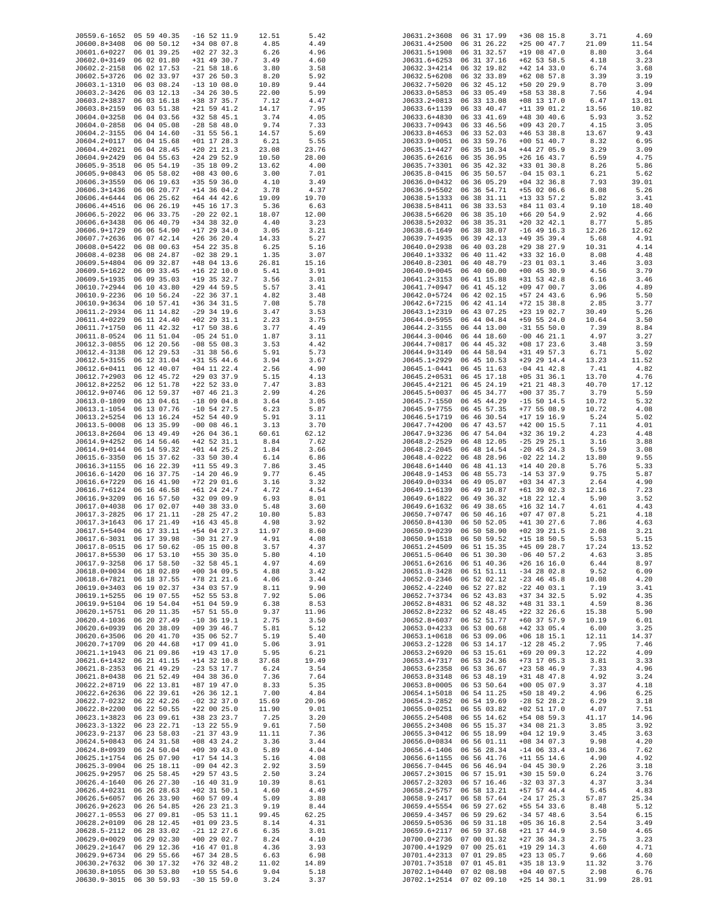| | | | | |
|---|---|---|---|---|
| J0559.6-1652 | 05 59 40.35 | -16 52 11.9 | 12.51 | 5.42 |
| J0600.8+3408 | 06 00 50.12 | +34 08 07.8 | 4.85 | 4.49 |
| J0601.6+0227 | 06 01 39.25 | +02 27 32.3 | 6.26 | 4.96 |
| J0602.0+3149 | 06 02 01.80 | +31 49 30.7 | 3.49 | 4.60 |
| J0602.2-2158 | 06 02 17.53 | -21 58 18.6 | 3.80 | 3.58 |
| J0602.5+3726 | 06 02 33.97 | +37 26 50.3 | 8.20 | 5.92 |
| J0603.1-1310 | 06 03 08.24 | -13 10 08.0 | 10.89 | 9.44 |
| J0603.2-3426 | 06 03 12.13 | -34 26 30.5 | 22.00 | 5.99 |
| J0603.2+3837 | 06 03 16.18 | +38 37 35.7 | 7.12 | 4.47 |
| J0603.8+2159 | 06 03 51.38 | +21 59 41.2 | 14.17 | 7.95 |
| J0604.0+3258 | 06 04 03.56 | +32 58 45.1 | 3.74 | 4.05 |
| J0604.0-2858 | 06 04 05.08 | -28 58 48.0 | 9.74 | 7.33 |
| J0604.2-3155 | 06 04 14.60 | -31 55 56.1 | 14.57 | 5.69 |
| J0604.2+0117 | 06 04 15.68 | +01 17 28.3 | 6.21 | 5.55 |
| J0604.4+2021 | 06 04 28.45 | +20 21 21.3 | 23.08 | 23.76 |
| J0604.9+2429 | 06 04 55.63 | +24 29 52.9 | 10.50 | 28.00 |
| J0605.9-3518 | 06 05 54.19 | -35 18 09.2 | 13.62 | 4.00 |
| J0605.9+0843 | 06 05 58.02 | +08 43 00.6 | 3.00 | 7.01 |
| J0606.3+3559 | 06 06 19.63 | +35 59 36.0 | 4.10 | 3.49 |
| J0606.3+1436 | 06 06 20.77 | +14 36 04.2 | 3.78 | 4.37 |
| J0606.4+6444 | 06 06 25.62 | +64 44 42.6 | 19.09 | 19.70 |
| J0606.4+4516 | 06 06 26.19 | +45 16 17.3 | 5.36 | 6.63 |
| J0606.5-2022 | 06 06 33.75 | -20 22 02.1 | 18.07 | 12.00 |
| J0606.6+3438 | 06 06 40.79 | +34 38 32.0 | 4.40 | 3.23 |
| J0606.9+1729 | 06 06 54.90 | +17 29 34.0 | 3.05 | 3.21 |
| J0607.7+2636 | 06 07 42.14 | +26 36 20.4 | 14.33 | 5.27 |
| J0608.0+5422 | 06 08 00.63 | +54 22 35.8 | 6.25 | 5.16 |
| J0608.4-0238 | 06 08 24.87 | -02 38 29.1 | 1.35 | 3.07 |
| J0609.5+4804 | 06 09 32.87 | +48 04 13.6 | 26.81 | 15.16 |
| J0609.5+1622 | 06 09 33.45 | +16 22 10.0 | 5.41 | 3.91 |
| J0609.5+1935 | 06 09 35.03 | +19 35 32.7 | 3.56 | 3.01 |
| J0610.7+2944 | 06 10 43.80 | +29 44 59.5 | 5.57 | 3.41 |
| J0610.9-2236 | 06 10 56.24 | -22 36 37.1 | 4.82 | 3.48 |
| J0610.9+3634 | 06 10 57.41 | +36 34 31.5 | 7.08 | 5.78 |
| J0611.2-2934 | 06 11 14.82 | -29 34 19.6 | 3.47 | 3.53 |
| J0611.4+0229 | 06 11 24.40 | +02 29 31.1 | 2.23 | 3.75 |
| J0611.7+1750 | 06 11 42.32 | +17 50 38.6 | 3.77 | 4.49 |
| J0611.8-0524 | 06 11 51.04 | -05 24 51.0 | 1.87 | 3.11 |
| J0612.3-0855 | 06 12 20.56 | -08 55 08.3 | 3.53 | 4.42 |
| J0612.4-3138 | 06 12 29.53 | -31 38 56.6 | 5.91 | 5.73 |
| J0612.5+3155 | 06 12 31.04 | +31 55 44.6 | 3.94 | 3.67 |
| J0612.6+0411 | 06 12 40.07 | +04 11 22.4 | 2.56 | 4.90 |
| J0612.7+2903 | 06 12 45.72 | +29 03 37.9 | 5.15 | 4.13 |
| J0612.8+2252 | 06 12 51.78 | +22 52 33.0 | 7.47 | 3.83 |
| J0612.9+0746 | 06 12 59.37 | +07 46 21.3 | 2.99 | 4.26 |
| J0613.0-1809 | 06 13 04.61 | -18 09 04.8 | 3.64 | 3.05 |
| J0613.1-1054 | 06 13 07.76 | -10 54 27.5 | 6.23 | 5.87 |
| J0613.2+5254 | 06 13 16.24 | +52 54 40.9 | 5.91 | 3.11 |
| J0613.5-0008 | 06 13 35.99 | -00 08 46.1 | 3.13 | 3.70 |
| J0613.8+2604 | 06 13 49.49 | +26 04 36.1 | 60.61 | 62.12 |
| J0614.9+4252 | 06 14 56.46 | +42 52 31.1 | 8.84 | 7.62 |
| J0614.9+0144 | 06 14 59.32 | +01 44 25.2 | 1.84 | 3.66 |
| J0615.6-3350 | 06 15 37.62 | -33 50 30.4 | 6.14 | 6.86 |
| J0616.3+1155 | 06 16 22.39 | +11 55 49.3 | 7.86 | 3.45 |
| J0616.6-1420 | 06 16 37.75 | -14 20 46.9 | 9.77 | 6.45 |
| J0616.6+7229 | 06 16 41.90 | +72 29 01.6 | 3.16 | 3.32 |
| J0616.7+6124 | 06 16 46.58 | +61 24 24.7 | 4.72 | 4.54 |
| J0616.9+3209 | 06 16 57.50 | +32 09 09.9 | 6.93 | 8.01 |
| J0617.0+4038 | 06 17 02.07 | +40 38 33.0 | 5.48 | 3.60 |
| J0617.3-2825 | 06 17 21.11 | -28 25 47.2 | 10.80 | 5.83 |
| J0617.3+1643 | 06 17 21.49 | +16 43 45.8 | 4.98 | 3.92 |
| J0617.5+5404 | 06 17 33.11 | +54 04 27.3 | 11.97 | 8.60 |
| J0617.6-3031 | 06 17 39.98 | -30 31 27.9 | 4.91 | 4.08 |
| J0617.8-0515 | 06 17 50.62 | -05 15 00.8 | 3.57 | 4.37 |
| J0617.8+5530 | 06 17 53.10 | +55 30 35.0 | 5.80 | 4.10 |
| J0617.9-3258 | 06 17 58.50 | -32 58 45.1 | 4.97 | 4.69 |
| J0618.0+0034 | 06 18 02.89 | +00 34 09.5 | 4.88 | 3.42 |
| J0618.6+7821 | 06 18 37.55 | +78 21 21.6 | 4.06 | 3.44 |
| J0619.0+3403 | 06 19 02.37 | +34 03 57.9 | 8.11 | 9.90 |
| J0619.1+5255 | 06 19 07.55 | +52 55 53.8 | 7.92 | 5.06 |
| J0619.9+5104 | 06 19 54.04 | +51 04 59.9 | 6.38 | 8.53 |
| J0620.1+5751 | 06 20 11.35 | +57 51 55.0 | 9.37 | 11.96 |
| J0620.4-1036 | 06 20 27.49 | -10 36 19.1 | 2.75 | 3.50 |
| J0620.6+0939 | 06 20 38.09 | +09 39 46.7 | 5.81 | 5.12 |
| J0620.6+3506 | 06 20 41.70 | +35 06 52.7 | 5.19 | 5.40 |
| J0620.7+1709 | 06 20 44.68 | +17 09 41.0 | 5.06 | 3.91 |
| J0621.1+1943 | 06 21 09.86 | +19 43 17.0 | 5.95 | 6.21 |
| J0621.6+1432 | 06 21 41.15 | +14 32 10.8 | 37.68 | 19.49 |
| J0621.8-2353 | 06 21 49.29 | -23 53 17.7 | 6.24 | 3.54 |
| J0621.8+0438 | 06 21 52.49 | +04 38 36.0 | 7.36 | 7.64 |
| J0622.2+8719 | 06 22 13.81 | +87 19 47.0 | 8.33 | 5.35 |
| J0622.6+2636 | 06 22 39.61 | +26 36 12.1 | 7.00 | 4.84 |
| J0622.7-0232 | 06 22 42.26 | -02 32 37.0 | 15.69 | 20.96 |
| J0622.8+2200 | 06 22 50.55 | +22 00 25.0 | 11.90 | 9.01 |
| J0623.1+3823 | 06 23 09.61 | +38 23 23.7 | 7.25 | 3.20 |
| J0623.3-1322 | 06 23 22.71 | -13 22 55.9 | 9.61 | 7.50 |
| J0623.9-2137 | 06 23 58.03 | -21 37 43.9 | 11.11 | 7.36 |
| J0624.5+0843 | 06 24 31.58 | +08 43 24.2 | 3.36 | 3.44 |
| J0624.8+0939 | 06 24 50.04 | +09 39 43.0 | 5.89 | 4.04 |
| J0625.1+1754 | 06 25 07.90 | +17 54 14.3 | 5.16 | 4.08 |
| J0625.3-0904 | 06 25 18.11 | -09 04 42.3 | 2.92 | 3.59 |
| J0625.9+2957 | 06 25 58.45 | +29 57 43.5 | 2.50 | 3.24 |
| J0626.4-1640 | 06 26 27.30 | -16 40 31.9 | 10.39 | 8.61 |
| J0626.4+0231 | 06 26 28.63 | +02 31 50.1 | 4.60 | 4.49 |
| J0626.5+6057 | 06 26 33.90 | +60 57 09.4 | 5.09 | 3.88 |
| J0626.9+2623 | 06 26 54.85 | +26 23 21.3 | 9.19 | 8.44 |
| J0627.1-0553 | 06 27 09.81 | -05 53 11.1 | 99.45 | 62.25 |
| J0628.2+0109 | 06 28 12.45 | +01 09 23.5 | 8.14 | 4.31 |
| J0628.5-2112 | 06 28 33.02 | -21 12 27.6 | 6.35 | 3.01 |
| J0629.0+0029 | 06 29 02.30 | +00 29 02.7 | 8.24 | 4.10 |
| J0629.2+1647 | 06 29 12.36 | +16 47 01.8 | 4.36 | 3.93 |
| J0629.9+6734 | 06 29 55.66 | +67 34 28.5 | 6.63 | 6.98 |
| J0630.2+7632 | 06 30 17.32 | +76 32 48.2 | 11.02 | 14.89 |
| J0630.8+1055 | 06 30 53.80 | +10 55 54.6 | 9.04 | 5.18 |
| J0630.9-3015 | 06 30 59.93 | -30 15 59.0 | 3.24 | 3.37 |
| J0631.2+3608 | 06 31 17.99 | +36 08 15.8 | 3.71 | 4.69 |
| J0631.4+2500 | 06 31 26.22 | +25 00 47.7 | 21.09 | 11.54 |
| J0631.5+1908 | 06 31 32.57 | +19 08 47.0 | 8.80 | 3.64 |
| J0631.6+6253 | 06 31 37.16 | +62 53 58.5 | 4.18 | 3.23 |
| J0632.3+4214 | 06 32 19.82 | +42 14 33.0 | 6.74 | 3.68 |
| J0632.5+6208 | 06 32 33.89 | +62 08 57.8 | 3.39 | 3.19 |
| J0632.7+5020 | 06 32 45.12 | +50 20 29.9 | 8.70 | 3.09 |
| J0633.0+5853 | 06 33 05.49 | +58 53 38.8 | 7.56 | 4.94 |
| J0633.2+0813 | 06 33 13.08 | +08 13 17.0 | 6.47 | 13.01 |
| J0633.6+1139 | 06 33 40.47 | +11 39 01.2 | 13.56 | 10.82 |
| J0633.6+4830 | 06 33 41.69 | +48 30 40.6 | 5.93 | 3.52 |
| J0633.7+0943 | 06 33 46.56 | +09 43 20.7 | 4.15 | 3.05 |
| J0633.8+4653 | 06 33 52.03 | +46 53 38.8 | 13.67 | 9.43 |
| J0633.9+0051 | 06 33 59.76 | +00 51 40.7 | 8.32 | 6.95 |
| J0635.1+4427 | 06 35 10.34 | +44 27 05.9 | 3.29 | 3.09 |
| J0635.6+2616 | 06 35 36.95 | +26 16 43.7 | 6.59 | 4.75 |
| J0635.7+3301 | 06 35 42.32 | +33 01 30.8 | 8.26 | 5.86 |
| J0635.8-0415 | 06 35 50.57 | -04 15 03.1 | 6.21 | 5.62 |
| J0636.0+0432 | 06 36 05.29 | +04 32 36.8 | 7.93 | 39.01 |
| J0636.9+5502 | 06 36 54.71 | +55 02 06.6 | 8.08 | 5.26 |
| J0638.5+1333 | 06 38 31.11 | +13 33 57.2 | 5.82 | 3.41 |
| J0638.5+8411 | 06 38 33.53 | +84 11 03.4 | 9.10 | 18.40 |
| J0638.5+6620 | 06 38 35.10 | +66 20 54.9 | 2.92 | 4.66 |
| J0638.5+2032 | 06 38 35.31 | +20 32 42.1 | 8.77 | 5.85 |
| J0638.6-1649 | 06 38 38.07 | -16 49 16.3 | 12.26 | 12.62 |
| J0639.7+4935 | 06 39 42.13 | +49 35 39.4 | 5.68 | 4.91 |
| J0640.0+2938 | 06 40 03.28 | +29 38 27.9 | 10.31 | 4.14 |
| J0640.1+3332 | 06 40 11.42 | +33 32 16.0 | 8.08 | 4.48 |
| J0640.8-2301 | 06 40 48.79 | -23 01 03.1 | 3.46 | 3.03 |
| J0640.9+0045 | 06 40 60.00 | +00 45 30.9 | 4.56 | 3.79 |
| J0641.2+3153 | 06 41 15.88 | +31 53 42.8 | 6.16 | 3.46 |
| J0641.7+0947 | 06 41 45.12 | +09 47 00.7 | 3.06 | 4.89 |
| J0642.0+5724 | 06 42 02.15 | +57 24 43.6 | 6.96 | 5.50 |
| J0642.6+7215 | 06 42 41.14 | +72 15 38.8 | 2.85 | 3.77 |
| J0643.1+2319 | 06 43 07.25 | +23 19 02.7 | 30.49 | 5.26 |
| J0644.0+5955 | 06 44 04.84 | +59 55 24.0 | 10.64 | 3.50 |
| J0644.2-3155 | 06 44 13.00 | -31 55 50.0 | 7.39 | 8.84 |
| J0644.3-0046 | 06 44 18.60 | -00 46 21.1 | 4.97 | 3.27 |
| J0644.7+0817 | 06 44 45.32 | +08 17 23.6 | 3.48 | 3.59 |
| J0644.9+3149 | 06 44 58.94 | +31 49 57.3 | 6.71 | 5.02 |
| J0645.1+2929 | 06 45 10.53 | +29 29 14.4 | 13.23 | 11.52 |
| J0645.1-0441 | 06 45 11.63 | -04 41 42.8 | 7.41 | 4.82 |
| J0645.2+0531 | 06 45 17.18 | +05 31 36.1 | 13.70 | 4.76 |
| J0645.4+2121 | 06 45 24.19 | +21 21 48.3 | 40.70 | 17.12 |
| J0645.5+0037 | 06 45 34.77 | +00 37 35.7 | 3.79 | 5.59 |
| J0645.7-1550 | 06 45 44.29 | -15 50 14.5 | 10.72 | 5.32 |
| J0645.9+7755 | 06 45 57.35 | +77 55 08.9 | 10.72 | 4.08 |
| J0646.5+1719 | 06 46 30.54 | +17 19 16.9 | 5.24 | 5.02 |
| J0647.7+4200 | 06 47 43.57 | +42 00 15.5 | 7.11 | 4.01 |
| J0647.9+3236 | 06 47 54.04 | +32 36 19.2 | 4.23 | 4.48 |
| J0648.2-2529 | 06 48 12.05 | -25 29 25.1 | 3.16 | 3.88 |
| J0648.2-2045 | 06 48 14.54 | -20 45 24.3 | 5.59 | 3.08 |
| J0648.4-0222 | 06 48 28.96 | -02 22 14.2 | 13.80 | 9.55 |
| J0648.6+1440 | 06 48 41.13 | +14 40 20.8 | 5.76 | 5.33 |
| J0648.9-1453 | 06 48 55.73 | -14 53 37.9 | 9.75 | 5.87 |
| J0649.0+0334 | 06 49 05.07 | +03 34 47.3 | 2.64 | 4.90 |
| J0649.1+6139 | 06 49 10.87 | +61 39 02.3 | 12.16 | 7.23 |
| J0649.6+1822 | 06 49 36.32 | +18 22 12.4 | 5.90 | 3.52 |
| J0649.6+1632 | 06 49 38.65 | +16 32 14.7 | 4.61 | 4.43 |
| J0650.7+0747 | 06 50 46.16 | +07 47 07.8 | 5.21 | 4.18 |
| J0650.8+4130 | 06 50 52.05 | +41 30 27.6 | 7.86 | 4.63 |
| J0650.9+0239 | 06 50 58.90 | +02 39 21.5 | 2.08 | 3.21 |
| J0650.9+1518 | 06 50 59.52 | +15 18 50.5 | 5.53 | 5.15 |
| J0651.2+4509 | 06 51 15.35 | +45 09 28.7 | 17.24 | 13.52 |
| J0651.5-0640 | 06 51 30.30 | -06 40 57.2 | 4.63 | 3.85 |
| J0651.6+2616 | 06 51 40.36 | +26 16 16.0 | 6.44 | 8.97 |
| J0651.8-3428 | 06 51 51.11 | -34 28 02.8 | 9.52 | 6.09 |
| J0652.0-2346 | 06 52 02.12 | -23 46 45.8 | 10.08 | 4.20 |
| J0652.4-2240 | 06 52 27.82 | -22 40 03.1 | 7.19 | 3.41 |
| J0652.7+3734 | 06 52 43.83 | +37 34 32.5 | 5.92 | 4.35 |
| J0652.8+4831 | 06 52 48.32 | +48 31 33.1 | 4.59 | 8.36 |
| J0652.8+2232 | 06 52 48.45 | +22 32 26.6 | 15.38 | 5.90 |
| J0652.8+6037 | 06 52 51.77 | +60 37 57.9 | 10.19 | 6.01 |
| J0653.0+4233 | 06 53 00.68 | +42 33 05.4 | 6.00 | 3.25 |
| J0653.1+0618 | 06 53 09.06 | +06 18 15.1 | 12.11 | 14.37 |
| J0653.2-1228 | 06 53 14.17 | -12 28 45.2 | 7.95 | 7.46 |
| J0653.2+6920 | 06 53 15.61 | +69 20 09.3 | 12.22 | 4.09 |
| J0653.4+7317 | 06 53 24.36 | +73 17 05.3 | 3.81 | 3.33 |
| J0653.6+2358 | 06 53 36.67 | +23 58 46.9 | 7.33 | 4.96 |
| J0653.8+3148 | 06 53 48.19 | +31 48 47.8 | 4.92 | 3.24 |
| J0653.8+0005 | 06 53 50.64 | +00 05 07.9 | 3.37 | 4.18 |
| J0654.1+5018 | 06 54 11.25 | +50 18 49.2 | 4.96 | 6.25 |
| J0654.3-2852 | 06 54 19.69 | -28 52 28.2 | 6.29 | 3.18 |
| J0655.0+0251 | 06 55 03.82 | +02 51 17.0 | 4.07 | 7.51 |
| J0655.2+5408 | 06 55 14.62 | +54 08 59.3 | 41.17 | 14.96 |
| J0655.2+3408 | 06 55 15.37 | +34 08 21.3 | 3.85 | 3.92 |
| J0655.3+0412 | 06 55 18.99 | +04 12 19.9 | 3.45 | 3.63 |
| J0656.0+0834 | 06 56 01.11 | +08 34 07.3 | 9.98 | 4.20 |
| J0656.4-1406 | 06 56 28.34 | -14 06 33.4 | 10.36 | 7.62 |
| J0656.6+1155 | 06 56 41.76 | +11 55 14.6 | 4.90 | 4.92 |
| J0656.7-0445 | 06 56 46.94 | -04 45 30.9 | 2.26 | 3.18 |
| J0657.2+3015 | 06 57 15.91 | +30 15 59.0 | 6.24 | 3.76 |
| J0657.2-3203 | 06 57 16.46 | -32 03 37.3 | 4.37 | 3.34 |
| J0658.2+5757 | 06 58 13.21 | +57 57 44.4 | 5.45 | 4.83 |
| J0658.9-2417 | 06 58 57.64 | -24 17 25.3 | 57.87 | 25.34 |
| J0659.4+5554 | 06 59 27.62 | +55 54 33.6 | 8.48 | 5.12 |
| J0659.4-3457 | 06 59 29.62 | -34 57 48.6 | 3.54 | 6.15 |
| J0659.5+0536 | 06 59 31.18 | +05 36 16.8 | 2.54 | 3.49 |
| J0659.6+2117 | 06 59 37.68 | +21 17 44.9 | 3.50 | 4.65 |
| J0700.0+2736 | 07 00 01.32 | +27 36 34.3 | 2.75 | 3.23 |
| J0700.4+1929 | 07 00 25.61 | +19 29 14.3 | 4.60 | 4.71 |
| J0701.4+2313 | 07 01 29.85 | +23 13 05.7 | 9.66 | 4.60 |
| J0701.7+3518 | 07 01 45.81 | +35 18 13.9 | 11.32 | 3.76 |
| J0702.1+0440 | 07 02 08.98 | +04 40 07.5 | 2.98 | 6.76 |
| J0702.1+2514 | 07 02 09.10 | +25 14 30.1 | 31.99 | 28.91 |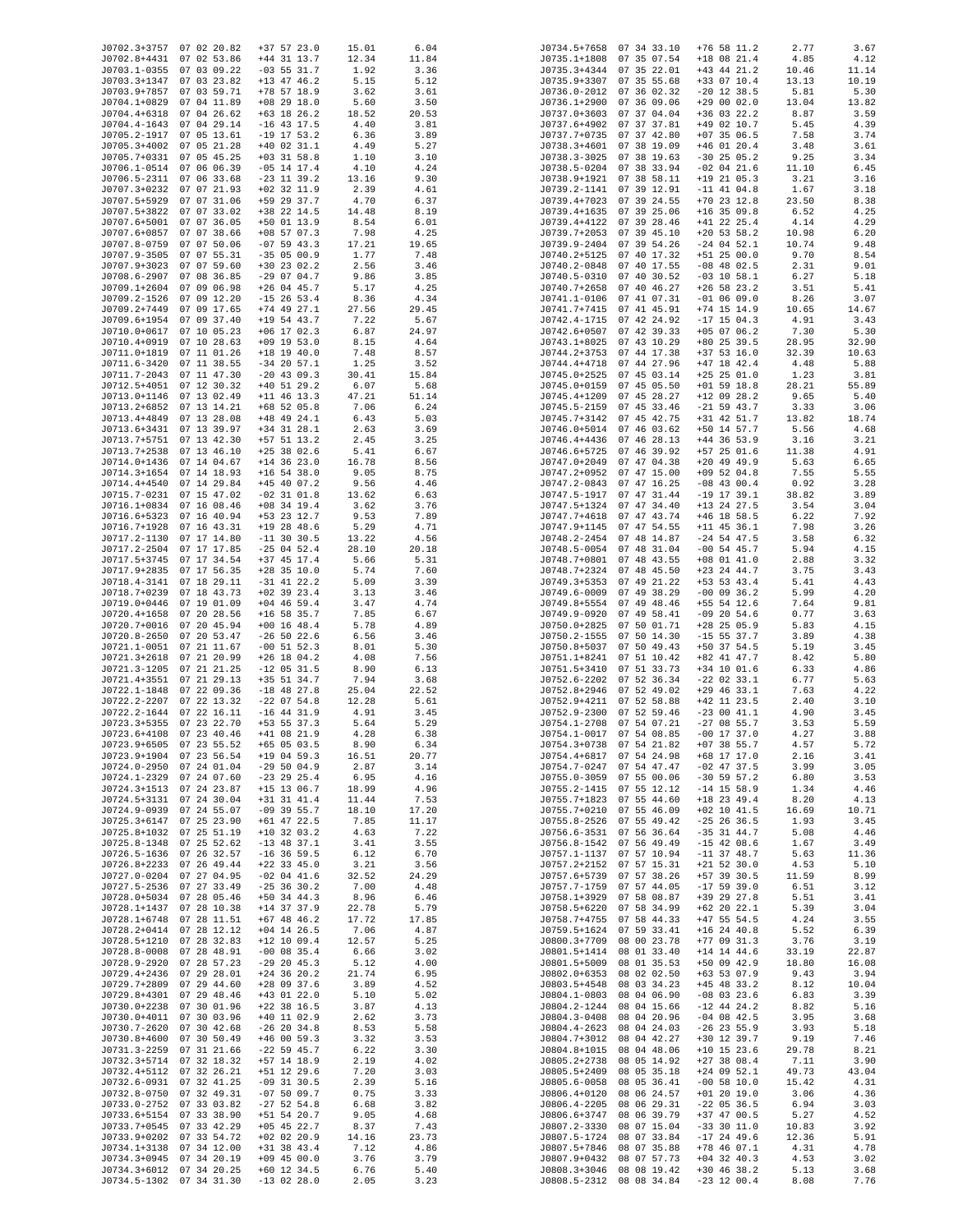| | | | | |
|---|---|---|---|---|
| J0702.3+3757 | 07 02 20.82 | +37 57 23.0 | 15.01 | 6.04 |
| J0702.8+4431 | 07 02 53.86 | +44 31 13.7 | 12.34 | 11.84 |
| J0703.1-0355 | 07 03 09.22 | -03 55 31.7 | 1.92 | 3.36 |
| J0703.3+1347 | 07 03 23.82 | +13 47 46.2 | 5.15 | 5.12 |
| J0703.9+7857 | 07 03 59.71 | +78 57 18.9 | 3.62 | 3.61 |
| J0704.1+0829 | 07 04 11.89 | +08 29 18.0 | 5.60 | 3.50 |
| J0704.4+6318 | 07 04 26.62 | +63 18 26.2 | 18.52 | 20.53 |
| J0704.4-1643 | 07 04 29.14 | -16 43 17.5 | 4.40 | 3.81 |
| J0705.2-1917 | 07 05 13.61 | -19 17 53.2 | 6.36 | 3.89 |
| J0705.3+4002 | 07 05 21.28 | +40 02 31.1 | 4.49 | 5.27 |
| J0705.7+0331 | 07 05 45.25 | +03 31 58.8 | 1.10 | 3.10 |
| J0706.1-0514 | 07 06 06.39 | -05 14 17.4 | 4.10 | 4.24 |
| J0706.5-2311 | 07 06 33.68 | -23 11 39.2 | 13.16 | 9.30 |
| J0707.3+0232 | 07 07 21.93 | +02 32 11.9 | 2.39 | 4.61 |
| J0707.5+5929 | 07 07 31.06 | +59 29 37.7 | 4.70 | 6.37 |
| J0707.5+3822 | 07 07 33.02 | +38 22 14.5 | 14.48 | 8.19 |
| J0707.6+5001 | 07 07 36.05 | +50 01 13.9 | 8.54 | 6.01 |
| J0707.6+0857 | 07 07 38.66 | +08 57 07.3 | 7.98 | 4.25 |
| J0707.8-0759 | 07 07 50.06 | -07 59 43.3 | 17.21 | 19.65 |
| J0707.9-3505 | 07 07 55.31 | -35 05 00.9 | 1.77 | 7.48 |
| J0707.9+3023 | 07 07 59.60 | +30 23 02.2 | 2.56 | 3.46 |
| J0708.6-2907 | 07 08 36.85 | -29 07 04.7 | 9.86 | 3.85 |
| J0709.1+2604 | 07 09 06.98 | +26 04 45.7 | 5.17 | 4.25 |
| J0709.2-1526 | 07 09 12.20 | -15 26 53.4 | 8.36 | 4.34 |
| J0709.2+7449 | 07 09 17.65 | +74 49 27.1 | 27.56 | 29.45 |
| J0709.6+1954 | 07 09 37.40 | +19 54 43.7 | 7.22 | 5.67 |
| J0710.0+0617 | 07 10 05.23 | +06 17 02.3 | 6.87 | 24.97 |
| J0710.4+0919 | 07 10 28.63 | +09 19 53.0 | 8.15 | 4.64 |
| J0711.0+1819 | 07 11 01.26 | +18 19 40.0 | 7.48 | 8.57 |
| J0711.6-3420 | 07 11 38.55 | -34 20 57.1 | 1.25 | 3.52 |
| J0711.7-2043 | 07 11 47.30 | -20 43 09.3 | 30.41 | 15.84 |
| J0712.5+4051 | 07 12 30.32 | +40 51 29.2 | 6.07 | 5.68 |
| J0713.0+1146 | 07 13 02.49 | +11 46 13.3 | 47.21 | 51.14 |
| J0713.2+6852 | 07 13 14.21 | +68 52 05.8 | 7.06 | 6.24 |
| J0713.4+4849 | 07 13 28.08 | +48 49 24.1 | 6.43 | 5.03 |
| J0713.6+3431 | 07 13 39.97 | +34 31 28.1 | 2.63 | 3.69 |
| J0713.7+5751 | 07 13 42.30 | +57 51 13.2 | 2.45 | 3.25 |
| J0713.7+2538 | 07 13 46.10 | +25 38 02.6 | 5.41 | 6.67 |
| J0714.0+1436 | 07 14 04.67 | +14 36 23.0 | 16.78 | 8.56 |
| J0714.3+1654 | 07 14 18.93 | +16 54 38.0 | 9.05 | 8.75 |
| J0714.4+4540 | 07 14 29.84 | +45 40 07.2 | 9.56 | 4.46 |
| J0715.7-0231 | 07 15 47.02 | -02 31 01.8 | 13.62 | 6.63 |
| J0716.1+0834 | 07 16 08.46 | +08 34 19.4 | 3.62 | 3.76 |
| J0716.6+5323 | 07 16 40.94 | +53 23 12.7 | 9.53 | 7.89 |
| J0716.7+1928 | 07 16 43.31 | +19 28 48.6 | 5.29 | 4.71 |
| J0717.2-1130 | 07 17 14.80 | -11 30 30.5 | 13.22 | 4.56 |
| J0717.2-2504 | 07 17 17.85 | -25 04 52.4 | 28.10 | 20.18 |
| J0717.5+3745 | 07 17 34.54 | +37 45 17.4 | 5.66 | 5.31 |
| J0717.9+2835 | 07 17 56.35 | +28 35 10.0 | 5.74 | 7.60 |
| J0718.4-3141 | 07 18 29.11 | -31 41 22.2 | 5.09 | 3.39 |
| J0718.7+0239 | 07 18 43.73 | +02 39 23.4 | 3.13 | 3.46 |
| J0719.0+0446 | 07 19 01.09 | +04 46 59.4 | 3.47 | 4.74 |
| J0720.4+1658 | 07 20 28.56 | +16 58 35.7 | 7.85 | 6.67 |
| J0720.7+0016 | 07 20 45.94 | +00 16 48.4 | 5.78 | 4.89 |
| J0720.8-2650 | 07 20 53.47 | -26 50 22.6 | 6.56 | 3.46 |
| J0721.1-0051 | 07 21 11.67 | -00 51 52.3 | 8.01 | 5.30 |
| J0721.3+2618 | 07 21 20.99 | +26 18 04.2 | 4.08 | 7.56 |
| J0721.3-1205 | 07 21 21.25 | -12 05 31.5 | 8.90 | 6.13 |
| J0721.4+3551 | 07 21 29.13 | +35 51 34.7 | 7.94 | 3.68 |
| J0722.1-1848 | 07 22 09.36 | -18 48 27.8 | 25.04 | 22.52 |
| J0722.2-2207 | 07 22 13.32 | -22 07 54.8 | 12.28 | 5.61 |
| J0722.2-1644 | 07 22 16.11 | -16 44 31.9 | 4.91 | 3.45 |
| J0723.3+5355 | 07 23 22.70 | +53 55 37.3 | 5.64 | 5.29 |
| J0723.6+4108 | 07 23 40.46 | +41 08 21.9 | 4.28 | 6.38 |
| J0723.9+6505 | 07 23 55.52 | +65 05 03.5 | 8.90 | 6.34 |
| J0723.9+1904 | 07 23 56.54 | +19 04 59.3 | 16.51 | 20.77 |
| J0724.0-2950 | 07 24 01.04 | -29 50 04.9 | 2.87 | 3.14 |
| J0724.1-2329 | 07 24 07.60 | -23 29 25.4 | 6.95 | 4.16 |
| J0724.3+1513 | 07 24 23.87 | +15 13 06.7 | 18.99 | 4.96 |
| J0724.5+3131 | 07 24 30.04 | +31 31 41.4 | 11.44 | 7.53 |
| J0724.9-0939 | 07 24 55.07 | -09 39 55.7 | 18.10 | 17.20 |
| J0725.3+6147 | 07 25 23.90 | +61 47 22.5 | 7.85 | 11.17 |
| J0725.8+1032 | 07 25 51.19 | +10 32 03.2 | 4.63 | 7.22 |
| J0725.8-1348 | 07 25 52.62 | -13 48 37.1 | 3.41 | 3.55 |
| J0726.5-1636 | 07 26 32.57 | -16 36 59.5 | 6.12 | 6.70 |
| J0726.8+2233 | 07 26 49.44 | +22 33 45.0 | 3.21 | 3.56 |
| J0727.0-0204 | 07 27 04.95 | -02 04 41.6 | 32.52 | 24.29 |
| J0727.5-2536 | 07 27 33.49 | -25 36 30.2 | 7.00 | 4.48 |
| J0728.0+5034 | 07 28 05.46 | +50 34 44.3 | 8.96 | 6.46 |
| J0728.1+1437 | 07 28 10.38 | +14 37 37.9 | 22.78 | 5.79 |
| J0728.1+6748 | 07 28 11.51 | +67 48 46.2 | 17.72 | 17.85 |
| J0728.2+0414 | 07 28 12.12 | +04 14 26.5 | 7.06 | 4.87 |
| J0728.5+1210 | 07 28 32.83 | +12 10 09.4 | 12.57 | 5.25 |
| J0728.8-0008 | 07 28 48.91 | -00 08 35.4 | 6.66 | 3.02 |
| J0728.9-2920 | 07 28 57.23 | -29 20 45.3 | 5.12 | 4.00 |
| J0729.4+2436 | 07 29 28.01 | +24 36 20.2 | 21.74 | 6.95 |
| J0729.7+2809 | 07 29 44.60 | +28 09 37.6 | 3.89 | 4.52 |
| J0729.8+4301 | 07 29 48.46 | +43 01 22.0 | 5.10 | 5.02 |
| J0730.0+2238 | 07 30 01.96 | +22 38 16.5 | 3.87 | 4.13 |
| J0730.0+4011 | 07 30 03.96 | +40 11 02.9 | 2.62 | 3.73 |
| J0730.7-2620 | 07 30 42.68 | -26 20 34.8 | 8.53 | 5.58 |
| J0730.8+4600 | 07 30 50.49 | +46 00 59.3 | 3.32 | 3.53 |
| J0731.3-2259 | 07 31 21.66 | -22 59 45.7 | 6.22 | 3.30 |
| J0732.3+5714 | 07 32 18.32 | +57 14 18.9 | 2.19 | 4.02 |
| J0732.4+5112 | 07 32 26.21 | +51 12 29.6 | 7.20 | 3.03 |
| J0732.6-0931 | 07 32 41.25 | -09 31 30.5 | 2.39 | 5.16 |
| J0732.8-0750 | 07 32 49.31 | -07 50 09.7 | 0.75 | 3.33 |
| J0733.0-2752 | 07 33 03.82 | -27 52 54.8 | 6.68 | 3.82 |
| J0733.6+5154 | 07 33 38.90 | +51 54 20.7 | 9.05 | 4.68 |
| J0733.7+0545 | 07 33 42.29 | +05 45 22.7 | 8.37 | 7.43 |
| J0733.9+0202 | 07 33 54.72 | +02 02 20.9 | 14.16 | 23.73 |
| J0734.1+3138 | 07 34 12.00 | +31 38 43.4 | 7.12 | 4.86 |
| J0734.3+0945 | 07 34 20.19 | +09 45 00.0 | 3.76 | 3.79 |
| J0734.3+6012 | 07 34 20.25 | +60 12 34.5 | 6.76 | 5.40 |
| J0734.5-1302 | 07 34 31.30 | -13 02 28.0 | 2.05 | 3.23 |
| J0734.5+7658 | 07 34 33.10 | +76 58 11.2 | 2.77 | 3.67 |
| J0735.1+1808 | 07 35 07.54 | +18 08 21.4 | 4.85 | 4.12 |
| J0735.3+4344 | 07 35 22.01 | +43 44 21.2 | 10.46 | 11.14 |
| J0735.9+3307 | 07 35 55.68 | +33 07 10.4 | 13.13 | 10.19 |
| J0736.0-2012 | 07 36 02.32 | -20 12 38.5 | 5.81 | 5.30 |
| J0736.1+2900 | 07 36 09.06 | +29 00 02.0 | 13.04 | 13.82 |
| J0737.0+3603 | 07 37 04.04 | +36 03 22.2 | 8.87 | 3.59 |
| J0737.6+4902 | 07 37 37.81 | +49 02 10.7 | 5.45 | 4.39 |
| J0737.7+0735 | 07 37 42.80 | +07 35 06.5 | 7.58 | 3.74 |
| J0738.3+4601 | 07 38 19.09 | +46 01 20.4 | 3.48 | 3.61 |
| J0738.3-3025 | 07 38 19.63 | -30 25 05.2 | 9.25 | 3.34 |
| J0738.5-0204 | 07 38 33.94 | -02 04 21.6 | 11.10 | 6.45 |
| J0738.9+1921 | 07 38 58.11 | +19 21 05.3 | 3.21 | 3.16 |
| J0739.2-1141 | 07 39 12.91 | -11 41 04.8 | 1.67 | 3.18 |
| J0739.4+7023 | 07 39 24.55 | +70 23 12.8 | 23.50 | 8.38 |
| J0739.4+1635 | 07 39 25.06 | +16 35 09.8 | 6.52 | 4.25 |
| J0739.4+4122 | 07 39 28.46 | +41 22 25.4 | 4.14 | 4.29 |
| J0739.7+2053 | 07 39 45.10 | +20 53 58.2 | 10.98 | 6.20 |
| J0739.9-2404 | 07 39 54.26 | -24 04 52.1 | 10.74 | 9.48 |
| J0740.2+5125 | 07 40 17.32 | +51 25 00.0 | 9.70 | 8.54 |
| J0740.2-0848 | 07 40 17.55 | -08 48 02.5 | 2.31 | 9.01 |
| J0740.5-0310 | 07 40 30.52 | -03 10 58.1 | 6.27 | 5.18 |
| J0740.7+2658 | 07 40 46.27 | +26 58 23.2 | 3.51 | 5.41 |
| J0741.1-0106 | 07 41 07.31 | -01 06 09.0 | 8.26 | 3.07 |
| J0741.7+7415 | 07 41 45.91 | +74 15 14.9 | 10.65 | 14.67 |
| J0742.4-1715 | 07 42 24.92 | -17 15 04.3 | 4.91 | 3.43 |
| J0742.6+0507 | 07 42 39.33 | +05 07 06.2 | 7.30 | 5.30 |
| J0743.1+8025 | 07 43 10.29 | +80 25 39.5 | 28.95 | 32.90 |
| J0744.2+3753 | 07 44 17.38 | +37 53 16.0 | 32.39 | 10.63 |
| J0744.4+4718 | 07 44 27.96 | +47 18 42.4 | 4.48 | 5.88 |
| J0745.0+2525 | 07 45 03.14 | +25 25 01.0 | 1.23 | 3.81 |
| J0745.0+0159 | 07 45 05.50 | +01 59 18.8 | 28.21 | 55.89 |
| J0745.4+1209 | 07 45 28.27 | +12 09 28.2 | 9.65 | 5.40 |
| J0745.5-2159 | 07 45 33.46 | -21 59 43.7 | 3.33 | 3.06 |
| J0745.7+3142 | 07 45 42.75 | +31 42 51.7 | 13.82 | 18.74 |
| J0746.0+5014 | 07 46 03.62 | +50 14 57.7 | 5.56 | 4.68 |
| J0746.4+4436 | 07 46 28.13 | +44 36 53.9 | 3.16 | 3.21 |
| J0746.6+5725 | 07 46 39.92 | +57 25 01.6 | 11.38 | 4.91 |
| J0747.0+2049 | 07 47 04.38 | +20 49 49.9 | 5.63 | 6.65 |
| J0747.2+0952 | 07 47 15.00 | +09 52 04.8 | 7.55 | 5.55 |
| J0747.2-0843 | 07 47 16.25 | -08 43 00.4 | 0.92 | 3.28 |
| J0747.5-1917 | 07 47 31.44 | -19 17 39.1 | 38.82 | 3.89 |
| J0747.5+1324 | 07 47 34.40 | +13 24 27.5 | 3.54 | 3.04 |
| J0747.7+4618 | 07 47 43.74 | +46 18 58.5 | 6.22 | 7.92 |
| J0747.9+1145 | 07 47 54.55 | +11 45 36.1 | 7.98 | 3.26 |
| J0748.2-2454 | 07 48 14.87 | -24 54 47.5 | 3.58 | 6.32 |
| J0748.5-0054 | 07 48 31.04 | -00 54 45.7 | 5.94 | 4.15 |
| J0748.7+0801 | 07 48 43.55 | +08 01 41.0 | 2.88 | 3.32 |
| J0748.7+2324 | 07 48 45.50 | +23 24 44.7 | 3.75 | 3.43 |
| J0749.3+5353 | 07 49 21.22 | +53 53 43.4 | 5.41 | 4.43 |
| J0749.6-0009 | 07 49 38.29 | -00 09 36.2 | 5.99 | 4.20 |
| J0749.8+5554 | 07 49 48.46 | +55 54 12.6 | 7.64 | 9.81 |
| J0749.9-0920 | 07 49 58.41 | -09 20 54.6 | 0.77 | 3.63 |
| J0750.0+2825 | 07 50 01.71 | +28 25 05.9 | 5.83 | 4.15 |
| J0750.2-1555 | 07 50 14.30 | -15 55 37.7 | 3.89 | 4.38 |
| J0750.8+5037 | 07 50 49.43 | +50 37 54.5 | 5.19 | 3.45 |
| J0751.1+8241 | 07 51 10.42 | +82 41 47.7 | 8.42 | 5.80 |
| J0751.5+3410 | 07 51 33.73 | +34 10 01.6 | 6.33 | 4.86 |
| J0752.6-2202 | 07 52 36.34 | -22 02 33.1 | 6.77 | 5.63 |
| J0752.8+2946 | 07 52 49.02 | +29 46 33.1 | 7.63 | 4.22 |
| J0752.9+4211 | 07 52 58.88 | +42 11 23.5 | 2.40 | 3.10 |
| J0752.9-2300 | 07 52 59.46 | -23 00 41.1 | 4.90 | 3.45 |
| J0754.1-2708 | 07 54 07.21 | -27 08 55.7 | 3.53 | 5.59 |
| J0754.1-0017 | 07 54 08.85 | -00 17 37.0 | 4.27 | 3.88 |
| J0754.3+0738 | 07 54 21.82 | +07 38 55.7 | 4.57 | 5.72 |
| J0754.4+6817 | 07 54 24.98 | +68 17 17.0 | 2.16 | 3.41 |
| J0754.7-0247 | 07 54 47.47 | -02 47 37.5 | 3.99 | 3.05 |
| J0755.0-3059 | 07 55 00.06 | -30 59 57.2 | 6.80 | 3.53 |
| J0755.2-1415 | 07 55 12.12 | -14 15 58.9 | 1.34 | 4.46 |
| J0755.7+1823 | 07 55 44.60 | +18 23 49.4 | 8.20 | 4.13 |
| J0755.7+0210 | 07 55 46.09 | +02 10 41.5 | 16.69 | 10.71 |
| J0755.8-2526 | 07 55 49.42 | -25 26 36.5 | 1.93 | 3.45 |
| J0756.6-3531 | 07 56 36.64 | -35 31 44.7 | 5.08 | 4.46 |
| J0756.8-1542 | 07 56 49.49 | -15 42 08.6 | 1.67 | 3.49 |
| J0757.1-1137 | 07 57 10.94 | -11 37 48.7 | 5.63 | 11.36 |
| J0757.2+2152 | 07 57 15.31 | +21 52 30.0 | 4.53 | 5.10 |
| J0757.6+5739 | 07 57 38.26 | +57 39 30.5 | 11.59 | 8.99 |
| J0757.7-1759 | 07 57 44.05 | -17 59 39.0 | 6.51 | 3.12 |
| J0758.1+3929 | 07 58 08.87 | +39 29 27.8 | 5.51 | 3.41 |
| J0758.5+6220 | 07 58 34.99 | +62 20 22.1 | 5.39 | 3.04 |
| J0758.7+4755 | 07 58 44.33 | +47 55 54.5 | 4.24 | 3.55 |
| J0759.5+1624 | 07 59 33.41 | +16 24 40.8 | 5.52 | 6.39 |
| J0800.3+7709 | 08 00 23.78 | +77 09 31.3 | 3.76 | 3.19 |
| J0801.5+1414 | 08 01 33.40 | +14 14 44.6 | 33.19 | 22.87 |
| J0801.5+5009 | 08 01 35.53 | +50 09 42.9 | 18.80 | 16.08 |
| J0802.0+6353 | 08 02 02.50 | +63 53 07.9 | 9.43 | 3.94 |
| J0803.5+4548 | 08 03 34.23 | +45 48 33.2 | 8.12 | 10.04 |
| J0804.1-0803 | 08 04 06.90 | -08 03 23.6 | 6.83 | 3.39 |
| J0804.2-1244 | 08 04 15.66 | -12 44 24.2 | 8.82 | 5.16 |
| J0804.3-0408 | 08 04 20.96 | -04 08 42.5 | 3.95 | 3.68 |
| J0804.4-2623 | 08 04 24.03 | -26 23 55.9 | 3.93 | 5.18 |
| J0804.7+3012 | 08 04 42.27 | +30 12 39.7 | 9.19 | 7.46 |
| J0804.8+1015 | 08 04 48.06 | +10 15 23.6 | 29.78 | 8.21 |
| J0805.2+2738 | 08 05 14.92 | +27 38 08.4 | 7.11 | 3.90 |
| J0805.5+2409 | 08 05 35.18 | +24 09 52.1 | 49.73 | 43.04 |
| J0805.6-0058 | 08 05 36.41 | -00 58 10.0 | 15.42 | 4.31 |
| J0806.4+0120 | 08 06 24.57 | +01 20 19.0 | 3.06 | 4.36 |
| J0806.4-2205 | 08 06 29.31 | -22 05 36.5 | 6.94 | 3.03 |
| J0806.6+3747 | 08 06 39.79 | +37 47 00.5 | 5.27 | 4.52 |
| J0807.2-3330 | 08 07 15.04 | -33 30 11.0 | 10.83 | 3.92 |
| J0807.5-1724 | 08 07 33.84 | -17 24 49.6 | 12.36 | 5.91 |
| J0807.5+7846 | 08 07 35.88 | +78 46 07.1 | 4.31 | 4.78 |
| J0807.9+0432 | 08 07 57.73 | +04 32 40.3 | 4.53 | 3.02 |
| J0808.3+3046 | 08 08 19.42 | +30 46 38.2 | 5.13 | 3.68 |
| J0808.5-2312 | 08 08 34.84 | -23 12 00.4 | 8.08 | 7.76 |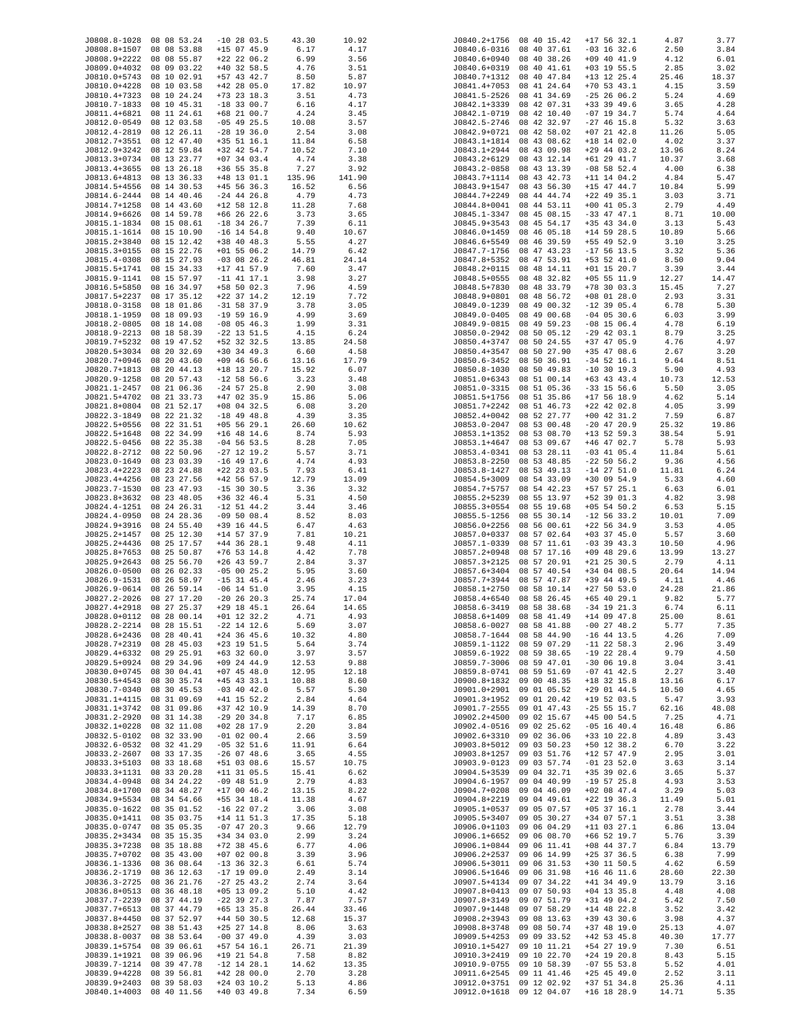| | | | | |
|---|---|---|---|---|
| J0808.8-1028 | 08 08 53.24 | -10 28 03.5 | 43.30 | 10.92 |
| J0808.8+1507 | 08 08 53.88 | +15 07 45.9 | 6.17 | 4.17 |
| J0808.9+2222 | 08 08 55.87 | +22 22 06.2 | 6.99 | 3.56 |
| J0809.0+4032 | 08 09 03.22 | +40 32 58.5 | 4.76 | 3.51 |
| J0810.0+5743 | 08 10 02.91 | +57 43 42.7 | 8.50 | 5.87 |
| J0810.0+4228 | 08 10 03.58 | +42 28 05.0 | 17.82 | 10.97 |
| J0810.4+7323 | 08 10 24.24 | +73 23 18.3 | 3.51 | 4.73 |
| J0810.7-1833 | 08 10 45.31 | -18 33 00.7 | 6.16 | 4.17 |
| J0811.4+6821 | 08 11 24.61 | +68 21 00.7 | 4.24 | 3.45 |
| J0812.0-0549 | 08 12 03.58 | -05 49 25.5 | 10.08 | 3.57 |
| J0812.4-2819 | 08 12 26.11 | -28 19 36.0 | 2.54 | 3.08 |
| J0812.7+3551 | 08 12 47.40 | +35 51 16.1 | 11.84 | 6.58 |
| J0812.9+3242 | 08 12 59.84 | +32 42 54.7 | 10.52 | 7.10 |
| J0813.3+0734 | 08 13 23.77 | +07 34 03.4 | 4.74 | 3.38 |
| J0813.4+3655 | 08 13 26.18 | +36 55 35.8 | 7.27 | 3.92 |
| J0813.6+4813 | 08 13 36.33 | +48 13 01.1 | 135.96 | 141.90 |
| J0814.5+4556 | 08 14 30.53 | +45 56 36.3 | 16.52 | 6.56 |
| J0814.6-2444 | 08 14 40.46 | -24 44 26.8 | 4.79 | 4.73 |
| J0814.7+1258 | 08 14 43.60 | +12 58 12.8 | 11.28 | 7.68 |
| J0814.9+6626 | 08 14 59.78 | +66 26 22.6 | 3.73 | 3.65 |
| J0815.1-1834 | 08 15 08.61 | -18 34 26.7 | 7.39 | 6.11 |
| J0815.1-1614 | 08 15 10.90 | -16 14 54.8 | 9.40 | 10.67 |
| J0815.2+3840 | 08 15 12.42 | +38 40 48.3 | 5.55 | 4.27 |
| J0815.3+0155 | 08 15 22.76 | +01 55 06.2 | 14.79 | 6.42 |
| J0815.4-0308 | 08 15 27.93 | -03 08 26.2 | 46.81 | 24.14 |
| J0815.5+1741 | 08 15 34.33 | +17 41 57.9 | 7.60 | 3.47 |
| J0815.9-1141 | 08 15 57.97 | -11 41 17.1 | 3.98 | 3.27 |
| J0816.5+5850 | 08 16 34.97 | +58 50 02.3 | 7.96 | 4.59 |
| J0817.5+2237 | 08 17 35.12 | +22 37 14.2 | 12.19 | 7.72 |
| J0818.0-3158 | 08 18 01.86 | -31 58 37.9 | 3.78 | 3.05 |
| J0818.1-1959 | 08 18 09.93 | -19 59 16.9 | 4.99 | 3.69 |
| J0818.2-0805 | 08 18 14.08 | -08 05 46.3 | 1.99 | 3.31 |
| J0818.9-2213 | 08 18 58.39 | -22 13 51.5 | 4.15 | 6.24 |
| J0819.7+5232 | 08 19 47.52 | +52 32 32.5 | 13.85 | 24.58 |
| J0820.5+3034 | 08 20 32.69 | +30 34 49.3 | 6.60 | 4.58 |
| J0820.7+0946 | 08 20 43.60 | +09 46 56.6 | 13.16 | 17.79 |
| J0820.7+1813 | 08 20 44.13 | +18 13 20.7 | 15.92 | 6.07 |
| J0820.9-1258 | 08 20 57.43 | -12 58 56.6 | 3.23 | 3.48 |
| J0821.1-2457 | 08 21 06.36 | -24 57 25.8 | 2.90 | 3.08 |
| J0821.5+4702 | 08 21 33.73 | +47 02 35.9 | 15.86 | 5.06 |
| J0821.8+0804 | 08 21 52.17 | +08 04 32.5 | 6.08 | 3.20 |
| J0822.3-1849 | 08 22 21.32 | -18 49 48.8 | 4.39 | 3.35 |
| J0822.5+0556 | 08 22 31.51 | +05 56 29.1 | 26.60 | 10.62 |
| J0822.5+1648 | 08 22 34.99 | +16 48 14.6 | 8.74 | 5.93 |
| J0822.5-0456 | 08 22 35.38 | -04 56 53.5 | 8.28 | 7.05 |
| J0822.8-2712 | 08 22 50.96 | -27 12 19.2 | 5.57 | 3.71 |
| J0823.0-1649 | 08 23 03.39 | -16 49 17.6 | 4.74 | 4.93 |
| J0823.4+2223 | 08 23 24.88 | +22 23 03.5 | 7.93 | 6.41 |
| J0823.4+4256 | 08 23 27.56 | +42 56 57.9 | 12.79 | 13.09 |
| J0823.7-1530 | 08 23 47.93 | -15 30 30.5 | 3.36 | 3.32 |
| J0823.8+3632 | 08 23 48.05 | +36 32 46.4 | 5.31 | 4.50 |
| J0824.4-1251 | 08 24 26.31 | -12 51 44.2 | 3.44 | 3.46 |
| J0824.4-0950 | 08 24 28.36 | -09 50 08.4 | 8.52 | 8.03 |
| J0824.9+3916 | 08 24 55.40 | +39 16 44.5 | 6.47 | 4.63 |
| J0825.2+1457 | 08 25 12.30 | +14 57 37.9 | 7.81 | 10.21 |
| J0825.2+4436 | 08 25 17.57 | +44 36 28.1 | 9.48 | 4.11 |
| J0825.8+7653 | 08 25 50.87 | +76 53 14.8 | 4.42 | 7.78 |
| J0825.9+2643 | 08 25 56.70 | +26 43 59.7 | 2.84 | 3.37 |
| J0826.0-0500 | 08 26 02.33 | -05 00 25.2 | 5.95 | 3.60 |
| J0826.9-1531 | 08 26 58.97 | -15 31 45.4 | 2.46 | 3.23 |
| J0826.9-0614 | 08 26 59.14 | -06 14 51.0 | 3.95 | 4.15 |
| J0827.2-2026 | 08 27 17.20 | -20 26 20.3 | 25.74 | 17.04 |
| J0827.4+2918 | 08 27 25.37 | +29 18 45.1 | 26.64 | 14.65 |
| J0828.0+0112 | 08 28 00.14 | +01 12 32.2 | 4.71 | 4.93 |
| J0828.2-2214 | 08 28 15.51 | -22 14 12.6 | 5.69 | 3.07 |
| J0828.6+2436 | 08 28 40.41 | +24 36 45.6 | 10.32 | 4.80 |
| J0828.7+2319 | 08 28 45.03 | +23 19 51.5 | 5.64 | 3.74 |
| J0829.4+6332 | 08 29 25.91 | +63 32 60.0 | 3.97 | 3.57 |
| J0829.5+0924 | 08 29 34.96 | +09 24 44.9 | 12.53 | 9.88 |
| J0830.0+0745 | 08 30 04.41 | +07 45 48.0 | 12.95 | 12.18 |
| J0830.5+4543 | 08 30 35.74 | +45 43 33.1 | 10.88 | 8.60 |
| J0830.7-0340 | 08 30 45.53 | -03 40 42.0 | 5.57 | 5.30 |
| J0831.1+4115 | 08 31 09.69 | +41 15 52.2 | 2.84 | 4.64 |
| J0831.1+3742 | 08 31 09.86 | +37 42 10.9 | 14.39 | 8.70 |
| J0831.2-2920 | 08 31 14.38 | -29 20 34.8 | 7.17 | 6.85 |
| J0832.1+0228 | 08 32 11.08 | +02 28 17.9 | 2.20 | 3.84 |
| J0832.5-0102 | 08 32 33.90 | -01 02 00.4 | 2.66 | 3.59 |
| J0832.6-0532 | 08 32 41.29 | -05 32 51.6 | 11.91 | 6.64 |
| J0833.2-2607 | 08 33 17.35 | -26 07 48.6 | 3.65 | 4.55 |
| J0833.3+5103 | 08 33 18.68 | +51 03 08.6 | 15.57 | 10.75 |
| J0833.3+1131 | 08 33 20.28 | +11 31 05.5 | 15.41 | 6.62 |
| J0834.4-0948 | 08 34 24.22 | -09 48 51.9 | 2.79 | 4.83 |
| J0834.8+1700 | 08 34 48.27 | +17 00 46.2 | 13.15 | 8.22 |
| J0834.9+5534 | 08 34 54.66 | +55 34 18.4 | 11.38 | 4.67 |
| J0835.0-1622 | 08 35 01.52 | -16 22 07.2 | 3.06 | 3.08 |
| J0835.0+1411 | 08 35 03.75 | +14 11 51.3 | 17.35 | 5.18 |
| J0835.0-0747 | 08 35 05.35 | -07 47 20.3 | 9.66 | 12.79 |
| J0835.2+3434 | 08 35 15.35 | +34 34 03.0 | 2.99 | 3.24 |
| J0835.3+7238 | 08 35 18.88 | +72 38 45.6 | 6.77 | 4.06 |
| J0835.7+0702 | 08 35 43.00 | +07 02 00.8 | 3.39 | 3.96 |
| J0836.1-1336 | 08 36 08.64 | -13 36 32.3 | 6.61 | 5.74 |
| J0836.2-1719 | 08 36 12.63 | -17 19 09.0 | 2.49 | 3.14 |
| J0836.3-2725 | 08 36 21.76 | -27 25 43.2 | 2.74 | 3.64 |
| J0836.8+0513 | 08 36 48.18 | +05 13 09.2 | 5.10 | 4.42 |
| J0837.7-2239 | 08 37 44.19 | -22 39 27.3 | 7.87 | 7.57 |
| J0837.7+6513 | 08 37 44.79 | +65 13 35.8 | 26.44 | 33.46 |
| J0837.8+4450 | 08 37 52.97 | +44 50 30.5 | 12.68 | 15.37 |
| J0838.8+2527 | 08 38 51.43 | +25 27 14.8 | 8.06 | 3.63 |
| J0838.8-0037 | 08 38 53.64 | -00 37 49.0 | 4.39 | 3.03 |
| J0839.1+5754 | 08 39 06.61 | +57 54 16.1 | 26.71 | 21.39 |
| J0839.1+1921 | 08 39 06.96 | +19 21 54.8 | 7.58 | 8.82 |
| J0839.7-1214 | 08 39 47.78 | -12 14 28.1 | 14.62 | 13.35 |
| J0839.9+4228 | 08 39 56.81 | +42 28 00.0 | 2.70 | 3.28 |
| J0839.9+2403 | 08 39 58.03 | +24 03 10.2 | 5.13 | 4.86 |
| J0840.1+4003 | 08 40 11.56 | +40 03 49.8 | 7.34 | 6.59 |
| J0840.2+1756 | 08 40 15.42 | +17 56 32.1 | 4.87 | 3.77 |
| J0840.6-0316 | 08 40 37.61 | -03 16 32.6 | 2.50 | 3.84 |
| J0840.6+0940 | 08 40 38.26 | +09 40 41.9 | 4.12 | 6.01 |
| J0840.6+0319 | 08 40 41.61 | +03 19 55.5 | 2.85 | 3.02 |
| J0840.7+1312 | 08 40 47.84 | +13 12 25.4 | 25.46 | 18.37 |
| J0841.4+7053 | 08 41 24.64 | +70 53 43.1 | 4.15 | 3.59 |
| J0841.5-2526 | 08 41 34.69 | -25 26 06.2 | 5.24 | 4.69 |
| J0842.1+3339 | 08 42 07.31 | +33 39 49.6 | 3.65 | 4.28 |
| J0842.1-0719 | 08 42 10.40 | -07 19 34.7 | 5.74 | 4.64 |
| J0842.5-2746 | 08 42 32.97 | -27 46 15.8 | 5.32 | 3.63 |
| J0842.9+0721 | 08 42 58.02 | +07 21 42.8 | 11.26 | 5.05 |
| J0843.1+1814 | 08 43 08.62 | +18 14 02.0 | 4.02 | 3.37 |
| J0843.1+2944 | 08 43 09.98 | +29 44 03.2 | 13.96 | 8.24 |
| J0843.2+6129 | 08 43 12.14 | +61 29 41.7 | 10.37 | 3.68 |
| J0843.2-0858 | 08 43 13.39 | -08 58 52.4 | 4.00 | 6.38 |
| J0843.7+1114 | 08 43 42.73 | +11 14 04.2 | 4.84 | 5.47 |
| J0843.9+1547 | 08 43 56.30 | +15 47 44.7 | 10.84 | 5.99 |
| J0844.7+2249 | 08 44 44.74 | +22 49 35.1 | 3.03 | 3.71 |
| J0844.8+0041 | 08 44 53.11 | +00 41 05.3 | 2.79 | 4.49 |
| J0845.1-3347 | 08 45 08.15 | -33 47 47.1 | 8.71 | 10.00 |
| J0845.9+3543 | 08 45 54.17 | +35 43 34.0 | 3.13 | 5.43 |
| J0846.0+1459 | 08 46 05.18 | +14 59 28.5 | 10.89 | 5.66 |
| J0846.6+5549 | 08 46 39.59 | +55 49 52.9 | 3.10 | 3.25 |
| J0847.7-1756 | 08 47 43.23 | -17 56 13.5 | 3.32 | 5.36 |
| J0847.8+5352 | 08 47 53.91 | +53 52 41.0 | 8.50 | 9.04 |
| J0848.2+0115 | 08 48 14.11 | +01 15 20.7 | 3.39 | 3.44 |
| J0848.5+0555 | 08 48 32.82 | +05 55 11.9 | 12.27 | 14.47 |
| J0848.5+7830 | 08 48 33.79 | +78 30 03.3 | 15.45 | 7.27 |
| J0848.9+0801 | 08 48 56.72 | +08 01 28.0 | 2.93 | 3.31 |
| J0849.0-1239 | 08 49 00.32 | -12 39 05.4 | 6.78 | 5.30 |
| J0849.0-0405 | 08 49 00.68 | -04 05 30.6 | 6.03 | 3.99 |
| J0849.9-0815 | 08 49 59.23 | -08 15 06.4 | 4.78 | 6.19 |
| J0850.2-2942 | 08 50 05.12 | -29 42 03.1 | 8.79 | 3.25 |
| J0850.4+3747 | 08 50 24.55 | +37 47 05.9 | 4.76 | 4.97 |
| J0850.4+3547 | 08 50 27.90 | +35 47 08.6 | 2.67 | 3.20 |
| J0850.6-3452 | 08 50 36.91 | -34 52 16.1 | 9.64 | 8.51 |
| J0850.8-1030 | 08 50 49.83 | -10 30 19.3 | 5.90 | 4.93 |
| J0851.0+6343 | 08 51 00.14 | +63 43 43.4 | 10.73 | 12.53 |
| J0851.0-3315 | 08 51 05.36 | -33 15 56.6 | 5.50 | 3.05 |
| J0851.5+1756 | 08 51 35.86 | +17 56 18.9 | 4.62 | 5.14 |
| J0851.7+2242 | 08 51 46.73 | +22 42 02.8 | 4.05 | 3.99 |
| J0852.4+0042 | 08 52 27.77 | +00 42 31.2 | 7.59 | 6.87 |
| J0853.0-2047 | 08 53 00.48 | -20 47 20.9 | 25.32 | 19.86 |
| J0853.1+1352 | 08 53 08.70 | +13 52 59.3 | 38.54 | 5.91 |
| J0853.1+4647 | 08 53 09.67 | +46 47 02.7 | 5.78 | 5.93 |
| J0853.4-0341 | 08 53 28.11 | -03 41 05.4 | 11.84 | 5.61 |
| J0853.8-2250 | 08 53 48.85 | -22 50 56.2 | 9.36 | 4.56 |
| J0853.8-1427 | 08 53 49.13 | -14 27 51.0 | 11.81 | 6.24 |
| J0854.5+3009 | 08 54 33.09 | +30 09 54.9 | 5.33 | 4.60 |
| J0854.7+5757 | 08 54 42.23 | +57 57 25.1 | 6.63 | 6.01 |
| J0855.2+5239 | 08 55 13.97 | +52 39 01.3 | 4.82 | 3.98 |
| J0855.3+0554 | 08 55 19.68 | +05 54 50.2 | 6.53 | 5.15 |
| J0855.5-1256 | 08 55 30.14 | -12 56 33.2 | 10.01 | 7.09 |
| J0856.0+2256 | 08 56 00.61 | +22 56 34.9 | 3.53 | 4.05 |
| J0857.0+0337 | 08 57 02.64 | +03 37 45.0 | 5.57 | 3.60 |
| J0857.1-0339 | 08 57 11.61 | -03 39 43.3 | 10.50 | 4.96 |
| J0857.2+0948 | 08 57 17.16 | +09 48 29.6 | 13.99 | 13.27 |
| J0857.3+2125 | 08 57 20.91 | +21 25 30.5 | 2.79 | 4.11 |
| J0857.6+3404 | 08 57 40.54 | +34 04 08.5 | 20.64 | 14.94 |
| J0857.7+3944 | 08 57 47.87 | +39 44 49.5 | 4.11 | 4.46 |
| J0858.1+2750 | 08 58 10.14 | +27 50 53.0 | 24.28 | 21.86 |
| J0858.4+6540 | 08 58 26.45 | +65 40 29.1 | 9.82 | 5.77 |
| J0858.6-3419 | 08 58 38.68 | -34 19 21.3 | 6.74 | 6.11 |
| J0858.6+1409 | 08 58 41.49 | +14 09 47.8 | 25.00 | 8.61 |
| J0858.6-0027 | 08 58 41.88 | -00 27 48.2 | 5.77 | 7.35 |
| J0858.7-1644 | 08 58 44.90 | -16 44 13.5 | 4.26 | 7.09 |
| J0859.1-1122 | 08 59 07.29 | -11 22 58.3 | 2.96 | 3.49 |
| J0859.6-1922 | 08 59 38.65 | -19 22 28.4 | 9.79 | 4.50 |
| J0859.7-3006 | 08 59 47.01 | -30 06 19.8 | 3.04 | 3.41 |
| J0859.8-0741 | 08 59 51.69 | -07 41 42.5 | 2.27 | 3.40 |
| J0900.8+1832 | 09 00 48.35 | +18 32 15.8 | 13.16 | 6.17 |
| J0901.0+2901 | 09 01 05.52 | +29 01 44.5 | 10.50 | 4.65 |
| J0901.3+1952 | 09 01 20.42 | +19 52 03.5 | 5.47 | 3.93 |
| J0901.7-2555 | 09 01 47.43 | -25 55 15.7 | 62.16 | 48.08 |
| J0902.2+4500 | 09 02 15.67 | +45 00 54.5 | 7.25 | 4.71 |
| J0902.4-0516 | 09 02 25.62 | -05 16 40.4 | 16.48 | 6.86 |
| J0902.6+3310 | 09 02 36.06 | +33 10 22.8 | 4.89 | 3.43 |
| J0903.8+5012 | 09 03 50.23 | +50 12 38.2 | 6.70 | 3.22 |
| J0903.8+1257 | 09 03 51.76 | +12 57 47.9 | 2.95 | 3.01 |
| J0903.9-0123 | 09 03 57.74 | -01 23 52.0 | 3.63 | 3.14 |
| J0904.5+3539 | 09 04 32.71 | +35 39 02.6 | 3.65 | 5.37 |
| J0904.6-1957 | 09 04 40.99 | -19 57 25.8 | 4.93 | 3.53 |
| J0904.7+0208 | 09 04 46.09 | +02 08 47.4 | 3.29 | 5.03 |
| J0904.8+2219 | 09 04 49.61 | +22 19 36.3 | 11.49 | 5.01 |
| J0905.1+0537 | 09 05 07.57 | +05 37 16.1 | 2.78 | 3.44 |
| J0905.5+3407 | 09 05 30.27 | +34 07 57.1 | 3.51 | 3.38 |
| J0906.0+1103 | 09 06 04.29 | +11 03 27.1 | 6.86 | 13.04 |
| J0906.1+6652 | 09 06 08.70 | +66 52 19.7 | 5.76 | 3.39 |
| J0906.1+0844 | 09 06 11.41 | +08 44 37.7 | 6.84 | 13.79 |
| J0906.2+2537 | 09 06 14.99 | +25 37 36.5 | 6.38 | 7.99 |
| J0906.5+3011 | 09 06 31.53 | +30 11 50.5 | 4.62 | 6.59 |
| J0906.5+1646 | 09 06 31.98 | +16 46 11.6 | 28.60 | 22.30 |
| J0907.5+4134 | 09 07 34.22 | +41 34 49.9 | 13.79 | 3.16 |
| J0907.8+0413 | 09 07 50.93 | +04 13 35.8 | 4.48 | 4.08 |
| J0907.8+3149 | 09 07 51.79 | +31 49 04.2 | 5.42 | 7.50 |
| J0907.9+1448 | 09 07 58.29 | +14 48 22.8 | 3.52 | 3.42 |
| J0908.2+3943 | 09 08 13.63 | +39 43 30.6 | 3.98 | 4.37 |
| J0908.8+3748 | 09 08 50.74 | +37 48 19.0 | 25.13 | 4.07 |
| J0909.5+4253 | 09 09 33.52 | +42 53 45.8 | 40.30 | 17.77 |
| J0910.1+5427 | 09 10 11.21 | +54 27 19.9 | 7.30 | 6.51 |
| J0910.3+2419 | 09 10 22.70 | +24 19 20.8 | 8.43 | 5.15 |
| J0910.9-0755 | 09 10 58.39 | -07 55 53.8 | 5.52 | 4.01 |
| J0911.6+2545 | 09 11 41.46 | +25 45 49.0 | 2.52 | 3.11 |
| J0912.0+3751 | 09 12 02.92 | +37 51 34.8 | 25.36 | 4.11 |
| J0912.0+1618 | 09 12 04.07 | +16 18 28.9 | 14.71 | 5.35 |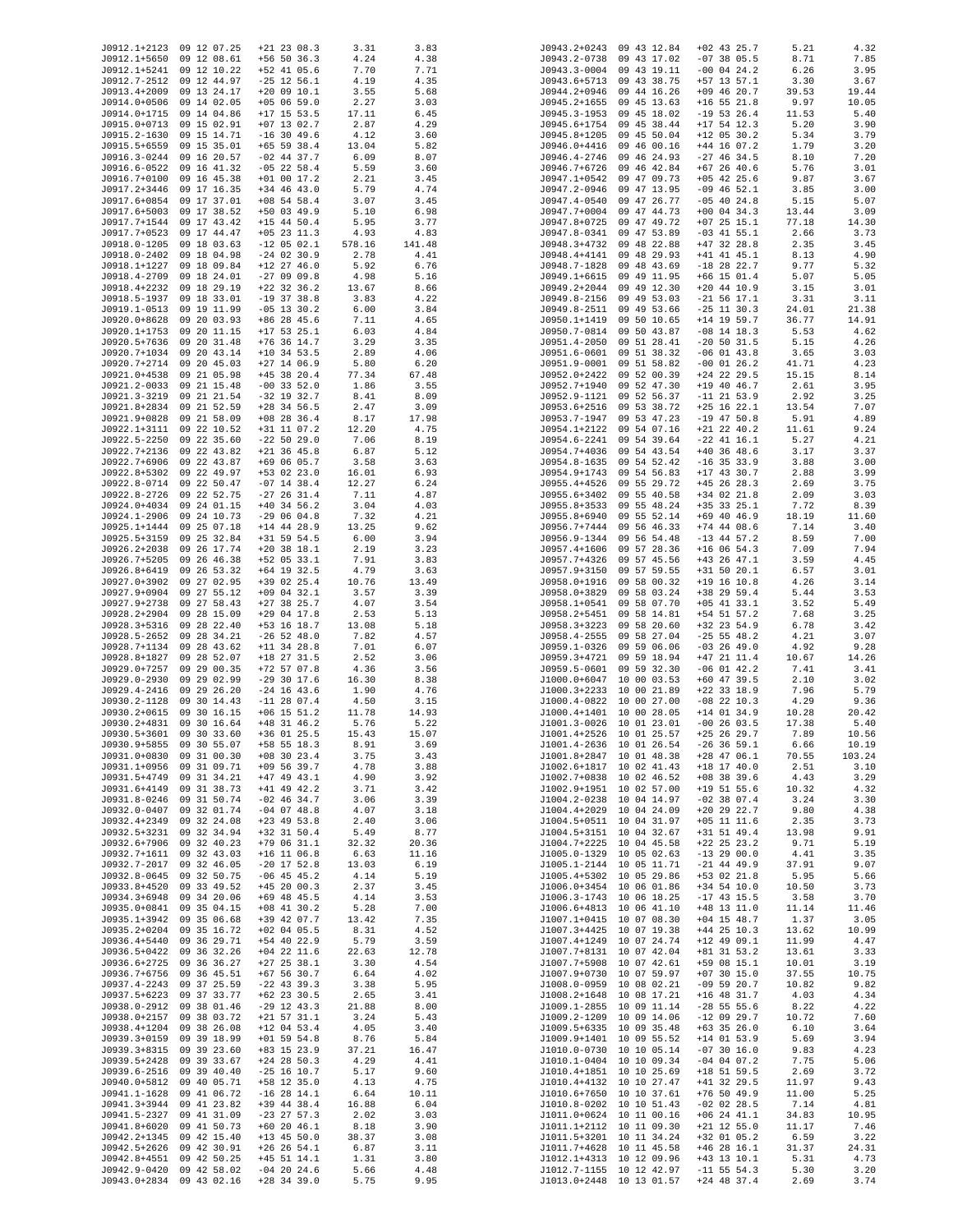| | | | | |
|---|---|---|---|---|
| J0912.1+2123 | 09 12 07.25 | +21 23 08.3 | 3.31 | 3.83 |
| J0912.1+5650 | 09 12 08.61 | +56 50 36.3 | 4.24 | 4.38 |
| J0912.1+5241 | 09 12 10.22 | +52 41 05.6 | 7.70 | 7.71 |
| J0912.7-2512 | 09 12 44.97 | -25 12 56.1 | 4.19 | 4.35 |
| J0913.4+2009 | 09 13 24.17 | +20 09 10.1 | 3.55 | 5.68 |
| J0914.0+0506 | 09 14 02.05 | +05 06 59.0 | 2.27 | 3.03 |
| J0914.0+1715 | 09 14 04.86 | +17 15 53.5 | 17.11 | 6.45 |
| J0915.0+0713 | 09 15 02.91 | +07 13 02.7 | 2.87 | 4.29 |
| J0915.2-1630 | 09 15 14.71 | -16 30 49.6 | 4.12 | 3.60 |
| J0915.5+6559 | 09 15 35.01 | +65 59 38.4 | 13.04 | 5.82 |
| J0916.3-0244 | 09 16 20.57 | -02 44 37.7 | 6.09 | 8.07 |
| J0916.6-0522 | 09 16 41.32 | -05 22 58.4 | 5.59 | 3.60 |
| J0916.7+0100 | 09 16 45.38 | +01 00 17.2 | 2.21 | 3.45 |
| J0917.2+3446 | 09 17 16.35 | +34 46 43.0 | 5.79 | 4.74 |
| J0917.6+0854 | 09 17 37.01 | +08 54 58.4 | 3.07 | 3.45 |
| J0917.6+5003 | 09 17 38.52 | +50 03 49.9 | 5.10 | 6.98 |
| J0917.7+1544 | 09 17 43.42 | +15 44 50.4 | 5.95 | 3.77 |
| J0917.7+0523 | 09 17 44.47 | +05 23 11.3 | 4.93 | 4.83 |
| J0918.0-1205 | 09 18 03.63 | -12 05 02.1 | 578.16 | 141.48 |
| J0918.0-2402 | 09 18 04.98 | -24 02 30.9 | 2.78 | 4.41 |
| J0918.1+1227 | 09 18 09.84 | +12 27 46.0 | 5.92 | 6.76 |
| J0918.4-2709 | 09 18 24.01 | -27 09 09.8 | 4.98 | 5.16 |
| J0918.4+2232 | 09 18 29.19 | +22 32 36.2 | 13.67 | 8.66 |
| J0918.5-1937 | 09 18 33.01 | -19 37 38.8 | 3.83 | 4.22 |
| J0919.1-0513 | 09 19 11.99 | -05 13 30.2 | 6.00 | 3.84 |
| J0920.0+8628 | 09 20 03.93 | +86 28 45.6 | 7.11 | 4.65 |
| J0920.1+1753 | 09 20 11.15 | +17 53 25.1 | 6.03 | 4.84 |
| J0920.5+7636 | 09 20 31.48 | +76 36 14.7 | 3.29 | 3.35 |
| J0920.7+1034 | 09 20 43.14 | +10 34 53.5 | 2.89 | 4.06 |
| J0920.7+2714 | 09 20 45.03 | +27 14 06.9 | 5.80 | 6.20 |
| J0921.0+4538 | 09 21 05.98 | +45 38 20.4 | 77.34 | 67.48 |
| J0921.2-0033 | 09 21 15.48 | -00 33 52.0 | 1.86 | 3.55 |
| J0921.3-3219 | 09 21 21.54 | -32 19 32.7 | 8.41 | 8.09 |
| J0921.8+2834 | 09 21 52.59 | +28 34 56.5 | 2.47 | 3.09 |
| J0921.9+0828 | 09 21 58.09 | +08 28 36.4 | 8.17 | 17.98 |
| J0922.1+3111 | 09 22 10.52 | +31 11 07.2 | 12.20 | 4.75 |
| J0922.5-2250 | 09 22 35.60 | -22 50 29.0 | 7.06 | 8.19 |
| J0922.7+2136 | 09 22 43.82 | +21 36 45.8 | 6.87 | 5.12 |
| J0922.7+6906 | 09 22 43.87 | +69 06 05.7 | 3.58 | 3.63 |
| J0922.8+5302 | 09 22 49.97 | +53 02 23.0 | 16.01 | 6.93 |
| J0922.8-0714 | 09 22 50.47 | -07 14 38.4 | 12.27 | 6.24 |
| J0922.8-2726 | 09 22 52.75 | -27 26 31.4 | 7.11 | 4.87 |
| J0924.0+4034 | 09 24 01.15 | +40 34 56.2 | 3.04 | 4.03 |
| J0924.1-2906 | 09 24 10.73 | -29 06 04.8 | 7.32 | 4.21 |
| J0925.1+1444 | 09 25 07.18 | +14 44 28.9 | 13.25 | 9.62 |
| J0925.5+3159 | 09 25 32.84 | +31 59 54.5 | 6.00 | 3.94 |
| J0926.2+2038 | 09 26 17.74 | +20 38 18.1 | 2.19 | 3.23 |
| J0926.7+5205 | 09 26 46.38 | +52 05 33.1 | 7.91 | 3.83 |
| J0926.8+6419 | 09 26 53.32 | +64 19 32.5 | 4.79 | 3.63 |
| J0927.0+3902 | 09 27 02.95 | +39 02 25.4 | 10.76 | 13.49 |
| J0927.9+0904 | 09 27 55.12 | +09 04 32.1 | 3.57 | 3.39 |
| J0927.9+2738 | 09 27 58.43 | +27 38 25.7 | 4.07 | 3.54 |
| J0928.2+2904 | 09 28 15.09 | +29 04 17.8 | 2.53 | 5.13 |
| J0928.3+5316 | 09 28 22.40 | +53 16 18.7 | 13.08 | 5.18 |
| J0928.5-2652 | 09 28 34.21 | -26 52 48.0 | 7.82 | 4.57 |
| J0928.7+1134 | 09 28 43.62 | +11 34 28.8 | 7.01 | 6.07 |
| J0928.8+1827 | 09 28 52.07 | +18 27 31.5 | 2.52 | 3.06 |
| J0929.0+7257 | 09 29 00.35 | +72 57 07.8 | 4.36 | 3.56 |
| J0929.0-2930 | 09 29 02.99 | -29 30 17.6 | 16.30 | 8.38 |
| J0929.4-2416 | 09 29 26.20 | -24 16 43.6 | 1.90 | 4.76 |
| J0930.2-1128 | 09 30 14.43 | -11 28 07.4 | 4.50 | 3.15 |
| J0930.2+0615 | 09 30 16.15 | +06 15 51.2 | 11.78 | 14.93 |
| J0930.2+4831 | 09 30 16.64 | +48 31 46.2 | 5.76 | 5.22 |
| J0930.5+3601 | 09 30 33.60 | +36 01 25.5 | 15.43 | 15.07 |
| J0930.9+5855 | 09 30 55.07 | +58 55 18.3 | 8.91 | 3.69 |
| J0931.0+0830 | 09 31 00.30 | +08 30 23.4 | 3.75 | 3.43 |
| J0931.1+0956 | 09 31 09.71 | +09 56 39.7 | 4.78 | 3.88 |
| J0931.5+4749 | 09 31 34.21 | +47 49 43.1 | 4.90 | 3.92 |
| J0931.6+4149 | 09 31 38.73 | +41 49 42.2 | 3.71 | 3.42 |
| J0931.8-0246 | 09 31 50.74 | -02 46 34.7 | 3.06 | 3.39 |
| J0932.0-0407 | 09 32 01.74 | -04 07 48.8 | 4.07 | 3.18 |
| J0932.4+2349 | 09 32 24.08 | +23 49 53.8 | 2.40 | 3.06 |
| J0932.5+3231 | 09 32 34.94 | +32 31 50.4 | 5.49 | 8.77 |
| J0932.6+7906 | 09 32 40.23 | +79 06 31.1 | 32.32 | 20.36 |
| J0932.7+1611 | 09 32 43.03 | +16 11 06.8 | 6.63 | 11.16 |
| J0932.7-2017 | 09 32 46.05 | -20 17 52.8 | 13.03 | 6.19 |
| J0932.8-0645 | 09 32 50.75 | -06 45 45.2 | 4.14 | 5.19 |
| J0933.8+4520 | 09 33 49.52 | +45 20 00.3 | 2.37 | 3.45 |
| J0934.3+6948 | 09 34 20.06 | +69 48 45.5 | 4.14 | 3.53 |
| J0935.0+0841 | 09 35 04.15 | +08 41 30.2 | 5.28 | 7.00 |
| J0935.1+3942 | 09 35 06.68 | +39 42 07.7 | 13.42 | 7.35 |
| J0935.2+0204 | 09 35 16.72 | +02 04 05.5 | 8.31 | 4.52 |
| J0936.4+5440 | 09 36 29.71 | +54 40 22.9 | 5.79 | 3.59 |
| J0936.5+0422 | 09 36 32.26 | +04 22 11.6 | 22.63 | 12.78 |
| J0936.6+2725 | 09 36 36.27 | +27 25 38.1 | 3.30 | 4.54 |
| J0936.7+6756 | 09 36 45.51 | +67 56 30.7 | 6.64 | 4.02 |
| J0937.4-2243 | 09 37 25.59 | -22 43 39.3 | 3.38 | 5.95 |
| J0937.5+6223 | 09 37 33.77 | +62 23 30.5 | 2.65 | 3.41 |
| J0938.0-2912 | 09 38 01.46 | -29 12 43.3 | 21.88 | 8.00 |
| J0938.0+2157 | 09 38 03.72 | +21 57 31.1 | 3.24 | 5.43 |
| J0938.4+1204 | 09 38 26.08 | +12 04 53.4 | 4.05 | 3.40 |
| J0939.3+0159 | 09 39 18.99 | +01 59 54.8 | 8.76 | 5.84 |
| J0939.3+8315 | 09 39 23.60 | +83 15 23.9 | 37.21 | 16.47 |
| J0939.5+2428 | 09 39 33.67 | +24 28 50.3 | 4.29 | 4.41 |
| J0939.6-2516 | 09 39 40.40 | -25 16 10.7 | 5.17 | 9.60 |
| J0940.0+5812 | 09 40 05.71 | +58 12 35.0 | 4.13 | 4.75 |
| J0941.1-1628 | 09 41 06.72 | -16 28 14.1 | 6.64 | 10.11 |
| J0941.3+3944 | 09 41 23.82 | +39 44 38.4 | 16.88 | 6.04 |
| J0941.5-2327 | 09 41 31.09 | -23 27 57.3 | 2.02 | 3.03 |
| J0941.8+6020 | 09 41 50.73 | +60 20 46.1 | 8.18 | 3.90 |
| J0942.2+1345 | 09 42 15.40 | +13 45 50.0 | 38.37 | 3.08 |
| J0942.5+2626 | 09 42 30.91 | +26 26 54.1 | 6.87 | 3.11 |
| J0942.8+4551 | 09 42 50.25 | +45 51 14.1 | 1.31 | 3.80 |
| J0942.9-0420 | 09 42 58.02 | -04 20 24.6 | 5.66 | 4.48 |
| J0943.0+2834 | 09 43 02.16 | +28 34 39.0 | 5.75 | 9.95 |
| J0943.2+0243 | 09 43 12.84 | +02 43 25.7 | 5.21 | 4.32 |
| J0943.2-0738 | 09 43 17.02 | -07 38 05.5 | 8.71 | 7.85 |
| J0943.3-0004 | 09 43 19.11 | -00 04 24.2 | 6.26 | 3.95 |
| J0943.6+5713 | 09 43 38.75 | +57 13 57.1 | 3.30 | 3.67 |
| J0944.2+0946 | 09 44 16.26 | +09 46 20.7 | 39.53 | 19.44 |
| J0945.2+1655 | 09 45 13.63 | +16 55 21.8 | 9.97 | 10.05 |
| J0945.3-1953 | 09 45 18.02 | -19 53 26.4 | 11.53 | 5.40 |
| J0945.6+1754 | 09 45 38.44 | +17 54 12.3 | 5.20 | 3.90 |
| J0945.8+1205 | 09 45 50.04 | +12 05 30.2 | 5.34 | 3.79 |
| J0946.0+4416 | 09 46 00.16 | +44 16 07.2 | 1.79 | 3.20 |
| J0946.4-2746 | 09 46 24.93 | -27 46 34.5 | 8.10 | 7.20 |
| J0946.7+6726 | 09 46 42.84 | +67 26 40.6 | 5.76 | 3.01 |
| J0947.1+0542 | 09 47 09.73 | +05 42 25.6 | 9.87 | 3.67 |
| J0947.2-0946 | 09 47 13.95 | -09 46 52.1 | 3.85 | 3.00 |
| J0947.4-0540 | 09 47 26.77 | -05 40 24.8 | 5.15 | 5.07 |
| J0947.7+0004 | 09 47 44.73 | +00 04 34.3 | 13.44 | 3.09 |
| J0947.8+0725 | 09 47 49.72 | +07 25 15.1 | 77.18 | 14.30 |
| J0947.8-0341 | 09 47 53.89 | -03 41 55.1 | 2.66 | 3.73 |
| J0948.3+4732 | 09 48 22.88 | +47 32 28.8 | 2.35 | 3.45 |
| J0948.4+4141 | 09 48 29.93 | +41 41 45.1 | 8.13 | 4.90 |
| J0948.7-1828 | 09 48 43.69 | -18 28 22.7 | 9.77 | 5.32 |
| J0949.1+6615 | 09 49 11.95 | +66 15 01.4 | 5.07 | 5.05 |
| J0949.2+2044 | 09 49 12.30 | +20 44 10.9 | 3.15 | 3.01 |
| J0949.8-2156 | 09 49 53.03 | -21 56 17.1 | 3.31 | 3.11 |
| J0949.8-2511 | 09 49 53.66 | -25 11 30.3 | 24.01 | 21.38 |
| J0950.1+1419 | 09 50 10.65 | +14 19 59.7 | 36.77 | 14.91 |
| J0950.7-0814 | 09 50 43.87 | -08 14 18.3 | 5.53 | 4.62 |
| J0951.4-2050 | 09 51 28.41 | -20 50 31.5 | 5.15 | 4.26 |
| J0951.6-0601 | 09 51 38.32 | -06 01 43.8 | 3.65 | 3.03 |
| J0951.9-0001 | 09 51 58.82 | -00 01 26.2 | 41.71 | 4.23 |
| J0952.0+2422 | 09 52 00.39 | +24 22 29.5 | 15.15 | 8.14 |
| J0952.7+1940 | 09 52 47.30 | +19 40 46.7 | 2.61 | 3.95 |
| J0952.9-1121 | 09 52 56.37 | -11 21 53.9 | 2.92 | 3.25 |
| J0953.6+2516 | 09 53 38.72 | +25 16 22.1 | 13.54 | 7.07 |
| J0953.7-1947 | 09 53 47.23 | -19 47 50.8 | 5.91 | 4.89 |
| J0954.1+2122 | 09 54 07.16 | +21 22 40.2 | 11.61 | 9.24 |
| J0954.6-2241 | 09 54 39.64 | -22 41 16.1 | 5.27 | 4.21 |
| J0954.7+4036 | 09 54 43.54 | +40 36 48.6 | 3.17 | 3.37 |
| J0954.8-1635 | 09 54 52.42 | -16 35 33.9 | 3.88 | 3.00 |
| J0954.9+1743 | 09 54 56.83 | +17 43 30.7 | 2.88 | 3.99 |
| J0955.4+4526 | 09 55 29.72 | +45 26 28.3 | 2.69 | 3.75 |
| J0955.6+3402 | 09 55 40.58 | +34 02 21.8 | 2.09 | 3.03 |
| J0955.8+3533 | 09 55 48.24 | +35 33 25.1 | 7.72 | 8.39 |
| J0955.8+6940 | 09 55 52.14 | +69 40 46.9 | 18.19 | 11.60 |
| J0956.7+7444 | 09 56 46.33 | +74 44 08.6 | 7.14 | 3.40 |
| J0956.9-1344 | 09 56 54.48 | -13 44 57.2 | 8.59 | 7.00 |
| J0957.4+1606 | 09 57 28.36 | +16 06 54.3 | 7.09 | 7.94 |
| J0957.7+4326 | 09 57 45.56 | +43 26 47.1 | 3.59 | 4.45 |
| J0957.9+3150 | 09 57 59.55 | +31 50 20.1 | 6.57 | 3.01 |
| J0958.0+1916 | 09 58 00.32 | +19 16 10.8 | 4.26 | 3.14 |
| J0958.0+3829 | 09 58 03.24 | +38 29 59.4 | 5.44 | 3.53 |
| J0958.1+0541 | 09 58 07.70 | +05 41 33.1 | 3.52 | 5.49 |
| J0958.2+5451 | 09 58 14.81 | +54 51 57.2 | 7.68 | 3.25 |
| J0958.3+3223 | 09 58 20.60 | +32 23 54.9 | 6.78 | 3.42 |
| J0958.4-2555 | 09 58 27.04 | -25 55 48.2 | 4.21 | 3.07 |
| J0959.1-0326 | 09 59 06.06 | -03 26 49.0 | 4.92 | 9.28 |
| J0959.3+4721 | 09 59 18.94 | +47 21 11.4 | 10.67 | 14.26 |
| J0959.5-0601 | 09 59 32.30 | -06 01 42.2 | 7.41 | 3.41 |
| J1000.0+6047 | 10 00 03.53 | +60 47 39.5 | 2.10 | 3.02 |
| J1000.3+2233 | 10 00 21.89 | +22 33 18.9 | 7.96 | 5.79 |
| J1000.4-0822 | 10 00 27.00 | -08 22 10.3 | 4.29 | 9.36 |
| J1000.4+1401 | 10 00 28.05 | +14 01 34.9 | 10.28 | 20.42 |
| J1001.3-0026 | 10 01 23.01 | -00 26 03.5 | 17.38 | 5.40 |
| J1001.4+2526 | 10 01 25.57 | +25 26 29.7 | 7.89 | 10.56 |
| J1001.4-2636 | 10 01 26.54 | -26 36 59.1 | 6.66 | 10.19 |
| J1001.8+2847 | 10 01 48.38 | +28 47 06.1 | 70.55 | 103.24 |
| J1002.6+1817 | 10 02 41.43 | +18 17 40.0 | 2.51 | 3.10 |
| J1002.7+0838 | 10 02 46.52 | +08 38 39.6 | 4.43 | 3.29 |
| J1002.9+1951 | 10 02 57.00 | +19 51 55.6 | 10.32 | 4.32 |
| J1004.2-0238 | 10 04 14.97 | -02 38 07.4 | 3.24 | 3.30 |
| J1004.4+2029 | 10 04 24.09 | +20 29 22.7 | 9.80 | 4.38 |
| J1004.5+0511 | 10 04 31.97 | +05 11 11.6 | 2.35 | 3.73 |
| J1004.5+3151 | 10 04 32.67 | +31 51 49.4 | 13.98 | 9.91 |
| J1004.7+2225 | 10 04 45.58 | +22 25 23.2 | 9.71 | 5.19 |
| J1005.0-1329 | 10 05 02.63 | -13 29 00.0 | 4.41 | 3.35 |
| J1005.1-2144 | 10 05 11.71 | -21 44 49.9 | 37.91 | 9.07 |
| J1005.4+5302 | 10 05 29.86 | +53 02 21.8 | 5.95 | 5.66 |
| J1006.0+3454 | 10 06 01.86 | +34 54 10.0 | 10.50 | 3.73 |
| J1006.3-1743 | 10 06 18.25 | -17 43 15.5 | 3.58 | 3.70 |
| J1006.6+4813 | 10 06 41.10 | +48 13 11.0 | 11.14 | 11.46 |
| J1007.1+0415 | 10 07 08.30 | +04 15 48.7 | 1.37 | 3.05 |
| J1007.3+4425 | 10 07 19.38 | +44 25 10.3 | 13.62 | 10.99 |
| J1007.4+1249 | 10 07 24.74 | +12 49 09.1 | 11.99 | 4.47 |
| J1007.7+8131 | 10 07 42.04 | +81 31 53.2 | 13.61 | 3.33 |
| J1007.7+5908 | 10 07 42.61 | +59 08 15.1 | 10.01 | 3.19 |
| J1007.9+0730 | 10 07 59.97 | +07 30 15.0 | 37.55 | 10.75 |
| J1008.0-0959 | 10 08 02.21 | -09 59 20.7 | 10.82 | 9.82 |
| J1008.2+1648 | 10 08 17.21 | +16 48 31.7 | 4.03 | 4.34 |
| J1009.1-2855 | 10 09 11.14 | -28 55 55.6 | 8.22 | 4.22 |
| J1009.2-1209 | 10 09 14.06 | -12 09 29.7 | 10.72 | 7.60 |
| J1009.5+6335 | 10 09 35.48 | +63 35 26.0 | 6.10 | 3.64 |
| J1009.9+1401 | 10 09 55.52 | +14 01 53.9 | 5.69 | 3.94 |
| J1010.0-0730 | 10 10 05.14 | -07 30 16.0 | 9.83 | 4.23 |
| J1010.1-0404 | 10 10 09.34 | -04 04 07.2 | 7.75 | 5.06 |
| J1010.4+1851 | 10 10 25.69 | +18 51 59.5 | 2.69 | 3.72 |
| J1010.4+4132 | 10 10 27.47 | +41 32 29.5 | 11.97 | 9.43 |
| J1010.6+7650 | 10 10 37.61 | +76 50 49.9 | 11.00 | 5.25 |
| J1010.8-0202 | 10 10 51.43 | -02 02 28.5 | 7.14 | 4.81 |
| J1011.0+0624 | 10 11 00.16 | +06 24 41.1 | 34.83 | 10.95 |
| J1011.1+2112 | 10 11 09.30 | +21 12 55.0 | 11.17 | 7.46 |
| J1011.5+3201 | 10 11 34.24 | +32 01 05.2 | 6.59 | 3.22 |
| J1011.7+4628 | 10 11 45.58 | +46 28 16.1 | 31.37 | 24.31 |
| J1012.1+4313 | 10 12 09.96 | +43 13 10.1 | 5.31 | 4.73 |
| J1012.7-1155 | 10 12 42.97 | -11 55 54.3 | 5.30 | 3.20 |
| J1013.0+2448 | 10 13 01.57 | +24 48 37.4 | 2.69 | 3.74 |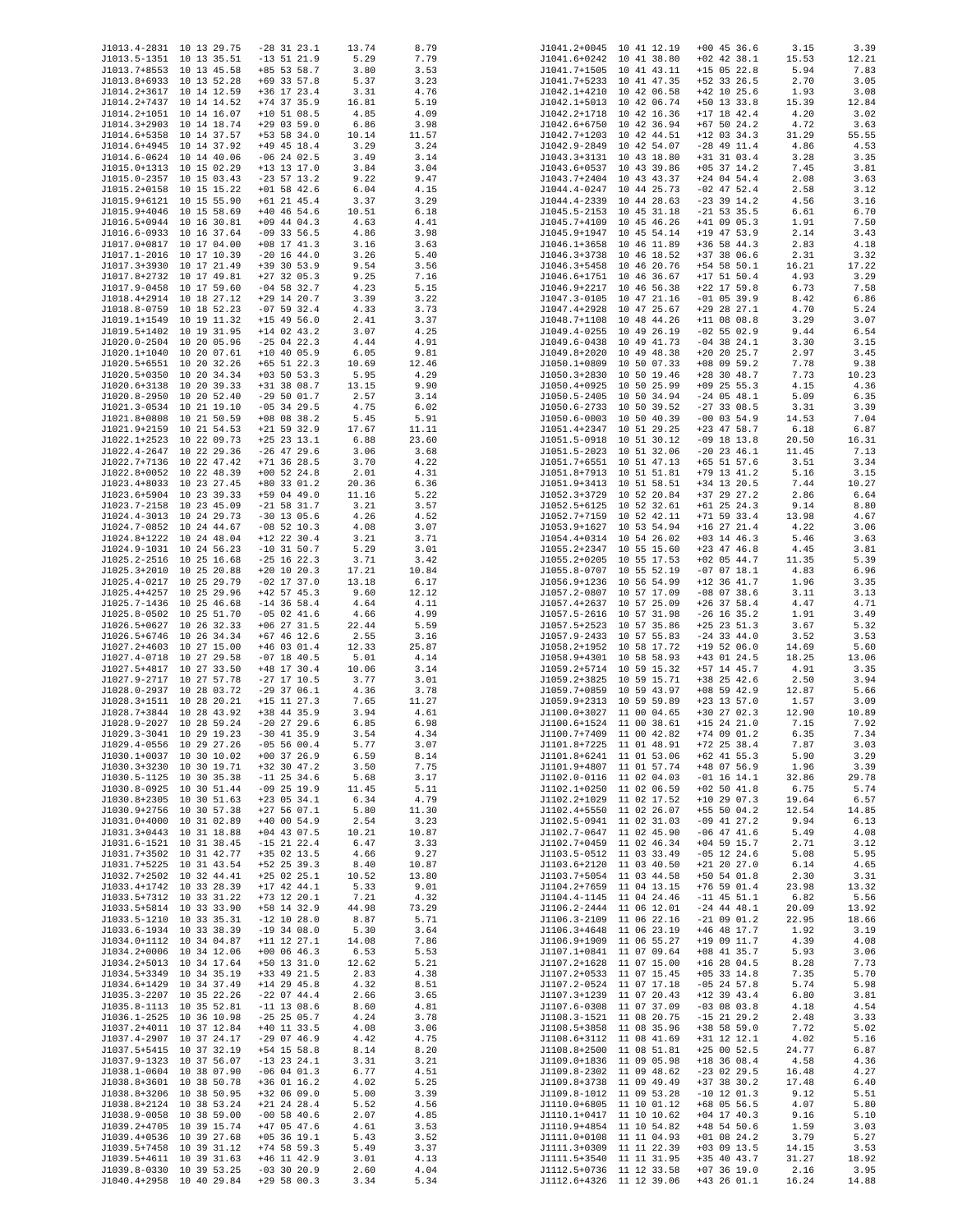| | | | | |
|---|---|---|---|---|
| J1013.4-2831 | 10 13 29.75 | -28 31 23.1 | 13.74 | 8.79 |
| J1013.5-1351 | 10 13 35.51 | -13 51 21.9 | 5.29 | 7.79 |
| J1013.7+8553 | 10 13 45.58 | +85 53 58.7 | 3.80 | 3.53 |
| J1013.8+6933 | 10 13 52.28 | +69 33 57.8 | 5.37 | 3.23 |
| J1014.2+3617 | 10 14 12.59 | +36 17 23.4 | 3.31 | 4.76 |
| J1014.2+7437 | 10 14 14.52 | +74 37 35.9 | 16.81 | 5.19 |
| J1014.2+1051 | 10 14 16.07 | +10 51 08.5 | 4.85 | 4.09 |
| J1014.3+2903 | 10 14 18.74 | +29 03 59.0 | 6.86 | 3.98 |
| J1014.6+5358 | 10 14 37.57 | +53 58 34.0 | 10.14 | 11.57 |
| J1014.6+4945 | 10 14 37.92 | +49 45 18.4 | 3.29 | 3.24 |
| J1014.6-0624 | 10 14 40.06 | -06 24 02.5 | 3.49 | 3.14 |
| J1015.0+1313 | 10 15 02.29 | +13 13 17.0 | 3.84 | 3.04 |
| J1015.0-2357 | 10 15 03.43 | -23 57 13.2 | 9.22 | 9.47 |
| J1015.2+0158 | 10 15 15.22 | +01 58 42.6 | 6.04 | 4.15 |
| J1015.9+6121 | 10 15 55.90 | +61 21 45.4 | 3.37 | 3.29 |
| J1015.9+4046 | 10 15 58.69 | +40 46 54.6 | 10.51 | 6.18 |
| J1016.5+0944 | 10 16 30.81 | +09 44 04.3 | 4.63 | 4.41 |
| J1016.6-0933 | 10 16 37.64 | -09 33 56.5 | 4.86 | 3.98 |
| J1017.0+0817 | 10 17 04.00 | +08 17 41.3 | 3.16 | 3.63 |
| J1017.1-2016 | 10 17 10.39 | -20 16 44.0 | 3.26 | 5.40 |
| J1017.3+3930 | 10 17 21.49 | +39 30 53.9 | 9.54 | 3.56 |
| J1017.8+2732 | 10 17 49.81 | +27 32 05.3 | 9.25 | 7.16 |
| J1017.9-0458 | 10 17 59.60 | -04 58 32.7 | 4.23 | 5.15 |
| J1018.4+2914 | 10 18 27.12 | +29 14 20.7 | 3.39 | 3.22 |
| J1018.8-0759 | 10 18 52.23 | -07 59 32.4 | 4.33 | 3.73 |
| J1019.1+1549 | 10 19 11.32 | +15 49 56.0 | 2.41 | 3.37 |
| J1019.5+1402 | 10 19 31.95 | +14 02 43.2 | 3.07 | 4.25 |
| J1020.0-2504 | 10 20 05.96 | -25 04 22.3 | 4.44 | 4.91 |
| J1020.1+1040 | 10 20 07.61 | +10 40 05.9 | 6.05 | 9.81 |
| J1020.5+6551 | 10 20 32.26 | +65 51 22.3 | 10.69 | 12.46 |
| J1020.5+0350 | 10 20 34.34 | +03 50 53.3 | 5.95 | 4.29 |
| J1020.6+3138 | 10 20 39.33 | +31 38 08.7 | 13.15 | 9.90 |
| J1020.8-2950 | 10 20 52.40 | -29 50 01.7 | 2.57 | 3.14 |
| J1021.3-0534 | 10 21 19.10 | -05 34 29.5 | 4.75 | 6.02 |
| J1021.8+0808 | 10 21 50.59 | +08 08 38.2 | 5.45 | 5.91 |
| J1021.9+2159 | 10 21 54.53 | +21 59 32.9 | 17.67 | 11.11 |
| J1022.1+2523 | 10 22 09.73 | +25 23 13.1 | 6.88 | 23.60 |
| J1022.4-2647 | 10 22 29.36 | -26 47 29.6 | 3.06 | 3.68 |
| J1022.7+7136 | 10 22 47.42 | +71 36 28.5 | 3.70 | 4.22 |
| J1022.8+0052 | 10 22 48.39 | +00 52 24.8 | 2.01 | 4.31 |
| J1023.4+8033 | 10 23 27.45 | +80 33 01.2 | 20.36 | 6.36 |
| J1023.6+5904 | 10 23 39.33 | +59 04 49.0 | 11.16 | 5.22 |
| J1023.7-2158 | 10 23 45.09 | -21 58 31.7 | 3.21 | 3.57 |
| J1024.4-3013 | 10 24 29.73 | -30 13 05.6 | 4.26 | 4.52 |
| J1024.7-0852 | 10 24 44.67 | -08 52 10.3 | 4.08 | 3.07 |
| J1024.8+1222 | 10 24 48.04 | +12 22 30.4 | 3.21 | 3.71 |
| J1024.9-1031 | 10 24 56.23 | -10 31 50.7 | 5.29 | 3.01 |
| J1025.2-2516 | 10 25 16.68 | -25 16 22.3 | 3.71 | 3.42 |
| J1025.3+2010 | 10 25 20.88 | +20 10 20.3 | 17.21 | 10.84 |
| J1025.4-0217 | 10 25 29.79 | -02 17 37.0 | 13.18 | 6.17 |
| J1025.4+4257 | 10 25 29.96 | +42 57 45.3 | 9.60 | 12.12 |
| J1025.7-1436 | 10 25 46.68 | -14 36 58.4 | 4.64 | 4.11 |
| J1025.8-0502 | 10 25 51.70 | -05 02 41.6 | 4.66 | 4.99 |
| J1026.5+0627 | 10 26 32.33 | +06 27 31.5 | 22.44 | 5.59 |
| J1026.5+6746 | 10 26 34.34 | +67 46 12.6 | 2.55 | 3.16 |
| J1027.2+4603 | 10 27 15.00 | +46 03 01.4 | 12.33 | 25.87 |
| J1027.4-0718 | 10 27 29.58 | -07 18 40.5 | 5.01 | 4.14 |
| J1027.5+4817 | 10 27 33.50 | +48 17 30.4 | 10.06 | 3.14 |
| J1027.9-2717 | 10 27 57.78 | -27 17 10.5 | 3.77 | 3.01 |
| J1028.0-2937 | 10 28 03.72 | -29 37 06.1 | 4.36 | 3.78 |
| J1028.3+1511 | 10 28 20.21 | +15 11 27.3 | 7.65 | 11.27 |
| J1028.7+3844 | 10 28 43.92 | +38 44 35.9 | 3.94 | 4.61 |
| J1028.9-2027 | 10 28 59.24 | -20 27 29.6 | 6.85 | 6.98 |
| J1029.3-3041 | 10 29 19.23 | -30 41 35.9 | 3.54 | 4.34 |
| J1029.4-0556 | 10 29 27.26 | -05 56 00.4 | 5.77 | 3.07 |
| J1030.1+0037 | 10 30 10.02 | +00 37 26.9 | 6.59 | 8.14 |
| J1030.3+3230 | 10 30 19.71 | +32 30 47.2 | 3.50 | 7.75 |
| J1030.5-1125 | 10 30 35.38 | -11 25 34.6 | 5.68 | 3.17 |
| J1030.8-0925 | 10 30 51.44 | -09 25 19.9 | 11.45 | 5.11 |
| J1030.8+2305 | 10 30 51.63 | +23 05 34.1 | 6.34 | 4.79 |
| J1030.9+2756 | 10 30 57.38 | +27 56 07.1 | 5.80 | 11.30 |
| J1031.0+4000 | 10 31 02.89 | +40 00 54.9 | 2.54 | 3.23 |
| J1031.3+0443 | 10 31 18.88 | +04 43 07.5 | 10.21 | 10.87 |
| J1031.6-1521 | 10 31 38.45 | -15 21 22.4 | 6.47 | 3.33 |
| J1031.7+3502 | 10 31 42.77 | +35 02 13.5 | 4.66 | 9.27 |
| J1031.7+5225 | 10 31 43.54 | +52 25 39.3 | 8.40 | 10.87 |
| J1032.7+2502 | 10 32 44.41 | +25 02 25.1 | 10.52 | 13.80 |
| J1033.4+1742 | 10 33 28.39 | +17 42 44.1 | 5.33 | 9.01 |
| J1033.5+7312 | 10 33 31.22 | +73 12 20.1 | 7.21 | 4.32 |
| J1033.5+5814 | 10 33 33.90 | +58 14 32.9 | 44.98 | 73.29 |
| J1033.5-1210 | 10 33 35.31 | -12 10 28.0 | 8.87 | 5.71 |
| J1033.6-1934 | 10 33 38.39 | -19 34 08.0 | 5.30 | 3.64 |
| J1034.0+1112 | 10 34 04.87 | +11 12 27.1 | 14.08 | 7.86 |
| J1034.2+0006 | 10 34 12.06 | +00 06 46.3 | 6.53 | 5.53 |
| J1034.2+5013 | 10 34 17.64 | +50 13 31.0 | 12.62 | 5.21 |
| J1034.5+3349 | 10 34 35.19 | +33 49 21.5 | 2.83 | 4.38 |
| J1034.6+1429 | 10 34 37.49 | +14 29 45.8 | 4.32 | 8.51 |
| J1035.3-2207 | 10 35 22.26 | -22 07 44.4 | 2.66 | 3.65 |
| J1035.8-1113 | 10 35 52.81 | -11 13 08.6 | 8.60 | 4.81 |
| J1036.1-2525 | 10 36 10.98 | -25 25 05.7 | 4.24 | 3.78 |
| J1037.2+4011 | 10 37 12.84 | +40 11 33.5 | 4.08 | 3.06 |
| J1037.4-2907 | 10 37 24.17 | -29 07 46.9 | 4.42 | 4.75 |
| J1037.5+5415 | 10 37 32.19 | +54 15 58.8 | 8.14 | 8.20 |
| J1037.9-1323 | 10 37 56.07 | -13 23 24.1 | 3.31 | 3.21 |
| J1038.1-0604 | 10 38 07.90 | -06 04 01.3 | 6.77 | 4.51 |
| J1038.8+3601 | 10 38 50.78 | +36 01 16.2 | 4.02 | 5.25 |
| J1038.8+3206 | 10 38 50.95 | +32 06 09.0 | 5.00 | 3.39 |
| J1038.8+2124 | 10 38 53.24 | +21 24 28.4 | 5.52 | 4.56 |
| J1038.9-0058 | 10 38 59.00 | -00 58 40.6 | 2.07 | 4.85 |
| J1039.2+4705 | 10 39 15.74 | +47 05 47.6 | 4.61 | 3.53 |
| J1039.4+0536 | 10 39 27.68 | +05 36 19.1 | 5.43 | 3.52 |
| J1039.5+7458 | 10 39 31.12 | +74 58 59.3 | 5.49 | 3.37 |
| J1039.5+4611 | 10 39 31.63 | +46 11 42.9 | 3.01 | 4.13 |
| J1039.8-0330 | 10 39 53.25 | -03 30 20.9 | 2.60 | 4.04 |
| J1040.4+2958 | 10 40 29.84 | +29 58 00.3 | 3.34 | 5.34 |
| J1041.2+0045 | 10 41 12.19 | +00 45 36.6 | 3.15 | 3.39 |
| J1041.6+0242 | 10 41 38.80 | +02 42 38.1 | 15.53 | 12.21 |
| J1041.7+1505 | 10 41 43.11 | +15 05 22.8 | 5.94 | 7.83 |
| J1041.7+5233 | 10 41 47.35 | +52 33 26.5 | 2.70 | 3.05 |
| J1042.1+4210 | 10 42 06.58 | +42 10 25.6 | 1.93 | 3.08 |
| J1042.1+5013 | 10 42 06.74 | +50 13 33.8 | 15.39 | 12.84 |
| J1042.2+1718 | 10 42 16.36 | +17 18 42.4 | 4.20 | 3.02 |
| J1042.6+6750 | 10 42 36.94 | +67 50 24.2 | 4.72 | 3.63 |
| J1042.7+1203 | 10 42 44.51 | +12 03 34.3 | 31.29 | 55.55 |
| J1042.9-2849 | 10 42 54.07 | -28 49 11.4 | 4.86 | 4.53 |
| J1043.3+3131 | 10 43 18.80 | +31 31 03.4 | 3.28 | 3.35 |
| J1043.6+0537 | 10 43 39.86 | +05 37 14.2 | 7.45 | 3.81 |
| J1043.7+2404 | 10 43 43.37 | +24 04 54.4 | 2.08 | 3.63 |
| J1044.4-0247 | 10 44 25.73 | -02 47 52.4 | 2.58 | 3.12 |
| J1044.4-2339 | 10 44 28.63 | -23 39 14.2 | 4.56 | 3.16 |
| J1045.5-2153 | 10 45 31.18 | -21 53 35.5 | 6.61 | 6.70 |
| J1045.7+4109 | 10 45 46.26 | +41 09 05.3 | 1.91 | 7.50 |
| J1045.9+1947 | 10 45 54.14 | +19 47 53.9 | 2.14 | 3.43 |
| J1046.1+3658 | 10 46 11.89 | +36 58 44.3 | 2.83 | 4.18 |
| J1046.3+3738 | 10 46 18.52 | +37 38 06.6 | 2.31 | 3.32 |
| J1046.3+5458 | 10 46 20.76 | +54 58 50.1 | 16.21 | 17.22 |
| J1046.6+1751 | 10 46 36.67 | +17 51 50.4 | 4.93 | 3.29 |
| J1046.9+2217 | 10 46 56.38 | +22 17 59.8 | 6.73 | 7.58 |
| J1047.3-0105 | 10 47 21.16 | -01 05 39.9 | 8.42 | 6.86 |
| J1047.4+2928 | 10 47 25.67 | +29 28 27.1 | 4.70 | 5.24 |
| J1048.7+1108 | 10 48 44.26 | +11 08 08.8 | 3.29 | 3.07 |
| J1049.4-0255 | 10 49 26.19 | -02 55 02.9 | 9.44 | 6.54 |
| J1049.6-0438 | 10 49 41.73 | -04 38 24.1 | 3.30 | 3.15 |
| J1049.8+2020 | 10 49 48.38 | +20 20 25.7 | 2.97 | 3.45 |
| J1050.1+0809 | 10 50 07.33 | +08 09 59.2 | 7.78 | 9.38 |
| J1050.3+2830 | 10 50 19.46 | +28 30 48.7 | 7.73 | 10.23 |
| J1050.4+0925 | 10 50 25.99 | +09 25 55.3 | 4.15 | 4.36 |
| J1050.5-2405 | 10 50 34.94 | -24 05 48.1 | 5.09 | 6.35 |
| J1050.6-2733 | 10 50 39.52 | -27 33 08.5 | 3.31 | 3.39 |
| J1050.6-0003 | 10 50 40.39 | -00 03 54.9 | 14.53 | 7.04 |
| J1051.4+2347 | 10 51 29.25 | +23 47 58.7 | 6.18 | 6.87 |
| J1051.5-0918 | 10 51 30.12 | -09 18 13.8 | 20.50 | 16.31 |
| J1051.5-2023 | 10 51 32.06 | -20 23 46.1 | 11.45 | 7.13 |
| J1051.7+6551 | 10 51 47.13 | +65 51 57.6 | 3.51 | 3.34 |
| J1051.8+7913 | 10 51 51.81 | +79 13 41.2 | 5.16 | 3.15 |
| J1051.9+3413 | 10 51 58.51 | +34 13 20.5 | 7.44 | 10.27 |
| J1052.3+3729 | 10 52 20.84 | +37 29 27.2 | 2.86 | 6.64 |
| J1052.5+6125 | 10 52 32.61 | +61 25 24.3 | 9.14 | 8.80 |
| J1052.7+7159 | 10 52 42.11 | +71 59 33.4 | 13.98 | 4.67 |
| J1053.9+1627 | 10 53 54.94 | +16 27 21.4 | 4.22 | 3.06 |
| J1054.4+0314 | 10 54 26.02 | +03 14 46.3 | 5.46 | 3.63 |
| J1055.2+2347 | 10 55 15.60 | +23 47 46.8 | 4.45 | 3.81 |
| J1055.2+0205 | 10 55 17.53 | +02 05 44.7 | 11.35 | 5.39 |
| J1055.8-0707 | 10 55 52.19 | -07 07 18.1 | 4.83 | 6.96 |
| J1056.9+1236 | 10 56 54.99 | +12 36 41.7 | 1.96 | 3.35 |
| J1057.2-0807 | 10 57 17.09 | -08 07 38.6 | 3.11 | 3.13 |
| J1057.4+2637 | 10 57 25.09 | +26 37 58.4 | 4.47 | 4.71 |
| J1057.5-2616 | 10 57 31.98 | -26 16 35.2 | 1.91 | 3.49 |
| J1057.5+2523 | 10 57 35.86 | +25 23 51.3 | 3.67 | 5.32 |
| J1057.9-2433 | 10 57 55.83 | -24 33 44.0 | 3.52 | 3.53 |
| J1058.2+1952 | 10 58 17.72 | +19 52 06.0 | 14.69 | 5.60 |
| J1058.9+4301 | 10 58 58.93 | +43 01 24.5 | 18.25 | 13.06 |
| J1059.2+5714 | 10 59 15.32 | +57 14 45.7 | 4.91 | 3.35 |
| J1059.2+3825 | 10 59 15.71 | +38 25 42.6 | 2.50 | 3.94 |
| J1059.7+0859 | 10 59 43.97 | +08 59 42.9 | 12.87 | 5.66 |
| J1059.9+2313 | 10 59 59.89 | +23 13 57.0 | 1.57 | 3.09 |
| J1100.0+3027 | 11 00 04.65 | +30 27 02.3 | 12.90 | 10.89 |
| J1100.6+1524 | 11 00 38.61 | +15 24 21.0 | 7.15 | 7.92 |
| J1100.7+7409 | 11 00 42.82 | +74 09 01.2 | 6.35 | 7.34 |
| J1101.8+7225 | 11 01 48.91 | +72 25 38.4 | 7.87 | 3.03 |
| J1101.8+6241 | 11 01 53.06 | +62 41 55.3 | 5.90 | 3.29 |
| J1101.9+4807 | 11 01 57.74 | +48 07 56.9 | 1.96 | 3.39 |
| J1102.0-0116 | 11 02 04.03 | -01 16 14.1 | 32.86 | 29.78 |
| J1102.1+0250 | 11 02 06.59 | +02 50 41.8 | 6.75 | 5.74 |
| J1102.2+1029 | 11 02 17.52 | +10 29 07.3 | 19.64 | 6.57 |
| J1102.4+5550 | 11 02 26.07 | +55 50 04.2 | 12.54 | 14.85 |
| J1102.5-0941 | 11 02 31.03 | -09 41 27.2 | 9.94 | 6.13 |
| J1102.7-0647 | 11 02 45.90 | -06 47 41.6 | 5.49 | 4.08 |
| J1102.7+0459 | 11 02 46.34 | +04 59 15.7 | 2.71 | 3.12 |
| J1103.5-0512 | 11 03 33.49 | -05 12 24.6 | 5.08 | 5.95 |
| J1103.6+2120 | 11 03 40.50 | +21 20 27.0 | 6.14 | 4.65 |
| J1103.7+5054 | 11 03 44.58 | +50 54 01.8 | 2.30 | 3.31 |
| J1104.2+7659 | 11 04 13.15 | +76 59 01.4 | 23.98 | 13.32 |
| J1104.4-1145 | 11 04 24.46 | -11 45 51.1 | 6.82 | 5.56 |
| J1106.2-2444 | 11 06 12.01 | -24 44 48.1 | 20.09 | 13.92 |
| J1106.3-2109 | 11 06 22.16 | -21 09 01.2 | 22.95 | 18.66 |
| J1106.3+4648 | 11 06 23.19 | +46 48 17.7 | 1.92 | 3.19 |
| J1106.9+1909 | 11 06 55.27 | +19 09 11.7 | 4.39 | 4.08 |
| J1107.1+0841 | 11 07 09.64 | +08 41 35.7 | 5.93 | 3.06 |
| J1107.2+1628 | 11 07 15.00 | +16 28 04.5 | 8.28 | 7.73 |
| J1107.2+0533 | 11 07 15.45 | +05 33 14.8 | 7.35 | 5.70 |
| J1107.2-0524 | 11 07 17.18 | -05 24 57.8 | 5.74 | 5.98 |
| J1107.3+1239 | 11 07 20.43 | +12 39 43.4 | 6.80 | 3.81 |
| J1107.6-0308 | 11 07 37.09 | -03 08 03.8 | 4.18 | 4.54 |
| J1108.3-1521 | 11 08 20.75 | -15 21 29.2 | 2.48 | 3.33 |
| J1108.5+3858 | 11 08 35.96 | +38 58 59.0 | 7.72 | 5.02 |
| J1108.6+3112 | 11 08 41.69 | +31 12 12.1 | 4.02 | 5.16 |
| J1108.8+2500 | 11 08 51.81 | +25 00 52.5 | 24.77 | 6.87 |
| J1109.0+1836 | 11 09 05.98 | +18 36 08.4 | 4.58 | 4.36 |
| J1109.8-2302 | 11 09 48.62 | -23 02 29.5 | 16.48 | 4.27 |
| J1109.8+3738 | 11 09 49.49 | +37 38 30.2 | 17.48 | 6.40 |
| J1109.8-1012 | 11 09 53.28 | -10 12 01.3 | 9.12 | 5.51 |
| J1110.0+6805 | 11 10 01.12 | +68 05 56.5 | 4.07 | 5.80 |
| J1110.1+0417 | 11 10 10.62 | +04 17 40.3 | 9.16 | 5.10 |
| J1110.9+4854 | 11 10 54.82 | +48 54 50.6 | 1.59 | 3.03 |
| J1111.0+0108 | 11 11 04.93 | +01 08 24.2 | 3.79 | 5.27 |
| J1111.3+0309 | 11 11 22.39 | +03 09 13.5 | 14.15 | 3.53 |
| J1111.5+3540 | 11 11 31.95 | +35 40 43.7 | 31.27 | 18.92 |
| J1112.5+0736 | 11 12 33.58 | +07 36 19.0 | 2.16 | 3.95 |
| J1112.6+4326 | 11 12 39.06 | +43 26 01.1 | 16.24 | 14.88 |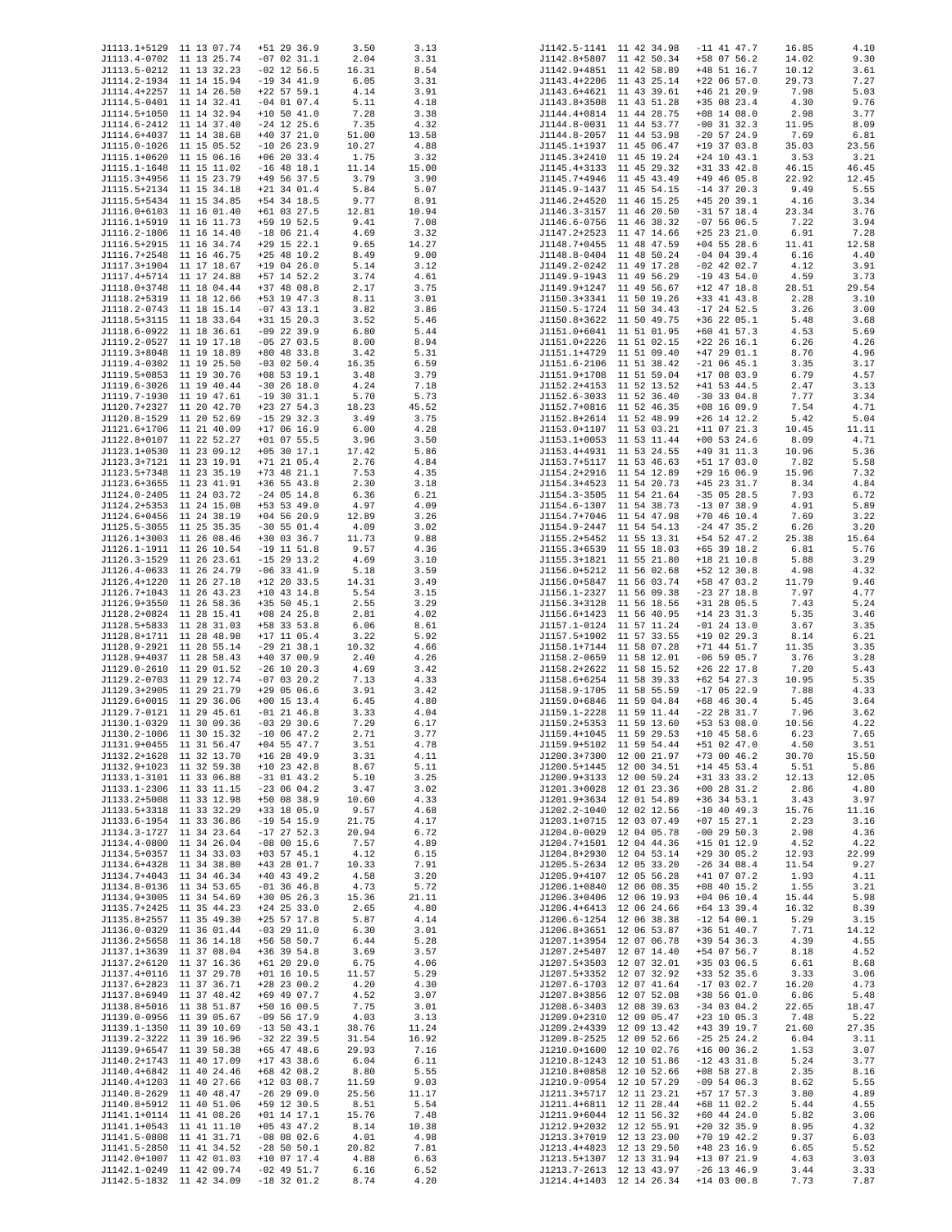| | | | | |
|---|---|---|---|---|
| J1113.1+5129 | 11 13 07.74 | +51 29 36.9 | 3.50 | 3.13 |
| J1113.4-0702 | 11 13 25.74 | -07 02 31.1 | 2.04 | 3.31 |
| J1113.5-0212 | 11 13 32.23 | -02 12 56.5 | 16.31 | 8.54 |
| J1114.2-1934 | 11 14 15.94 | -19 34 41.9 | 6.05 | 3.31 |
| J1114.4+2257 | 11 14 26.50 | +22 57 59.1 | 4.14 | 3.91 |
| J1114.5-0401 | 11 14 32.41 | -04 01 07.4 | 5.11 | 4.18 |
| J1114.5+1050 | 11 14 32.94 | +10 50 41.0 | 7.28 | 3.38 |
| J1114.6-2412 | 11 14 37.40 | -24 12 25.6 | 7.35 | 4.32 |
| J1114.6+4037 | 11 14 38.68 | +40 37 21.0 | 51.00 | 13.58 |
| J1115.0-1026 | 11 15 05.52 | -10 26 23.9 | 10.27 | 4.88 |
| J1115.1+0620 | 11 15 06.16 | +06 20 33.4 | 1.75 | 3.32 |
| J1115.1-1648 | 11 15 11.02 | -16 48 18.1 | 11.14 | 15.00 |
| J1115.3+4956 | 11 15 23.79 | +49 56 37.5 | 3.79 | 3.90 |
| J1115.5+2134 | 11 15 34.18 | +21 34 01.4 | 5.84 | 5.07 |
| J1115.5+5434 | 11 15 34.85 | +54 34 18.5 | 9.77 | 8.91 |
| J1116.0+6103 | 11 16 01.40 | +61 03 27.5 | 12.81 | 10.94 |
| J1116.1+5919 | 11 16 11.73 | +59 19 52.5 | 9.41 | 7.08 |
| J1116.2-1806 | 11 16 14.40 | -18 06 21.4 | 4.69 | 3.32 |
| J1116.5+2915 | 11 16 34.74 | +29 15 22.1 | 9.65 | 14.27 |
| J1116.7+2548 | 11 16 46.75 | +25 48 10.2 | 8.49 | 9.00 |
| J1117.3+1904 | 11 17 18.67 | +19 04 26.0 | 5.14 | 3.12 |
| J1117.4+5714 | 11 17 24.88 | +57 14 52.2 | 3.74 | 4.61 |
| J1118.0+3748 | 11 18 04.44 | +37 48 08.8 | 2.17 | 3.75 |
| J1118.2+5319 | 11 18 12.66 | +53 19 47.3 | 8.11 | 3.01 |
| J1118.2-0743 | 11 18 15.14 | -07 43 13.1 | 3.82 | 3.86 |
| J1118.5+3115 | 11 18 33.64 | +31 15 20.3 | 3.52 | 5.46 |
| J1118.6-0922 | 11 18 36.61 | -09 22 39.9 | 6.80 | 5.44 |
| J1119.2-0527 | 11 19 17.18 | -05 27 03.5 | 8.00 | 8.94 |
| J1119.3+8048 | 11 19 18.89 | +80 48 33.8 | 3.42 | 5.31 |
| J1119.4-0302 | 11 19 25.50 | -03 02 50.4 | 16.35 | 6.59 |
| J1119.5+0853 | 11 19 30.76 | +08 53 19.1 | 3.48 | 3.79 |
| J1119.6-3026 | 11 19 40.44 | -30 26 18.0 | 4.24 | 7.18 |
| J1119.7-1930 | 11 19 47.61 | -19 30 31.1 | 5.70 | 5.73 |
| J1120.7+2327 | 11 20 42.70 | +23 27 54.3 | 18.23 | 45.52 |
| J1120.8-1529 | 11 20 52.69 | -15 29 32.3 | 3.49 | 3.75 |
| J1121.6+1706 | 11 21 40.09 | +17 06 16.9 | 6.00 | 4.28 |
| J1122.8+0107 | 11 22 52.27 | +01 07 55.5 | 3.96 | 3.50 |
| J1123.1+0530 | 11 23 09.12 | +05 30 17.1 | 17.42 | 5.86 |
| J1123.3+7121 | 11 23 19.91 | +71 21 05.4 | 2.76 | 4.84 |
| J1123.5+7348 | 11 23 35.19 | +73 48 21.1 | 7.53 | 4.35 |
| J1123.6+3655 | 11 23 41.91 | +36 55 43.8 | 2.30 | 3.18 |
| J1124.0-2405 | 11 24 03.72 | -24 05 14.8 | 6.36 | 6.21 |
| J1124.2+5353 | 11 24 15.08 | +53 53 49.0 | 4.97 | 4.09 |
| J1124.6+0456 | 11 24 38.19 | +04 56 20.9 | 12.89 | 3.26 |
| J1125.5-3055 | 11 25 35.35 | -30 55 01.4 | 4.09 | 3.02 |
| J1126.1+3003 | 11 26 08.46 | +30 03 36.7 | 11.73 | 9.88 |
| J1126.1-1911 | 11 26 10.54 | -19 11 51.8 | 9.57 | 4.36 |
| J1126.3-1529 | 11 26 23.61 | -15 29 13.2 | 4.69 | 3.10 |
| J1126.4-0633 | 11 26 24.79 | -06 33 41.9 | 5.18 | 3.59 |
| J1126.4+1220 | 11 26 27.18 | +12 20 33.5 | 14.31 | 3.49 |
| J1126.7+1043 | 11 26 43.23 | +10 43 14.8 | 5.54 | 3.15 |
| J1126.9+3550 | 11 26 58.36 | +35 50 45.1 | 2.55 | 3.29 |
| J1128.2+0824 | 11 28 15.41 | +08 24 25.8 | 2.81 | 4.02 |
| J1128.5+5833 | 11 28 31.03 | +58 33 53.8 | 6.06 | 8.61 |
| J1128.8+1711 | 11 28 48.98 | +17 11 05.4 | 3.22 | 5.92 |
| J1128.9-2921 | 11 28 55.14 | -29 21 38.1 | 10.32 | 4.66 |
| J1128.9+4037 | 11 28 58.43 | +40 37 00.9 | 2.40 | 4.26 |
| J1129.0-2610 | 11 29 01.52 | -26 10 20.3 | 4.69 | 3.42 |
| J1129.2-0703 | 11 29 12.74 | -07 03 20.2 | 7.13 | 4.33 |
| J1129.3+2905 | 11 29 21.79 | +29 05 06.6 | 3.91 | 3.42 |
| J1129.6+0015 | 11 29 36.06 | +00 15 13.4 | 6.45 | 4.80 |
| J1129.7-0121 | 11 29 45.61 | -01 21 46.8 | 3.33 | 4.04 |
| J1130.1-0329 | 11 30 09.36 | -03 29 30.6 | 7.29 | 6.17 |
| J1130.2-1006 | 11 30 15.32 | -10 06 47.2 | 2.71 | 3.77 |
| J1131.9+0455 | 11 31 56.47 | +04 55 47.7 | 3.51 | 4.78 |
| J1132.2+1628 | 11 32 13.70 | +16 28 49.9 | 3.31 | 4.11 |
| J1132.9+1023 | 11 32 59.38 | +10 23 42.8 | 8.67 | 5.11 |
| J1133.1-3101 | 11 33 06.88 | -31 01 43.2 | 5.10 | 3.25 |
| J1133.1-2306 | 11 33 11.15 | -23 06 04.2 | 3.47 | 3.02 |
| J1133.2+5008 | 11 33 12.98 | +50 08 38.9 | 10.60 | 4.33 |
| J1133.5+3318 | 11 33 32.29 | +33 18 05.9 | 9.57 | 4.68 |
| J1133.6-1954 | 11 33 36.86 | -19 54 15.9 | 21.75 | 4.17 |
| J1134.3-1727 | 11 34 23.64 | -17 27 52.3 | 20.94 | 6.72 |
| J1134.4-0800 | 11 34 26.04 | -08 00 15.6 | 7.57 | 4.89 |
| J1134.5+0357 | 11 34 33.03 | +03 57 45.1 | 4.12 | 6.15 |
| J1134.6+4328 | 11 34 38.80 | +43 28 01.7 | 10.33 | 7.91 |
| J1134.7+4043 | 11 34 46.34 | +40 43 49.2 | 4.58 | 3.20 |
| J1134.8-0136 | 11 34 53.65 | -01 36 46.8 | 4.73 | 5.72 |
| J1134.9+3005 | 11 34 54.69 | +30 05 26.3 | 15.36 | 21.11 |
| J1135.7+2425 | 11 35 44.23 | +24 25 33.0 | 2.65 | 4.80 |
| J1135.8+2557 | 11 35 49.30 | +25 57 17.8 | 5.87 | 4.14 |
| J1136.0-0329 | 11 36 01.44 | -03 29 11.0 | 6.30 | 3.01 |
| J1136.2+5658 | 11 36 14.18 | +56 58 50.7 | 6.44 | 5.28 |
| J1137.1+3639 | 11 37 08.04 | +36 39 54.8 | 3.69 | 3.57 |
| J1137.2+6120 | 11 37 16.36 | +61 20 29.0 | 6.75 | 4.06 |
| J1137.4+0116 | 11 37 29.78 | +01 16 10.5 | 11.57 | 5.29 |
| J1137.6+2823 | 11 37 36.71 | +28 23 00.2 | 4.20 | 4.30 |
| J1137.8+6949 | 11 37 48.42 | +69 49 07.7 | 4.52 | 3.07 |
| J1138.8+5016 | 11 38 51.87 | +50 16 00.5 | 7.75 | 3.01 |
| J1139.0-0956 | 11 39 05.67 | -09 56 17.9 | 4.03 | 3.13 |
| J1139.1-1350 | 11 39 10.69 | -13 50 43.1 | 38.76 | 11.24 |
| J1139.2-3222 | 11 39 16.96 | -32 22 39.5 | 31.54 | 16.92 |
| J1139.9+6547 | 11 39 58.38 | +65 47 48.6 | 29.93 | 7.16 |
| J1140.2+1743 | 11 40 17.09 | +17 43 38.6 | 6.04 | 6.11 |
| J1140.4+6842 | 11 40 24.46 | +68 42 08.2 | 8.80 | 5.55 |
| J1140.4+1203 | 11 40 27.66 | +12 03 08.7 | 11.59 | 9.03 |
| J1140.8-2629 | 11 40 48.47 | -26 29 09.0 | 25.56 | 11.17 |
| J1140.8+5912 | 11 40 51.06 | +59 12 30.5 | 8.51 | 5.54 |
| J1141.1+0114 | 11 41 08.26 | +01 14 17.1 | 15.76 | 7.48 |
| J1141.1+0543 | 11 41 11.10 | +05 43 47.2 | 8.14 | 10.38 |
| J1141.5-0808 | 11 41 31.71 | -08 08 02.6 | 4.01 | 4.98 |
| J1141.5-2850 | 11 41 34.52 | -28 50 50.1 | 20.82 | 7.81 |
| J1142.0+1007 | 11 42 01.03 | +10 07 17.4 | 4.88 | 6.63 |
| J1142.1-0249 | 11 42 09.74 | -02 49 51.7 | 6.16 | 6.52 |
| J1142.5-1832 | 11 42 34.09 | -18 32 01.2 | 8.74 | 4.20 |
| J1142.5-1141 | 11 42 34.98 | -11 41 47.7 | 16.85 | 4.10 |
| J1142.8+5807 | 11 42 50.34 | +58 07 56.2 | 14.02 | 9.30 |
| J1142.9+4851 | 11 42 58.89 | +48 51 16.7 | 10.12 | 3.61 |
| J1143.4+2206 | 11 43 25.14 | +22 06 57.0 | 29.73 | 7.27 |
| J1143.6+4621 | 11 43 39.61 | +46 21 20.9 | 7.98 | 5.03 |
| J1143.8+3508 | 11 43 51.28 | +35 08 23.4 | 4.30 | 9.76 |
| J1144.4+0814 | 11 44 28.75 | +08 14 08.0 | 2.98 | 3.77 |
| J1144.8-0031 | 11 44 53.77 | -00 31 32.3 | 11.95 | 8.09 |
| J1144.8-2057 | 11 44 53.98 | -20 57 24.9 | 7.69 | 6.81 |
| J1145.1+1937 | 11 45 06.47 | +19 37 03.8 | 35.03 | 23.56 |
| J1145.3+2410 | 11 45 19.24 | +24 10 43.1 | 3.53 | 3.21 |
| J1145.4+3133 | 11 45 29.32 | +31 33 42.8 | 46.15 | 46.45 |
| J1145.7+4946 | 11 45 43.49 | +49 46 05.8 | 22.92 | 12.45 |
| J1145.9-1437 | 11 45 54.15 | -14 37 20.3 | 9.49 | 5.55 |
| J1146.2+4520 | 11 46 15.25 | +45 20 39.1 | 4.16 | 3.34 |
| J1146.3-3157 | 11 46 20.50 | -31 57 18.4 | 23.34 | 3.76 |
| J1146.6-0756 | 11 46 38.32 | -07 56 06.5 | 7.22 | 3.94 |
| J1147.2+2523 | 11 47 14.66 | +25 23 21.0 | 6.91 | 7.28 |
| J1148.7+0455 | 11 48 47.59 | +04 55 28.6 | 11.41 | 12.58 |
| J1148.8-0404 | 11 48 50.24 | -04 04 39.4 | 6.16 | 4.40 |
| J1149.2-0242 | 11 49 17.28 | -02 42 02.7 | 4.12 | 3.91 |
| J1149.9-1943 | 11 49 56.29 | -19 43 54.0 | 4.59 | 3.73 |
| J1149.9+1247 | 11 49 56.67 | +12 47 18.8 | 28.51 | 29.54 |
| J1150.3+3341 | 11 50 19.26 | +33 41 43.8 | 2.28 | 3.10 |
| J1150.5-1724 | 11 50 34.43 | -17 24 52.5 | 3.26 | 3.00 |
| J1150.8+3622 | 11 50 49.75 | +36 22 05.1 | 5.48 | 3.68 |
| J1151.0+6041 | 11 51 01.95 | +60 41 57.3 | 4.53 | 5.69 |
| J1151.0+2226 | 11 51 02.15 | +22 26 16.1 | 6.26 | 4.26 |
| J1151.1+4729 | 11 51 09.40 | +47 29 01.1 | 8.76 | 4.96 |
| J1151.6-2106 | 11 51 38.42 | -21 06 45.1 | 3.35 | 3.17 |
| J1151.9+1708 | 11 51 59.04 | +17 08 03.9 | 6.79 | 4.57 |
| J1152.2+4153 | 11 52 13.52 | +41 53 44.5 | 2.47 | 3.13 |
| J1152.6-3033 | 11 52 36.40 | -30 33 04.8 | 7.77 | 3.34 |
| J1152.7+0816 | 11 52 46.35 | +08 16 09.9 | 7.54 | 4.71 |
| J1152.8+2614 | 11 52 48.99 | +26 14 12.2 | 5.42 | 5.04 |
| J1153.0+1107 | 11 53 03.21 | +11 07 21.3 | 10.45 | 11.11 |
| J1153.1+0053 | 11 53 11.44 | +00 53 24.6 | 8.09 | 4.71 |
| J1153.4+4931 | 11 53 24.55 | +49 31 11.3 | 10.96 | 5.36 |
| J1153.7+5117 | 11 53 46.63 | +51 17 03.0 | 7.82 | 5.58 |
| J1154.2+2916 | 11 54 12.89 | +29 16 06.9 | 15.96 | 7.32 |
| J1154.3+4523 | 11 54 20.73 | +45 23 31.7 | 8.34 | 4.84 |
| J1154.3-3505 | 11 54 21.64 | -35 05 28.5 | 7.93 | 6.72 |
| J1154.6-1307 | 11 54 38.73 | -13 07 38.9 | 4.91 | 5.89 |
| J1154.7+7046 | 11 54 47.98 | +70 46 10.4 | 7.69 | 3.22 |
| J1154.9-2447 | 11 54 54.13 | -24 47 35.2 | 6.26 | 3.20 |
| J1155.2+5452 | 11 55 13.31 | +54 52 47.2 | 25.38 | 15.64 |
| J1155.3+6539 | 11 55 18.03 | +65 39 18.2 | 6.81 | 5.76 |
| J1155.3+1821 | 11 55 21.80 | +18 21 10.8 | 5.88 | 3.29 |
| J1156.0+5212 | 11 56 02.68 | +52 12 30.8 | 4.98 | 4.32 |
| J1156.0+5847 | 11 56 03.74 | +58 47 03.2 | 11.79 | 9.46 |
| J1156.1-2327 | 11 56 09.38 | -23 27 18.8 | 7.97 | 4.77 |
| J1156.3+3128 | 11 56 18.56 | +31 28 05.5 | 7.43 | 5.24 |
| J1156.6+1423 | 11 56 40.95 | +14 23 31.3 | 5.35 | 3.46 |
| J1157.1-0124 | 11 57 11.24 | -01 24 13.0 | 3.67 | 3.35 |
| J1157.5+1902 | 11 57 33.55 | +19 02 29.3 | 8.14 | 6.21 |
| J1158.1+7144 | 11 58 07.28 | +71 44 51.7 | 11.35 | 3.35 |
| J1158.2-0659 | 11 58 12.01 | -06 59 05.7 | 3.76 | 3.28 |
| J1158.2+2622 | 11 58 15.52 | +26 22 17.8 | 7.20 | 5.43 |
| J1158.6+6254 | 11 58 39.33 | +62 54 27.3 | 10.95 | 5.35 |
| J1158.9-1705 | 11 58 55.59 | -17 05 22.9 | 7.88 | 4.33 |
| J1159.0+6846 | 11 59 04.84 | +68 46 30.4 | 5.45 | 3.64 |
| J1159.1-2228 | 11 59 11.44 | -22 28 31.7 | 7.96 | 3.62 |
| J1159.2+5353 | 11 59 13.60 | +53 53 08.0 | 10.56 | 4.22 |
| J1159.4+1045 | 11 59 29.53 | +10 45 58.6 | 6.23 | 7.65 |
| J1159.9+5102 | 11 59 54.44 | +51 02 47.0 | 4.50 | 3.51 |
| J1200.3+7300 | 12 00 21.97 | +73 00 46.2 | 30.70 | 15.50 |
| J1200.5+1445 | 12 00 34.51 | +14 45 53.4 | 5.51 | 5.86 |
| J1200.9+3133 | 12 00 59.24 | +31 33 33.2 | 12.13 | 12.05 |
| J1201.3+0028 | 12 01 23.36 | +00 28 31.2 | 2.86 | 4.80 |
| J1201.9+3634 | 12 01 54.89 | +36 34 53.1 | 3.43 | 3.97 |
| J1202.2-1040 | 12 02 12.56 | -10 40 49.3 | 15.76 | 11.16 |
| J1203.1+0715 | 12 03 07.49 | +07 15 27.1 | 2.23 | 3.16 |
| J1204.0-0029 | 12 04 05.78 | -00 29 50.3 | 2.98 | 4.36 |
| J1204.7+1501 | 12 04 44.36 | +15 01 12.9 | 4.52 | 4.22 |
| J1204.8+2930 | 12 04 53.14 | +29 30 05.2 | 12.93 | 22.99 |
| J1205.5-2634 | 12 05 33.20 | -26 34 08.4 | 11.54 | 9.27 |
| J1205.9+4107 | 12 05 56.28 | +41 07 07.2 | 1.93 | 4.11 |
| J1206.1+0840 | 12 06 08.35 | +08 40 15.2 | 1.55 | 3.21 |
| J1206.3+0406 | 12 06 19.93 | +04 06 10.4 | 15.44 | 5.98 |
| J1206.4+6413 | 12 06 24.66 | +64 13 39.4 | 16.32 | 8.39 |
| J1206.6-1254 | 12 06 38.38 | -12 54 00.1 | 5.29 | 3.15 |
| J1206.8+3651 | 12 06 53.87 | +36 51 40.7 | 7.71 | 14.12 |
| J1207.1+3954 | 12 07 06.78 | +39 54 36.3 | 4.39 | 4.55 |
| J1207.2+5407 | 12 07 14.40 | +54 07 56.7 | 8.18 | 4.52 |
| J1207.5+3503 | 12 07 32.01 | +35 03 06.5 | 6.61 | 8.68 |
| J1207.5+3352 | 12 07 32.92 | +33 52 35.6 | 3.33 | 3.06 |
| J1207.6-1703 | 12 07 41.64 | -17 03 02.7 | 16.20 | 4.73 |
| J1207.8+3856 | 12 07 52.08 | +38 56 01.0 | 6.86 | 5.48 |
| J1208.6-3403 | 12 08 39.63 | -34 03 04.2 | 22.65 | 18.47 |
| J1209.0+2310 | 12 09 05.47 | +23 10 05.3 | 7.48 | 5.22 |
| J1209.2+4339 | 12 09 13.42 | +43 39 19.7 | 21.60 | 27.35 |
| J1209.8-2525 | 12 09 52.66 | -25 25 24.2 | 6.04 | 3.11 |
| J1210.0+1600 | 12 10 02.76 | +16 00 36.2 | 1.53 | 3.07 |
| J1210.8-1243 | 12 10 51.86 | -12 43 31.8 | 5.24 | 3.77 |
| J1210.8+0858 | 12 10 52.66 | +08 58 27.8 | 2.35 | 8.16 |
| J1210.9-0954 | 12 10 57.29 | -09 54 06.3 | 8.62 | 5.55 |
| J1211.3+5717 | 12 11 23.21 | +57 17 57.3 | 3.80 | 4.89 |
| J1211.4+6811 | 12 11 28.44 | +68 11 02.2 | 5.44 | 4.55 |
| J1211.9+6044 | 12 11 56.32 | +60 44 24.0 | 5.82 | 3.06 |
| J1212.9+2032 | 12 12 55.91 | +20 32 35.9 | 8.95 | 4.32 |
| J1213.3+7019 | 12 13 23.00 | +70 19 42.2 | 9.37 | 6.03 |
| J1213.4+4823 | 12 13 29.50 | +48 23 16.9 | 6.65 | 5.52 |
| J1213.5+1307 | 12 13 31.94 | +13 07 21.9 | 4.63 | 3.03 |
| J1213.7-2613 | 12 13 43.97 | -26 13 46.9 | 3.44 | 3.33 |
| J1214.4+1403 | 12 14 26.34 | +14 03 00.8 | 7.73 | 7.87 |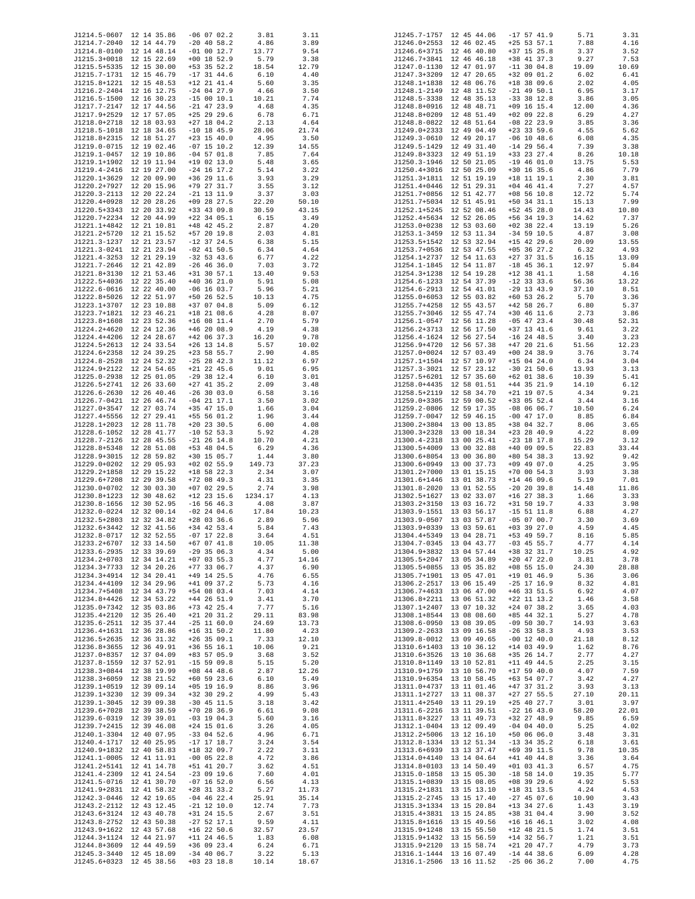| | | | | |
|---|---|---|---|---|
| J1214.5-0607 | 12 14 35.86 | -06 07 02.2 | 3.81 | 3.11 |
| J1214.7-2040 | 12 14 44.79 | -20 40 58.2 | 4.86 | 3.89 |
| J1214.8-0100 | 12 14 48.14 | -01 00 12.7 | 13.77 | 9.54 |
| J1215.3+0018 | 12 15 22.69 | +00 18 52.9 | 5.79 | 3.38 |
| J1215.5+5335 | 12 15 30.00 | +53 35 52.2 | 18.54 | 12.79 |
| J1215.7-1731 | 12 15 46.79 | -17 31 44.6 | 6.10 | 4.40 |
| J1215.8+1221 | 12 15 48.53 | +12 21 41.4 | 5.60 | 3.35 |
| J1216.2-2404 | 12 16 12.75 | -24 04 27.9 | 4.66 | 3.50 |
| J1216.5-1500 | 12 16 30.23 | -15 00 10.1 | 10.21 | 7.74 |
| J1217.7-2147 | 12 17 44.56 | -21 47 23.9 | 4.68 | 4.35 |
| J1217.9+2529 | 12 17 57.05 | +25 29 29.6 | 6.78 | 6.71 |
| J1218.0+2718 | 12 18 03.93 | +27 18 04.2 | 2.13 | 4.64 |
| J1218.5-1018 | 12 18 34.65 | -10 18 45.9 | 28.06 | 21.74 |
| J1218.8+2315 | 12 18 51.27 | +23 15 40.0 | 4.95 | 3.50 |
| J1219.0-0715 | 12 19 02.46 | -07 15 10.2 | 12.39 | 14.55 |
| J1219.1-0457 | 12 19 10.86 | -04 57 01.8 | 7.85 | 7.64 |
| J1219.1+1902 | 12 19 11.94 | +19 02 13.0 | 5.48 | 3.65 |
| J1219.4-2416 | 12 19 27.00 | -24 16 17.2 | 5.14 | 3.22 |
| J1220.1+3629 | 12 20 09.90 | +36 29 11.6 | 3.93 | 3.29 |
| J1220.2+7927 | 12 20 15.96 | +79 27 31.7 | 3.55 | 3.12 |
| J1220.3-2113 | 12 20 22.24 | -21 13 11.9 | 3.37 | 3.03 |
| J1220.4+0928 | 12 20 28.26 | +09 28 27.5 | 22.20 | 50.10 |
| J1220.5+3343 | 12 20 33.92 | +33 43 09.8 | 30.59 | 43.15 |
| J1220.7+2234 | 12 20 44.99 | +22 34 05.1 | 6.15 | 3.49 |
| J1221.1+4842 | 12 21 10.81 | +48 42 45.2 | 2.87 | 4.20 |
| J1221.2+5720 | 12 21 15.52 | +57 20 19.8 | 2.03 | 4.81 |
| J1221.3-1237 | 12 21 23.57 | -12 37 24.5 | 6.38 | 5.15 |
| J1221.3-0241 | 12 21 23.94 | -02 41 50.5 | 6.34 | 4.64 |
| J1221.4-3253 | 12 21 29.19 | -32 53 43.6 | 6.77 | 4.22 |
| J1221.7-2646 | 12 21 42.89 | -26 46 36.0 | 7.03 | 3.72 |
| J1221.8+3130 | 12 21 53.46 | +31 30 57.1 | 13.40 | 9.53 |
| J1222.5+4036 | 12 22 35.40 | +40 36 21.0 | 5.91 | 5.08 |
| J1222.6-0616 | 12 22 40.00 | -06 16 03.7 | 5.96 | 5.21 |
| J1222.8+5026 | 12 22 51.97 | +50 26 52.5 | 10.13 | 4.75 |
| J1223.1+3707 | 12 23 10.88 | +37 07 04.8 | 5.09 | 6.12 |
| J1223.7+1821 | 12 23 46.21 | +18 21 08.6 | 4.28 | 8.07 |
| J1223.8+1608 | 12 23 52.36 | +16 08 11.4 | 2.70 | 5.79 |
| J1224.2+4620 | 12 24 12.36 | +46 20 08.9 | 4.19 | 4.38 |
| J1224.4+4206 | 12 24 28.67 | +42 06 37.3 | 16.20 | 9.78 |
| J1224.5+2613 | 12 24 33.54 | +26 13 14.8 | 5.57 | 10.02 |
| J1224.6+2358 | 12 24 39.25 | +23 58 55.7 | 2.90 | 4.85 |
| J1224.8-2528 | 12 24 52.32 | -25 28 42.3 | 11.12 | 6.97 |
| J1224.9+2122 | 12 24 54.65 | +21 22 45.6 | 9.01 | 6.95 |
| J1225.0-2938 | 12 25 01.05 | -29 38 12.4 | 6.10 | 3.01 |
| J1226.5+2741 | 12 26 33.60 | +27 41 35.2 | 2.09 | 3.48 |
| J1226.6-2630 | 12 26 40.46 | -26 30 03.0 | 6.58 | 3.16 |
| J1226.7-0421 | 12 26 46.74 | -04 21 17.1 | 3.50 | 3.02 |
| J1227.0+3547 | 12 27 03.74 | +35 47 15.0 | 1.66 | 3.04 |
| J1227.4+5556 | 12 27 29.41 | +55 56 01.2 | 1.96 | 3.44 |
| J1228.1+2023 | 12 28 11.78 | +20 23 30.5 | 6.00 | 4.08 |
| J1228.6-1052 | 12 28 41.77 | -10 52 53.3 | 5.92 | 4.28 |
| J1228.7-2126 | 12 28 45.55 | -21 26 14.8 | 10.70 | 4.21 |
| J1228.8+5348 | 12 28 51.08 | +53 48 04.5 | 6.29 | 4.36 |
| J1228.9+3015 | 12 28 59.82 | +30 15 05.7 | 1.44 | 3.80 |
| J1229.0+0202 | 12 29 05.93 | +02 02 55.9 | 149.73 | 37.23 |
| J1229.2+1858 | 12 29 15.22 | +18 58 22.3 | 2.34 | 3.07 |
| J1229.6+7208 | 12 29 39.58 | +72 08 49.3 | 4.31 | 3.35 |
| J1230.0+0702 | 12 30 03.30 | +07 02 29.5 | 2.74 | 3.98 |
| J1230.8+1223 | 12 30 48.62 | +12 23 15.6 | 1234.17 | 4.13 |
| J1230.8-1656 | 12 30 52.95 | -16 56 46.3 | 4.08 | 3.87 |
| J1232.0-0224 | 12 32 00.14 | -02 24 04.6 | 17.84 | 10.23 |
| J1232.5+2803 | 12 32 34.82 | +28 03 36.6 | 2.89 | 5.96 |
| J1232.6+3442 | 12 32 41.56 | +34 42 53.4 | 5.84 | 7.43 |
| J1232.8-0717 | 12 32 52.55 | -07 17 22.8 | 3.64 | 4.51 |
| J1233.2+6707 | 12 33 14.50 | +67 07 41.8 | 10.05 | 11.38 |
| J1233.6-2935 | 12 33 39.69 | -29 35 06.3 | 4.34 | 5.00 |
| J1234.2+0703 | 12 34 14.21 | +07 03 55.3 | 4.77 | 14.16 |
| J1234.3+7733 | 12 34 20.26 | +77 33 06.7 | 4.37 | 6.90 |
| J1234.3+4914 | 12 34 20.41 | +49 14 25.5 | 4.76 | 6.55 |
| J1234.4+4109 | 12 34 29.96 | +41 09 37.2 | 5.73 | 4.16 |
| J1234.7+5408 | 12 34 43.79 | +54 08 03.4 | 7.03 | 4.14 |
| J1234.8+4426 | 12 34 53.22 | +44 26 51.9 | 3.41 | 3.70 |
| J1235.0+7342 | 12 35 03.86 | +73 42 25.4 | 7.77 | 5.16 |
| J1235.4+2120 | 12 35 26.40 | +21 20 31.2 | 29.11 | 83.98 |
| J1235.6-2511 | 12 35 37.44 | -25 11 60.0 | 24.69 | 13.73 |
| J1236.4+1631 | 12 36 28.86 | +16 31 50.2 | 11.80 | 4.23 |
| J1236.5+2635 | 12 36 31.32 | +26 35 09.1 | 7.33 | 12.10 |
| J1236.8+3655 | 12 36 49.91 | +36 55 16.1 | 10.06 | 9.21 |
| J1237.0+8357 | 12 37 04.09 | +83 57 05.9 | 3.68 | 3.52 |
| J1237.8-1559 | 12 37 52.91 | -15 59 09.8 | 5.15 | 5.20 |
| J1238.3+0844 | 12 38 19.99 | +08 44 48.6 | 2.87 | 12.26 |
| J1238.3+6059 | 12 38 21.52 | +60 59 23.6 | 6.10 | 5.49 |
| J1239.1+0519 | 12 39 09.14 | +05 19 16.9 | 8.86 | 3.96 |
| J1239.1+3230 | 12 39 09.34 | +32 30 29.2 | 4.99 | 5.43 |
| J1239.1-3045 | 12 39 09.38 | -30 45 11.5 | 3.18 | 3.42 |
| J1239.6+7028 | 12 39 38.59 | +70 28 36.9 | 6.61 | 9.08 |
| J1239.6-0319 | 12 39 39.01 | -03 19 04.3 | 5.60 | 3.16 |
| J1239.7+2415 | 12 39 46.08 | +24 15 01.6 | 3.26 | 4.05 |
| J1240.1-3304 | 12 40 07.95 | -33 04 52.6 | 4.96 | 6.71 |
| J1240.4-1717 | 12 40 25.95 | -17 17 18.7 | 3.24 | 3.54 |
| J1240.9+1832 | 12 40 58.83 | +18 32 09.7 | 2.22 | 3.11 |
| J1241.1-0005 | 12 41 11.91 | -00 05 22.8 | 4.72 | 3.86 |
| J1241.2+5141 | 12 41 14.78 | +51 41 20.7 | 3.62 | 4.51 |
| J1241.4-2309 | 12 41 24.54 | -23 09 19.6 | 7.60 | 4.01 |
| J1241.5-0716 | 12 41 30.70 | -07 16 52.0 | 6.56 | 4.13 |
| J1241.9+2831 | 12 41 58.32 | +28 31 33.2 | 5.27 | 11.73 |
| J1242.3-0446 | 12 42 19.65 | -04 46 22.4 | 25.91 | 35.14 |
| J1243.2-2112 | 12 43 12.45 | -21 12 10.0 | 12.74 | 7.73 |
| J1243.6+3124 | 12 43 40.78 | +31 24 15.5 | 2.67 | 3.51 |
| J1243.8-2752 | 12 43 50.38 | -27 52 17.1 | 9.59 | 4.11 |
| J1243.9+1622 | 12 43 57.68 | +16 22 50.6 | 32.57 | 23.57 |
| J1244.3+1124 | 12 44 21.97 | +11 24 46.5 | 1.83 | 6.08 |
| J1244.8+3609 | 12 44 49.59 | +36 09 23.4 | 6.24 | 6.71 |
| J1245.3-3440 | 12 45 18.09 | -34 40 06.7 | 3.22 | 5.13 |
| J1245.6+0323 | 12 45 38.56 | +03 23 18.8 | 10.14 | 18.67 |
| J1245.7-1757 | 12 45 44.06 | -17 57 41.9 | 5.71 | 3.31 |
| J1246.0+2553 | 12 46 02.45 | +25 53 57.1 | 7.88 | 4.16 |
| J1246.6+3715 | 12 46 40.80 | +37 15 25.8 | 3.37 | 3.52 |
| J1246.7+3841 | 12 46 46.18 | +38 41 37.3 | 9.27 | 7.53 |
| J1247.0-1130 | 12 47 01.97 | -11 30 04.8 | 19.09 | 10.69 |
| J1247.3+3209 | 12 47 20.65 | +32 09 01.2 | 6.02 | 6.41 |
| J1248.1+1838 | 12 48 06.76 | +18 38 09.6 | 2.02 | 4.05 |
| J1248.1-2149 | 12 48 11.52 | -21 49 50.1 | 6.95 | 3.17 |
| J1248.5-3338 | 12 48 35.13 | -33 38 12.8 | 3.86 | 3.05 |
| J1248.8+0916 | 12 48 48.71 | +09 16 15.4 | 12.00 | 4.36 |
| J1248.8+0209 | 12 48 51.49 | +02 09 22.8 | 6.29 | 4.27 |
| J1248.8-0822 | 12 48 51.64 | -08 22 23.9 | 3.85 | 3.36 |
| J1249.0+2333 | 12 49 04.49 | +23 33 59.6 | 4.55 | 5.62 |
| J1249.3-0610 | 12 49 20.17 | -06 10 48.6 | 6.08 | 4.35 |
| J1249.5-1429 | 12 49 31.40 | -14 29 56.4 | 7.39 | 3.38 |
| J1249.8+3323 | 12 49 51.19 | +33 23 27.4 | 8.26 | 10.18 |
| J1250.3-1946 | 12 50 21.05 | -19 46 01.0 | 13.75 | 5.53 |
| J1250.4+3016 | 12 50 25.09 | +30 16 35.6 | 4.86 | 7.79 |
| J1251.3+1811 | 12 51 19.19 | +18 11 19.1 | 2.30 | 3.81 |
| J1251.4+0446 | 12 51 29.31 | +04 46 41.4 | 7.27 | 4.57 |
| J1251.7+0856 | 12 51 42.77 | +08 56 10.8 | 12.72 | 5.74 |
| J1251.7+5034 | 12 51 45.91 | +50 34 31.1 | 15.13 | 7.99 |
| J1252.1+5245 | 12 52 08.46 | +52 45 28.0 | 14.43 | 10.80 |
| J1252.4+5634 | 12 52 26.05 | +56 34 19.3 | 14.62 | 7.37 |
| J1253.0+0238 | 12 53 03.60 | +02 38 22.4 | 13.19 | 5.26 |
| J1253.1-3459 | 12 53 11.34 | -34 59 10.5 | 4.87 | 3.08 |
| J1253.5+1542 | 12 53 32.94 | +15 42 29.6 | 20.09 | 13.55 |
| J1253.7+0536 | 12 53 47.55 | +05 36 27.2 | 6.32 | 4.93 |
| J1254.1+2737 | 12 54 11.63 | +27 37 31.5 | 16.15 | 13.09 |
| J1254.1-1845 | 12 54 11.87 | -18 45 36.1 | 12.97 | 5.84 |
| J1254.3+1238 | 12 54 19.28 | +12 38 41.1 | 1.58 | 4.16 |
| J1254.6-1233 | 12 54 37.39 | -12 33 33.6 | 56.36 | 13.22 |
| J1254.6-2913 | 12 54 41.01 | -29 13 43.9 | 37.10 | 8.51 |
| J1255.0+6053 | 12 55 03.82 | +60 53 26.2 | 5.70 | 3.36 |
| J1255.7+4258 | 12 55 43.57 | +42 58 26.7 | 6.80 | 5.37 |
| J1255.7+3046 | 12 55 47.74 | +30 46 11.6 | 2.73 | 3.86 |
| J1256.1-0547 | 12 56 11.28 | -05 47 23.4 | 30.48 | 52.31 |
| J1256.2+3713 | 12 56 17.50 | +37 13 41.6 | 9.61 | 3.22 |
| J1256.4-1624 | 12 56 27.54 | -16 24 48.5 | 3.40 | 3.23 |
| J1256.9+4720 | 12 56 57.38 | +47 20 21.6 | 51.56 | 12.23 |
| J1257.0+0024 | 12 57 03.49 | +00 24 38.9 | 3.76 | 3.74 |
| J1257.1+1504 | 12 57 10.97 | +15 04 24.0 | 6.34 | 3.04 |
| J1257.3-3021 | 12 57 23.12 | -30 21 50.6 | 13.93 | 3.13 |
| J1257.5+6201 | 12 57 35.60 | +62 01 38.6 | 10.39 | 5.41 |
| J1258.0+4435 | 12 58 01.51 | +44 35 21.9 | 14.10 | 6.12 |
| J1258.5+2119 | 12 58 34.70 | +21 19 07.5 | 4.34 | 9.21 |
| J1259.0+3305 | 12 59 00.52 | +33 05 52.4 | 3.44 | 3.16 |
| J1259.2-0806 | 12 59 17.35 | -08 06 06.7 | 10.50 | 6.24 |
| J1259.7-0047 | 12 59 46.15 | -00 47 17.0 | 8.85 | 6.84 |
| J1300.2+3804 | 13 00 13.85 | +38 04 32.7 | 8.06 | 3.65 |
| J1300.3+2328 | 13 00 18.34 | +23 28 40.9 | 4.22 | 8.09 |
| J1300.4-2318 | 13 00 25.41 | -23 18 17.8 | 15.29 | 3.12 |
| J1300.5+4009 | 13 00 32.88 | +40 09 09.5 | 22.83 | 33.44 |
| J1300.6+8054 | 13 00 36.80 | +80 54 38.3 | 13.92 | 9.42 |
| J1300.6+0949 | 13 00 37.73 | +09 49 07.0 | 4.25 | 3.95 |
| J1301.2+7000 | 13 01 15.15 | +70 00 54.3 | 3.93 | 3.38 |
| J1301.6+1446 | 13 01 38.73 | +14 46 09.6 | 5.19 | 7.01 |
| J1301.8-2020 | 13 01 52.55 | -20 20 39.8 | 14.48 | 11.86 |
| J1302.5+1627 | 13 02 33.07 | +16 27 38.3 | 1.66 | 3.33 |
| J1303.2+3150 | 13 03 16.72 | +31 50 19.7 | 4.33 | 3.98 |
| J1303.9-1551 | 13 03 56.17 | -15 51 11.8 | 6.88 | 4.27 |
| J1303.9-0507 | 13 03 57.87 | -05 07 00.7 | 3.30 | 3.69 |
| J1303.9+0339 | 13 03 59.61 | +03 39 27.0 | 4.59 | 4.45 |
| J1304.4+5349 | 13 04 28.71 | +53 49 59.7 | 8.16 | 5.85 |
| J1304.7-0345 | 13 04 43.77 | -03 45 55.7 | 4.77 | 4.14 |
| J1304.9+3832 | 13 04 57.44 | +38 32 31.7 | 10.25 | 4.92 |
| J1305.5+2047 | 13 05 34.89 | +20 47 22.0 | 3.81 | 3.78 |
| J1305.5+0855 | 13 05 35.82 | +08 55 15.0 | 24.30 | 28.88 |
| J1305.7+1901 | 13 05 47.01 | +19 01 46.9 | 5.36 | 3.06 |
| J1306.2-2517 | 13 06 15.49 | -25 17 16.9 | 8.32 | 4.81 |
| J1306.7+4633 | 13 06 47.00 | +46 33 51.5 | 6.92 | 4.07 |
| J1306.8+2211 | 13 06 51.32 | +22 11 13.2 | 1.46 | 3.58 |
| J1307.1+2407 | 13 07 10.32 | +24 07 38.2 | 3.65 | 4.03 |
| J1308.1+8544 | 13 08 08.60 | +85 44 32.1 | 5.27 | 4.78 |
| J1308.6-0950 | 13 08 39.05 | -09 50 30.7 | 14.93 | 3.63 |
| J1309.2-2633 | 13 09 16.58 | -26 33 58.3 | 4.93 | 3.53 |
| J1309.8-0012 | 13 09 49.65 | -00 12 40.0 | 21.18 | 8.12 |
| J1310.6+1403 | 13 10 36.12 | +14 03 49.9 | 1.62 | 8.76 |
| J1310.6+3526 | 13 10 36.68 | +35 26 14.7 | 2.77 | 4.27 |
| J1310.8+1149 | 13 10 52.81 | +11 49 44.5 | 2.25 | 3.15 |
| J1310.9+1759 | 13 10 56.70 | +17 59 40.0 | 4.07 | 7.59 |
| J1310.9+6354 | 13 10 58.45 | +63 54 07.7 | 3.42 | 4.27 |
| J1311.0+4737 | 13 11 01.46 | +47 37 31.2 | 3.93 | 3.13 |
| J1311.1+2727 | 13 11 08.37 | +27 27 55.5 | 27.10 | 20.11 |
| J1311.4+2540 | 13 11 29.19 | +25 40 27.7 | 3.01 | 3.97 |
| J1311.6-2216 | 13 11 39.51 | -22 16 43.0 | 58.20 | 22.01 |
| J1311.8+3227 | 13 11 49.73 | +32 27 48.9 | 9.85 | 6.59 |
| J1312.1-0404 | 13 12 09.49 | -04 04 40.0 | 5.25 | 4.02 |
| J1312.2+5006 | 13 12 16.10 | +50 06 06.0 | 3.48 | 3.31 |
| J1312.8-1334 | 13 12 51.34 | -13 34 35.2 | 6.18 | 3.61 |
| J1313.6+6939 | 13 13 37.47 | +69 39 11.5 | 9.78 | 10.35 |
| J1314.0+4140 | 13 14 04.64 | +41 40 44.8 | 3.36 | 3.64 |
| J1314.8+0103 | 13 14 50.49 | +01 03 41.3 | 6.57 | 4.75 |
| J1315.0-1858 | 13 15 05.30 | -18 58 14.0 | 19.35 | 5.77 |
| J1315.1+0839 | 13 15 08.05 | +08 39 29.6 | 4.92 | 5.53 |
| J1315.2+1831 | 13 15 13.10 | +18 31 13.5 | 4.24 | 4.53 |
| J1315.2-2745 | 13 15 17.40 | -27 45 07.6 | 10.90 | 3.43 |
| J1315.3+1334 | 13 15 20.84 | +13 34 27.6 | 1.43 | 3.19 |
| J1315.4+3831 | 13 15 24.85 | +38 31 04.4 | 3.90 | 3.52 |
| J1315.8+1616 | 13 15 49.56 | +16 16 46.1 | 3.02 | 4.08 |
| J1315.9+1248 | 13 15 55.50 | +12 48 21.5 | 1.74 | 3.51 |
| J1315.9+1432 | 13 15 56.59 | +14 32 56.7 | 1.21 | 3.51 |
| J1315.9+2120 | 13 15 58.74 | +21 20 47.7 | 4.79 | 3.73 |
| J1316.1-1444 | 13 16 07.49 | -14 44 38.6 | 6.09 | 4.28 |
| J1316.1-2506 | 13 16 11.52 | -25 06 36.2 | 7.00 | 4.75 |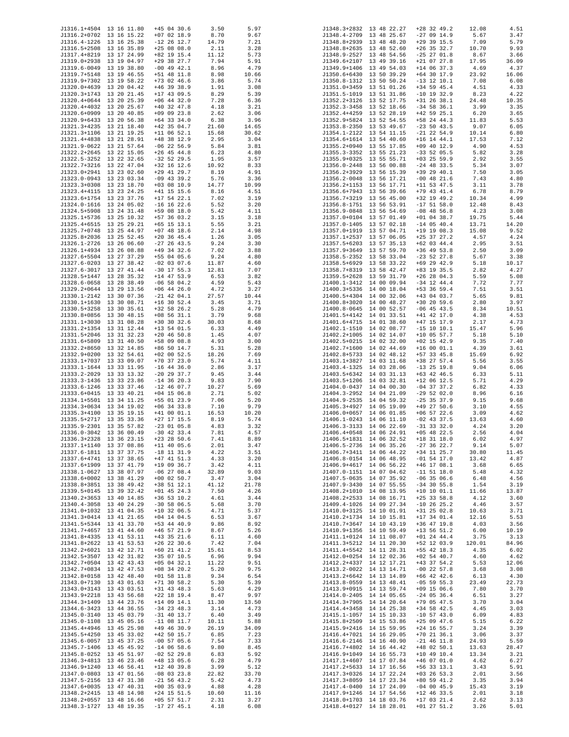| | | | | |
|---|---|---|---|---|
| J1316.1+4504 | 13 16 11.80 | +45 04 30.6 | 3.50 | 5.97 |
| J1316.2+0702 | 13 16 15.22 | +07 02 18.9 | 8.70 | 9.67 |
| J1316.4-1226 | 13 16 25.38 | -12 26 12.7 | 14.79 | 7.21 |
| J1316.5+2508 | 13 16 35.89 | +25 08 08.0 | 2.11 | 3.28 |
| J1317.4+8219 | 13 17 24.99 | +82 19 15.4 | 11.12 | 5.73 |
| J1319.0+2938 | 13 19 04.97 | +29 38 27.7 | 7.94 | 5.91 |
| J1319.6-0049 | 13 19 38.80 | -00 49 42.1 | 8.96 | 4.79 |
| J1319.7+5148 | 13 19 46.55 | +51 48 11.8 | 8.98 | 10.66 |
| J1319.9+7302 | 13 19 58.22 | +73 02 46.6 | 3.86 | 5.74 |
| J1320.0+4639 | 13 20 04.42 | +46 39 38.9 | 1.91 | 3.08 |
| J1320.3+1743 | 13 20 21.45 | +17 43 09.5 | 8.29 | 5.39 |
| J1320.4+0644 | 13 20 25.39 | +06 44 32.0 | 7.28 | 6.36 |
| J1320.4+4032 | 13 20 25.67 | +40 32 47.8 | 4.18 | 3.21 |
| J1320.6+0909 | 13 20 40.85 | +09 09 23.8 | 2.62 | 3.06 |
| J1320.9+6433 | 13 20 56.38 | +64 33 34.0 | 6.38 | 3.96 |
| J1321.3+4235 | 13 21 18.40 | +42 35 04.7 | 21.60 | 14.65 |
| J1321.3+1106 | 13 21 19.25 | +11 06 52.1 | 15.68 | 30.62 |
| J1321.4+4838 | 13 21 28.91 | +48 38 12.9 | 2.95 | 3.04 |
| J1321.9-0622 | 13 21 57.64 | -06 22 56.9 | 5.84 | 3.81 |
| J1322.2+2645 | 13 22 15.05 | +26 45 44.8 | 6.23 | 4.80 |
| J1322.5-3252 | 13 22 32.65 | -32 52 29.5 | 1.95 | 3.57 |
| J1322.7+3216 | 13 22 47.04 | +32 16 12.6 | 10.92 | 8.33 |
| J1323.0+2941 | 13 23 02.60 | +29 41 29.7 | 8.19 | 4.91 |
| J1323.0-0943 | 13 23 03.34 | -09 43 39.2 | 5.76 | 3.36 |
| J1323.3+0308 | 13 23 18.70 | +03 08 10.9 | 14.77 | 10.99 |
| J1323.4+4115 | 13 23 24.25 | +41 15 15.6 | 8.16 | 4.51 |
| J1323.6+1754 | 13 23 37.76 | +17 54 22.1 | 7.02 | 3.19 |
| J1324.0-1616 | 13 24 05.02 | -16 16 22.6 | 5.52 | 3.20 |
| J1324.5+5908 | 13 24 31.48 | +59 08 18.0 | 5.42 | 4.11 |
| J1325.1+5736 | 13 25 10.32 | +57 36 03.2 | 3.15 | 3.18 |
| J1325.4+6515 | 13 25 29.21 | +65 15 13.1 | 5.55 | 3.21 |
| J1325.7+0748 | 13 25 44.97 | +07 48 18.6 | 2.14 | 4.98 |
| J1325.8+2036 | 13 25 52.45 | +20 36 45.4 | 1.26 | 3.05 |
| J1326.1-2726 | 13 26 06.60 | -27 26 43.5 | 9.24 | 3.30 |
| J1326.1+4934 | 13 26 08.88 | +49 34 32.6 | 7.02 | 3.88 |
| J1327.6+5504 | 13 27 37.29 | +55 04 05.6 | 9.24 | 4.80 |
| J1327.6-0203 | 13 27 38.42 | -02 03 07.6 | 11.87 | 4.60 |
| J1327.6-3017 | 13 27 41.44 | -30 17 55.3 | 12.81 | 7.07 |
| J1328.5+1447 | 13 28 35.32 | +14 47 53.9 | 6.53 | 3.82 |
| J1328.6-0658 | 13 28 38.49 | -06 58 04.2 | 4.59 | 5.43 |
| J1329.2+0644 | 13 29 13.56 | +06 44 26.0 | 4.72 | 3.27 |
| J1330.1-2142 | 13 30 07.36 | -21 42 04.1 | 27.57 | 10.44 |
| J1330.1+1630 | 13 30 08.71 | +16 30 52.4 | 3.45 | 3.71 |
| J1330.5+3258 | 13 30 35.61 | +32 58 26.2 | 5.28 | 4.79 |
| J1330.8+0856 | 13 30 48.15 | +08 56 31.1 | 3.79 | 9.68 |
| J1331.1+3030 | 13 31 08.28 | +30 30 32.6 | 30.03 | 8.68 |
| J1331.2+1354 | 13 31 12.44 | +13 54 01.5 | 6.33 | 4.49 |
| J1331.5+2046 | 13 31 32.23 | +20 46 50.8 | 1.45 | 4.07 |
| J1331.6+5809 | 13 31 40.50 | +58 09 08.8 | 4.93 | 3.00 |
| J1332.2+8650 | 13 32 14.85 | +86 50 14.7 | 5.31 | 5.28 |
| J1332.9+0200 | 13 32 54.61 | +02 00 52.5 | 18.26 | 7.69 |
| J1333.1+7037 | 13 33 09.07 | +70 37 23.0 | 5.74 | 4.11 |
| J1333.1-1644 | 13 33 11.95 | -16 44 36.0 | 2.86 | 3.17 |
| J1333.2-2029 | 13 33 13.32 | -20 29 37.7 | 9.45 | 3.44 |
| J1333.3-1436 | 13 33 23.86 | -14 36 20.3 | 9.83 | 7.90 |
| J1333.6-1246 | 13 33 37.46 | -12 46 07.7 | 10.27 | 5.69 |
| J1333.6+0415 | 13 33 40.21 | +04 15 06.8 | 2.71 | 5.02 |
| J1334.1+5501 | 13 34 11.25 | +55 01 23.9 | 7.06 | 5.20 |
| J1334.3+0634 | 13 34 19.02 | +06 34 33.8 | 7.10 | 9.79 |
| J1335.3+4100 | 13 35 19.15 | +41 00 01.1 | 16.53 | 10.20 |
| J1335.5+2717 | 13 35 33.36 | +27 17 15.5 | 8.19 | 5.74 |
| J1335.9-2301 | 13 35 57.82 | -23 01 05.8 | 4.83 | 3.32 |
| J1336.0-3042 | 13 36 00.49 | -30 42 33.4 | 7.81 | 4.57 |
| J1336.3+2328 | 13 36 23.15 | +23 28 50.6 | 7.41 | 8.89 |
| J1337.1+1140 | 13 37 08.86 | +11 40 05.6 | 2.01 | 3.47 |
| J1337.6-1811 | 13 37 37.75 | -18 11 31.9 | 4.22 | 3.51 |
| J1337.6+4741 | 13 37 38.65 | +47 41 51.3 | 4.33 | 3.20 |
| J1337.6+1909 | 13 37 41.79 | +19 09 36.7 | 3.42 | 4.11 |
| J1338.1-0627 | 13 38 07.97 | -06 27 08.4 | 32.89 | 9.03 |
| J1338.6+0002 | 13 38 41.29 | +00 02 50.7 | 3.47 | 3.04 |
| J1338.8+3851 | 13 38 49.42 | +38 51 12.1 | 41.12 | 21.78 |
| J1339.5+0145 | 13 39 32.42 | +01 45 24.3 | 7.50 | 4.26 |
| J1340.2+3653 | 13 40 14.85 | +36 53 10.2 | 4.61 | 3.44 |
| J1340.4-3058 | 13 40 24.29 | -30 58 06.5 | 5.68 | 3.70 |
| J1341.0+1032 | 13 41 04.35 | +10 32 06.5 | 4.71 | 5.37 |
| J1341.3+0414 | 13 41 21.65 | +04 14 04.5 | 6.53 | 3.67 |
| J1341.5+5344 | 13 41 33.70 | +53 44 40.9 | 9.86 | 8.92 |
| J1341.7+4657 | 13 41 44.60 | +46 57 21.9 | 8.67 | 5.26 |
| J1341.8+4335 | 13 41 53.11 | +43 35 21.6 | 6.11 | 4.60 |
| J1341.8+2622 | 13 41 53.53 | +26 22 30.6 | 7.42 | 7.04 |
| J1342.2+6021 | 13 42 12.71 | +60 21 41.2 | 15.61 | 8.53 |
| J1342.5+3507 | 13 42 31.82 | +35 07 10.5 | 6.96 | 9.94 |
| J1342.7+0504 | 13 42 43.43 | +05 04 32.1 | 11.22 | 9.51 |
| J1342.7+0834 | 13 42 47.53 | +08 34 20.2 | 5.20 | 9.75 |
| J1342.8+0158 | 13 42 48.40 | +01 58 11.8 | 9.34 | 6.54 |
| J1343.0+7130 | 13 43 01.63 | +71 30 58.2 | 5.30 | 5.39 |
| J1343.0+3143 | 13 43 03.51 | +31 43 48.3 | 5.63 | 4.29 |
| J1343.9+2218 | 13 43 56.68 | +22 18 19.4 | 8.47 | 9.97 |
| J1344.3+1409 | 13 44 23.76 | +14 09 14.1 | 11.30 | 13.50 |
| J1344.6-3423 | 13 44 36.55 | -34 23 48.3 | 3.14 | 4.73 |
| J1345.0-3140 | 13 45 03.79 | -31 40 13.7 | 6.40 | 3.49 |
| J1345.0-1108 | 13 45 05.16 | -11 08 11.7 | 10.11 | 5.88 |
| J1345.4+4946 | 13 45 25.98 | +49 46 30.9 | 26.19 | 34.09 |
| J1345.5+4250 | 13 45 33.02 | +42 50 15.7 | 6.85 | 7.23 |
| J1345.6-0057 | 13 45 37.25 | -00 57 05.6 | 7.54 | 7.33 |
| J1345.7-1406 | 13 45 45.92 | -14 06 58.6 | 9.80 | 8.45 |
| J1345.8-0252 | 13 45 51.97 | -02 52 29.8 | 6.83 | 5.92 |
| J1346.3+4813 | 13 46 23.46 | +48 13 05.6 | 6.28 | 4.79 |
| J1346.9+1240 | 13 46 56.41 | +12 40 39.8 | 3.99 | 5.12 |
| J1347.0-0803 | 13 47 01.56 | -08 03 23.8 | 22.82 | 33.70 |
| J1347.5-2156 | 13 47 31.38 | -21 56 43.2 | 5.42 | 4.73 |
| J1347.6+0035 | 13 47 40.31 | +00 35 03.9 | 4.88 | 4.28 |
| J1348.2+2415 | 13 48 14.98 | +24 15 51.5 | 10.60 | 11.16 |
| J1348.2+0557 | 13 48 16.66 | +05 57 51.7 | 2.31 | 3.27 |
| J1348.3-1727 | 13 48 19.35 | -17 27 45.1 | 4.18 | 6.08 |
| J1348.3+2832 | 13 48 22.27 | +28 32 49.2 | 12.08 | 4.51 |
| J1348.4-2709 | 13 48 25.67 | -27 09 14.9 | 5.67 | 3.47 |
| J1348.8+2939 | 13 48 48.20 | +29 39 15.5 | 7.09 | 5.79 |
| J1348.8+2635 | 13 48 52.60 | +26 35 32.7 | 10.70 | 9.93 |
| J1348.9-2527 | 13 48 54.56 | -25 27 01.8 | 8.67 | 3.66 |
| J1349.6+2107 | 13 49 39.45 | +21 07 27.8 | 17.95 | 36.09 |
| J1349.9+1406 | 13 49 54.03 | +14 06 37.3 | 4.69 | 4.37 |
| J1350.6+6430 | 13 50 39.29 | +64 30 17.9 | 23.92 | 16.06 |
| J1350.8-1312 | 13 50 50.24 | -13 12 10.1 | 7.08 | 6.08 |
| J1351.0+3459 | 13 51 01.26 | +34 59 45.4 | 4.51 | 4.33 |
| J1351.5-1019 | 13 51 31.86 | -10 19 32.9 | 8.23 | 4.22 |
| J1352.2+3126 | 13 52 17.75 | +31 26 38.1 | 24.48 | 10.35 |
| J1352.3-3458 | 13 52 18.66 | -34 58 36.1 | 3.99 | 3.35 |
| J1352.4+4259 | 13 52 28.19 | +42 59 25.1 | 6.20 | 3.65 |
| J1352.9+5824 | 13 52 54.55 | +58 24 44.3 | 11.83 | 5.53 |
| J1353.8-2350 | 13 53 49.67 | -23 50 43.5 | 9.07 | 6.05 |
| J1354.1-2122 | 13 54 11.15 | -21 22 54.9 | 10.14 | 6.80 |
| J1354.6+1614 | 13 54 40.60 | +16 14 44.1 | 17.53 | 7.12 |
| J1355.2+0940 | 13 55 17.85 | +09 40 12.9 | 4.90 | 4.53 |
| J1355.3-3352 | 13 55 21.23 | -33 52 05.5 | 5.82 | 3.28 |
| J1355.9+0325 | 13 55 55.71 | +03 25 59.9 | 2.92 | 3.55 |
| J1356.0-2448 | 13 56 00.88 | -24 48 33.5 | 5.34 | 3.07 |
| J1356.2+3929 | 13 56 15.39 | +39 29 40.1 | 7.50 | 3.05 |
| J1356.2-0048 | 13 56 17.21 | -00 48 21.6 | 7.43 | 4.80 |
| J1356.2+1153 | 13 56 17.71 | +11 53 47.5 | 3.11 | 3.78 |
| J1356.6+7943 | 13 56 39.66 | +79 43 41.4 | 6.78 | 8.79 |
| J1356.7+3219 | 13 56 45.00 | +32 19 49.2 | 10.34 | 4.99 |
| J1356.8-1751 | 13 56 53.91 | -17 51 58.0 | 12.48 | 8.43 |
| J1356.9-0848 | 13 56 54.69 | -08 48 56.8 | 4.23 | 3.08 |
| J1357.0+0104 | 13 57 01.49 | +01 04 38.7 | 19.75 | 5.44 |
| J1357.0-1405 | 13 57 02.18 | -14 05 40.4 | 13.71 | 14.20 |
| J1357.0+1919 | 13 57 04.71 | +19 19 08.3 | 15.08 | 9.52 |
| J1357.1+2537 | 13 57 06.05 | +25 37 27.2 | 4.57 | 4.24 |
| J1357.5+6203 | 13 57 35.13 | +62 03 44.4 | 2.95 | 3.51 |
| J1357.9+3649 | 13 57 59.70 | +36 49 53.8 | 2.50 | 3.09 |
| J1358.5-2352 | 13 58 33.04 | -23 52 27.8 | 5.67 | 3.38 |
| J1358.5+6929 | 13 58 33.22 | +69 29 42.9 | 5.18 | 10.17 |
| J1358.7+8319 | 13 58 42.47 | +83 19 35.5 | 2.82 | 4.27 |
| J1359.5+2628 | 13 59 31.79 | +26 28 04.3 | 5.59 | 5.08 |
| J1400.1-3412 | 14 00 09.94 | -34 12 44.4 | 7.72 | 7.77 |
| J1400.3+5336 | 14 00 18.04 | +53 36 59.4 | 7.51 | 3.51 |
| J1400.5+4304 | 14 00 32.06 | +43 04 03.7 | 5.65 | 9.81 |
| J1400.8+3020 | 14 00 48.27 | +30 20 59.6 | 2.80 | 3.97 |
| J1400.8-0645 | 14 00 52.57 | -06 45 43.5 | 8.34 | 10.51 |
| J1401.5+4142 | 14 01 33.51 | +41 42 17.0 | 4.38 | 4.53 |
| J1401.6+4715 | 14 01 38.60 | +47 15 17.9 | 2.17 | 4.73 |
| J1402.1-1510 | 14 02 08.77 | -15 10 10.1 | 15.47 | 5.96 |
| J1402.2+1005 | 14 02 14.07 | +10 05 57.7 | 5.18 | 5.10 |
| J1402.5+0215 | 14 02 32.00 | +02 15 42.9 | 9.35 | 7.40 |
| J1402.7+1600 | 14 02 44.69 | +16 00 01.1 | 4.39 | 3.61 |
| J1402.8+5733 | 14 02 48.12 | +57 33 45.8 | 15.69 | 6.92 |
| J1403.1+3827 | 14 03 11.68 | +38 27 57.4 | 5.56 | 3.55 |
| J1403.4-1325 | 14 03 28.06 | -13 25 19.8 | 9.04 | 6.06 |
| J1403.5+6342 | 14 03 31.13 | +63 42 46.5 | 6.33 | 5.11 |
| J1403.5+1206 | 14 03 32.81 | +12 06 12.5 | 5.71 | 4.29 |
| J1404.0-0437 | 14 04 00.30 | -04 37 37.2 | 6.82 | 4.33 |
| J1404.3-2952 | 14 04 21.09 | -29 52 02.0 | 8.96 | 6.16 |
| J1404.9-2535 | 14 04 59.32 | -25 35 37.9 | 9.15 | 9.68 |
| J1405.3+4927 | 14 05 19.09 | +49 27 50.6 | 3.10 | 4.55 |
| J1406.0+0657 | 14 06 01.85 | +06 57 22.6 | 3.09 | 4.62 |
| J1406.1-0243 | 14 06 11.10 | -02 43 37.5 | 13.63 | 4.60 |
| J1406.3-3133 | 14 06 22.69 | -31 33 32.0 | 4.24 | 3.20 |
| J1406.4+0548 | 14 06 24.91 | +05 48 22.5 | 2.56 | 4.04 |
| J1406.5+1831 | 14 06 32.52 | +18 31 18.0 | 6.02 | 4.97 |
| J1406.5-2736 | 14 06 35.26 | -27 36 22.7 | 9.14 | 5.07 |
| J1406.7+3411 | 14 06 44.22 | +34 11 25.7 | 30.80 | 11.45 |
| J1406.8-0154 | 14 06 48.95 | -01 54 17.0 | 13.42 | 4.87 |
| J1406.9+4617 | 14 06 56.22 | +46 17 08.1 | 3.68 | 6.65 |
| J1407.0-1151 | 14 07 04.62 | -11 51 18.0 | 5.48 | 4.32 |
| J1407.5-0635 | 14 07 35.92 | -06 35 06.6 | 6.48 | 4.56 |
| J1407.9-3430 | 14 07 55.55 | -34 30 55.8 | 1.54 | 3.19 |
| J1408.2+1010 | 14 08 13.95 | +10 10 01.1 | 11.66 | 13.87 |
| J1408.2+2533 | 14 08 16.71 | +25 33 58.8 | 4.12 | 3.60 |
| J1409.4-1026 | 14 09 27.34 | -10 26 25.2 | 4.46 | 3.57 |
| J1410.0+3125 | 14 10 01.91 | +31 25 02.8 | 10.63 | 3.71 |
| J1410.2+1734 | 14 10 15.81 | +17 34 01.4 | 12.16 | 5.53 |
| J1410.7+3647 | 14 10 43.19 | +36 47 19.8 | 4.03 | 3.56 |
| J1410.9+1356 | 14 10 59.49 | +13 56 51.2 | 6.00 | 10.19 |
| J1411.1+0124 | 14 11 08.07 | +01 24 44.4 | 3.75 | 3.13 |
| J1411.3+5212 | 14 11 20.30 | +52 12 03.9 | 120.01 | 84.96 |
| J1411.4+5542 | 14 11 28.31 | +55 42 18.3 | 4.35 | 6.02 |
| J1412.0+0254 | 14 12 02.36 | +02 54 40.7 | 4.60 | 4.62 |
| J1412.2+4337 | 14 12 17.21 | +43 37 54.2 | 5.53 | 12.06 |
| J1413.2-0022 | 14 13 14.71 | -00 22 57.8 | 3.68 | 3.08 |
| J1413.2+6642 | 14 13 14.89 | +66 42 42.6 | 6.13 | 4.30 |
| J1413.8-0559 | 14 13 48.41 | -05 59 55.3 | 23.49 | 22.73 |
| J1413.9+0915 | 14 13 59.74 | +09 15 06.6 | 7.80 | 3.70 |
| J1414.0-2405 | 14 14 05.65 | -24 05 36.4 | 6.51 | 3.27 |
| J1414.3+7905 | 14 14 20.64 | +79 05 47.5 | 3.70 | 3.04 |
| J1414.4+3458 | 14 14 25.38 | +34 58 42.5 | 4.45 | 3.03 |
| J1415.1-1057 | 14 15 10.33 | -10 57 43.0 | 6.09 | 4.83 |
| J1415.8+2509 | 14 15 53.86 | +25 09 47.6 | 5.15 | 6.22 |
| J1415.9+2416 | 14 15 59.95 | +24 16 55.7 | 3.24 | 3.39 |
| J1416.4+7021 | 14 16 29.05 | +70 21 36.1 | 3.06 | 3.37 |
| J1416.6-2146 | 14 16 40.90 | -21 46 11.8 | 24.93 | 5.59 |
| J1416.7+4802 | 14 16 44.42 | +48 02 50.1 | 13.63 | 28.47 |
| J1416.9+1049 | 14 16 55.73 | +10 49 10.4 | 13.34 | 3.21 |
| J1417.1+4607 | 14 17 07.84 | +46 07 01.0 | 4.62 | 6.27 |
| J1417.2+5633 | 14 17 16.56 | +56 33 13.1 | 3.43 | 5.91 |
| J1417.3+0326 | 14 17 22.24 | +03 26 53.3 | 2.01 | 3.56 |
| J1417.3+8059 | 14 17 23.34 | +80 59 41.2 | 3.35 | 3.94 |
| J1417.4-0400 | 14 17 24.09 | -04 00 45.9 | 15.43 | 3.19 |
| J1417.9+1246 | 14 17 54.56 | +12 46 33.5 | 2.01 | 3.18 |
| J1418.0+1703 | 14 18 03.76 | +17 03 21.4 | 2.62 | 3.13 |
| J1418.4+0127 | 14 18 28.01 | +01 27 51.2 | 3.26 | 5.01 |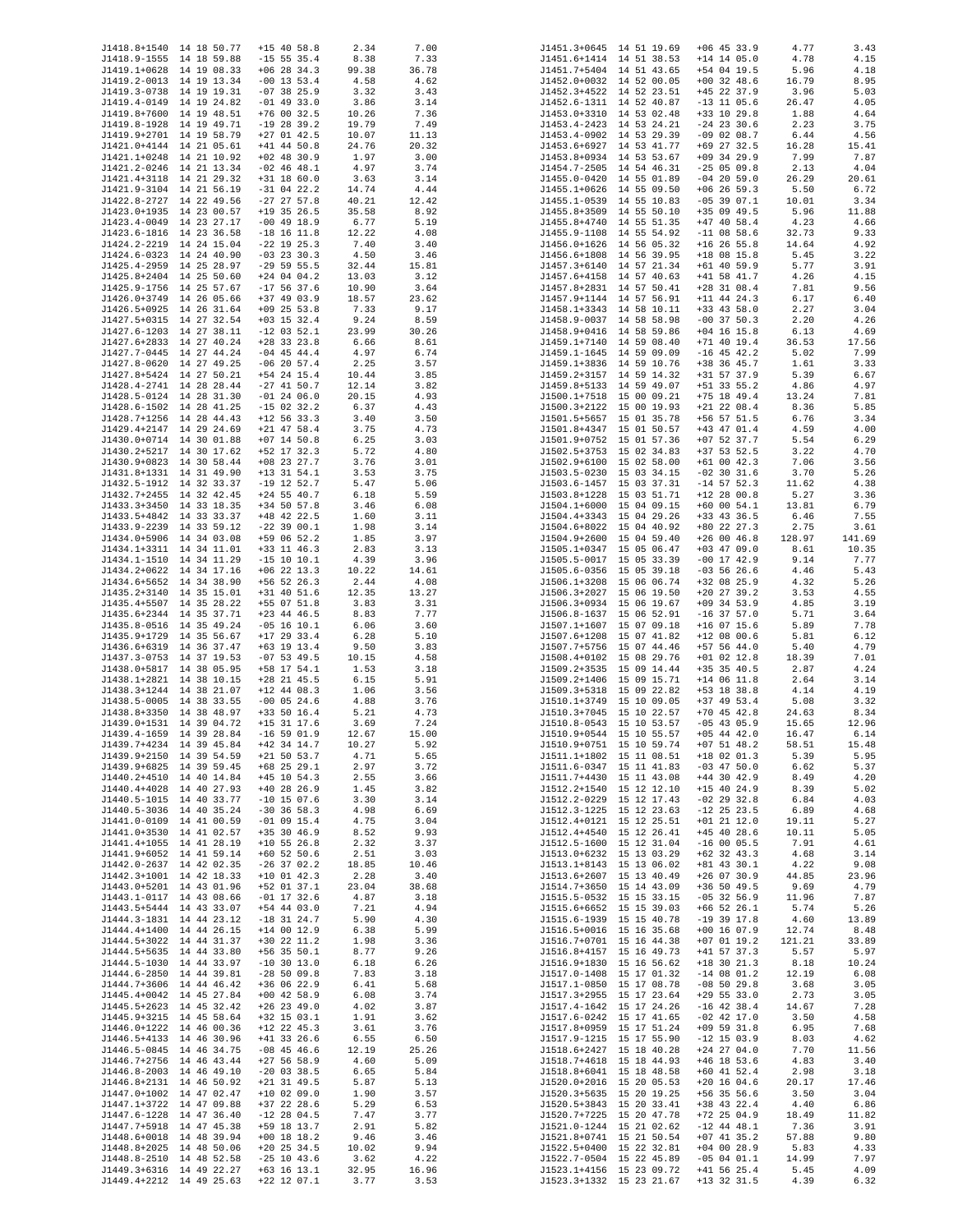| | | | | |
|---|---|---|---|---|
| J1418.8+1540 | 14 18 50.77 | +15 40 58.8 | 2.34 | 7.00 |
| J1418.9-1555 | 14 18 59.88 | -15 55 35.4 | 8.38 | 7.33 |
| J1419.1+0628 | 14 19 08.33 | +06 28 34.3 | 99.38 | 36.78 |
| J1419.2-0013 | 14 19 13.34 | -00 13 53.4 | 4.58 | 4.62 |
| J1419.3-0738 | 14 19 19.31 | -07 38 25.9 | 3.32 | 3.43 |
| J1419.4-0149 | 14 19 24.82 | -01 49 33.0 | 3.86 | 3.14 |
| J1419.8+7600 | 14 19 48.51 | +76 00 32.5 | 10.26 | 7.36 |
| J1419.8-1928 | 14 19 49.71 | -19 28 39.2 | 19.79 | 7.49 |
| J1419.9+2701 | 14 19 58.79 | +27 01 42.5 | 10.07 | 11.13 |
| J1421.0+4144 | 14 21 05.61 | +41 44 50.8 | 24.76 | 20.32 |
| J1421.1+0248 | 14 21 10.92 | +02 48 30.9 | 1.97 | 3.00 |
| J1421.2-0246 | 14 21 13.34 | -02 46 48.1 | 4.97 | 3.74 |
| J1421.4+3118 | 14 21 29.32 | +31 18 60.0 | 3.63 | 3.14 |
| J1421.9-3104 | 14 21 56.19 | -31 04 22.2 | 14.74 | 4.44 |
| J1422.8-2727 | 14 22 49.56 | -27 27 57.8 | 40.21 | 12.42 |
| J1423.0+1935 | 14 23 00.57 | +19 35 26.5 | 35.58 | 8.92 |
| J1423.4-0049 | 14 23 27.17 | -00 49 18.9 | 6.77 | 5.19 |
| J1423.6-1816 | 14 23 36.58 | -18 16 11.8 | 12.22 | 4.08 |
| J1424.2-2219 | 14 24 15.04 | -22 19 25.3 | 7.40 | 3.40 |
| J1424.6-0323 | 14 24 40.90 | -03 23 30.3 | 4.50 | 3.46 |
| J1425.4-2959 | 14 25 28.97 | -29 59 55.5 | 32.44 | 15.81 |
| J1425.8+2404 | 14 25 50.60 | +24 04 04.2 | 13.03 | 3.12 |
| J1425.9-1756 | 14 25 57.67 | -17 56 37.6 | 10.90 | 3.64 |
| J1426.0+3749 | 14 26 05.66 | +37 49 03.9 | 18.57 | 23.62 |
| J1426.5+0925 | 14 26 31.64 | +09 25 53.8 | 7.33 | 9.17 |
| J1427.5+0315 | 14 27 32.54 | +03 15 32.4 | 9.24 | 8.59 |
| J1427.6-1203 | 14 27 38.11 | -12 03 52.1 | 23.99 | 30.26 |
| J1427.6+2833 | 14 27 40.24 | +28 33 23.8 | 6.66 | 8.61 |
| J1427.7-0445 | 14 27 44.24 | -04 45 44.4 | 4.97 | 6.74 |
| J1427.8-0620 | 14 27 49.25 | -06 20 57.4 | 2.25 | 3.57 |
| J1427.8+5424 | 14 27 50.21 | +54 24 15.4 | 10.44 | 3.85 |
| J1428.4-2741 | 14 28 28.44 | -27 41 50.7 | 12.14 | 3.82 |
| J1428.5-0124 | 14 28 31.30 | -01 24 06.0 | 20.15 | 4.93 |
| J1428.6-1502 | 14 28 41.25 | -15 02 32.2 | 6.37 | 4.43 |
| J1428.7+1256 | 14 28 44.43 | +12 56 33.3 | 3.40 | 3.50 |
| J1429.4+2147 | 14 29 24.69 | +21 47 58.4 | 3.75 | 4.73 |
| J1430.0+0714 | 14 30 01.88 | +07 14 50.8 | 6.25 | 3.03 |
| J1430.2+5217 | 14 30 17.62 | +52 17 32.3 | 5.72 | 4.80 |
| J1430.9+0823 | 14 30 58.44 | +08 23 27.7 | 3.76 | 3.01 |
| J1431.8+1331 | 14 31 49.90 | +13 31 54.1 | 3.53 | 3.75 |
| J1432.5-1912 | 14 32 33.37 | -19 12 52.7 | 5.47 | 5.06 |
| J1432.7+2455 | 14 32 42.45 | +24 55 40.7 | 6.18 | 5.59 |
| J1433.3+3450 | 14 33 18.35 | +34 50 57.8 | 3.46 | 6.08 |
| J1433.5+4842 | 14 33 33.37 | +48 42 22.5 | 1.60 | 3.11 |
| J1433.9-2239 | 14 33 59.12 | -22 39 00.1 | 1.98 | 3.14 |
| J1434.0+5906 | 14 34 03.08 | +59 06 52.2 | 1.85 | 3.97 |
| J1434.1+3311 | 14 34 11.01 | +33 11 46.3 | 2.83 | 3.13 |
| J1434.1-1510 | 14 34 11.29 | -15 10 10.1 | 4.39 | 3.96 |
| J1434.2+0622 | 14 34 17.16 | +06 22 13.3 | 10.22 | 14.61 |
| J1434.6+5652 | 14 34 38.90 | +56 52 26.3 | 2.44 | 4.08 |
| J1435.2+3140 | 14 35 15.01 | +31 40 51.6 | 12.35 | 13.27 |
| J1435.4+5507 | 14 35 28.22 | +55 07 51.8 | 3.83 | 3.31 |
| J1435.6+2344 | 14 35 37.71 | +23 44 46.5 | 8.83 | 7.77 |
| J1435.8-0516 | 14 35 49.24 | -05 16 10.1 | 6.06 | 3.60 |
| J1435.9+1729 | 14 35 56.67 | +17 29 33.4 | 6.28 | 5.10 |
| J1436.6+6319 | 14 36 37.47 | +63 19 13.4 | 9.50 | 3.83 |
| J1437.3-0753 | 14 37 19.53 | -07 53 49.5 | 10.15 | 4.58 |
| J1438.0+5817 | 14 38 05.95 | +58 17 54.1 | 1.53 | 3.18 |
| J1438.1+2821 | 14 38 10.15 | +28 21 45.5 | 6.15 | 5.91 |
| J1438.3+1244 | 14 38 21.07 | +12 44 08.3 | 1.06 | 3.56 |
| J1438.5-0005 | 14 38 33.55 | -00 05 24.6 | 4.88 | 3.76 |
| J1438.8+3350 | 14 38 48.97 | +33 50 16.4 | 5.21 | 4.73 |
| J1439.0+1531 | 14 39 04.72 | +15 31 17.6 | 3.69 | 7.24 |
| J1439.4-1659 | 14 39 28.84 | -16 59 01.9 | 12.67 | 15.00 |
| J1439.7+4234 | 14 39 45.84 | +42 34 14.7 | 10.27 | 5.92 |
| J1439.9+2150 | 14 39 54.59 | +21 50 53.7 | 4.71 | 5.65 |
| J1439.9+6825 | 14 39 59.45 | +68 25 29.1 | 2.97 | 3.72 |
| J1440.2+4510 | 14 40 14.84 | +45 10 54.3 | 2.55 | 3.66 |
| J1440.4+4028 | 14 40 27.93 | +40 28 26.9 | 1.45 | 3.82 |
| J1440.5-1015 | 14 40 33.77 | -10 15 07.6 | 3.30 | 3.14 |
| J1440.5-3036 | 14 40 35.24 | -30 36 58.3 | 4.98 | 6.69 |
| J1441.0-0109 | 14 41 00.59 | -01 09 15.4 | 4.75 | 3.04 |
| J1441.0+3530 | 14 41 02.57 | +35 30 46.9 | 8.52 | 9.93 |
| J1441.4+1055 | 14 41 28.19 | +10 55 26.8 | 2.32 | 3.37 |
| J1441.9+6052 | 14 41 59.14 | +60 52 50.6 | 2.51 | 3.03 |
| J1442.0-2637 | 14 42 02.35 | -26 37 02.2 | 18.85 | 10.46 |
| J1442.3+1001 | 14 42 18.33 | +10 01 42.3 | 2.28 | 3.40 |
| J1443.0+5201 | 14 43 01.96 | +52 01 37.1 | 23.04 | 38.68 |
| J1443.1-0117 | 14 43 08.66 | -01 17 32.6 | 4.87 | 3.18 |
| J1443.5+5444 | 14 43 33.07 | +54 44 03.0 | 7.21 | 4.94 |
| J1444.3-1831 | 14 44 23.12 | -18 31 24.7 | 5.90 | 4.30 |
| J1444.4+1400 | 14 44 26.15 | +14 00 12.9 | 6.38 | 5.99 |
| J1444.5+3022 | 14 44 31.37 | +30 22 11.2 | 1.98 | 3.36 |
| J1444.5+5635 | 14 44 33.80 | +56 35 50.1 | 8.77 | 9.26 |
| J1444.5-1030 | 14 44 33.97 | -10 30 13.0 | 6.18 | 6.26 |
| J1444.6-2850 | 14 44 39.81 | -28 50 09.8 | 7.83 | 3.18 |
| J1444.7+3606 | 14 44 46.42 | +36 06 22.9 | 6.41 | 5.68 |
| J1445.4+0042 | 14 45 27.84 | +00 42 58.9 | 6.08 | 3.74 |
| J1445.5+2623 | 14 45 32.42 | +26 23 49.0 | 4.02 | 3.87 |
| J1445.9+3215 | 14 45 58.64 | +32 15 03.1 | 1.91 | 3.62 |
| J1446.0+1222 | 14 46 00.36 | +12 22 45.3 | 3.61 | 3.76 |
| J1446.5+4133 | 14 46 30.96 | +41 33 26.6 | 6.55 | 6.50 |
| J1446.5-0845 | 14 46 34.75 | -08 45 46.6 | 12.19 | 25.26 |
| J1446.7+2756 | 14 46 43.44 | +27 56 58.9 | 4.60 | 5.09 |
| J1446.8-2003 | 14 46 49.10 | -20 03 38.5 | 6.65 | 5.84 |
| J1446.8+2131 | 14 46 50.92 | +21 31 49.5 | 5.87 | 5.13 |
| J1447.0+1002 | 14 47 02.47 | +10 02 09.0 | 1.90 | 3.57 |
| J1447.1+3722 | 14 47 09.88 | +37 22 28.6 | 5.29 | 6.53 |
| J1447.6-1228 | 14 47 36.40 | -12 28 04.5 | 7.47 | 3.77 |
| J1447.7+5918 | 14 47 45.38 | +59 18 13.7 | 2.91 | 5.82 |
| J1448.6+0018 | 14 48 39.94 | +00 18 18.2 | 9.46 | 3.46 |
| J1448.8+2025 | 14 48 50.06 | +20 25 34.5 | 10.02 | 9.94 |
| J1448.8-2510 | 14 48 52.58 | -25 10 43.6 | 3.62 | 4.22 |
| J1449.3+6316 | 14 49 22.27 | +63 16 13.1 | 32.95 | 16.96 |
| J1449.4+2212 | 14 49 25.63 | +22 12 07.1 | 3.77 | 3.53 |
| J1451.3+0645 | 14 51 19.69 | +06 45 33.9 | 4.77 | 3.43 |
| J1451.6+1414 | 14 51 38.53 | +14 14 05.0 | 4.78 | 4.15 |
| J1451.7+5404 | 14 51 43.65 | +54 04 19.5 | 5.96 | 4.18 |
| J1452.0+0032 | 14 52 00.05 | +00 32 48.6 | 16.79 | 8.95 |
| J1452.3+4522 | 14 52 23.51 | +45 22 37.9 | 3.96 | 5.03 |
| J1452.6-1311 | 14 52 40.87 | -13 11 05.6 | 26.47 | 4.05 |
| J1453.0+3310 | 14 53 02.48 | +33 10 29.8 | 1.88 | 4.64 |
| J1453.4-2423 | 14 53 24.21 | -24 23 30.6 | 2.23 | 3.75 |
| J1453.4-0902 | 14 53 29.39 | -09 02 08.7 | 6.44 | 4.56 |
| J1453.6+6927 | 14 53 41.77 | +69 27 32.5 | 16.28 | 15.41 |
| J1453.8+0934 | 14 53 53.67 | +09 34 29.9 | 7.99 | 7.87 |
| J1454.7-2505 | 14 54 46.31 | -25 05 09.8 | 2.13 | 4.04 |
| J1455.0-0420 | 14 55 01.89 | -04 20 59.0 | 26.29 | 20.61 |
| J1455.1+0626 | 14 55 09.50 | +06 26 59.3 | 5.50 | 6.72 |
| J1455.1-0539 | 14 55 10.83 | -05 39 07.1 | 10.01 | 3.34 |
| J1455.8+3509 | 14 55 50.10 | +35 09 49.5 | 5.96 | 11.88 |
| J1455.8+4740 | 14 55 51.35 | +47 40 58.4 | 4.23 | 4.66 |
| J1455.9-1108 | 14 55 54.92 | -11 08 58.6 | 32.73 | 9.33 |
| J1456.0+1626 | 14 56 05.32 | +16 26 55.8 | 14.64 | 4.92 |
| J1456.6+1808 | 14 56 39.95 | +18 08 15.8 | 5.45 | 3.22 |
| J1457.3+6140 | 14 57 21.34 | +61 40 59.9 | 5.77 | 3.91 |
| J1457.6+4158 | 14 57 40.63 | +41 58 41.7 | 4.26 | 4.15 |
| J1457.8+2831 | 14 57 50.41 | +28 31 08.4 | 7.81 | 9.56 |
| J1457.9+1144 | 14 57 56.91 | +11 44 24.3 | 6.17 | 6.40 |
| J1458.1+3343 | 14 58 10.11 | +33 43 58.0 | 2.27 | 3.04 |
| J1458.9-0037 | 14 58 58.98 | -00 37 50.3 | 2.20 | 4.26 |
| J1458.9+0416 | 14 58 59.86 | +04 16 15.8 | 6.13 | 4.69 |
| J1459.1+7140 | 14 59 08.40 | +71 40 19.4 | 36.53 | 17.56 |
| J1459.1-1645 | 14 59 09.09 | -16 45 42.2 | 5.02 | 7.99 |
| J1459.1+3836 | 14 59 10.76 | +38 36 45.7 | 1.61 | 3.33 |
| J1459.2+3157 | 14 59 14.32 | +31 57 37.9 | 5.39 | 6.67 |
| J1459.8+5133 | 14 59 49.07 | +51 33 55.2 | 4.86 | 4.97 |
| J1500.1+7518 | 15 00 09.21 | +75 18 49.4 | 13.24 | 7.81 |
| J1500.3+2122 | 15 00 19.93 | +21 22 08.4 | 8.36 | 5.85 |
| J1501.5+5657 | 15 01 35.78 | +56 57 51.5 | 6.76 | 3.34 |
| J1501.8+4347 | 15 01 50.57 | +43 47 01.4 | 4.59 | 4.00 |
| J1501.9+0752 | 15 01 57.36 | +07 52 37.7 | 5.54 | 6.29 |
| J1502.5+3753 | 15 02 34.83 | +37 53 52.5 | 3.22 | 4.70 |
| J1502.9+6100 | 15 02 58.00 | +61 00 42.3 | 7.06 | 3.56 |
| J1503.5-0230 | 15 03 34.15 | -02 30 31.6 | 3.70 | 5.26 |
| J1503.6-1457 | 15 03 37.31 | -14 57 52.3 | 11.62 | 4.38 |
| J1503.8+1228 | 15 03 51.71 | +12 28 00.8 | 5.27 | 3.36 |
| J1504.1+6000 | 15 04 09.15 | +60 00 54.1 | 13.81 | 6.79 |
| J1504.4+3343 | 15 04 29.26 | +33 43 36.5 | 6.46 | 7.55 |
| J1504.6+8022 | 15 04 40.92 | +80 22 27.3 | 2.75 | 3.61 |
| J1504.9+2600 | 15 04 59.40 | +26 00 46.8 | 128.97 | 141.69 |
| J1505.1+0347 | 15 05 06.47 | +03 47 09.0 | 8.61 | 10.35 |
| J1505.5-0017 | 15 05 33.39 | -00 17 42.9 | 9.14 | 7.77 |
| J1505.6-0356 | 15 05 39.18 | -03 56 26.6 | 4.46 | 5.43 |
| J1506.1+3208 | 15 06 06.74 | +32 08 25.9 | 4.32 | 5.26 |
| J1506.3+2027 | 15 06 19.50 | +20 27 39.2 | 3.53 | 4.55 |
| J1506.3+0934 | 15 06 19.67 | +09 34 53.9 | 4.85 | 3.19 |
| J1506.8-1637 | 15 06 52.91 | -16 37 57.0 | 5.71 | 3.64 |
| J1507.1+1607 | 15 07 09.18 | +16 07 15.6 | 5.89 | 7.78 |
| J1507.6+1208 | 15 07 41.82 | +12 08 00.6 | 5.81 | 6.12 |
| J1507.7+5756 | 15 07 44.46 | +57 56 44.0 | 5.40 | 4.79 |
| J1508.4+0102 | 15 08 29.76 | +01 02 12.8 | 18.39 | 7.01 |
| J1509.2+3535 | 15 09 14.44 | +35 35 40.5 | 2.87 | 4.24 |
| J1509.2+1406 | 15 09 15.71 | +14 06 11.8 | 2.64 | 3.14 |
| J1509.3+5318 | 15 09 22.82 | +53 18 38.8 | 4.14 | 4.19 |
| J1510.1+3749 | 15 10 09.05 | +37 49 53.4 | 5.08 | 3.32 |
| J1510.3+7045 | 15 10 22.57 | +70 45 42.8 | 24.63 | 8.34 |
| J1510.8-0543 | 15 10 53.57 | -05 43 05.9 | 15.65 | 12.96 |
| J1510.9+0544 | 15 10 55.57 | +05 44 42.0 | 16.47 | 6.14 |
| J1510.9+0751 | 15 10 59.74 | +07 51 48.2 | 58.51 | 15.48 |
| J1511.1+1802 | 15 11 08.51 | +18 02 01.3 | 5.39 | 5.95 |
| J1511.6-0347 | 15 11 41.83 | -03 47 50.0 | 6.62 | 5.37 |
| J1511.7+4430 | 15 11 43.08 | +44 30 42.9 | 8.49 | 4.20 |
| J1512.2+1540 | 15 12 12.10 | +15 40 24.9 | 8.39 | 5.02 |
| J1512.2-0229 | 15 12 17.43 | -02 29 32.8 | 6.84 | 4.03 |
| J1512.3-1225 | 15 12 23.63 | -12 25 23.5 | 6.89 | 4.68 |
| J1512.4+0121 | 15 12 25.51 | +01 21 12.0 | 19.11 | 5.27 |
| J1512.4+4540 | 15 12 26.41 | +45 40 28.6 | 10.11 | 5.05 |
| J1512.5-1600 | 15 12 31.04 | -16 00 05.5 | 7.91 | 4.61 |
| J1513.0+6232 | 15 13 03.29 | +62 32 43.3 | 4.68 | 3.14 |
| J1513.1+8143 | 15 13 06.02 | +81 43 30.1 | 4.22 | 9.08 |
| J1513.6+2607 | 15 13 40.49 | +26 07 30.9 | 44.85 | 23.96 |
| J1514.7+3650 | 15 14 43.09 | +36 50 49.5 | 9.69 | 4.79 |
| J1515.5-0532 | 15 15 33.15 | -05 32 56.9 | 11.96 | 7.87 |
| J1515.6+6652 | 15 15 39.03 | +66 52 26.1 | 5.74 | 5.26 |
| J1515.6-1939 | 15 15 40.78 | -19 39 17.8 | 4.60 | 13.89 |
| J1516.5+0016 | 15 16 35.68 | +00 16 07.9 | 12.74 | 8.48 |
| J1516.7+0701 | 15 16 44.38 | +07 01 19.2 | 121.21 | 33.89 |
| J1516.8+4157 | 15 16 49.73 | +41 57 37.3 | 5.57 | 5.97 |
| J1516.9+1830 | 15 16 56.62 | +18 30 21.3 | 8.18 | 10.24 |
| J1517.0-1408 | 15 17 01.32 | -14 08 01.2 | 12.19 | 6.08 |
| J1517.1-0850 | 15 17 08.78 | -08 50 29.8 | 3.68 | 3.05 |
| J1517.3+2955 | 15 17 23.64 | +29 55 33.0 | 2.73 | 3.05 |
| J1517.4-1642 | 15 17 24.26 | -16 42 38.4 | 14.67 | 7.28 |
| J1517.6-0242 | 15 17 41.65 | -02 42 17.0 | 3.50 | 4.58 |
| J1517.8+0959 | 15 17 51.24 | +09 59 31.8 | 6.95 | 7.68 |
| J1517.9-1215 | 15 17 55.90 | -12 15 03.9 | 8.03 | 4.62 |
| J1518.6+2427 | 15 18 40.28 | +24 27 04.0 | 7.70 | 11.56 |
| J1518.7+4618 | 15 18 44.93 | +46 18 53.6 | 4.83 | 3.40 |
| J1518.8+6041 | 15 18 48.58 | +60 41 52.4 | 2.98 | 3.18 |
| J1520.0+2016 | 15 20 05.53 | +20 16 04.6 | 20.17 | 17.46 |
| J1520.3+5635 | 15 20 19.25 | +56 35 56.6 | 3.50 | 3.04 |
| J1520.5+3843 | 15 20 33.41 | +38 43 22.4 | 4.40 | 6.86 |
| J1520.7+7225 | 15 20 47.78 | +72 25 04.9 | 18.49 | 11.82 |
| J1521.0-1244 | 15 21 02.62 | -12 44 48.1 | 7.36 | 3.91 |
| J1521.8+0741 | 15 21 50.54 | +07 41 35.2 | 57.88 | 9.80 |
| J1522.5+0400 | 15 22 32.81 | +04 00 28.9 | 5.83 | 4.33 |
| J1522.7-0504 | 15 22 45.89 | -05 04 01.1 | 14.99 | 7.97 |
| J1523.1+4156 | 15 23 09.72 | +41 56 25.4 | 5.45 | 4.09 |
| J1523.3+1332 | 15 23 21.67 | +13 32 31.5 | 4.39 | 6.32 |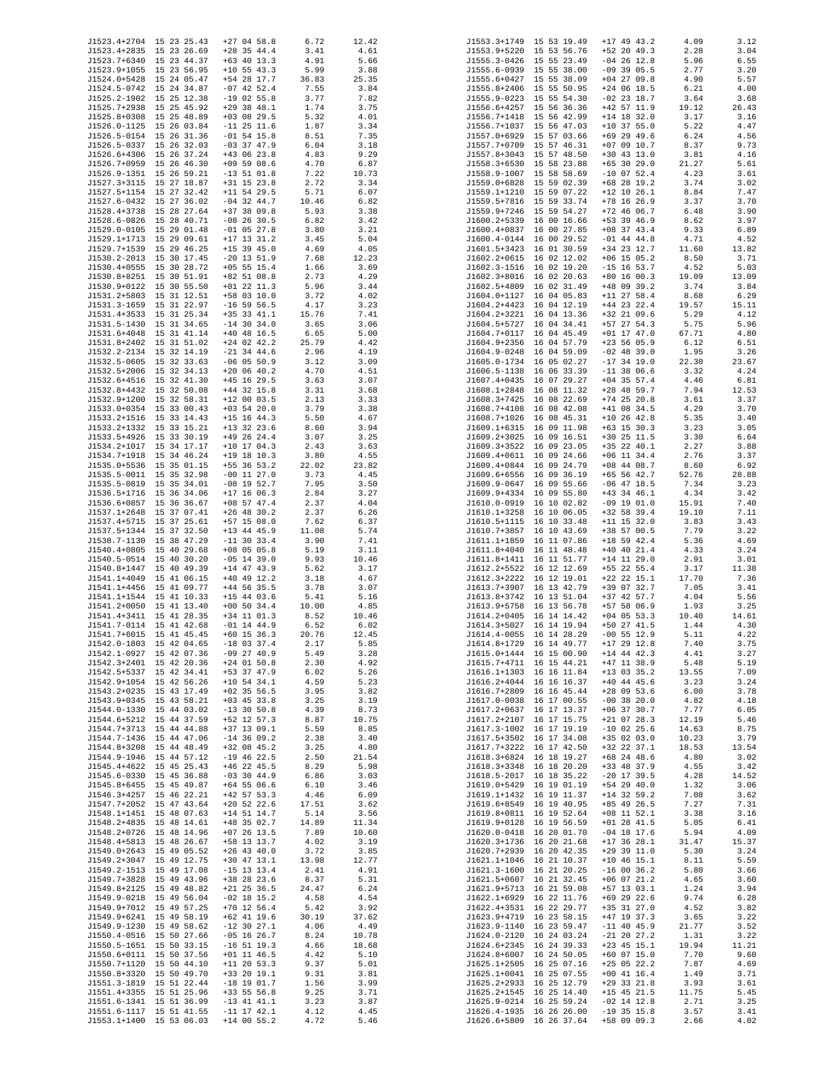| Name | RA | Dec | Col4 | Col5 |
|---|---|---|---|---|
| J1523.4+2704 | 15 23 25.43 | +27 04 58.8 | 6.72 | 12.42 |
| J1523.4+2835 | 15 23 26.69 | +28 35 44.4 | 3.41 | 4.61 |
| J1523.7+6340 | 15 23 44.37 | +63 40 13.3 | 4.91 | 5.66 |
| J1523.9+1055 | 15 23 56.95 | +10 55 43.3 | 5.99 | 3.88 |
| J1524.0+5428 | 15 24 05.47 | +54 28 17.7 | 36.83 | 25.35 |
| J1524.5-0742 | 15 24 34.87 | -07 42 52.4 | 7.55 | 3.84 |
| J1525.2-1902 | 15 25 12.38 | -19 02 55.8 | 3.77 | 7.82 |
| J1525.7+2938 | 15 25 45.92 | +29 38 48.1 | 1.74 | 3.75 |
| J1525.8+0308 | 15 25 48.89 | +03 08 29.5 | 5.32 | 4.01 |
| J1526.0-1125 | 15 26 03.84 | -11 25 11.6 | 1.87 | 3.34 |
| J1526.5-0154 | 15 26 31.36 | -01 54 15.8 | 8.51 | 7.35 |
| J1526.5-0337 | 15 26 32.03 | -03 37 47.9 | 6.04 | 3.18 |
| J1526.6+4306 | 15 26 37.24 | +43 06 23.8 | 4.83 | 9.29 |
| J1526.7+0959 | 15 26 46.30 | +09 59 08.6 | 4.70 | 6.87 |
| J1526.9-1351 | 15 26 59.21 | -13 51 01.8 | 7.22 | 10.73 |
| J1527.3+3115 | 15 27 18.87 | +31 15 23.8 | 2.72 | 3.34 |
| J1527.5+1154 | 15 27 32.42 | +11 54 29.5 | 5.71 | 6.07 |
| J1527.6-0432 | 15 27 36.02 | -04 32 44.7 | 10.46 | 6.82 |
| J1528.4+3738 | 15 28 27.64 | +37 38 09.8 | 5.93 | 3.38 |
| J1528.6-0826 | 15 28 40.71 | -08 26 30.5 | 6.82 | 3.42 |
| J1529.0-0105 | 15 29 01.48 | -01 05 27.8 | 3.80 | 3.21 |
| J1529.1+1713 | 15 29 09.61 | +17 13 31.2 | 3.45 | 5.04 |
| J1529.7+1539 | 15 29 46.25 | +15 39 45.0 | 4.69 | 4.05 |
| J1530.2-2013 | 15 30 17.45 | -20 13 51.9 | 7.68 | 12.23 |
| J1530.4+0555 | 15 30 28.72 | +05 55 15.4 | 1.66 | 3.69 |
| J1530.8+8251 | 15 30 51.91 | +82 51 08.8 | 2.73 | 4.29 |
| J1530.9+0122 | 15 30 55.50 | +01 22 11.3 | 5.96 | 3.44 |
| J1531.2+5803 | 15 31 12.51 | +58 03 10.0 | 3.72 | 4.02 |
| J1531.3-1659 | 15 31 22.97 | -16 59 56.5 | 4.17 | 3.23 |
| J1531.4+3533 | 15 31 25.34 | +35 33 41.1 | 15.76 | 7.41 |
| J1531.5-1430 | 15 31 34.65 | -14 30 34.0 | 3.65 | 3.06 |
| J1531.6+4048 | 15 31 41.14 | +40 48 16.5 | 6.65 | 5.00 |
| J1531.8+2402 | 15 31 51.02 | +24 02 42.2 | 25.79 | 4.42 |
| J1532.2-2134 | 15 32 14.19 | -21 34 44.6 | 2.96 | 4.19 |
| J1532.5-0605 | 15 32 33.63 | -06 05 50.9 | 3.12 | 3.09 |
| J1532.5+2006 | 15 32 34.13 | +20 06 40.2 | 4.70 | 4.51 |
| J1532.6+4516 | 15 32 41.30 | +45 16 29.5 | 3.63 | 3.07 |
| J1532.8+4432 | 15 32 50.08 | +44 32 15.8 | 3.31 | 3.68 |
| J1532.9+1200 | 15 32 58.31 | +12 00 03.5 | 2.13 | 3.33 |
| J1533.0+0354 | 15 33 00.43 | +03 54 20.0 | 3.79 | 3.38 |
| J1533.2+1516 | 15 33 14.43 | +15 16 44.3 | 5.50 | 4.67 |
| J1533.2+1332 | 15 33 15.21 | +13 32 23.6 | 8.60 | 3.94 |
| J1533.5+4926 | 15 33 30.19 | +49 26 24.4 | 3.07 | 3.25 |
| J1534.2+1017 | 15 34 17.17 | +10 17 04.3 | 2.43 | 3.63 |
| J1534.7+1918 | 15 34 46.24 | +19 18 10.3 | 3.80 | 4.55 |
| J1535.0+5536 | 15 35 01.15 | +55 36 53.2 | 22.02 | 23.82 |
| J1535.5-0011 | 15 35 32.98 | -00 11 27.0 | 3.73 | 4.45 |
| J1535.5-0819 | 15 35 34.01 | -08 19 52.7 | 7.95 | 3.50 |
| J1536.5+1716 | 15 36 34.06 | +17 16 06.3 | 2.84 | 3.27 |
| J1536.6+0857 | 15 36 36.67 | +08 57 47.4 | 2.37 | 4.04 |
| J1537.1+2648 | 15 37 07.41 | +26 48 30.2 | 2.37 | 6.26 |
| J1537.4+5715 | 15 37 25.61 | +57 15 08.0 | 7.62 | 6.37 |
| J1537.5+1344 | 15 37 32.50 | +13 44 45.9 | 11.08 | 5.74 |
| J1538.7-1130 | 15 38 47.29 | -11 30 33.4 | 3.90 | 7.41 |
| J1540.4+0805 | 15 40 29.68 | +08 05 05.8 | 5.19 | 3.11 |
| J1540.5-0514 | 15 40 30.20 | -05 14 39.0 | 9.93 | 10.46 |
| J1540.8+1447 | 15 40 49.39 | +14 47 43.9 | 5.62 | 3.17 |
| J1541.1+4049 | 15 41 06.15 | +40 49 12.2 | 3.18 | 4.67 |
| J1541.1+4456 | 15 41 09.77 | +44 56 35.5 | 3.78 | 3.07 |
| J1541.1+1544 | 15 41 10.33 | +15 44 03.6 | 5.41 | 5.16 |
| J1541.2+0050 | 15 41 13.40 | +00 50 34.4 | 10.00 | 4.85 |
| J1541.4+3411 | 15 41 28.35 | +34 11 01.3 | 8.52 | 10.46 |
| J1541.7-0114 | 15 41 42.68 | -01 14 44.9 | 6.52 | 6.02 |
| J1541.7+6015 | 15 41 45.45 | +60 15 36.3 | 20.76 | 12.45 |
| J1542.0-1803 | 15 42 04.65 | -18 03 37.4 | 2.17 | 5.85 |
| J1542.1-0927 | 15 42 07.36 | -09 27 40.9 | 5.49 | 3.28 |
| J1542.3+2401 | 15 42 20.36 | +24 01 50.8 | 2.30 | 4.92 |
| J1542.5+5337 | 15 42 34.41 | +53 37 47.9 | 6.02 | 5.26 |
| J1542.9+1054 | 15 42 56.26 | +10 54 34.1 | 4.59 | 5.23 |
| J1543.2+0235 | 15 43 17.49 | +02 35 56.5 | 3.95 | 3.82 |
| J1543.9+0345 | 15 43 58.21 | +03 45 33.8 | 3.25 | 3.19 |
| J1544.0-1330 | 15 44 03.02 | -13 30 50.8 | 4.39 | 8.73 |
| J1544.6+5212 | 15 44 37.59 | +52 12 57.3 | 8.87 | 10.75 |
| J1544.7+3713 | 15 44 44.88 | +37 13 09.1 | 5.59 | 8.85 |
| J1544.7-1436 | 15 44 47.06 | -14 36 09.2 | 2.38 | 3.40 |
| J1544.8+3208 | 15 44 48.49 | +32 08 45.2 | 3.25 | 4.80 |
| J1544.9-1946 | 15 44 57.12 | -19 46 22.5 | 2.50 | 21.54 |
| J1545.4+4622 | 15 45 25.43 | +46 22 45.5 | 8.29 | 5.98 |
| J1545.6-0330 | 15 45 36.88 | -03 30 44.9 | 6.86 | 3.03 |
| J1545.8+6455 | 15 45 49.87 | +64 55 06.6 | 6.10 | 3.46 |
| J1546.3+4257 | 15 46 22.21 | +42 57 53.3 | 4.46 | 6.09 |
| J1547.7+2052 | 15 47 43.64 | +20 52 22.6 | 17.51 | 3.62 |
| J1548.1+1451 | 15 48 07.63 | +14 51 14.7 | 5.14 | 3.56 |
| J1548.2+4835 | 15 48 14.61 | +48 35 02.7 | 14.89 | 11.34 |
| J1548.2+0726 | 15 48 14.96 | +07 26 13.5 | 7.89 | 10.60 |
| J1548.4+5813 | 15 48 26.67 | +58 13 13.7 | 4.02 | 3.19 |
| J1549.0+2643 | 15 49 05.52 | +26 43 40.0 | 3.72 | 3.85 |
| J1549.2+3047 | 15 49 12.75 | +30 47 13.1 | 13.98 | 12.77 |
| J1549.2-1513 | 15 49 17.08 | -15 13 13.4 | 2.41 | 4.91 |
| J1549.7+3828 | 15 49 43.96 | +38 28 23.6 | 8.37 | 5.31 |
| J1549.8+2125 | 15 49 48.82 | +21 25 36.5 | 24.47 | 6.24 |
| J1549.9-0218 | 15 49 56.04 | -02 18 15.2 | 4.58 | 4.54 |
| J1549.9+7012 | 15 49 57.25 | +70 12 56.4 | 5.42 | 3.92 |
| J1549.9+6241 | 15 49 58.19 | +62 41 19.6 | 30.19 | 37.62 |
| J1549.9-1230 | 15 49 58.62 | -12 30 27.1 | 4.06 | 4.49 |
| J1550.4-0516 | 15 50 27.66 | -05 16 26.7 | 8.24 | 10.78 |
| J1550.5-1651 | 15 50 33.15 | -16 51 19.3 | 4.66 | 18.68 |
| J1550.6+0111 | 15 50 37.56 | +01 11 46.5 | 4.42 | 5.10 |
| J1550.7+1120 | 15 50 44.10 | +11 20 53.3 | 9.37 | 5.01 |
| J1550.8+3320 | 15 50 49.70 | +33 20 19.1 | 9.31 | 3.81 |
| J1551.3-1819 | 15 51 22.44 | -18 19 01.7 | 1.56 | 3.99 |
| J1551.4+3355 | 15 51 25.96 | +33 55 56.8 | 9.25 | 3.71 |
| J1551.6-1341 | 15 51 36.99 | -13 41 41.1 | 3.23 | 3.87 |
| J1551.6-1117 | 15 51 41.55 | -11 17 42.1 | 4.12 | 4.45 |
| J1553.1+1400 | 15 53 06.03 | +14 00 55.2 | 4.72 | 5.46 |
| J1553.3+1749 | 15 53 19.49 | +17 49 43.2 | 4.09 | 3.12 |
| J1553.9+5220 | 15 53 56.76 | +52 20 49.3 | 2.28 | 3.04 |
| J1555.3-0426 | 15 55 23.49 | -04 26 12.8 | 5.96 | 6.55 |
| J1555.6-0939 | 15 55 38.00 | -09 39 05.5 | 2.77 | 3.20 |
| J1555.6+0427 | 15 55 38.09 | +04 27 09.8 | 4.90 | 5.57 |
| J1555.8+2406 | 15 55 50.95 | +24 06 18.5 | 6.21 | 4.00 |
| J1555.9-0223 | 15 55 54.30 | -02 23 18.7 | 3.64 | 3.68 |
| J1556.6+4257 | 15 56 36.36 | +42 57 11.9 | 19.12 | 26.43 |
| J1556.7+1418 | 15 56 42.99 | +14 18 32.0 | 3.17 | 3.16 |
| J1556.7+1037 | 15 56 47.03 | +10 37 55.0 | 5.22 | 4.47 |
| J1557.0+6929 | 15 57 03.66 | +69 29 49.6 | 6.24 | 4.56 |
| J1557.7+0709 | 15 57 46.31 | +07 09 10.7 | 8.37 | 9.73 |
| J1557.8+3043 | 15 57 48.50 | +30 43 13.0 | 3.81 | 4.16 |
| J1558.3+6530 | 15 58 23.88 | +65 30 29.0 | 21.27 | 5.61 |
| J1558.9-1007 | 15 58 58.69 | -10 07 52.4 | 4.23 | 3.61 |
| J1559.0+6828 | 15 59 02.39 | +68 28 19.2 | 3.74 | 3.02 |
| J1559.1+1210 | 15 59 07.22 | +12 10 26.1 | 8.84 | 7.47 |
| J1559.5+7816 | 15 59 33.74 | +78 16 26.9 | 3.37 | 3.70 |
| J1559.9+7246 | 15 59 54.27 | +72 46 06.7 | 6.48 | 3.90 |
| J1600.2+5339 | 16 00 16.66 | +53 39 46.9 | 8.62 | 3.97 |
| J1600.4+0837 | 16 00 27.85 | +08 37 43.4 | 9.33 | 6.89 |
| J1600.4-0144 | 16 00 29.52 | -01 44 44.8 | 4.71 | 4.52 |
| J1601.5+3423 | 16 01 30.59 | +34 23 12.7 | 11.60 | 13.82 |
| J1602.2+0615 | 16 02 12.02 | +06 15 05.2 | 8.50 | 3.71 |
| J1602.3-1516 | 16 02 19.20 | -15 16 53.7 | 4.52 | 5.03 |
| J1602.3+8016 | 16 02 20.63 | +80 16 00.3 | 19.09 | 13.09 |
| J1602.5+4809 | 16 02 31.49 | +48 09 39.2 | 3.74 | 3.84 |
| J1604.0+1127 | 16 04 05.83 | +11 27 58.4 | 8.68 | 6.29 |
| J1604.2+4423 | 16 04 12.19 | +44 23 22.4 | 19.57 | 15.11 |
| J1604.2+3221 | 16 04 13.36 | +32 21 09.6 | 5.29 | 4.12 |
| J1604.5+5727 | 16 04 34.41 | +57 27 54.3 | 5.75 | 5.96 |
| J1604.7+0117 | 16 04 45.49 | +01 17 47.0 | 67.71 | 4.80 |
| J1604.9+2356 | 16 04 57.79 | +23 56 05.9 | 6.12 | 6.51 |
| J1604.9-0248 | 16 04 59.09 | -02 48 39.0 | 1.95 | 3.26 |
| J1605.0-1734 | 16 05 02.27 | -17 34 19.0 | 22.30 | 23.67 |
| J1606.5-1138 | 16 06 33.39 | -11 38 06.6 | 3.32 | 4.24 |
| J1607.4+0435 | 16 07 29.27 | +04 35 57.4 | 4.46 | 6.81 |
| J1608.1+2848 | 16 08 11.32 | +28 48 59.7 | 7.94 | 12.53 |
| J1608.3+7425 | 16 08 22.69 | +74 25 20.8 | 3.61 | 3.37 |
| J1608.7+4108 | 16 08 42.08 | +41 08 34.5 | 4.29 | 3.70 |
| J1608.7+1026 | 16 08 45.31 | +10 26 42.8 | 5.35 | 3.40 |
| J1609.1+6315 | 16 09 11.98 | +63 15 30.3 | 3.23 | 3.05 |
| J1609.2+3025 | 16 09 16.51 | +30 25 11.5 | 3.30 | 6.64 |
| J1609.3+3522 | 16 09 23.05 | +35 22 40.1 | 2.27 | 3.88 |
| J1609.4+0611 | 16 09 24.66 | +06 11 34.4 | 2.76 | 3.37 |
| J1609.4+0844 | 16 09 24.79 | +08 44 08.7 | 8.60 | 6.92 |
| J1609.6+6556 | 16 09 36.19 | +65 56 42.7 | 52.76 | 28.88 |
| J1609.9-0647 | 16 09 55.66 | -06 47 18.5 | 7.34 | 3.23 |
| J1609.9+4334 | 16 09 55.80 | +43 34 46.1 | 4.34 | 3.42 |
| J1610.0-0919 | 16 10 02.82 | -09 19 01.0 | 15.91 | 7.40 |
| J1610.1+3258 | 16 10 06.05 | +32 58 39.4 | 19.10 | 7.11 |
| J1610.5+1115 | 16 10 33.48 | +11 15 32.0 | 3.83 | 3.43 |
| J1610.7+3857 | 16 10 43.69 | +38 57 00.5 | 7.79 | 3.22 |
| J1611.1+1859 | 16 11 07.86 | +18 59 42.4 | 5.36 | 4.69 |
| J1611.8+4040 | 16 11 48.48 | +40 40 21.4 | 4.33 | 3.24 |
| J1611.8+1411 | 16 11 51.77 | +14 11 29.0 | 2.91 | 3.01 |
| J1612.2+5522 | 16 12 12.69 | +55 22 55.4 | 3.17 | 11.38 |
| J1612.3+2222 | 16 12 19.01 | +22 22 15.1 | 17.70 | 7.36 |
| J1613.7+3907 | 16 13 42.79 | +39 07 32.7 | 7.05 | 3.41 |
| J1613.8+3742 | 16 13 51.04 | +37 42 57.7 | 4.04 | 5.56 |
| J1613.9+5758 | 16 13 56.78 | +57 58 06.9 | 1.93 | 3.25 |
| J1614.2+0405 | 16 14 14.42 | +04 05 53.3 | 10.40 | 14.61 |
| J1614.3+5027 | 16 14 19.94 | +50 27 41.5 | 1.44 | 4.30 |
| J1614.4-0055 | 16 14 28.29 | -00 55 12.9 | 5.11 | 4.22 |
| J1614.8+1729 | 16 14 49.77 | +17 29 12.8 | 7.40 | 3.75 |
| J1615.0+1444 | 16 15 00.90 | +14 44 42.3 | 4.41 | 3.27 |
| J1615.7+4711 | 16 15 44.21 | +47 11 38.9 | 5.48 | 5.19 |
| J1616.1+1303 | 16 16 11.84 | +13 03 35.2 | 13.55 | 7.09 |
| J1616.2+4044 | 16 16 16.37 | +40 44 45.6 | 3.23 | 3.24 |
| J1616.7+2809 | 16 16 45.44 | +28 09 53.6 | 6.00 | 3.78 |
| J1617.0-0038 | 16 17 00.55 | -00 38 20.0 | 4.82 | 4.18 |
| J1617.2+0637 | 16 17 13.37 | +06 37 30.7 | 7.77 | 6.05 |
| J1617.2+2107 | 16 17 15.75 | +21 07 28.3 | 12.19 | 5.46 |
| J1617.3-1002 | 16 17 19.19 | -10 02 25.6 | 14.63 | 8.75 |
| J1617.5+3502 | 16 17 34.08 | +35 02 03.0 | 10.23 | 3.79 |
| J1617.7+3222 | 16 17 42.50 | +32 22 37.1 | 18.53 | 13.54 |
| J1618.3+6824 | 16 18 19.27 | +68 24 48.6 | 4.80 | 3.02 |
| J1618.3+3348 | 16 18 20.20 | +33 48 37.9 | 4.55 | 3.42 |
| J1618.5-2017 | 16 18 35.22 | -20 17 39.5 | 4.28 | 14.52 |
| J1619.0+5429 | 16 19 01.19 | +54 29 40.0 | 1.32 | 3.06 |
| J1619.1+1432 | 16 19 11.37 | +14 32 59.2 | 7.08 | 3.62 |
| J1619.6+8549 | 16 19 40.95 | +85 49 26.5 | 7.27 | 7.31 |
| J1619.8+0811 | 16 19 52.64 | +08 11 52.1 | 3.38 | 3.16 |
| J1619.9+0128 | 16 19 56.59 | +01 28 41.5 | 5.05 | 6.41 |
| J1620.0-0418 | 16 20 01.70 | -04 18 17.6 | 5.94 | 4.09 |
| J1620.3+1736 | 16 20 21.68 | +17 36 28.1 | 31.47 | 15.37 |
| J1620.7+2939 | 16 20 42.35 | +29 39 11.0 | 5.30 | 3.24 |
| J1621.1+1046 | 16 21 10.37 | +10 46 15.1 | 8.11 | 5.59 |
| J1621.3-1600 | 16 21 20.25 | -16 00 36.2 | 5.80 | 3.66 |
| J1621.5+0607 | 16 21 32.45 | +06 07 21.2 | 4.65 | 3.60 |
| J1621.9+5713 | 16 21 59.08 | +57 13 03.1 | 1.24 | 3.94 |
| J1622.1+6929 | 16 22 11.76 | +69 29 22.6 | 9.74 | 6.28 |
| J1622.4+3531 | 16 22 29.77 | +35 31 27.0 | 4.52 | 3.82 |
| J1623.9+4719 | 16 23 58.15 | +47 19 37.3 | 3.65 | 3.22 |
| J1623.9-1140 | 16 23 59.47 | -11 40 45.9 | 21.77 | 3.52 |
| J1624.0-2120 | 16 24 03.24 | -21 20 27.2 | 1.31 | 3.22 |
| J1624.6+2345 | 16 24 39.33 | +23 45 15.1 | 19.94 | 11.21 |
| J1624.8+6007 | 16 24 50.05 | +60 07 15.0 | 7.70 | 9.60 |
| J1625.1+2505 | 16 25 07.16 | +25 05 22.2 | 7.87 | 4.69 |
| J1625.1+0041 | 16 25 07.55 | +00 41 16.4 | 1.49 | 3.71 |
| J1625.2+2933 | 16 25 12.79 | +29 33 21.8 | 3.93 | 3.61 |
| J1625.2+1545 | 16 25 14.40 | +15 45 21.5 | 11.75 | 5.45 |
| J1625.9-0214 | 16 25 59.24 | -02 14 12.8 | 2.71 | 3.25 |
| J1626.4-1935 | 16 26 26.00 | -19 35 15.8 | 3.57 | 3.41 |
| J1626.6+5809 | 16 26 37.64 | +58 09 09.3 | 2.66 | 4.02 |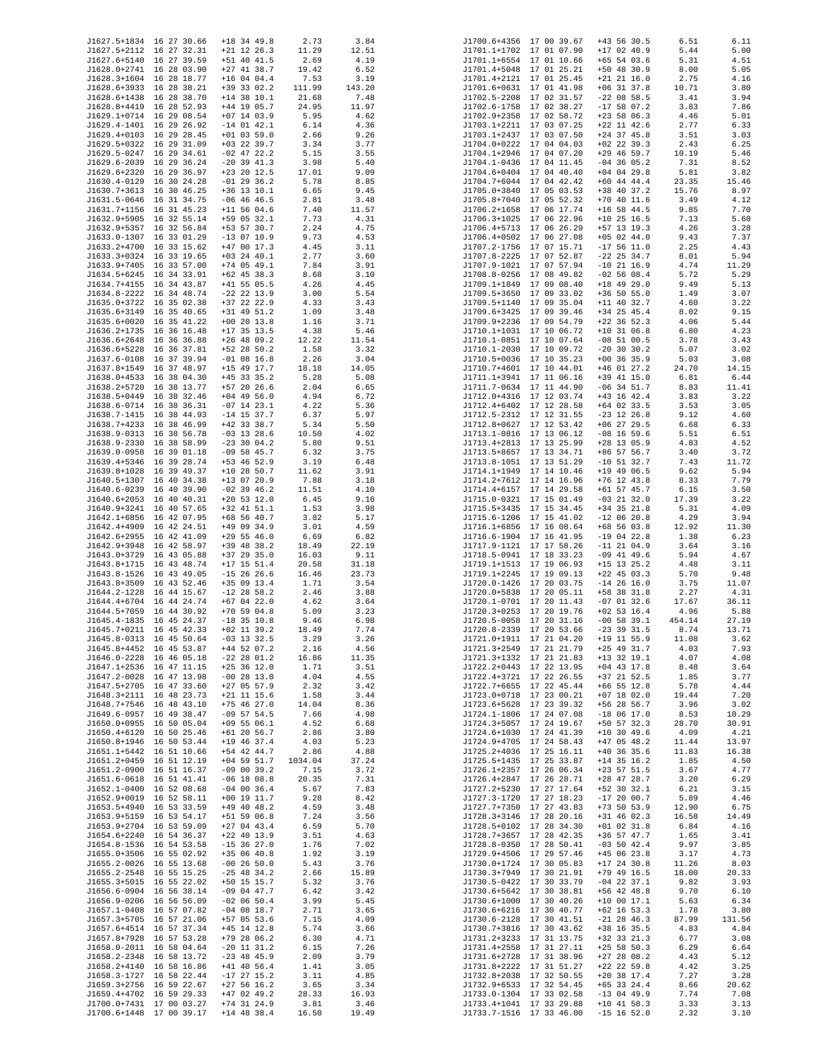| | | | | |
|---|---|---|---|---|
| J1627.5+1834 | 16 27 30.66 | +18 34 49.8 | 2.73 | 3.84 |
| J1627.5+2112 | 16 27 32.31 | +21 12 26.3 | 11.29 | 12.51 |
| J1627.6+5140 | 16 27 39.59 | +51 40 41.5 | 2.69 | 4.19 |
| J1628.0+2741 | 16 28 03.90 | +27 41 38.7 | 19.42 | 6.52 |
| J1628.3+1604 | 16 28 18.77 | +16 04 04.4 | 7.53 | 3.19 |
| J1628.6+3933 | 16 28 38.21 | +39 33 02.2 | 111.99 | 143.20 |
| J1628.6+1438 | 16 28 38.70 | +14 38 10.1 | 21.68 | 7.48 |
| J1628.8+4419 | 16 28 52.93 | +44 19 05.7 | 24.95 | 11.97 |
| J1629.1+0714 | 16 29 08.54 | +07 14 03.9 | 5.95 | 4.62 |
| J1629.4-1401 | 16 29 26.92 | -14 01 42.1 | 6.14 | 4.36 |
| J1629.4+0103 | 16 29 28.45 | +01 03 59.0 | 2.66 | 9.26 |
| J1629.5+0322 | 16 29 31.09 | +03 22 39.7 | 3.34 | 3.77 |
| J1629.5-0247 | 16 29 34.61 | -02 47 22.2 | 5.15 | 3.55 |
| J1629.6-2039 | 16 29 36.24 | -20 39 41.3 | 3.98 | 5.40 |
| J1629.6+2320 | 16 29 36.97 | +23 20 12.5 | 17.01 | 9.09 |
| J1630.4-0129 | 16 30 24.28 | -01 29 36.2 | 5.78 | 8.85 |
| J1630.7+3613 | 16 30 46.25 | +36 13 10.1 | 6.65 | 9.45 |
| J1631.5-0646 | 16 31 34.75 | -06 46 46.5 | 2.81 | 3.48 |
| J1631.7+1156 | 16 31 45.23 | +11 56 04.6 | 7.40 | 11.57 |
| J1632.9+5905 | 16 32 55.14 | +59 05 32.1 | 7.73 | 4.31 |
| J1632.9+5357 | 16 32 56.84 | +53 57 30.7 | 2.24 | 4.75 |
| J1633.0-1307 | 16 33 01.29 | -13 07 10.9 | 9.73 | 4.53 |
| J1633.2+4700 | 16 33 15.62 | +47 00 17.3 | 4.45 | 3.11 |
| J1633.3+0324 | 16 33 19.65 | +03 24 40.1 | 2.77 | 3.60 |
| J1633.9+7405 | 16 33 57.00 | +74 05 49.1 | 7.84 | 3.91 |
| J1634.5+6245 | 16 34 33.91 | +62 45 38.3 | 8.68 | 3.10 |
| J1634.7+4155 | 16 34 43.87 | +41 55 05.5 | 4.26 | 4.45 |
| J1634.8-2222 | 16 34 48.74 | -22 22 13.9 | 3.00 | 5.54 |
| J1635.0+3722 | 16 35 02.38 | +37 22 22.9 | 4.33 | 3.43 |
| J1635.6+3149 | 16 35 40.65 | +31 49 51.2 | 1.09 | 3.48 |
| J1635.6+0020 | 16 35 41.22 | +00 20 13.8 | 1.16 | 3.71 |
| J1636.2+1735 | 16 36 16.48 | +17 35 13.5 | 4.38 | 5.46 |
| J1636.6+2648 | 16 36 36.88 | +26 48 09.2 | 12.22 | 11.54 |
| J1636.6+5228 | 16 36 37.81 | +52 28 50.2 | 1.58 | 3.32 |
| J1637.6-0108 | 16 37 39.94 | -01 08 16.8 | 2.26 | 3.04 |
| J1637.8+1549 | 16 37 48.97 | +15 49 17.7 | 18.18 | 14.05 |
| J1638.0+4533 | 16 38 04.30 | +45 33 35.2 | 5.28 | 5.08 |
| J1638.2+5720 | 16 38 13.77 | +57 20 26.6 | 2.04 | 6.65 |
| J1638.5+0449 | 16 38 32.46 | +04 49 56.0 | 4.94 | 6.72 |
| J1638.6-0714 | 16 38 36.31 | -07 14 23.1 | 4.22 | 5.36 |
| J1638.7-1415 | 16 38 44.93 | -14 15 37.7 | 6.37 | 5.97 |
| J1638.7+4233 | 16 38 46.99 | +42 33 38.7 | 5.34 | 5.50 |
| J1638.9-0313 | 16 38 56.78 | -03 13 28.6 | 10.50 | 4.02 |
| J1638.9-2330 | 16 38 58.99 | -23 30 04.2 | 5.80 | 9.51 |
| J1639.0-0958 | 16 39 01.18 | -09 58 45.7 | 6.32 | 3.75 |
| J1639.4+5346 | 16 39 28.74 | +53 46 52.9 | 3.19 | 6.48 |
| J1639.8+1028 | 16 39 49.37 | +10 28 50.7 | 11.62 | 3.91 |
| J1640.5+1307 | 16 40 34.38 | +13 07 20.9 | 7.88 | 3.18 |
| J1640.6-0239 | 16 40 39.90 | -02 39 46.2 | 11.51 | 4.10 |
| J1640.6+2053 | 16 40 40.31 | +20 53 12.0 | 6.45 | 9.16 |
| J1640.9+3241 | 16 40 57.65 | +32 41 51.1 | 1.53 | 3.98 |
| J1642.1+6856 | 16 42 07.95 | +68 56 40.7 | 3.82 | 5.17 |
| J1642.4+4909 | 16 42 24.51 | +49 09 34.9 | 3.01 | 4.59 |
| J1642.6+2955 | 16 42 41.09 | +29 55 46.0 | 6.69 | 6.82 |
| J1642.9+3948 | 16 42 58.97 | +39 48 38.2 | 18.49 | 22.19 |
| J1643.0+3729 | 16 43 05.88 | +37 29 35.0 | 16.03 | 9.11 |
| J1643.8+1715 | 16 43 48.74 | +17 15 51.4 | 20.58 | 31.18 |
| J1643.8-1526 | 16 43 49.05 | -15 26 26.6 | 16.46 | 23.73 |
| J1643.8+3509 | 16 43 52.46 | +35 09 13.4 | 1.71 | 3.54 |
| J1644.2-1228 | 16 44 15.67 | -12 28 58.2 | 2.46 | 3.88 |
| J1644.4+6704 | 16 44 24.74 | +67 04 22.0 | 4.62 | 3.64 |
| J1644.5+7059 | 16 44 30.92 | +70 59 04.8 | 5.09 | 3.23 |
| J1645.4-1835 | 16 45 24.37 | -18 35 10.8 | 9.46 | 6.98 |
| J1645.7+0211 | 16 45 42.33 | +02 11 39.2 | 18.49 | 7.74 |
| J1645.8-0313 | 16 45 50.64 | -03 13 32.5 | 3.29 | 3.26 |
| J1645.8+4452 | 16 45 53.87 | +44 52 07.2 | 2.16 | 4.56 |
| J1646.0-2228 | 16 46 05.18 | -22 28 01.2 | 16.86 | 11.35 |
| J1647.1+2536 | 16 47 11.15 | +25 36 12.0 | 1.71 | 3.51 |
| J1647.2-0028 | 16 47 13.98 | -00 28 13.0 | 4.04 | 4.55 |
| J1647.5+2705 | 16 47 33.60 | +27 05 57.9 | 2.32 | 3.42 |
| J1648.3+2111 | 16 48 23.73 | +21 11 15.6 | 1.58 | 3.44 |
| J1648.7+7546 | 16 48 43.10 | +75 46 27.0 | 14.04 | 8.36 |
| J1649.6-0957 | 16 49 38.47 | -09 57 54.5 | 7.66 | 4.98 |
| J1650.0+0955 | 16 50 05.04 | +09 55 06.1 | 4.52 | 6.68 |
| J1650.4+6120 | 16 50 25.46 | +61 20 56.7 | 2.86 | 3.80 |
| J1650.8+1946 | 16 50 53.44 | +19 46 37.4 | 4.03 | 5.23 |
| J1651.1+5442 | 16 51 10.66 | +54 42 44.7 | 2.86 | 4.88 |
| J1651.2+0459 | 16 51 12.19 | +04 59 51.7 | 1034.04 | 37.24 |
| J1651.2-0900 | 16 51 16.37 | -09 00 39.2 | 7.15 | 3.72 |
| J1651.6-0618 | 16 51 41.41 | -06 18 08.8 | 20.35 | 7.31 |
| J1652.1-0400 | 16 52 08.68 | -04 00 36.4 | 5.67 | 7.83 |
| J1652.9+0019 | 16 52 58.11 | +00 19 11.7 | 9.28 | 8.42 |
| J1653.5+4940 | 16 53 33.59 | +49 40 48.2 | 4.59 | 3.48 |
| J1653.9+5159 | 16 53 54.17 | +51 59 06.8 | 7.24 | 3.56 |
| J1653.9+2704 | 16 53 59.09 | +27 04 43.4 | 6.59 | 5.70 |
| J1654.6+2240 | 16 54 36.37 | +22 40 13.9 | 3.51 | 4.63 |
| J1654.8-1536 | 16 54 53.58 | -15 36 27.0 | 1.76 | 7.02 |
| J1655.0+3506 | 16 55 02.92 | +35 06 40.8 | 1.92 | 3.19 |
| J1655.2-0026 | 16 55 13.68 | -00 26 50.0 | 5.43 | 3.76 |
| J1655.2-2548 | 16 55 15.25 | -25 48 34.2 | 2.66 | 15.89 |
| J1655.3+5015 | 16 55 22.02 | +50 15 15.7 | 5.32 | 3.76 |
| J1656.6-0904 | 16 56 38.14 | -09 04 47.7 | 6.42 | 3.42 |
| J1656.9-0206 | 16 56 56.09 | -02 06 50.4 | 3.99 | 5.45 |
| J1657.1-0408 | 16 57 07.82 | -04 08 18.7 | 2.71 | 3.65 |
| J1657.3+5705 | 16 57 21.06 | +57 05 53.6 | 7.15 | 4.09 |
| J1657.6+4514 | 16 57 37.34 | +45 14 12.8 | 5.74 | 3.66 |
| J1657.8+7928 | 16 57 53.28 | +79 28 06.2 | 6.30 | 4.71 |
| J1658.0-2011 | 16 58 04.64 | -20 11 31.2 | 6.15 | 7.26 |
| J1658.2-2348 | 16 58 13.72 | -23 48 45.9 | 2.09 | 3.79 |
| J1658.2+4140 | 16 58 16.86 | +41 40 56.4 | 1.41 | 3.05 |
| J1658.3-1727 | 16 58 22.44 | -17 27 15.2 | 3.11 | 4.85 |
| J1659.3+2756 | 16 59 22.67 | +27 56 16.2 | 3.65 | 3.34 |
| J1659.4+4702 | 16 59 29.33 | +47 02 49.2 | 28.33 | 16.93 |
| J1700.0+7431 | 17 00 03.27 | +74 31 24.9 | 3.81 | 3.46 |
| J1700.6+1448 | 17 00 39.17 | +14 48 38.4 | 16.50 | 19.49 |
| J1700.6+4356 | 17 00 39.67 | +43 56 30.5 | 6.51 | 6.11 |
| J1701.1+1702 | 17 01 07.90 | +17 02 40.9 | 5.44 | 5.00 |
| J1701.1+6554 | 17 01 10.66 | +65 54 03.6 | 5.31 | 4.51 |
| J1701.4+5048 | 17 01 25.21 | +50 48 30.9 | 8.00 | 5.05 |
| J1701.4+2121 | 17 01 25.45 | +21 21 16.0 | 2.75 | 4.16 |
| J1701.6+0631 | 17 01 41.98 | +06 31 37.8 | 10.71 | 3.80 |
| J1702.5-2208 | 17 02 31.57 | -22 08 58.5 | 3.41 | 3.94 |
| J1702.6-1758 | 17 02 38.27 | -17 58 07.2 | 3.83 | 7.86 |
| J1702.9+2358 | 17 02 58.72 | +23 58 06.3 | 4.46 | 5.01 |
| J1703.1+2211 | 17 03 07.25 | +22 11 42.6 | 2.77 | 6.33 |
| J1703.1+2437 | 17 03 07.50 | +24 37 45.8 | 3.51 | 3.03 |
| J1704.0+0222 | 17 04 04.03 | +02 22 39.3 | 2.43 | 6.25 |
| J1704.1+2946 | 17 04 07.20 | +29 46 59.7 | 10.19 | 5.46 |
| J1704.1-0436 | 17 04 11.45 | -04 36 05.2 | 7.31 | 8.52 |
| J1704.6+0404 | 17 04 40.40 | +04 04 29.8 | 5.81 | 3.82 |
| J1704.7+6044 | 17 04 42.42 | +60 44 44.4 | 23.35 | 15.46 |
| J1705.0+3840 | 17 05 03.53 | +38 40 37.2 | 15.76 | 8.97 |
| J1705.8+7040 | 17 05 52.32 | +70 40 11.6 | 3.49 | 4.12 |
| J1706.2+1658 | 17 06 17.74 | +16 58 44.5 | 9.85 | 7.70 |
| J1706.3+1025 | 17 06 22.96 | +10 25 16.5 | 7.13 | 5.60 |
| J1706.4+5713 | 17 06 26.29 | +57 13 19.3 | 4.26 | 3.28 |
| J1706.4+0502 | 17 06 27.08 | +05 02 44.0 | 9.43 | 7.37 |
| J1707.2-1756 | 17 07 15.71 | -17 56 11.0 | 2.25 | 4.43 |
| J1707.8-2225 | 17 07 52.87 | -22 25 34.7 | 8.01 | 5.94 |
| J1707.9-1021 | 17 07 57.94 | -10 21 16.9 | 4.74 | 11.29 |
| J1708.8-0256 | 17 08 49.82 | -02 56 08.4 | 5.72 | 5.29 |
| J1709.1+1849 | 17 09 08.40 | +18 49 29.0 | 9.49 | 5.13 |
| J1709.5+3650 | 17 09 33.02 | +36 50 55.0 | 1.49 | 3.07 |
| J1709.5+1140 | 17 09 35.04 | +11 40 32.7 | 4.60 | 3.22 |
| J1709.6+3425 | 17 09 39.46 | +34 25 45.4 | 8.02 | 9.15 |
| J1709.9+2236 | 17 09 54.79 | +22 36 52.3 | 4.06 | 5.44 |
| J1710.1+1031 | 17 10 06.72 | +10 31 06.8 | 6.80 | 4.23 |
| J1710.1-0851 | 17 10 07.64 | -08 51 00.5 | 3.78 | 3.43 |
| J1710.1-2030 | 17 10 09.72 | -20 30 30.2 | 5.07 | 3.02 |
| J1710.5+0036 | 17 10 35.23 | +00 36 35.9 | 5.03 | 3.08 |
| J1710.7+4601 | 17 10 44.01 | +46 01 27.2 | 24.70 | 14.15 |
| J1711.1+3941 | 17 11 06.16 | +39 41 15.0 | 6.81 | 6.44 |
| J1711.7-0634 | 17 11 44.90 | -06 34 51.7 | 8.83 | 11.41 |
| J1712.0+4316 | 17 12 03.74 | +43 16 42.4 | 3.83 | 3.22 |
| J1712.4+6402 | 17 12 28.58 | +64 02 33.5 | 3.53 | 3.05 |
| J1712.5-2312 | 17 12 31.55 | -23 12 26.8 | 9.12 | 4.60 |
| J1712.8+0627 | 17 12 53.42 | +06 27 29.5 | 6.68 | 6.33 |
| J1713.1-0816 | 17 13 06.12 | -08 16 59.6 | 5.51 | 6.51 |
| J1713.4+2813 | 17 13 25.99 | +28 13 05.9 | 4.83 | 4.52 |
| J1713.5+8657 | 17 13 34.71 | +86 57 56.7 | 3.40 | 3.72 |
| J1713.8-1051 | 17 13 51.29 | -10 51 32.7 | 7.43 | 11.72 |
| J1714.1+1949 | 17 14 10.46 | +19 49 06.5 | 9.62 | 5.94 |
| J1714.2+7612 | 17 14 16.96 | +76 12 43.8 | 8.33 | 7.79 |
| J1714.4+6157 | 17 14 29.58 | +61 57 45.7 | 6.15 | 3.50 |
| J1715.0-0321 | 17 15 01.49 | -03 21 32.0 | 17.39 | 3.22 |
| J1715.5+3435 | 17 15 34.45 | +34 35 21.8 | 5.31 | 4.09 |
| J1715.6-1206 | 17 15 41.02 | -12 06 20.8 | 4.29 | 3.94 |
| J1716.1+6856 | 17 16 08.64 | +68 56 03.8 | 12.92 | 11.30 |
| J1716.6-1904 | 17 16 41.95 | -19 04 22.8 | 1.38 | 6.23 |
| J1717.9-1121 | 17 17 58.26 | -11 21 04.9 | 3.64 | 3.16 |
| J1718.5-0941 | 17 18 33.23 | -09 41 49.6 | 5.94 | 4.67 |
| J1719.1+1513 | 17 19 06.93 | +15 13 25.2 | 4.48 | 3.11 |
| J1719.1+2245 | 17 19 09.13 | +22 45 03.3 | 5.70 | 9.48 |
| J1720.0-1426 | 17 20 03.75 | -14 26 16.0 | 3.75 | 11.07 |
| J1720.0+5838 | 17 20 05.11 | +58 38 31.8 | 2.27 | 4.31 |
| J1720.1-0701 | 17 20 11.43 | -07 01 32.6 | 17.67 | 36.11 |
| J1720.3+0253 | 17 20 19.76 | +02 53 16.4 | 4.96 | 5.88 |
| J1720.5-0058 | 17 20 31.16 | -00 58 39.1 | 454.14 | 27.19 |
| J1720.8-2339 | 17 20 53.66 | -23 39 31.5 | 8.74 | 13.71 |
| J1721.0+1911 | 17 21 04.20 | +19 11 55.9 | 11.08 | 3.62 |
| J1721.3+2549 | 17 21 21.79 | +25 49 31.7 | 4.03 | 7.93 |
| J1721.3+1332 | 17 21 21.83 | +13 32 19.1 | 4.07 | 4.08 |
| J1722.2+0443 | 17 22 13.95 | +04 43 17.8 | 8.48 | 3.64 |
| J1722.4+3721 | 17 22 26.55 | +37 21 52.5 | 1.85 | 3.77 |
| J1722.7+6655 | 17 22 45.44 | +66 55 12.8 | 5.78 | 4.44 |
| J1723.0+0718 | 17 23 00.21 | +07 18 02.0 | 19.44 | 7.20 |
| J1723.6+5628 | 17 23 39.32 | +56 28 56.7 | 3.96 | 3.02 |
| J1724.1-1806 | 17 24 07.08 | -18 06 17.0 | 8.53 | 10.29 |
| J1724.3+5057 | 17 24 19.67 | +50 57 32.3 | 28.70 | 30.91 |
| J1724.6+1030 | 17 24 41.39 | +10 30 49.6 | 4.09 | 4.21 |
| J1724.9+4705 | 17 24 58.43 | +47 05 48.2 | 11.44 | 13.97 |
| J1725.2+4036 | 17 25 16.11 | +40 36 35.6 | 11.83 | 16.38 |
| J1725.5+1435 | 17 25 33.87 | +14 35 16.2 | 1.85 | 4.50 |
| J1726.1+2357 | 17 26 06.34 | +23 57 51.5 | 3.67 | 4.77 |
| J1726.4+2847 | 17 26 28.71 | +28 47 28.7 | 3.20 | 6.29 |
| J1727.2+5230 | 17 27 17.64 | +52 30 32.1 | 6.21 | 3.15 |
| J1727.3-1720 | 17 27 18.23 | -17 20 00.7 | 5.89 | 4.46 |
| J1727.7+7350 | 17 27 43.83 | +73 50 53.9 | 12.90 | 6.75 |
| J1728.3+3146 | 17 28 20.16 | +31 46 02.3 | 16.58 | 14.49 |
| J1728.5+0102 | 17 28 34.30 | +01 02 31.8 | 6.84 | 4.16 |
| J1728.7+3657 | 17 28 42.35 | +36 57 47.7 | 1.65 | 3.41 |
| J1728.8-0350 | 17 28 50.41 | -03 50 42.4 | 9.97 | 3.85 |
| J1729.9+4506 | 17 29 57.46 | +45 06 23.8 | 3.17 | 4.73 |
| J1730.0+1724 | 17 30 05.83 | +17 24 30.8 | 11.26 | 8.03 |
| J1730.3+7949 | 17 30 21.91 | +79 49 16.5 | 18.00 | 20.33 |
| J1730.5-0422 | 17 30 33.79 | -04 22 37.1 | 9.82 | 3.93 |
| J1730.6+5642 | 17 30 38.81 | +56 42 48.8 | 9.70 | 6.10 |
| J1730.6+1000 | 17 30 40.26 | +10 00 17.1 | 5.63 | 6.34 |
| J1730.6+6216 | 17 30 40.77 | +62 16 53.3 | 1.78 | 3.80 |
| J1730.6-2128 | 17 30 41.51 | -21 28 46.3 | 87.99 | 131.56 |
| J1730.7+3816 | 17 30 43.62 | +38 16 35.5 | 4.83 | 4.84 |
| J1731.2+3233 | 17 31 13.75 | +32 33 21.3 | 6.77 | 3.08 |
| J1731.4+2558 | 17 31 27.21 | +25 58 50.3 | 6.29 | 6.64 |
| J1731.6+2728 | 17 31 38.96 | +27 28 08.2 | 4.43 | 5.12 |
| J1731.8+2222 | 17 31 51.27 | +22 22 59.8 | 4.42 | 3.25 |
| J1732.8+2038 | 17 32 50.55 | +20 38 17.4 | 7.27 | 3.28 |
| J1732.9+6533 | 17 32 54.45 | +65 33 24.4 | 8.66 | 20.62 |
| J1733.0-1304 | 17 33 02.58 | -13 04 49.9 | 7.74 | 7.08 |
| J1733.4+1041 | 17 33 29.88 | +10 41 58.3 | 3.33 | 3.13 |
| J1733.7-1516 | 17 33 46.00 | -15 16 52.0 | 2.32 | 3.10 |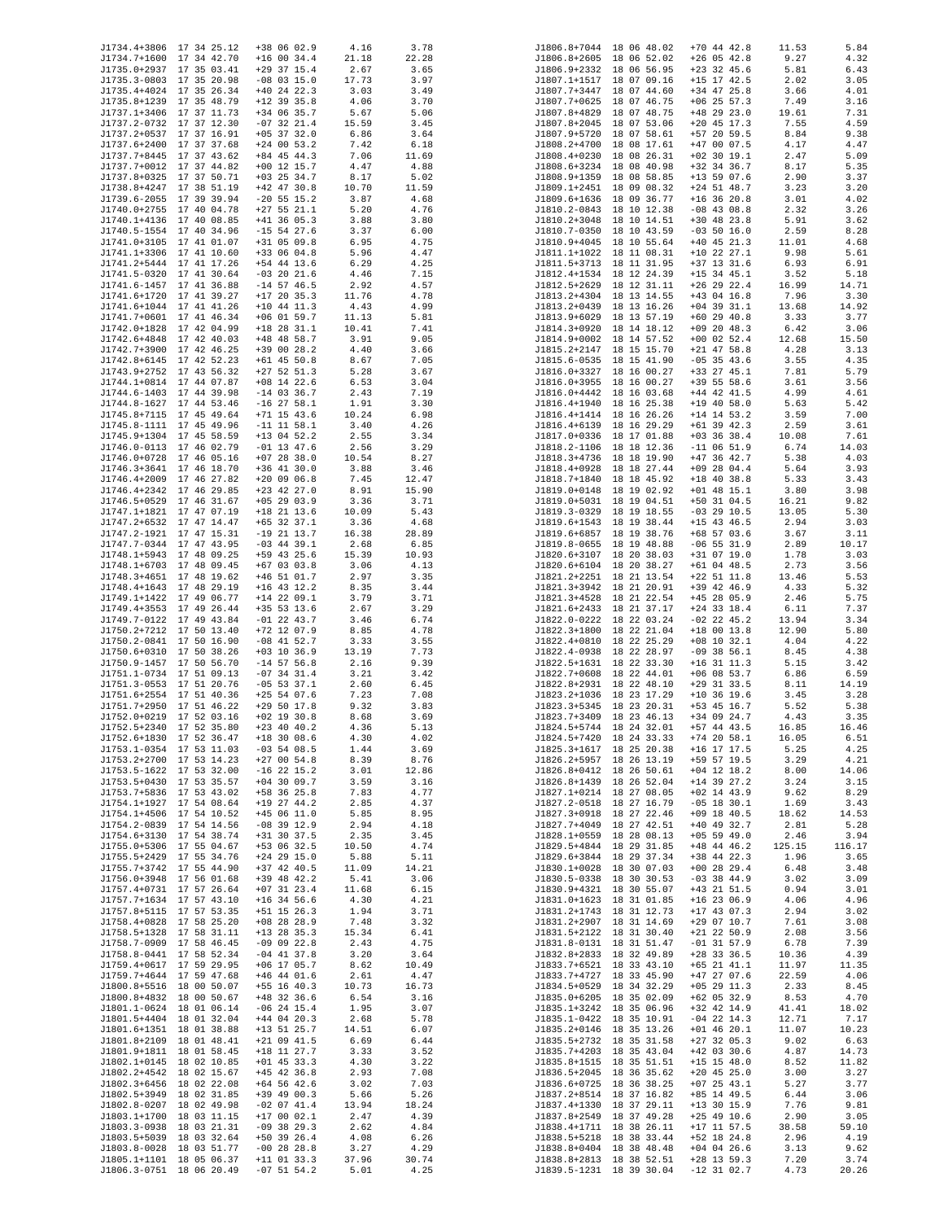| Name | RA | Dec | Col4 | Col5 |
|---|---|---|---|---|
| J1734.4+3806 | 17 34 25.12 | +38 06 02.9 | 4.16 | 3.78 |
| J1734.7+1600 | 17 34 42.70 | +16 00 34.4 | 21.18 | 22.28 |
| J1735.0+2937 | 17 35 03.41 | +29 37 15.4 | 2.67 | 3.65 |
| J1735.3-0803 | 17 35 20.98 | -08 03 15.0 | 17.73 | 3.97 |
| J1735.4+4024 | 17 35 26.34 | +40 24 22.3 | 3.03 | 3.49 |
| J1735.8+1239 | 17 35 48.79 | +12 39 35.8 | 4.06 | 3.70 |
| J1737.1+3406 | 17 37 11.73 | +34 06 35.7 | 5.67 | 5.06 |
| J1737.2-0732 | 17 37 12.30 | -07 32 21.4 | 15.59 | 3.45 |
| J1737.2+0537 | 17 37 16.91 | +05 37 32.0 | 6.86 | 3.64 |
| J1737.6+2400 | 17 37 37.68 | +24 00 53.2 | 7.42 | 6.18 |
| J1737.7+8445 | 17 37 43.62 | +84 45 44.3 | 7.06 | 11.69 |
| J1737.7+0012 | 17 37 44.82 | +00 12 15.7 | 4.47 | 4.88 |
| J1737.8+0325 | 17 37 50.71 | +03 25 34.7 | 8.17 | 5.02 |
| J1738.8+4247 | 17 38 51.19 | +42 47 30.8 | 10.70 | 11.59 |
| J1739.6-2055 | 17 39 39.94 | -20 55 15.2 | 3.87 | 4.68 |
| J1740.0+2755 | 17 40 04.78 | +27 55 21.1 | 5.20 | 4.76 |
| J1740.1+4136 | 17 40 08.85 | +41 36 05.3 | 3.88 | 3.80 |
| J1740.5-1554 | 17 40 34.96 | -15 54 27.6 | 3.37 | 6.00 |
| J1741.0+3105 | 17 41 01.07 | +31 05 09.8 | 6.95 | 4.75 |
| J1741.1+3306 | 17 41 10.60 | +33 06 04.8 | 5.96 | 4.47 |
| J1741.2+5444 | 17 41 17.26 | +54 44 13.6 | 6.29 | 4.25 |
| J1741.5-0320 | 17 41 30.64 | -03 20 21.6 | 4.46 | 7.15 |
| J1741.6-1457 | 17 41 36.88 | -14 57 46.5 | 2.92 | 4.57 |
| J1741.6+1720 | 17 41 39.27 | +17 20 35.3 | 11.76 | 4.78 |
| J1741.6+1044 | 17 41 41.26 | +10 44 11.3 | 4.43 | 4.99 |
| J1741.7+0601 | 17 41 46.34 | +06 01 59.7 | 11.13 | 5.81 |
| J1742.0+1828 | 17 42 04.99 | +18 28 31.1 | 10.41 | 7.41 |
| J1742.6+4848 | 17 42 40.03 | +48 48 58.7 | 3.91 | 9.05 |
| J1742.7+3900 | 17 42 46.25 | +39 00 28.2 | 4.40 | 3.66 |
| J1742.8+6145 | 17 42 52.23 | +61 45 50.8 | 8.67 | 7.05 |
| J1743.9+2752 | 17 43 56.32 | +27 52 51.3 | 5.28 | 3.67 |
| J1744.1+0814 | 17 44 07.87 | +08 14 22.6 | 6.53 | 3.04 |
| J1744.6-1403 | 17 44 39.98 | -14 03 36.7 | 2.43 | 7.19 |
| J1744.8-1627 | 17 44 53.46 | -16 27 58.1 | 1.91 | 3.30 |
| J1745.8+7115 | 17 45 49.64 | +71 15 43.6 | 10.24 | 6.98 |
| J1745.8-1111 | 17 45 49.96 | -11 11 58.1 | 3.40 | 4.26 |
| J1745.9+1304 | 17 45 58.59 | +13 04 52.2 | 2.55 | 3.34 |
| J1746.0-0113 | 17 46 02.79 | -01 13 47.6 | 2.56 | 3.29 |
| J1746.0+0728 | 17 46 05.16 | +07 28 38.0 | 10.54 | 8.27 |
| J1746.3+3641 | 17 46 18.70 | +36 41 30.0 | 3.88 | 3.46 |
| J1746.4+2009 | 17 46 27.82 | +20 09 06.8 | 7.45 | 12.47 |
| J1746.4+2342 | 17 46 29.85 | +23 42 27.0 | 8.91 | 15.90 |
| J1746.5+0529 | 17 46 31.67 | +05 29 03.9 | 3.36 | 3.71 |
| J1747.1+1821 | 17 47 07.19 | +18 21 53.6 | 10.09 | 5.43 |
| J1747.2+6532 | 17 47 14.47 | +65 32 37.1 | 3.36 | 4.68 |
| J1747.2-1921 | 17 47 15.31 | -19 21 13.7 | 16.38 | 28.89 |
| J1747.7-0344 | 17 47 43.95 | -03 44 39.1 | 2.68 | 6.85 |
| J1748.1+5943 | 17 48 09.25 | +59 43 25.6 | 15.39 | 10.93 |
| J1748.1+6703 | 17 48 09.45 | +67 03 03.8 | 3.06 | 4.13 |
| J1748.3+4651 | 17 48 19.62 | +46 51 01.7 | 2.97 | 3.35 |
| J1748.4+1643 | 17 48 29.19 | +16 43 12.2 | 8.35 | 3.44 |
| J1749.1+1422 | 17 49 06.77 | +14 22 09.1 | 3.79 | 3.71 |
| J1749.4+3553 | 17 49 26.44 | +35 53 13.6 | 2.67 | 3.29 |
| J1749.7-0122 | 17 49 43.84 | -01 22 43.7 | 3.46 | 6.74 |
| J1750.2+7212 | 17 50 13.40 | +72 12 07.9 | 8.85 | 4.78 |
| J1750.2-0841 | 17 50 16.90 | -08 41 52.7 | 3.33 | 3.55 |
| J1750.6+0310 | 17 50 38.26 | +03 10 36.9 | 13.19 | 7.73 |
| J1750.9-1457 | 17 50 56.70 | -14 57 56.8 | 2.16 | 9.39 |
| J1751.1-0734 | 17 51 09.13 | -07 34 31.4 | 3.21 | 3.42 |
| J1751.3-0553 | 17 51 20.76 | -05 53 37.1 | 2.60 | 6.45 |
| J1751.6+2554 | 17 51 40.36 | +25 54 07.6 | 7.23 | 7.08 |
| J1751.7+2950 | 17 51 46.22 | +29 50 17.8 | 9.32 | 3.83 |
| J1752.0+0219 | 17 52 03.16 | +02 19 30.8 | 8.68 | 3.69 |
| J1752.5+2340 | 17 52 35.80 | +23 40 40.2 | 4.36 | 5.13 |
| J1752.6+1830 | 17 52 36.47 | +18 30 08.6 | 4.30 | 4.02 |
| J1753.1-0354 | 17 53 11.03 | -03 54 08.5 | 1.44 | 3.69 |
| J1753.2+2700 | 17 53 14.23 | +27 00 54.8 | 8.39 | 8.76 |
| J1753.5-1622 | 17 53 32.00 | -16 22 15.2 | 3.01 | 12.86 |
| J1753.5+0430 | 17 53 35.57 | +04 30 09.7 | 3.59 | 3.16 |
| J1753.7+5836 | 17 53 43.02 | +58 36 25.8 | 7.83 | 4.77 |
| J1754.1+1927 | 17 54 08.64 | +19 27 44.2 | 2.85 | 4.37 |
| J1754.1+4506 | 17 54 10.52 | +45 06 11.0 | 5.85 | 8.95 |
| J1754.2-0839 | 17 54 14.56 | -08 39 12.9 | 2.94 | 4.18 |
| J1754.6+3130 | 17 54 38.74 | +31 30 37.5 | 2.35 | 3.45 |
| J1755.0+5306 | 17 55 04.67 | +53 06 32.5 | 10.50 | 4.74 |
| J1755.5+2429 | 17 55 34.76 | +24 29 15.0 | 5.88 | 5.11 |
| J1755.7+3742 | 17 55 44.90 | +37 42 40.5 | 11.09 | 14.21 |
| J1756.0+3948 | 17 56 01.68 | +39 48 42.2 | 5.41 | 3.06 |
| J1757.4+0731 | 17 57 26.64 | +07 31 23.4 | 11.68 | 6.15 |
| J1757.7+1634 | 17 57 43.10 | +16 34 56.6 | 4.30 | 4.21 |
| J1757.8+5115 | 17 57 53.35 | +51 15 26.3 | 1.94 | 3.71 |
| J1758.4+0828 | 17 58 25.20 | +08 28 28.9 | 7.48 | 3.32 |
| J1758.5+1328 | 17 58 31.11 | +13 28 35.3 | 15.34 | 6.41 |
| J1758.7-0909 | 17 58 46.45 | -09 09 22.8 | 2.43 | 4.75 |
| J1758.8-0441 | 17 58 52.34 | -04 41 37.8 | 3.20 | 3.64 |
| J1759.4+0617 | 17 59 29.95 | +06 17 05.7 | 8.62 | 10.49 |
| J1759.7+4644 | 17 59 47.68 | +46 44 01.6 | 2.61 | 4.47 |
| J1800.8+5516 | 18 00 50.07 | +55 16 40.3 | 10.73 | 16.73 |
| J1800.8+4832 | 18 00 50.67 | +48 32 36.6 | 6.54 | 3.16 |
| J1801.1-0624 | 18 01 06.14 | -06 24 15.4 | 1.95 | 3.07 |
| J1801.5+4404 | 18 01 32.04 | +44 04 20.3 | 2.68 | 5.78 |
| J1801.6+1351 | 18 01 38.88 | +13 51 25.7 | 14.51 | 6.07 |
| J1801.8+2109 | 18 01 48.41 | +21 09 41.5 | 6.69 | 6.44 |
| J1801.9+1811 | 18 01 58.45 | +18 11 27.7 | 3.33 | 3.52 |
| J1802.1+0145 | 18 02 10.85 | +01 45 33.3 | 4.30 | 3.22 |
| J1802.2+4542 | 18 02 15.67 | +45 42 36.8 | 2.93 | 7.08 |
| J1802.3+6456 | 18 02 22.08 | +64 56 42.6 | 3.02 | 7.03 |
| J1802.5+3949 | 18 02 31.85 | +39 49 00.3 | 5.66 | 5.26 |
| J1802.8-0207 | 18 02 49.98 | -02 07 41.4 | 13.94 | 18.24 |
| J1803.1+1700 | 18 03 11.15 | +17 00 02.1 | 2.47 | 4.39 |
| J1803.3-0938 | 18 03 21.31 | -09 38 29.3 | 2.62 | 4.84 |
| J1803.5+5039 | 18 03 32.64 | +50 39 26.4 | 4.08 | 6.26 |
| J1803.8-0028 | 18 03 51.77 | -00 28 28.8 | 3.27 | 4.29 |
| J1805.1+1101 | 18 05 06.37 | +11 01 33.3 | 37.96 | 30.74 |
| J1806.3-0751 | 18 06 20.49 | -07 51 54.2 | 5.01 | 4.25 |
| J1806.8+7044 | 18 06 48.02 | +70 44 42.8 | 11.53 | 5.84 |
| J1806.8+2605 | 18 06 52.02 | +26 05 42.8 | 9.27 | 4.32 |
| J1806.9+2332 | 18 06 56.95 | +23 32 45.6 | 5.81 | 6.43 |
| J1807.1+1517 | 18 07 09.16 | +15 17 42.5 | 2.02 | 3.05 |
| J1807.7+3447 | 18 07 44.60 | +34 47 25.8 | 3.66 | 4.01 |
| J1807.7+0625 | 18 07 46.75 | +06 25 57.3 | 7.49 | 3.16 |
| J1807.8+4829 | 18 07 48.75 | +48 29 23.0 | 19.61 | 7.31 |
| J1807.8+2045 | 18 07 53.06 | +20 45 17.3 | 7.55 | 4.59 |
| J1807.9+5720 | 18 07 58.61 | +57 20 59.5 | 8.84 | 9.38 |
| J1808.2+4700 | 18 08 17.61 | +47 00 07.5 | 4.17 | 4.47 |
| J1808.4+0230 | 18 08 26.31 | +02 30 19.1 | 2.47 | 5.09 |
| J1808.6+3234 | 18 08 40.98 | +32 34 36.7 | 8.17 | 5.35 |
| J1808.9+1359 | 18 08 58.85 | +13 59 07.6 | 2.90 | 3.37 |
| J1809.1+2451 | 18 09 08.32 | +24 51 48.7 | 3.23 | 3.20 |
| J1809.6+1636 | 18 09 36.77 | +16 36 20.8 | 3.01 | 4.02 |
| J1810.2-0843 | 18 10 12.38 | -08 43 08.8 | 2.32 | 3.26 |
| J1810.2+3048 | 18 10 14.51 | +30 48 23.8 | 5.91 | 3.62 |
| J1810.7-0350 | 18 10 43.59 | -03 50 16.0 | 2.59 | 8.28 |
| J1810.9+4045 | 18 10 55.64 | +40 45 21.3 | 11.01 | 4.68 |
| J1811.1+1022 | 18 11 08.31 | +10 22 27.1 | 9.98 | 5.61 |
| J1811.5+3713 | 18 11 31.95 | +37 13 31.6 | 6.93 | 6.91 |
| J1812.4+1534 | 18 12 24.39 | +15 34 45.1 | 3.52 | 5.18 |
| J1812.5+2629 | 18 12 31.11 | +26 29 22.4 | 16.99 | 14.71 |
| J1813.2+4304 | 18 13 14.55 | +43 04 16.8 | 7.96 | 3.30 |
| J1813.2+0439 | 18 13 16.26 | +04 39 31.1 | 13.68 | 14.92 |
| J1813.9+6029 | 18 13 57.19 | +60 29 40.8 | 3.33 | 3.77 |
| J1814.3+0920 | 18 14 18.12 | +09 20 48.3 | 6.42 | 3.06 |
| J1814.9+0002 | 18 14 57.52 | +00 02 52.4 | 12.68 | 15.50 |
| J1815.2+2147 | 18 15 15.70 | +21 47 58.8 | 4.28 | 3.13 |
| J1815.6-0535 | 18 15 41.90 | -05 35 43.6 | 3.55 | 4.35 |
| J1816.0+3327 | 18 16 00.27 | +33 27 45.1 | 7.81 | 5.79 |
| J1816.0+3955 | 18 16 00.27 | +39 55 58.6 | 3.61 | 3.56 |
| J1816.0+4442 | 18 16 03.68 | +44 42 41.5 | 4.99 | 4.61 |
| J1816.4+1940 | 18 16 25.38 | +19 40 58.0 | 5.63 | 5.42 |
| J1816.4+1414 | 18 16 26.26 | +14 14 53.2 | 3.59 | 7.00 |
| J1816.4+6139 | 18 16 29.29 | +61 39 42.3 | 2.59 | 3.61 |
| J1817.0+0336 | 18 17 01.88 | +03 36 38.4 | 10.08 | 7.61 |
| J1818.2-1106 | 18 18 12.36 | -11 06 51.9 | 6.74 | 14.03 |
| J1818.3+4736 | 18 18 19.90 | +47 36 42.7 | 5.38 | 4.03 |
| J1818.4+0928 | 18 18 27.44 | +09 28 04.4 | 5.64 | 3.93 |
| J1818.7+1840 | 18 18 45.92 | +18 40 38.8 | 5.33 | 3.43 |
| J1819.0+0148 | 18 19 02.92 | +01 48 15.1 | 3.80 | 3.98 |
| J1819.0+5031 | 18 19 04.51 | +50 31 04.5 | 16.21 | 9.82 |
| J1819.3-0329 | 18 19 18.55 | -03 29 10.5 | 13.05 | 5.30 |
| J1819.6+1543 | 18 19 38.44 | +15 43 46.5 | 2.94 | 3.03 |
| J1819.6+6857 | 18 19 38.76 | +68 57 03.6 | 3.67 | 3.11 |
| J1819.8-0655 | 18 19 48.88 | -06 55 31.9 | 2.89 | 10.17 |
| J1820.6+3107 | 18 20 38.03 | +31 07 19.0 | 1.78 | 3.03 |
| J1820.6+6104 | 18 20 38.27 | +61 04 48.5 | 2.73 | 3.56 |
| J1821.2+2251 | 18 21 13.54 | +22 51 11.8 | 13.46 | 5.53 |
| J1821.3+3942 | 18 21 20.91 | +39 42 46.9 | 4.33 | 5.32 |
| J1821.3+4528 | 18 21 22.54 | +45 28 05.9 | 2.46 | 5.75 |
| J1821.6+2433 | 18 21 37.17 | +24 33 18.4 | 6.11 | 7.37 |
| J1822.0-0222 | 18 22 03.24 | -02 22 45.2 | 13.94 | 3.34 |
| J1822.3+1800 | 18 22 21.04 | +18 00 13.8 | 12.90 | 5.80 |
| J1822.4+0810 | 18 22 25.29 | +08 10 32.1 | 4.04 | 4.22 |
| J1822.4-0938 | 18 22 28.97 | -09 38 56.1 | 8.45 | 4.38 |
| J1822.5+1631 | 18 22 33.30 | +16 31 11.3 | 5.15 | 3.42 |
| J1822.7+0608 | 18 22 44.01 | +06 08 53.7 | 6.86 | 6.59 |
| J1822.8+2931 | 18 22 48.10 | +29 31 33.5 | 8.11 | 14.19 |
| J1823.2+1036 | 18 23 17.29 | +10 36 19.6 | 3.45 | 3.28 |
| J1823.3+5345 | 18 23 20.31 | +53 45 16.7 | 5.52 | 5.38 |
| J1823.7+3409 | 18 23 46.13 | +34 09 24.7 | 4.43 | 3.35 |
| J1824.5+5744 | 18 24 32.01 | +57 44 43.5 | 16.85 | 16.46 |
| J1824.5+7420 | 18 24 33.33 | +74 20 58.1 | 16.05 | 6.51 |
| J1825.3+1617 | 18 25 20.38 | +16 17 17.5 | 5.25 | 4.25 |
| J1826.2+5957 | 18 26 13.19 | +59 57 19.5 | 3.29 | 4.21 |
| J1826.8+0412 | 18 26 50.61 | +04 12 18.2 | 8.00 | 14.06 |
| J1826.8+1439 | 18 26 52.04 | +14 39 27.2 | 3.24 | 3.15 |
| J1827.1+0214 | 18 27 08.05 | +02 14 43.9 | 9.62 | 8.29 |
| J1827.2-0518 | 18 27 16.79 | -05 18 30.1 | 1.69 | 3.43 |
| J1827.3+0918 | 18 27 22.46 | +09 18 40.5 | 18.62 | 14.53 |
| J1827.7+4049 | 18 27 42.51 | +40 49 32.7 | 2.81 | 5.28 |
| J1828.1+0559 | 18 28 08.13 | +05 59 49.0 | 2.46 | 3.94 |
| J1829.5+4844 | 18 29 31.85 | +48 44 46.2 | 125.15 | 116.17 |
| J1829.6+3844 | 18 29 37.34 | +38 44 22.3 | 1.96 | 3.65 |
| J1830.1+0028 | 18 30 07.03 | +00 28 29.4 | 6.48 | 3.48 |
| J1830.5-0338 | 18 30 30.53 | -03 38 44.9 | 3.02 | 3.09 |
| J1830.9+4321 | 18 30 55.07 | +43 21 51.5 | 0.94 | 3.01 |
| J1831.0+1623 | 18 31 01.85 | +16 23 06.9 | 4.06 | 4.96 |
| J1831.2+1743 | 18 31 12.73 | +17 43 07.3 | 2.94 | 3.02 |
| J1831.2+2907 | 18 31 14.69 | +29 07 10.7 | 7.61 | 3.08 |
| J1831.5+2122 | 18 31 30.40 | +21 22 50.9 | 2.08 | 3.56 |
| J1831.8-0131 | 18 31 51.47 | -01 31 57.9 | 6.78 | 7.39 |
| J1832.8+2833 | 18 32 49.89 | +28 33 36.5 | 10.36 | 4.39 |
| J1833.7+6521 | 18 33 43.10 | +65 21 41.1 | 11.97 | 11.35 |
| J1833.7+4727 | 18 33 45.90 | +47 27 07.6 | 22.59 | 4.06 |
| J1834.5+0529 | 18 34 32.29 | +05 29 11.3 | 2.33 | 8.45 |
| J1835.0+6205 | 18 35 02.09 | +62 05 32.9 | 8.53 | 4.70 |
| J1835.1+3242 | 18 35 06.96 | +32 42 14.9 | 41.41 | 18.02 |
| J1835.1-0422 | 18 35 10.91 | -04 22 14.3 | 12.71 | 7.17 |
| J1835.2+0146 | 18 35 13.26 | +01 46 20.1 | 11.07 | 10.23 |
| J1835.5+2732 | 18 35 31.58 | +27 32 05.3 | 9.02 | 6.63 |
| J1835.7+4203 | 18 35 43.04 | +42 03 30.6 | 4.87 | 14.73 |
| J1835.8+1515 | 18 35 51.51 | +15 15 48.0 | 8.52 | 11.82 |
| J1836.5+2045 | 18 36 35.62 | +20 45 25.0 | 3.00 | 3.27 |
| J1836.6+0725 | 18 36 38.25 | +07 25 43.1 | 5.27 | 3.77 |
| J1837.2+8514 | 18 37 16.82 | +85 14 49.5 | 6.44 | 3.06 |
| J1837.4+1330 | 18 37 29.11 | +13 30 15.9 | 7.76 | 9.81 |
| J1837.8+2549 | 18 37 49.28 | +25 49 10.6 | 2.90 | 3.05 |
| J1838.4+1711 | 18 38 26.11 | +17 11 57.5 | 38.58 | 59.10 |
| J1838.5+5218 | 18 38 33.44 | +52 18 24.8 | 2.96 | 4.19 |
| J1838.8+0404 | 18 38 48.48 | +04 04 26.6 | 3.13 | 9.62 |
| J1838.8+2813 | 18 38 52.51 | +28 13 59.3 | 7.20 | 3.74 |
| J1839.5-1231 | 18 39 30.04 | -12 31 02.7 | 4.73 | 20.26 |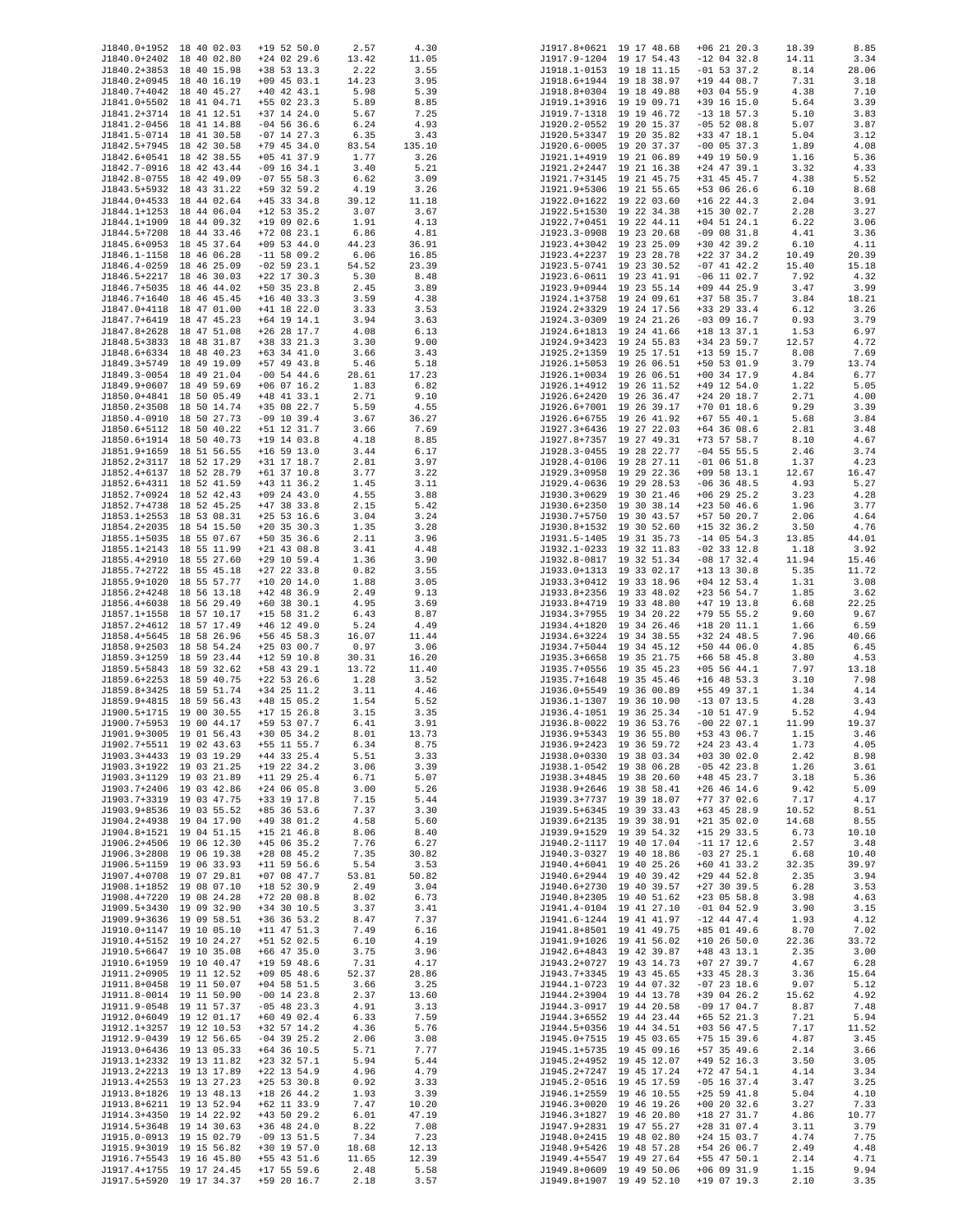| | | | | |
|---|---|---|---|---|
| J1840.0+1952 | 18 40 02.03 | +19 52 50.0 | 2.57 | 4.30 |
| J1840.0+2402 | 18 40 02.80 | +24 02 29.6 | 13.42 | 11.05 |
| J1840.2+3853 | 18 40 15.98 | +38 53 13.3 | 2.22 | 3.55 |
| J1840.2+0945 | 18 40 16.19 | +09 45 03.1 | 14.23 | 3.95 |
| J1840.7+4042 | 18 40 45.27 | +40 42 43.1 | 5.98 | 5.39 |
| J1841.0+5502 | 18 41 04.71 | +55 02 23.3 | 5.89 | 8.85 |
| J1841.2+3714 | 18 41 12.51 | +37 14 24.0 | 5.67 | 7.25 |
| J1841.2-0456 | 18 41 14.88 | -04 56 36.6 | 6.24 | 4.93 |
| J1841.5-0714 | 18 41 30.58 | -07 14 27.3 | 6.35 | 3.43 |
| J1842.5+7945 | 18 42 30.58 | +79 45 34.0 | 83.54 | 135.10 |
| J1842.6+0541 | 18 42 38.55 | +05 41 37.9 | 1.77 | 3.26 |
| J1842.7-0916 | 18 42 43.44 | -09 16 34.1 | 3.40 | 5.21 |
| J1842.8-0755 | 18 42 49.09 | -07 55 58.3 | 6.62 | 3.09 |
| J1843.5+5932 | 18 43 31.22 | +59 32 59.2 | 4.19 | 3.26 |
| J1844.0+4533 | 18 44 02.64 | +45 33 34.8 | 39.12 | 11.18 |
| J1844.1+1253 | 18 44 06.04 | +12 53 35.2 | 3.07 | 3.67 |
| J1844.1+1909 | 18 44 09.32 | +19 09 02.6 | 1.91 | 4.13 |
| J1844.5+7208 | 18 44 33.46 | +72 08 23.1 | 6.86 | 4.81 |
| J1845.6+0953 | 18 45 37.64 | +09 53 44.0 | 44.23 | 36.91 |
| J1846.1-1158 | 18 46 06.28 | -11 58 09.2 | 6.06 | 16.85 |
| J1846.4-0259 | 18 46 25.09 | -02 59 23.1 | 54.52 | 23.39 |
| J1846.5+2217 | 18 46 30.03 | +22 17 30.3 | 5.30 | 8.48 |
| J1846.7+5035 | 18 46 44.02 | +50 35 23.8 | 2.45 | 3.89 |
| J1846.7+1640 | 18 46 45.45 | +16 40 33.3 | 3.59 | 4.38 |
| J1847.0+4118 | 18 47 01.00 | +41 18 22.0 | 3.33 | 3.53 |
| J1847.7+6419 | 18 47 45.23 | +64 19 14.1 | 3.94 | 3.63 |
| J1847.8+2628 | 18 47 51.08 | +26 28 17.7 | 4.08 | 6.13 |
| J1848.5+3833 | 18 48 31.87 | +38 33 21.3 | 3.30 | 9.00 |
| J1848.6+6334 | 18 48 40.23 | +63 34 41.0 | 3.66 | 3.43 |
| J1849.3+5749 | 18 49 19.09 | +57 49 43.8 | 5.46 | 5.18 |
| J1849.3-0054 | 18 49 21.04 | -00 54 44.6 | 28.61 | 17.23 |
| J1849.9+0607 | 18 49 59.69 | +06 07 16.2 | 1.83 | 6.82 |
| J1850.0+4841 | 18 50 05.49 | +48 41 33.1 | 2.71 | 9.10 |
| J1850.2+3508 | 18 50 14.74 | +35 08 22.7 | 5.59 | 4.55 |
| J1850.4-0910 | 18 50 27.73 | -09 10 39.4 | 3.67 | 36.27 |
| J1850.6+5112 | 18 50 40.22 | +51 12 31.7 | 3.66 | 7.69 |
| J1850.6+1914 | 18 50 40.73 | +19 14 03.8 | 4.18 | 8.85 |
| J1851.9+1659 | 18 51 56.55 | +16 59 13.0 | 3.44 | 6.17 |
| J1852.2+3117 | 18 52 17.29 | +31 17 18.7 | 2.81 | 3.97 |
| J1852.4+6137 | 18 52 28.79 | +61 37 10.8 | 3.77 | 3.22 |
| J1852.6+4311 | 18 52 41.59 | +43 11 36.2 | 1.45 | 3.11 |
| J1852.7+0924 | 18 52 42.43 | +09 24 43.0 | 4.55 | 3.88 |
| J1852.7+4738 | 18 52 45.25 | +47 38 33.8 | 2.15 | 5.42 |
| J1853.1+2553 | 18 53 08.31 | +25 53 16.6 | 3.04 | 3.24 |
| J1854.2+2035 | 18 54 15.50 | +20 35 30.3 | 1.35 | 3.28 |
| J1855.1+5035 | 18 55 07.67 | +50 35 36.6 | 2.11 | 3.96 |
| J1855.1+2143 | 18 55 11.99 | +21 43 08.8 | 3.41 | 4.48 |
| J1855.4+2910 | 18 55 27.60 | +29 10 59.4 | 1.36 | 3.90 |
| J1855.7+2722 | 18 55 45.18 | +27 22 33.8 | 0.82 | 3.55 |
| J1855.9+1020 | 18 55 57.77 | +10 20 14.0 | 1.88 | 3.05 |
| J1856.2+4248 | 18 56 13.18 | +42 48 36.9 | 2.49 | 9.13 |
| J1856.4+6038 | 18 56 29.49 | +60 38 30.1 | 4.95 | 3.69 |
| J1857.1+1558 | 18 57 10.17 | +15 58 31.2 | 6.43 | 8.87 |
| J1857.2+4612 | 18 57 17.49 | +46 12 49.0 | 5.24 | 4.49 |
| J1858.4+5645 | 18 58 26.96 | +56 45 58.3 | 16.07 | 11.44 |
| J1858.9+2503 | 18 58 54.24 | +25 03 00.7 | 0.97 | 3.06 |
| J1859.3+1259 | 18 59 23.44 | +12 59 10.8 | 30.31 | 16.20 |
| J1859.5+5843 | 18 59 32.62 | +58 43 29.1 | 13.72 | 11.40 |
| J1859.6+2253 | 18 59 40.75 | +22 53 26.6 | 1.28 | 3.52 |
| J1859.8+3425 | 18 59 51.74 | +34 25 11.2 | 3.11 | 4.46 |
| J1859.9+4815 | 18 59 56.43 | +48 15 05.2 | 1.54 | 5.52 |
| J1900.5+1715 | 19 00 30.55 | +17 15 26.8 | 3.15 | 3.35 |
| J1900.7+5953 | 19 00 44.17 | +59 53 07.7 | 6.41 | 3.91 |
| J1901.9+3005 | 19 01 56.43 | +30 05 34.2 | 8.01 | 13.73 |
| J1902.7+5511 | 19 02 43.63 | +55 11 55.7 | 6.34 | 8.75 |
| J1903.3+4433 | 19 03 19.29 | +44 33 25.4 | 5.51 | 3.33 |
| J1903.3+1922 | 19 03 21.25 | +19 22 34.2 | 3.06 | 3.39 |
| J1903.3+1129 | 19 03 21.89 | +11 29 25.4 | 6.71 | 5.07 |
| J1903.7+2406 | 19 03 42.86 | +24 06 05.8 | 3.00 | 5.26 |
| J1903.7+3319 | 19 03 47.75 | +33 19 17.8 | 7.15 | 5.44 |
| J1903.9+8536 | 19 03 55.52 | +85 36 53.6 | 7.37 | 3.30 |
| J1904.2+4938 | 19 04 17.90 | +49 38 01.2 | 4.58 | 5.60 |
| J1904.8+1521 | 19 04 51.15 | +15 21 46.8 | 8.06 | 8.40 |
| J1906.2+4506 | 19 06 12.30 | +45 06 35.2 | 7.76 | 6.27 |
| J1906.3+2808 | 19 06 19.38 | +28 08 45.2 | 7.35 | 30.82 |
| J1906.5+1159 | 19 06 33.93 | +11 59 56.6 | 5.54 | 3.53 |
| J1907.4+0708 | 19 07 29.81 | +07 08 47.7 | 53.81 | 50.82 |
| J1908.1+1852 | 19 08 07.10 | +18 52 30.9 | 2.49 | 3.04 |
| J1908.4+7220 | 19 08 24.28 | +72 20 08.8 | 8.02 | 6.73 |
| J1909.5+3430 | 19 09 32.90 | +34 30 10.5 | 3.37 | 3.41 |
| J1909.9+3636 | 19 09 58.51 | +36 36 53.2 | 8.47 | 7.37 |
| J1910.0+1147 | 19 10 05.10 | +11 47 51.3 | 7.49 | 6.16 |
| J1910.4+5152 | 19 10 24.27 | +51 52 02.5 | 6.10 | 4.19 |
| J1910.5+6647 | 19 10 35.08 | +66 47 35.0 | 3.75 | 3.96 |
| J1910.6+1959 | 19 10 40.47 | +19 59 48.6 | 7.31 | 4.17 |
| J1911.2+0905 | 19 11 12.52 | +09 05 48.6 | 52.37 | 28.86 |
| J1911.8+0458 | 19 11 50.07 | +04 58 51.5 | 3.66 | 3.25 |
| J1911.8-0014 | 19 11 50.90 | -00 14 23.8 | 2.37 | 13.60 |
| J1911.9-0548 | 19 11 57.37 | -05 48 23.3 | 4.91 | 3.13 |
| J1912.0+6049 | 19 12 01.17 | +60 49 02.4 | 6.33 | 7.59 |
| J1912.1+3257 | 19 12 10.53 | +32 57 14.2 | 4.36 | 5.76 |
| J1912.9-0439 | 19 12 56.65 | -04 39 25.2 | 2.06 | 3.08 |
| J1913.0+6436 | 19 13 05.33 | +64 36 10.5 | 5.71 | 7.77 |
| J1913.1+2332 | 19 13 11.82 | +23 32 57.1 | 5.94 | 5.44 |
| J1913.2+2213 | 19 13 17.89 | +22 13 54.9 | 4.96 | 4.79 |
| J1913.4+2553 | 19 13 27.23 | +25 53 30.8 | 0.92 | 3.33 |
| J1913.8+1826 | 19 13 48.13 | +18 26 44.2 | 1.93 | 3.39 |
| J1913.8+6211 | 19 13 52.94 | +62 11 33.9 | 7.47 | 10.20 |
| J1914.3+4350 | 19 14 22.92 | +43 50 29.2 | 6.01 | 47.19 |
| J1914.5+3648 | 19 14 30.63 | +36 48 24.0 | 8.22 | 7.08 |
| J1915.0-0913 | 19 15 02.79 | -09 13 51.5 | 7.34 | 7.23 |
| J1915.9+3019 | 19 15 56.82 | +30 19 57.0 | 18.68 | 12.13 |
| J1916.7+5543 | 19 16 45.80 | +55 43 51.6 | 11.65 | 12.39 |
| J1917.4+1755 | 19 17 24.45 | +17 55 59.6 | 2.48 | 5.58 |
| J1917.5+5920 | 19 17 34.37 | +59 20 16.7 | 2.18 | 3.57 |
| J1917.8+0621 | 19 17 48.68 | +06 21 20.3 | 18.39 | 8.85 |
| J1917.9-1204 | 19 17 54.43 | -12 04 32.8 | 14.11 | 3.34 |
| J1918.1-0153 | 19 18 11.15 | -01 53 37.2 | 8.14 | 28.06 |
| J1918.6+1944 | 19 18 38.97 | +19 44 08.7 | 7.31 | 3.18 |
| J1918.8+0304 | 19 18 49.88 | +03 04 55.9 | 4.38 | 7.10 |
| J1919.1+3916 | 19 19 09.71 | +39 16 15.0 | 5.64 | 3.39 |
| J1919.7-1318 | 19 19 46.72 | -13 18 57.3 | 5.10 | 3.83 |
| J1920.2-0552 | 19 20 15.37 | -05 52 08.8 | 5.07 | 3.87 |
| J1920.5+3347 | 19 20 35.82 | +33 47 18.1 | 5.04 | 3.12 |
| J1920.6-0005 | 19 20 37.37 | -00 05 37.3 | 1.89 | 4.08 |
| J1921.1+4919 | 19 21 06.89 | +49 19 50.9 | 1.16 | 5.36 |
| J1921.2+2447 | 19 21 16.38 | +24 47 39.1 | 3.32 | 4.33 |
| J1921.7+3145 | 19 21 45.75 | +31 45 45.7 | 4.38 | 5.52 |
| J1921.9+5306 | 19 21 55.65 | +53 06 26.6 | 6.10 | 8.68 |
| J1922.0+1622 | 19 22 03.60 | +16 22 44.3 | 2.04 | 3.91 |
| J1922.5+1530 | 19 22 34.38 | +15 30 02.7 | 2.28 | 3.27 |
| J1922.7+0451 | 19 22 44.11 | +04 51 24.1 | 6.22 | 3.06 |
| J1923.3-0908 | 19 23 20.68 | -09 08 31.8 | 4.41 | 3.36 |
| J1923.4+3042 | 19 23 25.09 | +30 42 39.2 | 6.10 | 4.11 |
| J1923.4+2237 | 19 23 28.78 | +22 37 34.2 | 10.49 | 20.39 |
| J1923.5-0741 | 19 23 30.52 | -07 41 42.2 | 15.40 | 15.18 |
| J1923.6-0611 | 19 23 41.91 | -06 11 02.7 | 7.92 | 4.32 |
| J1923.9+0944 | 19 23 55.14 | +09 44 25.9 | 3.47 | 3.99 |
| J1924.1+3758 | 19 24 09.61 | +37 58 35.7 | 3.84 | 18.21 |
| J1924.3+3329 | 19 24 17.56 | +33 29 33.4 | 6.12 | 3.26 |
| J1924.3-0309 | 19 24 21.26 | -03 09 16.7 | 0.93 | 3.79 |
| J1924.6+1813 | 19 24 41.66 | +18 13 37.1 | 1.53 | 6.97 |
| J1924.9+3423 | 19 24 55.83 | +34 23 59.7 | 12.57 | 4.72 |
| J1925.2+1359 | 19 25 17.51 | +13 59 15.7 | 8.08 | 7.69 |
| J1926.1+5053 | 19 26 06.51 | +50 53 01.9 | 3.79 | 13.74 |
| J1926.1+0034 | 19 26 06.51 | +00 34 17.9 | 4.84 | 6.77 |
| J1926.1+4912 | 19 26 11.52 | +49 12 54.0 | 1.22 | 5.05 |
| J1926.6+2420 | 19 26 36.47 | +24 20 18.7 | 2.71 | 4.00 |
| J1926.6+7001 | 19 26 39.17 | +70 01 18.6 | 9.29 | 3.39 |
| J1926.6+6755 | 19 26 41.92 | +67 55 40.1 | 5.68 | 3.84 |
| J1927.3+6436 | 19 27 22.03 | +64 36 08.6 | 2.81 | 3.48 |
| J1927.8+7357 | 19 27 49.31 | +73 57 58.7 | 8.10 | 4.67 |
| J1928.3-0455 | 19 28 22.77 | -04 55 55.5 | 2.46 | 3.74 |
| J1928.4-0106 | 19 28 27.11 | -01 06 51.8 | 1.37 | 4.23 |
| J1929.3+0958 | 19 29 22.36 | +09 58 13.1 | 12.67 | 16.47 |
| J1929.4-0636 | 19 29 28.53 | -06 36 48.5 | 4.93 | 5.27 |
| J1930.3+0629 | 19 30 21.46 | +06 29 25.2 | 3.23 | 4.28 |
| J1930.4+2350 | 19 30 38.14 | +23 50 46.6 | 1.96 | 3.77 |
| J1930.7+5750 | 19 30 43.57 | +57 50 20.7 | 2.06 | 4.64 |
| J1930.8+1532 | 19 30 52.60 | +15 32 36.2 | 3.50 | 4.76 |
| J1931.5-1405 | 19 31 35.73 | -14 05 54.3 | 13.85 | 44.01 |
| J1932.1-0233 | 19 32 11.83 | -02 33 12.8 | 1.18 | 3.92 |
| J1932.8-0817 | 19 32 51.34 | -08 17 32.4 | 11.94 | 15.46 |
| J1933.0+1313 | 19 33 02.17 | +13 13 30.8 | 5.35 | 11.72 |
| J1933.3+0412 | 19 33 18.96 | +04 12 53.4 | 1.31 | 3.08 |
| J1933.8+2356 | 19 33 48.02 | +23 56 54.7 | 1.85 | 3.62 |
| J1933.8+4719 | 19 33 48.80 | +47 19 13.8 | 6.68 | 22.25 |
| J1934.3+7955 | 19 34 20.22 | +79 55 55.2 | 9.60 | 9.67 |
| J1934.4+1820 | 19 34 26.46 | +18 20 11.1 | 1.66 | 6.59 |
| J1934.6+3224 | 19 34 38.55 | +32 24 48.5 | 7.96 | 40.66 |
| J1934.7+5044 | 19 34 45.12 | +50 44 06.0 | 4.85 | 6.45 |
| J1935.3+6658 | 19 35 21.75 | +66 58 45.8 | 3.80 | 4.53 |
| J1935.7+0556 | 19 35 45.23 | +05 56 44.1 | 7.97 | 13.18 |
| J1935.7+1648 | 19 35 45.46 | +16 48 53.3 | 3.10 | 7.98 |
| J1936.0+5549 | 19 36 00.89 | +55 49 37.1 | 1.34 | 4.14 |
| J1936.1-1307 | 19 36 10.90 | -13 07 13.5 | 4.28 | 3.43 |
| J1936.4-1051 | 19 36 25.34 | -10 51 47.9 | 5.52 | 4.94 |
| J1936.8-0022 | 19 36 53.76 | -00 22 07.1 | 11.99 | 19.37 |
| J1936.9+5343 | 19 36 55.80 | +53 43 06.7 | 1.15 | 3.46 |
| J1936.9+2423 | 19 36 59.72 | +24 23 43.4 | 1.73 | 4.05 |
| J1938.0+0330 | 19 38 03.34 | +03 30 02.0 | 2.42 | 8.98 |
| J1938.1-0542 | 19 38 06.28 | -05 42 23.8 | 1.26 | 3.61 |
| J1938.3+4845 | 19 38 20.60 | +48 45 23.7 | 3.18 | 5.36 |
| J1938.9+2646 | 19 38 58.41 | +26 46 14.6 | 9.42 | 5.09 |
| J1939.3+7737 | 19 39 18.07 | +77 37 02.6 | 7.17 | 4.17 |
| J1939.5+6345 | 19 39 33.43 | +63 45 28.9 | 10.52 | 8.51 |
| J1939.6+2135 | 19 39 38.91 | +21 35 02.0 | 14.68 | 8.55 |
| J1939.9+1529 | 19 39 54.32 | +15 29 33.5 | 6.73 | 10.10 |
| J1940.2-1117 | 19 40 17.04 | -11 17 12.6 | 2.57 | 3.48 |
| J1940.3-0327 | 19 40 18.86 | -03 27 25.1 | 6.68 | 10.40 |
| J1940.4+6041 | 19 40 25.26 | +60 41 33.2 | 32.35 | 39.97 |
| J1940.6+2944 | 19 40 39.42 | +29 44 52.8 | 2.35 | 3.94 |
| J1940.6+2730 | 19 40 39.57 | +27 30 39.5 | 6.28 | 3.53 |
| J1940.8+2305 | 19 40 51.62 | +23 05 58.8 | 3.98 | 4.63 |
| J1941.4-0104 | 19 41 27.10 | -01 04 52.9 | 3.90 | 3.15 |
| J1941.6-1244 | 19 41 41.97 | -12 44 47.4 | 1.93 | 4.12 |
| J1941.8+8501 | 19 41 49.75 | +85 01 49.6 | 8.70 | 7.02 |
| J1941.9+1026 | 19 41 56.02 | +10 26 50.0 | 22.36 | 33.72 |
| J1942.6+4843 | 19 42 39.87 | +48 43 13.1 | 2.35 | 3.00 |
| J1943.2+0727 | 19 43 14.73 | +07 27 39.7 | 4.67 | 6.28 |
| J1943.7+3345 | 19 43 45.65 | +33 45 28.3 | 3.36 | 15.64 |
| J1944.1-0723 | 19 44 07.32 | -07 23 18.6 | 9.07 | 5.12 |
| J1944.2+3904 | 19 44 13.78 | +39 04 26.2 | 15.62 | 4.92 |
| J1944.3-0917 | 19 44 20.58 | -09 17 04.7 | 8.87 | 7.48 |
| J1944.3+6552 | 19 44 23.44 | +65 52 21.3 | 7.21 | 5.94 |
| J1944.5+0356 | 19 44 34.51 | +03 56 47.5 | 7.17 | 11.52 |
| J1945.0+7515 | 19 45 03.65 | +75 15 39.6 | 4.87 | 3.45 |
| J1945.1+5735 | 19 45 09.16 | +57 35 49.6 | 2.14 | 3.66 |
| J1945.2+4952 | 19 45 12.07 | +49 52 16.3 | 3.50 | 3.05 |
| J1945.2+7247 | 19 45 17.24 | +72 47 54.1 | 4.14 | 3.34 |
| J1945.2-0516 | 19 45 17.59 | -05 16 37.4 | 3.47 | 3.25 |
| J1946.1+2559 | 19 46 10.55 | +25 59 41.8 | 5.04 | 4.10 |
| J1946.3+0020 | 19 46 19.26 | +00 20 32.6 | 3.27 | 7.33 |
| J1946.3+1827 | 19 46 20.80 | +18 27 31.7 | 4.86 | 10.77 |
| J1947.9+2831 | 19 47 55.27 | +28 31 07.4 | 3.11 | 3.79 |
| J1948.0+2415 | 19 48 02.80 | +24 15 03.7 | 4.74 | 7.75 |
| J1948.9+5426 | 19 48 57.28 | +54 26 06.7 | 2.49 | 4.48 |
| J1949.4+5547 | 19 49 27.64 | +55 47 50.1 | 2.14 | 4.71 |
| J1949.8+0609 | 19 49 50.06 | +06 09 31.9 | 1.15 | 9.94 |
| J1949.8+1907 | 19 49 52.10 | +19 07 19.3 | 2.10 | 3.35 |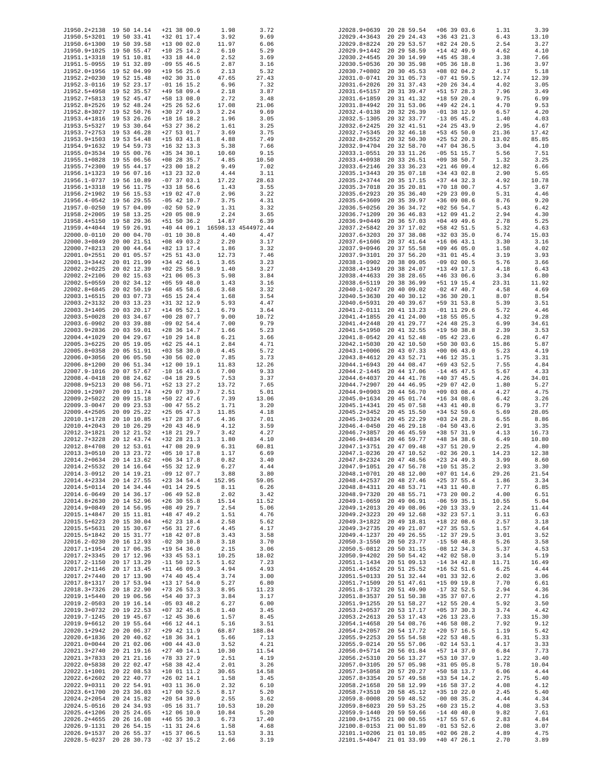| Name | RA | Dec | Col4 | Col5 |
|---|---|---|---|---|
| J1950.2+2138 | 19 50 14.14 | +21 38 00.9 | 1.98 | 3.72 |
| J1950.5+3201 | 19 50 33.41 | +32 01 17.4 | 3.92 | 9.69 |
| J1950.6+1300 | 19 50 39.58 | +13 00 02.0 | 11.97 | 6.06 |
| J1950.9+1025 | 19 50 55.47 | +10 25 14.2 | 6.10 | 5.29 |
| J1951.1+3318 | 19 51 10.81 | +33 18 44.0 | 2.52 | 3.69 |
| J1951.5-0955 | 19 51 32.89 | -09 55 46.5 | 2.87 | 3.16 |
| J1952.0+1956 | 19 52 04.99 | +19 56 25.6 | 2.13 | 5.32 |
| J1952.2+0230 | 19 52 15.48 | +02 30 31.0 | 47.65 | 27.43 |
| J1952.3-0116 | 19 52 23.17 | -01 16 15.2 | 6.96 | 7.32 |
| J1952.5+4958 | 19 52 35.57 | +49 58 09.4 | 2.18 | 3.87 |
| J1952.7+5813 | 19 52 45.47 | +58 13 08.0 | 2.72 | 3.48 |
| J1952.8+2526 | 19 52 48.24 | +25 26 52.6 | 17.08 | 21.06 |
| J1952.8+3027 | 19 52 50.76 | +30 27 49.3 | 2.24 | 9.69 |
| J1953.4+1816 | 19 53 26.26 | +18 16 18.2 | 1.96 | 3.05 |
| J1953.5+5327 | 19 53 30.64 | +53 27 36.2 | 1.61 | 3.25 |
| J1953.7+2753 | 19 53 46.28 | +27 53 01.7 | 3.69 | 3.75 |
| J1953.9+1503 | 19 53 54.48 | +15 03 41.8 | 4.88 | 7.49 |
| J1954.9+1632 | 19 54 59.73 | +16 32 13.3 | 5.38 | 7.66 |
| J1955.0+3534 | 19 55 00.76 | +35 34 30.1 | 10.60 | 9.15 |
| J1955.1+0828 | 19 55 06.56 | +08 28 35.7 | 4.85 | 10.50 |
| J1955.7+2300 | 19 55 44.17 | +23 00 18.2 | 9.49 | 7.02 |
| J1956.1+1323 | 19 56 07.16 | +13 23 32.0 | 4.44 | 3.11 |
| J1956.1-0737 | 19 56 10.89 | -07 37 03.1 | 17.22 | 28.63 |
| J1956.1+3318 | 19 56 11.75 | +33 18 56.6 | 1.43 | 3.55 |
| J1956.2+1902 | 19 56 15.53 | +19 02 47.0 | 2.96 | 3.22 |
| J1956.4-0542 | 19 56 29.55 | -05 42 10.7 | 3.75 | 4.31 |
| J1957.0-0250 | 19 57 04.09 | -02 50 52.9 | 1.31 | 3.32 |
| J1958.2+2005 | 19 58 13.25 | +20 05 08.9 | 2.24 | 3.65 |
| J1958.4+5150 | 19 58 29.36 | +51 50 36.2 | 14.87 | 6.39 |
| J1959.4+4044 | 19 59 26.91 | +40 44 09.1 | 16598.13 | 4544972.44 |
| J2000.0-0110 | 20 00 04.70 | -01 10 30.8 | 4.40 | 4.47 |
| J2000.3+0849 | 20 00 21.51 | +08 49 03.2 | 2.20 | 3.17 |
| J2000.7+8213 | 20 00 44.64 | +82 13 17.4 | 1.86 | 3.32 |
| J2001.0+2551 | 20 01 05.57 | +25 51 43.0 | 12.73 | 7.46 |
| J2001.3+3442 | 20 01 21.99 | +34 42 46.1 | 3.65 | 3.23 |
| J2002.2+0225 | 20 02 12.39 | +02 25 58.9 | 1.40 | 3.27 |
| J2002.2+2106 | 20 02 15.63 | +21 06 05.3 | 5.98 | 3.84 |
| J2002.5+0559 | 20 02 34.12 | +05 59 48.0 | 1.43 | 3.16 |
| J2002.8+6845 | 20 02 50.19 | +68 45 58.6 | 3.68 | 3.32 |
| J2003.1+6515 | 20 03 07.73 | +65 15 24.4 | 1.68 | 3.54 |
| J2003.2+3132 | 20 03 13.23 | +31 32 12.9 | 5.93 | 4.47 |
| J2003.3+1405 | 20 03 20.17 | +14 05 52.1 | 6.79 | 3.64 |
| J2003.5+0028 | 20 03 34.67 | +00 28 07.7 | 9.00 | 10.72 |
| J2003.6-0902 | 20 03 39.88 | -09 02 54.4 | 7.00 | 9.79 |
| J2003.9+2836 | 20 03 59.01 | +28 36 14.7 | 1.66 | 5.23 |
| J2004.4+1029 | 20 04 29.67 | +10 29 14.8 | 6.21 | 3.66 |
| J2005.3+6225 | 20 05 19.05 | +62 25 44.1 | 2.84 | 4.71 |
| J2005.8+0358 | 20 05 51.91 | +03 58 30.0 | 4.45 | 5.72 |
| J2006.0+3056 | 20 06 05.50 | +30 56 02.0 | 7.85 | 3.73 |
| J2006.8+1200 | 20 06 51.34 | +12 00 19.1 | 11.83 | 12.26 |
| J2007.9-1016 | 20 07 57.67 | -10 16 43.6 | 7.00 | 9.33 |
| J2008.4-0418 | 20 08 24.62 | -04 18 29.5 | 7.53 | 3.37 |
| J2008.9+5213 | 20 08 56.71 | +52 13 27.2 | 13.72 | 7.65 |
| J2009.1+2907 | 20 09 11.74 | +29 07 39.7 | 2.51 | 5.01 |
| J2009.2+5022 | 20 09 15.18 | +50 22 47.6 | 7.39 | 13.06 |
| J2009.3-0047 | 20 09 23.53 | -00 47 55.2 | 1.71 | 3.20 |
| J2009.4+2505 | 20 09 25.22 | +25 05 47.3 | 11.85 | 4.18 |
| J2010.1+1728 | 20 10 10.85 | +17 28 37.6 | 4.36 | 7.01 |
| J2010.4+2043 | 20 10 26.29 | +20 43 46.9 | 4.12 | 3.59 |
| J2012.3+1821 | 20 12 21.52 | +18 21 29.7 | 3.42 | 4.27 |
| J2012.7+3228 | 20 12 43.74 | +32 28 21.3 | 1.80 | 4.10 |
| J2012.8+4708 | 20 12 53.61 | +47 08 20.9 | 6.31 | 60.81 |
| J2013.3+0510 | 20 13 23.72 | +05 10 17.8 | 1.17 | 6.69 |
| J2014.2+0634 | 20 14 13.62 | +06 34 17.8 | 0.82 | 3.40 |
| J2014.2+5532 | 20 14 16.64 | +55 32 12.9 | 6.27 | 4.44 |
| J2014.3-0912 | 20 14 19.21 | -09 12 07.7 | 3.88 | 3.80 |
| J2014.4+2334 | 20 14 27.55 | +23 34 54.4 | 152.95 | 59.05 |
| J2014.5+0114 | 20 14 34.44 | +01 14 29.5 | 8.11 | 6.26 |
| J2014.6-0649 | 20 14 36.17 | -06 49 52.8 | 2.02 | 3.42 |
| J2014.8+2630 | 20 14 52.96 | +26 30 55.8 | 15.14 | 11.52 |
| J2014.9+0849 | 20 14 56.95 | +08 49 29.7 | 2.54 | 5.06 |
| J2015.1+4847 | 20 15 11.81 | +48 47 49.2 | 1.51 | 4.76 |
| J2015.5+6223 | 20 15 30.04 | +62 23 18.4 | 2.58 | 5.62 |
| J2015.5+5631 | 20 15 30.67 | +56 31 27.6 | 4.45 | 4.17 |
| J2015.5+1842 | 20 15 31.77 | +18 42 07.8 | 3.43 | 3.58 |
| J2016.2-0230 | 20 16 12.93 | -02 30 10.8 | 3.18 | 3.70 |
| J2017.1+1954 | 20 17 06.35 | +19 54 36.0 | 2.15 | 3.06 |
| J2017.2+3345 | 20 17 12.96 | +33 45 53.1 | 10.25 | 18.02 |
| J2017.2-1150 | 20 17 13.29 | -11 50 12.5 | 1.62 | 7.23 |
| J2017.2+1146 | 20 17 13.45 | +11 46 09.3 | 4.94 | 4.93 |
| J2017.2+7440 | 20 17 13.90 | +74 40 45.4 | 3.74 | 3.00 |
| J2017.8+1317 | 20 17 53.94 | +13 17 54.0 | 5.27 | 6.80 |
| J2018.3+7326 | 20 18 22.90 | +73 26 53.3 | 8.95 | 11.23 |
| J2019.1+5440 | 20 19 06.56 | +54 40 37.3 | 3.84 | 3.17 |
| J2019.2-0503 | 20 19 16.14 | -05 03 48.2 | 6.27 | 6.00 |
| J2019.3+0732 | 20 19 22.53 | +07 32 45.8 | 1.40 | 3.45 |
| J2019.7-1245 | 20 19 45.67 | -12 45 30.6 | 1.57 | 8.45 |
| J2019.9+6612 | 20 19 55.64 | +66 12 44.1 | 5.16 | 3.51 |
| J2020.1+2942 | 20 20 06.37 | +29 42 11.9 | 68.87 | 188.84 |
| J2020.6+1836 | 20 20 40.62 | +18 36 34.1 | 5.66 | 7.13 |
| J2021.0+0044 | 20 21 02.06 | +00 44 43.0 | 3.52 | 4.21 |
| J2021.3+2740 | 20 21 19.16 | +27 40 14.1 | 10.30 | 11.54 |
| J2021.3+7833 | 20 21 21.16 | +78 33 27.9 | 2.51 | 4.19 |
| J2022.0+5838 | 20 22 02.47 | +58 38 42.4 | 2.01 | 3.26 |
| J2022.1+1001 | 20 22 08.53 | +10 01 11.2 | 30.65 | 14.58 |
| J2022.6+2602 | 20 22 40.77 | +26 02 14.1 | 1.58 | 3.45 |
| J2022.9+0311 | 20 22 54.91 | +03 11 36.0 | 2.32 | 6.10 |
| J2023.6+1700 | 20 23 36.03 | +17 00 52.5 | 8.17 | 5.20 |
| J2024.2+2054 | 20 24 15.82 | +20 54 39.0 | 2.55 | 3.62 |
| J2024.5-0516 | 20 24 34.93 | -05 16 31.7 | 10.53 | 10.20 |
| J2025.4+1206 | 20 25 24.65 | +12 06 10.0 | 10.84 | 5.20 |
| J2026.2+4655 | 20 26 16.08 | +46 55 30.3 | 6.73 | 17.40 |
| J2026.9-1131 | 20 26 54.15 | -11 31 24.6 | 1.58 | 4.68 |
| J2026.9+1537 | 20 26 55.37 | +15 37 06.5 | 11.53 | 3.31 |
| J2028.5-0237 | 20 28 30.73 | -02 37 15.2 | 2.66 | 3.19 |
| J2028.9+0639 | 20 28 59.54 | +06 39 03.6 | 1.31 | 3.39 |
| J2029.4+3643 | 20 29 24.43 | +36 43 21.3 | 6.43 | 13.10 |
| J2029.8+8224 | 20 29 53.57 | +82 24 20.5 | 2.54 | 3.27 |
| J2029.9+1442 | 20 29 58.59 | +14 42 49.9 | 4.62 | 4.10 |
| J2030.2+4545 | 20 30 14.99 | +45 45 38.4 | 3.38 | 7.66 |
| J2030.5+0536 | 20 30 35.98 | +05 36 18.8 | 1.36 | 3.97 |
| J2030.7+0802 | 20 30 45.53 | +08 02 04.2 | 4.17 | 5.18 |
| J2031.0-0741 | 20 31 05.73 | -07 41 59.5 | 12.74 | 12.39 |
| J2031.6+2026 | 20 31 37.43 | +20 26 34.4 | 4.02 | 3.05 |
| J2031.6+5157 | 20 31 39.47 | +51 57 28.3 | 7.96 | 3.49 |
| J2031.6+1859 | 20 31 41.32 | +18 59 20.4 | 9.75 | 6.99 |
| J2031.8+4942 | 20 31 53.06 | +49 42 24.1 | 4.70 | 9.53 |
| J2032.4-0138 | 20 32 26.39 | -01 38 12.9 | 6.57 | 4.20 |
| J2032.5-1305 | 20 32 33.77 | -13 05 45.2 | 1.40 | 4.03 |
| J2032.6+2425 | 20 32 41.51 | +24 25 43.9 | 2.95 | 4.67 |
| J2032.7+5345 | 20 32 46.18 | +53 45 50.0 | 21.36 | 17.42 |
| J2032.8+2552 | 20 32 50.30 | +25 52 20.3 | 13.02 | 85.85 |
| J2032.9+4704 | 20 32 58.70 | +47 04 36.5 | 3.04 | 4.10 |
| J2033.1-0551 | 20 33 11.26 | -05 51 15.7 | 5.56 | 7.51 |
| J2033.4+0938 | 20 33 26.51 | +09 38 50.7 | 1.32 | 3.25 |
| J2033.6+2146 | 20 33 36.23 | +21 46 09.4 | 12.82 | 6.66 |
| J2035.1+3443 | 20 35 07.18 | +34 43 02.8 | 2.90 | 5.65 |
| J2035.2+3744 | 20 35 17.15 | +37 44 32.3 | 4.92 | 10.78 |
| J2035.3+7018 | 20 35 20.81 | +70 18 00.7 | 4.57 | 3.67 |
| J2035.6+2923 | 20 35 36.40 | +29 23 09.0 | 5.31 | 4.46 |
| J2035.6+3609 | 20 35 39.97 | +36 09 08.6 | 8.76 | 9.20 |
| J2036.5+0256 | 20 36 34.72 | +02 56 54.7 | 5.43 | 6.42 |
| J2036.7+1209 | 20 36 46.83 | +12 09 41.2 | 2.94 | 4.30 |
| J2036.9+0449 | 20 36 57.03 | +04 49 49.6 | 2.78 | 5.25 |
| J2037.2+5842 | 20 37 17.02 | +58 42 51.5 | 5.32 | 4.63 |
| J2037.6+3203 | 20 37 38.08 | +32 03 35.0 | 6.74 | 15.03 |
| J2037.6+1606 | 20 37 41.64 | +16 06 43.1 | 3.30 | 3.16 |
| J2037.9+0946 | 20 37 55.58 | +09 46 05.0 | 1.58 | 4.02 |
| J2037.9+3101 | 20 37 56.20 | +31 01 45.4 | 3.19 | 3.93 |
| J2038.1-0902 | 20 38 09.05 | -09 02 00.5 | 5.76 | 3.66 |
| J2038.4+1349 | 20 38 24.07 | +13 49 17.3 | 4.18 | 6.43 |
| J2038.4+4633 | 20 38 28.65 | +46 33 06.6 | 3.34 | 6.80 |
| J2038.6+5119 | 20 38 36.99 | +51 19 15.4 | 23.31 | 11.92 |
| J2040.1-0247 | 20 40 09.02 | -02 47 40.7 | 4.58 | 4.69 |
| J2040.5+3630 | 20 40 30.12 | +36 30 20.1 | 8.07 | 8.54 |
| J2040.6+5931 | 20 40 39.67 | +59 31 53.8 | 5.39 | 3.51 |
| J2041.2-0111 | 20 41 13.23 | -01 11 29.6 | 5.72 | 4.46 |
| J2041.4+1855 | 20 41 24.00 | +18 55 05.5 | 4.32 | 9.28 |
| J2041.4+2448 | 20 41 29.77 | +24 48 25.3 | 6.99 | 34.61 |
| J2041.5+1950 | 20 41 32.55 | +19 50 38.8 | 2.39 | 3.53 |
| J2041.8-0542 | 20 41 52.48 | -05 42 23.6 | 6.28 | 6.47 |
| J2042.1+5030 | 20 42 10.50 | +50 30 03.6 | 15.86 | 5.87 |
| J2043.1+0006 | 20 43 07.33 | +00 06 43.0 | 5.23 | 4.19 |
| J2043.8+4612 | 20 43 52.71 | +46 12 35.1 | 1.75 | 3.31 |
| J2044.1+6943 | 20 44 08.47 | +69 43 52.5 | 7.55 | 4.84 |
| J2044.2-1445 | 20 44 17.06 | -14 45 47.5 | 5.67 | 4.33 |
| J2044.6+4037 | 20 44 41.78 | +40 37 45.5 | 4.26 | 34.01 |
| J2044.7+2907 | 20 44 46.95 | +29 07 42.0 | 1.80 | 5.27 |
| J2044.9+0903 | 20 44 56.70 | +09 03 08.4 | 4.27 | 4.75 |
| J2045.0+1634 | 20 45 01.74 | +16 34 08.6 | 6.42 | 3.26 |
| J2045.1+4341 | 20 45 07.58 | +43 41 40.8 | 6.79 | 3.77 |
| J2045.2+3452 | 20 45 15.50 | +34 52 59.6 | 5.69 | 28.05 |
| J2045.3+0324 | 20 45 22.29 | +03 24 28.3 | 6.55 | 8.86 |
| J2046.4-0450 | 20 46 29.18 | -04 50 43.6 | 2.91 | 3.35 |
| J2046.7+3857 | 20 46 45.59 | +38 57 31.9 | 4.13 | 16.73 |
| J2046.9+4834 | 20 46 59.77 | +48 34 38.6 | 6.49 | 10.80 |
| J2047.1+3751 | 20 47 09.48 | +37 51 20.9 | 2.25 | 4.80 |
| J2047.1-0236 | 20 47 10.52 | -02 36 20.1 | 14.23 | 12.38 |
| J2047.8+2324 | 20 47 48.56 | +23 24 49.3 | 3.99 | 8.60 |
| J2047.9+1051 | 20 47 56.78 | +10 51 35.2 | 2.93 | 3.30 |
| J2048.1+0701 | 20 48 12.00 | +07 01 14.6 | 29.26 | 21.54 |
| J2048.4+2537 | 20 48 27.46 | +25 37 55.4 | 1.86 | 3.34 |
| J2048.8+4311 | 20 48 53.71 | +43 11 40.8 | 7.77 | 6.85 |
| J2048.9+7320 | 20 48 55.71 | +73 20 00.2 | 4.00 | 6.51 |
| J2049.1-0659 | 20 49 06.91 | -06 59 35.1 | 10.55 | 5.04 |
| J2049.1+2013 | 20 49 08.06 | +20 13 33.9 | 2.24 | 11.44 |
| J2049.2+3223 | 20 49 12.68 | +32 23 57.1 | 3.11 | 6.63 |
| J2049.3+1822 | 20 49 18.81 | +18 22 08.6 | 2.57 | 3.18 |
| J2049.3+2735 | 20 49 21.07 | +27 35 53.5 | 1.57 | 4.64 |
| J2049.4-1237 | 20 49 26.55 | -12 37 29.5 | 3.01 | 3.52 |
| J2050.3-1550 | 20 50 23.77 | -15 50 48.8 | 5.26 | 3.58 |
| J2050.5-0812 | 20 50 31.15 | -08 12 34.3 | 5.37 | 4.53 |
| J2050.9+4202 | 20 50 54.42 | +42 02 58.0 | 3.14 | 5.19 |
| J2051.1-1434 | 20 51 09.13 | -14 34 42.8 | 11.71 | 16.49 |
| J2051.4+1652 | 20 51 25.52 | +16 52 51.6 | 6.25 | 4.44 |
| J2051.5+0133 | 20 51 32.44 | +01 33 32.6 | 2.02 | 3.06 |
| J2051.7+1509 | 20 51 47.61 | +15 09 19.8 | 7.70 | 6.61 |
| J2051.8-1732 | 20 51 49.90 | -17 32 52.5 | 2.94 | 4.36 |
| J2051.8+3537 | 20 51 50.38 | +35 37 07.6 | 2.77 | 4.16 |
| J2051.9+1255 | 20 51 58.27 | +12 55 20.4 | 5.92 | 3.50 |
| J2053.2+0537 | 20 53 17.17 | +05 37 30.3 | 3.74 | 4.42 |
| J2053.2+2613 | 20 53 17.43 | +26 13 23.6 | 7.33 | 15.30 |
| J2054.1+4658 | 20 54 08.76 | +46 58 08.2 | 7.92 | 9.12 |
| J2054.2+2057 | 20 54 17.72 | +20 57 16.5 | 1.19 | 5.42 |
| J2055.9+2253 | 20 55 54.58 | +22 53 48.5 | 6.31 | 5.33 |
| J2055.9-0214 | 20 55 57.06 | -02 14 53.1 | 4.17 | 3.33 |
| J2056.0+5714 | 20 56 01.84 | +57 14 37.0 | 6.84 | 7.73 |
| J2056.2+5310 | 20 56 13.27 | +53 10 37.9 | 1.22 | 3.40 |
| J2057.0+3105 | 20 57 05.98 | +31 05 05.8 | 5.78 | 10.04 |
| J2057.3+5058 | 20 57 20.27 | +50 58 13.7 | 6.06 | 4.44 |
| J2057.8+3354 | 20 57 49.58 | +33 54 14.2 | 2.75 | 5.40 |
| J2058.2+1658 | 20 58 12.99 | +16 58 37.2 | 4.08 | 4.12 |
| J2058.7+3510 | 20 58 45.12 | +35 10 22.0 | 2.45 | 5.40 |
| J2059.8-0008 | 20 59 48.52 | -00 08 35.2 | 4.44 | 4.34 |
| J2059.8+6023 | 20 59 53.25 | +60 23 15.2 | 4.08 | 3.53 |
| J2059.9-1440 | 20 59 59.66 | -14 40 40.0 | 9.82 | 7.61 |
| J2100.0+1755 | 21 00 00.55 | +17 55 57.6 | 2.83 | 4.84 |
| J2100.8-0153 | 21 00 51.89 | -01 53 52.6 | 2.08 | 3.07 |
| J2101.1+0206 | 21 01 10.85 | +02 06 28.2 | 4.89 | 4.75 |
| J2101.5+4047 | 21 01 33.99 | +40 47 26.1 | 2.70 | 3.89 |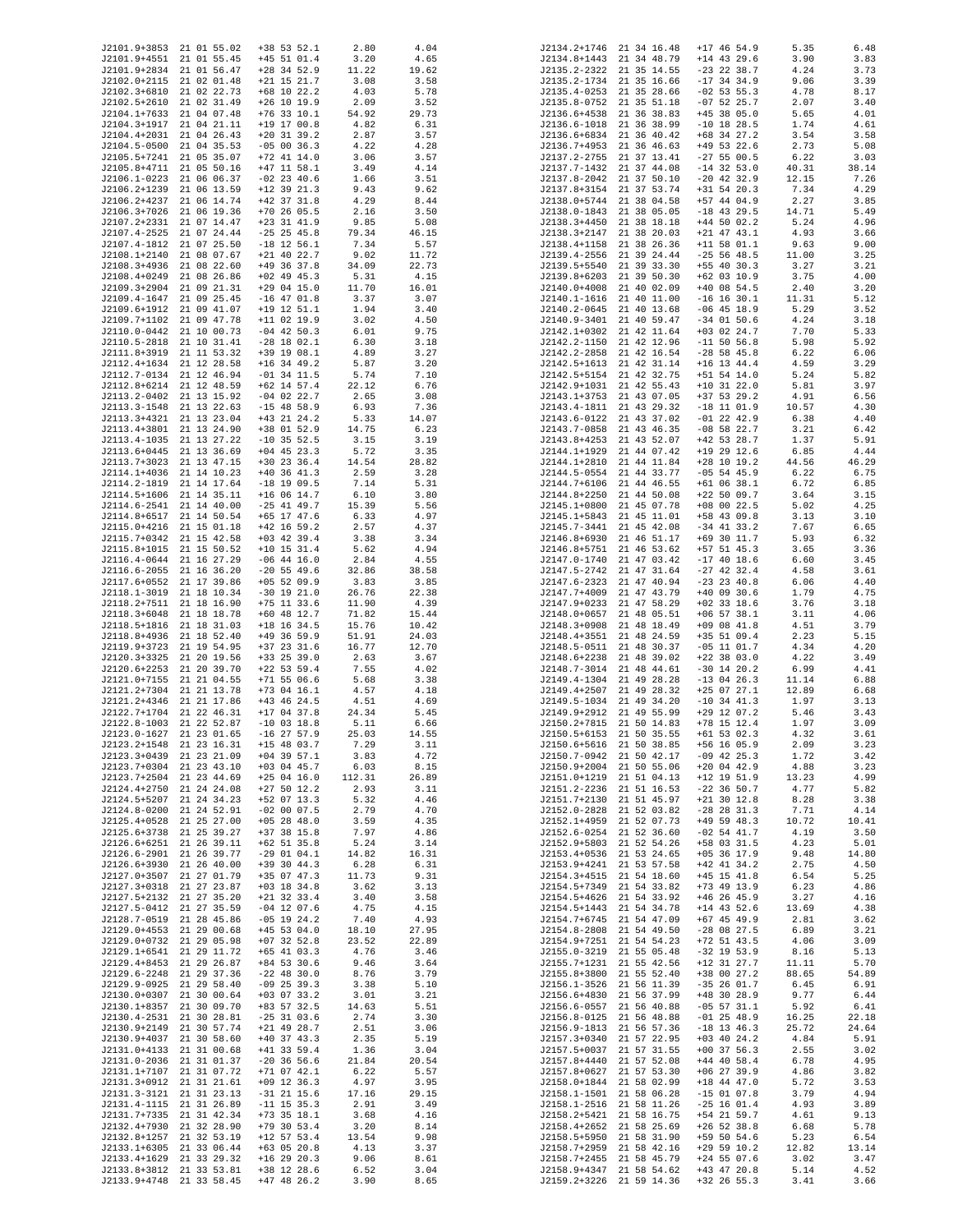| | | | | |
|---|---|---|---|---|
| J2101.9+3853 | 21 01 55.02 | +38 53 52.1 | 2.80 | 4.04 |
| J2101.9+4551 | 21 01 55.45 | +45 51 01.4 | 3.20 | 4.65 |
| J2101.9+2834 | 21 01 56.47 | +28 34 52.9 | 11.22 | 19.62 |
| J2102.0+2115 | 21 02 01.48 | +21 15 21.7 | 3.08 | 3.58 |
| J2102.3+6810 | 21 02 22.73 | +68 10 22.2 | 4.03 | 5.78 |
| J2102.5+2610 | 21 02 31.49 | +26 10 19.9 | 2.09 | 3.52 |
| J2104.1+7633 | 21 04 07.48 | +76 33 10.1 | 54.92 | 29.73 |
| J2104.3+1917 | 21 04 21.11 | +19 17 00.8 | 4.82 | 6.31 |
| J2104.4+2031 | 21 04 26.43 | +20 31 39.2 | 2.87 | 3.57 |
| J2104.5-0500 | 21 04 35.53 | -05 00 36.3 | 4.22 | 4.28 |
| J2105.5+7241 | 21 05 35.07 | +72 41 14.0 | 3.06 | 3.57 |
| J2105.8+4711 | 21 05 50.16 | +47 11 58.1 | 3.49 | 4.14 |
| J2106.1-0223 | 21 06 06.37 | -02 23 40.6 | 1.66 | 3.51 |
| J2106.2+1239 | 21 06 13.59 | +12 39 21.3 | 9.43 | 9.62 |
| J2106.2+4237 | 21 06 14.74 | +42 37 31.8 | 4.29 | 8.44 |
| J2106.3+7026 | 21 06 19.36 | +70 26 05.5 | 2.16 | 3.50 |
| J2107.2+2331 | 21 07 14.47 | +23 31 41.9 | 9.85 | 5.08 |
| J2107.4-2525 | 21 07 24.44 | -25 25 45.8 | 79.34 | 46.15 |
| J2107.4-1812 | 21 07 25.50 | -18 12 56.1 | 7.34 | 5.57 |
| J2108.1+2140 | 21 08 07.67 | +21 40 22.7 | 9.02 | 11.72 |
| J2108.3+4936 | 21 08 22.60 | +49 36 37.8 | 34.09 | 22.73 |
| J2108.4+0249 | 21 08 26.86 | +02 49 45.3 | 5.31 | 4.15 |
| J2109.3+2904 | 21 09 21.31 | +29 04 15.0 | 11.70 | 16.01 |
| J2109.4-1647 | 21 09 25.45 | -16 47 01.8 | 3.37 | 3.07 |
| J2109.6+1912 | 21 09 41.07 | +19 12 51.1 | 1.94 | 3.40 |
| J2109.7+1102 | 21 09 47.78 | +11 02 19.9 | 3.02 | 4.50 |
| J2110.0-0442 | 21 10 00.73 | -04 42 50.3 | 6.01 | 9.75 |
| J2110.5-2818 | 21 10 31.41 | -28 18 02.1 | 6.30 | 3.18 |
| J2111.8+3919 | 21 11 53.32 | +39 19 08.1 | 4.89 | 3.27 |
| J2112.4+1634 | 21 12 28.58 | +16 34 49.2 | 5.87 | 3.20 |
| J2112.7-0134 | 21 12 46.94 | -01 34 11.5 | 5.74 | 7.10 |
| J2112.8+6214 | 21 12 48.59 | +62 14 57.4 | 22.12 | 6.76 |
| J2113.2-0402 | 21 13 15.92 | -04 02 22.7 | 2.65 | 3.08 |
| J2113.3-1548 | 21 13 22.63 | -15 48 58.9 | 6.93 | 7.36 |
| J2113.3+4321 | 21 13 23.04 | +43 21 24.2 | 5.33 | 14.07 |
| J2113.4+3801 | 21 13 24.90 | +38 01 52.9 | 14.75 | 6.23 |
| J2113.4-1035 | 21 13 27.22 | -10 35 52.5 | 3.15 | 3.19 |
| J2113.6+0445 | 21 13 36.69 | +04 45 23.3 | 5.72 | 3.35 |
| J2113.7+3023 | 21 13 47.15 | +30 23 36.4 | 14.54 | 28.82 |
| J2114.1+4036 | 21 14 10.23 | +40 36 41.3 | 2.59 | 3.28 |
| J2114.2-1819 | 21 14 17.64 | -18 19 09.5 | 7.14 | 5.31 |
| J2114.5+1606 | 21 14 35.11 | +16 06 14.7 | 6.10 | 3.80 |
| J2114.6-2541 | 21 14 40.00 | -25 41 49.7 | 15.39 | 5.56 |
| J2114.8+6517 | 21 14 50.54 | +65 17 47.6 | 6.33 | 4.97 |
| J2115.0+4216 | 21 15 01.18 | +42 16 59.2 | 2.57 | 4.37 |
| J2115.7+0342 | 21 15 42.58 | +03 42 39.4 | 3.38 | 3.34 |
| J2115.8+1015 | 21 15 50.52 | +10 15 31.4 | 5.62 | 4.94 |
| J2116.4-0644 | 21 16 27.29 | -06 44 16.0 | 2.84 | 4.55 |
| J2116.6-2055 | 21 16 36.20 | -20 55 49.6 | 32.86 | 38.58 |
| J2117.6+0552 | 21 17 39.86 | +05 52 09.9 | 3.83 | 3.85 |
| J2118.1-3019 | 21 18 10.34 | -30 19 21.0 | 26.76 | 22.38 |
| J2118.2+7511 | 21 18 16.90 | +75 11 33.6 | 11.90 | 4.39 |
| J2118.3+6048 | 21 18 18.78 | +60 48 12.7 | 71.82 | 15.44 |
| J2118.5+1816 | 21 18 31.03 | +18 16 34.5 | 15.76 | 10.42 |
| J2118.8+4936 | 21 18 52.40 | +49 36 59.9 | 51.91 | 24.03 |
| J2119.9+3723 | 21 19 54.95 | +37 23 31.6 | 16.77 | 12.70 |
| J2120.3+3325 | 21 20 19.56 | +33 25 39.0 | 2.63 | 3.67 |
| J2120.6+2253 | 21 20 39.70 | +22 53 59.4 | 7.55 | 4.02 |
| J2121.0+7155 | 21 21 04.55 | +71 55 06.6 | 5.68 | 3.38 |
| J2121.2+7304 | 21 21 13.78 | +73 04 16.1 | 4.57 | 4.18 |
| J2121.2+4346 | 21 21 17.86 | +43 46 24.5 | 4.51 | 4.69 |
| J2122.7+1704 | 21 22 46.31 | +17 04 37.8 | 24.34 | 5.45 |
| J2122.8-1003 | 21 22 52.87 | -10 03 18.8 | 5.11 | 6.66 |
| J2123.0-1627 | 21 23 01.65 | -16 27 57.9 | 25.03 | 14.55 |
| J2123.2+1548 | 21 23 16.31 | +15 48 03.7 | 7.29 | 3.11 |
| J2123.3+0439 | 21 23 21.09 | +04 39 57.1 | 3.83 | 4.72 |
| J2123.7+0304 | 21 23 43.10 | +03 04 45.7 | 6.03 | 8.15 |
| J2123.7+2504 | 21 23 44.69 | +25 04 16.0 | 112.31 | 26.89 |
| J2124.4+2750 | 21 24 24.08 | +27 50 12.2 | 2.93 | 3.11 |
| J2124.5+5207 | 21 24 34.23 | +52 07 13.3 | 5.32 | 4.46 |
| J2124.8-0200 | 21 24 52.91 | -02 00 07.5 | 2.79 | 4.70 |
| J2125.4+0528 | 21 25 27.00 | +05 28 48.0 | 3.59 | 4.35 |
| J2125.6+3738 | 21 25 39.27 | +37 38 15.8 | 7.97 | 4.86 |
| J2126.6+6251 | 21 26 39.11 | +62 51 35.8 | 5.24 | 3.14 |
| J2126.6-2901 | 21 26 39.77 | -29 01 04.1 | 14.82 | 16.31 |
| J2126.6+3930 | 21 26 40.00 | +39 30 44.3 | 6.28 | 6.31 |
| J2127.0+3507 | 21 27 01.79 | +35 07 47.3 | 11.73 | 9.31 |
| J2127.3+0318 | 21 27 23.87 | +03 18 34.8 | 3.62 | 3.13 |
| J2127.5+2132 | 21 27 35.20 | +21 32 33.4 | 3.40 | 3.58 |
| J2127.5-0412 | 21 27 35.59 | -04 12 07.6 | 4.75 | 4.15 |
| J2128.7-0519 | 21 28 45.86 | -05 19 24.2 | 7.40 | 4.93 |
| J2129.0+4553 | 21 29 00.68 | +45 53 04.0 | 18.10 | 27.95 |
| J2129.0+0732 | 21 29 05.98 | +07 32 52.8 | 23.52 | 22.89 |
| J2129.1+6541 | 21 29 11.72 | +65 41 03.3 | 4.76 | 3.46 |
| J2129.4+8453 | 21 29 26.87 | +84 53 30.6 | 9.46 | 3.64 |
| J2129.6-2248 | 21 29 37.36 | -22 48 30.0 | 8.76 | 3.79 |
| J2129.9-0925 | 21 29 58.40 | -09 25 39.3 | 3.38 | 5.10 |
| J2130.0+0307 | 21 30 00.64 | +03 07 33.2 | 3.01 | 3.21 |
| J2130.1+8357 | 21 30 09.70 | +83 57 32.5 | 14.63 | 5.51 |
| J2130.4-2531 | 21 30 28.81 | -25 31 03.6 | 2.74 | 3.30 |
| J2130.9+2149 | 21 30 57.74 | +21 49 28.7 | 2.51 | 3.06 |
| J2130.9+4037 | 21 30 58.60 | +40 37 43.3 | 2.35 | 5.19 |
| J2131.0+4133 | 21 31 00.68 | +41 33 59.4 | 1.36 | 3.04 |
| J2131.0-2036 | 21 31 01.37 | -20 36 56.6 | 21.84 | 20.54 |
| J2131.1+7107 | 21 31 07.72 | +71 07 42.1 | 6.22 | 5.57 |
| J2131.3+0912 | 21 31 21.61 | +09 12 36.3 | 4.97 | 3.95 |
| J2131.3-3121 | 21 31 23.13 | -31 21 15.6 | 17.16 | 29.15 |
| J2131.4-1115 | 21 31 26.89 | -11 15 35.3 | 2.91 | 3.49 |
| J2131.7+7335 | 21 31 42.34 | +73 35 18.1 | 3.68 | 4.16 |
| J2132.4+7930 | 21 32 28.90 | +79 30 53.4 | 3.20 | 8.14 |
| J2132.8+1257 | 21 32 53.19 | +12 57 53.4 | 13.54 | 9.98 |
| J2133.1+6305 | 21 33 06.44 | +63 05 20.8 | 4.13 | 3.37 |
| J2133.4+1629 | 21 33 29.32 | +16 29 20.3 | 9.06 | 8.61 |
| J2133.8+3812 | 21 33 53.81 | +38 12 28.6 | 6.52 | 3.04 |
| J2133.9+4748 | 21 33 58.45 | +47 48 26.2 | 3.90 | 8.65 |
| J2134.2+1746 | 21 34 16.48 | +17 46 54.9 | 5.35 | 6.48 |
| J2134.8+1443 | 21 34 48.79 | +14 43 29.6 | 3.90 | 3.83 |
| J2135.2-2322 | 21 35 14.55 | -23 22 38.7 | 4.24 | 3.73 |
| J2135.2-1734 | 21 35 16.66 | -17 34 34.9 | 9.06 | 3.39 |
| J2135.4-0253 | 21 35 28.66 | -02 53 55.3 | 4.78 | 8.17 |
| J2135.8-0752 | 21 35 51.18 | -07 52 25.7 | 2.07 | 3.40 |
| J2136.6+4538 | 21 36 38.83 | +45 38 05.0 | 5.65 | 4.01 |
| J2136.6-1018 | 21 36 38.99 | -10 18 28.5 | 1.74 | 4.61 |
| J2136.6+6834 | 21 36 40.42 | +68 34 27.2 | 3.54 | 3.58 |
| J2136.7+4953 | 21 36 46.63 | +49 53 22.6 | 2.73 | 5.08 |
| J2137.2-2755 | 21 37 13.41 | -27 55 00.5 | 6.22 | 3.03 |
| J2137.7-1432 | 21 37 44.08 | -14 32 53.0 | 40.31 | 38.14 |
| J2137.8-2042 | 21 37 50.10 | -20 42 32.9 | 12.15 | 7.26 |
| J2137.8+3154 | 21 37 53.74 | +31 54 20.3 | 7.34 | 4.29 |
| J2138.0+5744 | 21 38 04.58 | +57 44 04.9 | 2.27 | 3.85 |
| J2138.0-1843 | 21 38 05.05 | -18 43 29.5 | 14.71 | 5.49 |
| J2138.3+4450 | 21 38 18.18 | +44 50 02.2 | 5.24 | 4.96 |
| J2138.3+2147 | 21 38 20.03 | +21 47 43.1 | 4.93 | 3.66 |
| J2138.4+1158 | 21 38 26.36 | +11 58 01.1 | 9.63 | 9.00 |
| J2139.4-2556 | 21 39 24.44 | -25 56 48.5 | 11.00 | 3.25 |
| J2139.5+5540 | 21 39 33.30 | +55 40 30.3 | 3.27 | 3.21 |
| J2139.8+6203 | 21 39 50.30 | +62 03 10.9 | 3.75 | 4.00 |
| J2140.0+4008 | 21 40 02.09 | +40 08 54.5 | 2.40 | 3.20 |
| J2140.1-1616 | 21 40 11.00 | -16 16 30.1 | 11.31 | 5.12 |
| J2140.2-0645 | 21 40 13.68 | -06 45 18.9 | 5.29 | 3.52 |
| J2140.9-3401 | 21 40 59.47 | -34 01 50.6 | 4.24 | 3.18 |
| J2142.1+0302 | 21 42 11.64 | +03 02 24.7 | 7.70 | 5.33 |
| J2142.2-1150 | 21 42 12.96 | -11 50 56.8 | 5.98 | 5.92 |
| J2142.2-2858 | 21 42 16.54 | -28 58 45.8 | 6.22 | 6.06 |
| J2142.5+1613 | 21 42 31.14 | +16 13 44.4 | 4.59 | 3.29 |
| J2142.5+5154 | 21 42 32.75 | +51 54 14.0 | 5.24 | 5.82 |
| J2142.9+1031 | 21 42 55.43 | +10 31 22.0 | 5.81 | 3.97 |
| J2143.1+3753 | 21 43 07.05 | +37 53 29.2 | 4.91 | 6.56 |
| J2143.4-1811 | 21 43 29.32 | -18 11 01.9 | 10.57 | 4.30 |
| J2143.6-0122 | 21 43 37.02 | -01 22 42.9 | 6.38 | 4.40 |
| J2143.7-0858 | 21 43 46.35 | -08 58 22.7 | 3.21 | 6.42 |
| J2143.8+4253 | 21 43 52.07 | +42 53 28.7 | 1.37 | 5.91 |
| J2144.1+1929 | 21 44 07.42 | +19 29 12.6 | 6.85 | 4.44 |
| J2144.1+2810 | 21 44 11.84 | +28 10 19.2 | 44.56 | 46.29 |
| J2144.5-0554 | 21 44 33.77 | -05 54 45.9 | 6.22 | 6.75 |
| J2144.7+6106 | 21 44 46.55 | +61 06 38.1 | 6.72 | 6.85 |
| J2144.8+2250 | 21 44 50.08 | +22 50 09.7 | 3.64 | 3.15 |
| J2145.1+0800 | 21 45 07.78 | +08 00 22.5 | 5.02 | 4.25 |
| J2145.1+5843 | 21 45 11.01 | +58 43 09.8 | 3.13 | 3.10 |
| J2145.7-3441 | 21 45 42.08 | -34 41 33.2 | 7.67 | 6.65 |
| J2146.8+6930 | 21 46 51.17 | +69 30 11.7 | 5.93 | 6.32 |
| J2146.8+5751 | 21 46 53.62 | +57 51 45.3 | 3.65 | 3.36 |
| J2147.0-1740 | 21 47 03.42 | -17 40 18.6 | 6.60 | 3.45 |
| J2147.5-2742 | 21 47 31.64 | -27 42 32.4 | 4.58 | 3.61 |
| J2147.6-2323 | 21 47 40.94 | -23 23 40.8 | 6.06 | 4.40 |
| J2147.7+4009 | 21 47 43.79 | +40 09 30.6 | 1.79 | 4.75 |
| J2147.9+0233 | 21 47 58.29 | +02 33 18.6 | 3.76 | 3.18 |
| J2148.0+0657 | 21 48 05.51 | +06 57 38.1 | 3.11 | 4.06 |
| J2148.3+0908 | 21 48 18.49 | +09 08 41.8 | 4.51 | 3.79 |
| J2148.4+3551 | 21 48 24.59 | +35 51 09.4 | 2.23 | 5.15 |
| J2148.5-0511 | 21 48 30.37 | -05 11 01.7 | 4.34 | 4.20 |
| J2148.6+2238 | 21 48 39.02 | +22 38 03.0 | 4.22 | 3.49 |
| J2148.7-3014 | 21 48 44.61 | -30 14 20.2 | 6.99 | 4.41 |
| J2149.4-1304 | 21 49 28.28 | -13 04 26.3 | 11.14 | 6.88 |
| J2149.4+2507 | 21 49 28.32 | +25 07 27.1 | 12.89 | 6.68 |
| J2149.5-1034 | 21 49 34.20 | -10 34 41.3 | 1.97 | 3.13 |
| J2149.9+2912 | 21 49 55.99 | +29 12 07.2 | 5.46 | 3.43 |
| J2150.2+7815 | 21 50 14.83 | +78 15 12.4 | 1.97 | 3.09 |
| J2150.5+6153 | 21 50 35.55 | +61 53 02.3 | 4.32 | 3.61 |
| J2150.6+5616 | 21 50 38.85 | +56 16 05.9 | 2.09 | 3.23 |
| J2150.7-0942 | 21 50 42.17 | -09 42 25.3 | 1.72 | 3.42 |
| J2150.9+2004 | 21 50 55.06 | +20 04 42.9 | 4.88 | 3.23 |
| J2151.0+1219 | 21 51 04.13 | +12 19 51.9 | 13.23 | 4.99 |
| J2151.2-2236 | 21 51 16.53 | -22 36 50.7 | 4.77 | 5.82 |
| J2151.7+2130 | 21 51 45.97 | +21 30 12.8 | 8.28 | 3.38 |
| J2152.0-2828 | 21 52 03.82 | -28 28 31.3 | 7.71 | 4.14 |
| J2152.1+4959 | 21 52 07.73 | +49 59 48.3 | 10.72 | 10.41 |
| J2152.6-0254 | 21 52 36.60 | -02 54 41.7 | 4.19 | 3.50 |
| J2152.9+5803 | 21 52 54.26 | +58 03 31.5 | 4.23 | 5.01 |
| J2153.4+0536 | 21 53 24.65 | +05 36 17.9 | 9.48 | 14.80 |
| J2153.9+4241 | 21 53 57.58 | +42 41 34.2 | 2.75 | 4.50 |
| J2154.3+4515 | 21 54 18.60 | +45 15 41.8 | 6.54 | 5.25 |
| J2154.5+7349 | 21 54 33.82 | +73 49 13.9 | 6.23 | 4.86 |
| J2154.5+4626 | 21 54 33.92 | +46 26 45.9 | 3.27 | 4.16 |
| J2154.5+1443 | 21 54 34.78 | +14 43 52.6 | 13.69 | 4.38 |
| J2154.7+6745 | 21 54 47.09 | +67 45 49.9 | 2.81 | 3.62 |
| J2154.8-2808 | 21 54 49.50 | -28 08 27.5 | 6.89 | 3.21 |
| J2154.9+7251 | 21 54 54.23 | +72 51 43.5 | 4.06 | 3.09 |
| J2155.0-3219 | 21 55 05.48 | -32 19 53.9 | 8.16 | 5.13 |
| J2155.7+1231 | 21 55 42.56 | +12 31 27.7 | 11.11 | 5.70 |
| J2155.8+3800 | 21 55 52.40 | +38 00 27.2 | 88.65 | 54.89 |
| J2156.1-3526 | 21 56 11.39 | -35 26 01.7 | 6.45 | 6.91 |
| J2156.6+4830 | 21 56 37.99 | +48 30 28.9 | 9.77 | 6.44 |
| J2156.6-0557 | 21 56 40.88 | -05 57 31.1 | 5.92 | 6.41 |
| J2156.8-0125 | 21 56 48.88 | -01 25 48.9 | 16.25 | 22.18 |
| J2156.9-1813 | 21 56 57.36 | -18 13 46.3 | 25.72 | 24.64 |
| J2157.3+0340 | 21 57 22.95 | +03 40 24.2 | 4.84 | 5.91 |
| J2157.5+0037 | 21 57 31.55 | +00 37 56.3 | 2.55 | 3.02 |
| J2157.8+4440 | 21 57 52.08 | +44 40 58.4 | 6.78 | 4.95 |
| J2157.8+0627 | 21 57 53.30 | +06 27 39.9 | 4.86 | 3.82 |
| J2158.0+1844 | 21 58 02.99 | +18 44 47.0 | 5.72 | 3.53 |
| J2158.1-1501 | 21 58 06.28 | -15 01 07.8 | 3.79 | 4.94 |
| J2158.1-2516 | 21 58 11.26 | -25 16 01.4 | 4.93 | 3.89 |
| J2158.2+5421 | 21 58 16.75 | +54 21 59.7 | 4.61 | 9.13 |
| J2158.4+2652 | 21 58 25.69 | +26 52 38.8 | 6.68 | 5.78 |
| J2158.5+5950 | 21 58 31.90 | +59 50 54.6 | 5.23 | 6.54 |
| J2158.7+2959 | 21 58 42.16 | +29 59 10.2 | 12.82 | 13.14 |
| J2158.7+2455 | 21 58 45.79 | +24 55 07.6 | 3.02 | 3.47 |
| J2158.9+4347 | 21 58 54.62 | +43 47 20.8 | 5.14 | 4.52 |
| J2159.2+3226 | 21 59 14.36 | +32 26 55.3 | 3.41 | 3.66 |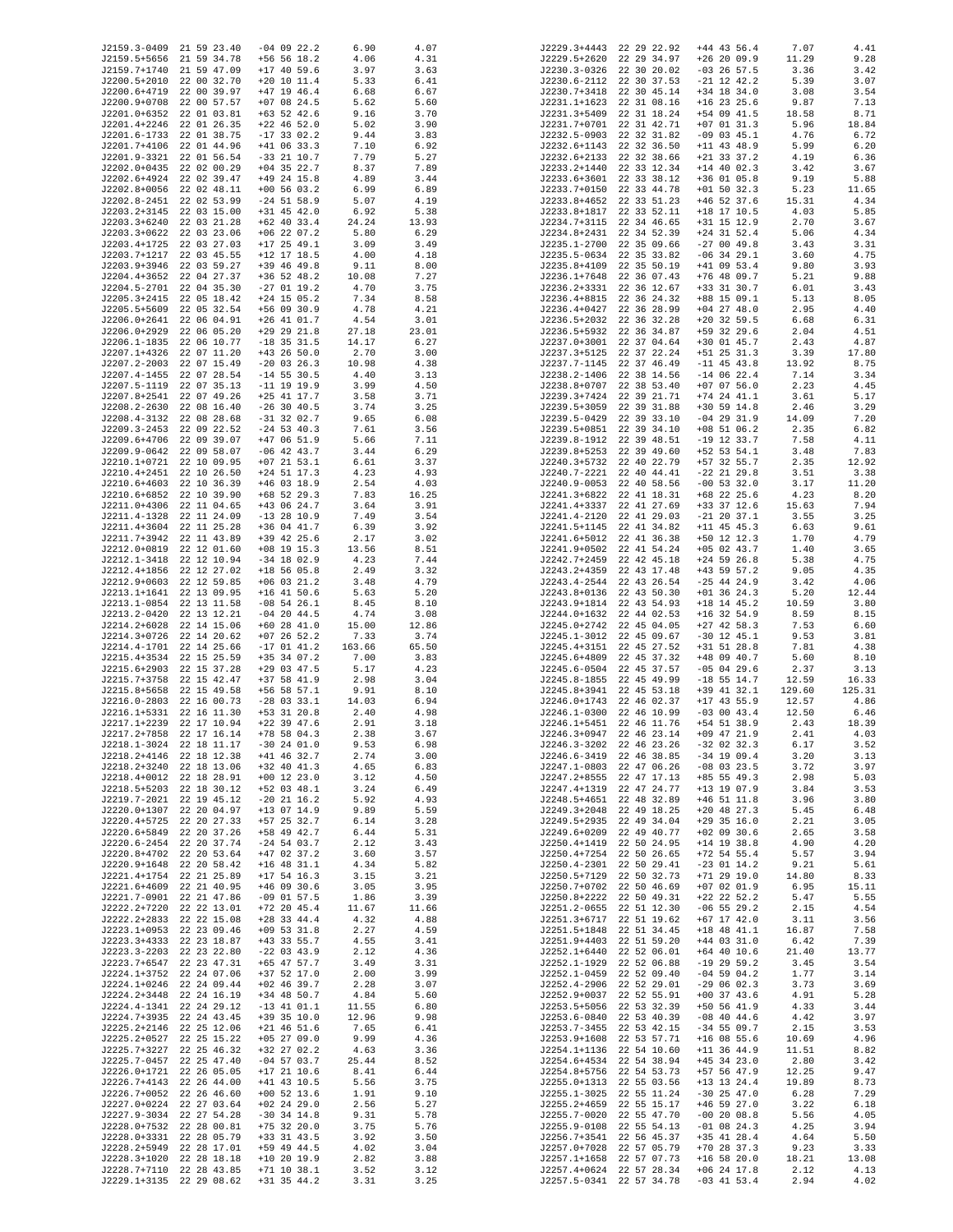| | | | | |
|---|---|---|---|---|
| J2159.3-0409 | 21 59 23.40 | -04 09 22.2 | 6.90 | 4.07 |
| J2159.5+5656 | 21 59 34.78 | +56 56 18.2 | 4.06 | 4.31 |
| J2159.7+1740 | 21 59 47.09 | +17 40 59.6 | 3.97 | 3.63 |
| J2200.5+2010 | 22 00 32.70 | +20 10 11.4 | 5.33 | 6.41 |
| J2200.6+4719 | 22 00 39.97 | +47 19 46.4 | 6.68 | 6.67 |
| J2200.9+0708 | 22 00 57.57 | +07 08 24.5 | 5.62 | 5.60 |
| J2201.0+6352 | 22 01 03.81 | +63 52 42.6 | 9.16 | 3.70 |
| J2201.4+2246 | 22 01 26.35 | +22 46 52.0 | 5.02 | 3.90 |
| J2201.6-1733 | 22 01 38.75 | -17 33 02.2 | 9.44 | 3.83 |
| J2201.7+4106 | 22 01 44.96 | +41 06 33.3 | 7.10 | 6.92 |
| J2201.9-3321 | 22 01 56.54 | -33 21 10.7 | 7.79 | 5.27 |
| J2202.0+0435 | 22 02 00.29 | +04 35 22.7 | 8.37 | 7.89 |
| J2202.6+4924 | 22 02 39.47 | +49 24 15.8 | 4.89 | 3.44 |
| J2202.8+0056 | 22 02 48.11 | +00 56 03.2 | 6.99 | 6.89 |
| J2202.8-2451 | 22 02 53.99 | -24 51 58.9 | 5.07 | 4.19 |
| J2203.2+3145 | 22 03 15.00 | +31 45 42.0 | 6.92 | 5.38 |
| J2203.3+6240 | 22 03 21.28 | +62 40 33.4 | 24.24 | 13.93 |
| J2203.3+0622 | 22 03 23.06 | +06 22 07.2 | 5.80 | 6.29 |
| J2203.4+1725 | 22 03 27.03 | +17 25 49.1 | 3.09 | 3.49 |
| J2203.7+1217 | 22 03 45.55 | +12 17 18.5 | 4.00 | 4.18 |
| J2203.9+3946 | 22 03 59.27 | +39 46 49.8 | 9.11 | 8.00 |
| J2204.4+3652 | 22 04 27.37 | +36 52 48.2 | 10.08 | 7.27 |
| J2204.5-2701 | 22 04 35.30 | -27 01 19.2 | 4.70 | 3.75 |
| J2205.3+2415 | 22 05 18.42 | +24 15 05.2 | 7.34 | 8.58 |
| J2205.5+5609 | 22 05 32.54 | +56 09 30.9 | 4.78 | 4.21 |
| J2206.0+2641 | 22 06 04.91 | +26 41 01.7 | 4.54 | 3.01 |
| J2206.0+2929 | 22 06 05.20 | +29 29 21.8 | 27.18 | 23.01 |
| J2206.1-1835 | 22 06 10.77 | -18 35 31.5 | 14.17 | 6.27 |
| J2207.1+4326 | 22 07 11.20 | +43 26 50.0 | 2.70 | 3.00 |
| J2207.2-2003 | 22 07 15.49 | -20 03 26.3 | 10.98 | 4.38 |
| J2207.4-1455 | 22 07 28.54 | -14 55 30.5 | 4.40 | 3.13 |
| J2207.5-1119 | 22 07 35.13 | -11 19 19.9 | 3.99 | 4.50 |
| J2207.8+2541 | 22 07 49.26 | +25 41 17.7 | 3.58 | 3.71 |
| J2208.2-2630 | 22 08 16.40 | -26 30 40.5 | 3.74 | 3.25 |
| J2208.4-3132 | 22 08 28.68 | -31 32 02.7 | 9.65 | 6.08 |
| J2209.3-2453 | 22 09 22.52 | -24 53 40.3 | 7.61 | 3.56 |
| J2209.6+4706 | 22 09 39.07 | +47 06 51.9 | 5.66 | 7.11 |
| J2209.9-0642 | 22 09 58.07 | -06 42 43.7 | 3.44 | 6.29 |
| J2210.1+0721 | 22 10 09.95 | +07 21 53.1 | 6.61 | 3.37 |
| J2210.4+2451 | 22 10 26.50 | +24 51 17.3 | 4.23 | 4.93 |
| J2210.6+4603 | 22 10 36.39 | +46 03 18.9 | 2.54 | 4.03 |
| J2210.6+6852 | 22 10 39.90 | +68 52 29.3 | 7.83 | 16.25 |
| J2211.0+4306 | 22 11 04.65 | +43 06 24.7 | 3.64 | 3.91 |
| J2211.4-1328 | 22 11 24.09 | -13 28 10.9 | 7.49 | 3.54 |
| J2211.4+3604 | 22 11 25.28 | +36 04 41.7 | 6.39 | 3.92 |
| J2211.7+3942 | 22 11 43.89 | +39 42 25.6 | 2.17 | 3.02 |
| J2212.0+0819 | 22 12 01.60 | +08 19 15.3 | 13.56 | 8.51 |
| J2212.1-3418 | 22 12 10.94 | -34 18 02.9 | 4.23 | 7.44 |
| J2212.4+1856 | 22 12 27.02 | +18 56 05.8 | 2.49 | 3.32 |
| J2212.9+0603 | 22 12 59.85 | +06 03 21.2 | 3.48 | 4.79 |
| J2213.1+1641 | 22 13 09.95 | +16 41 50.6 | 5.63 | 5.20 |
| J2213.1-0854 | 22 13 11.58 | -08 54 26.1 | 8.45 | 8.10 |
| J2213.2-0420 | 22 13 12.21 | -04 20 44.5 | 4.74 | 3.08 |
| J2214.2+6028 | 22 14 15.06 | +60 28 41.0 | 15.00 | 12.86 |
| J2214.3+0726 | 22 14 20.62 | +07 26 52.2 | 7.33 | 3.74 |
| J2214.4-1701 | 22 14 25.66 | -17 01 41.2 | 163.66 | 65.50 |
| J2215.4+3534 | 22 15 25.59 | +35 34 07.2 | 7.00 | 3.83 |
| J2215.6+2903 | 22 15 37.28 | +29 03 47.5 | 5.17 | 4.23 |
| J2215.7+3758 | 22 15 42.47 | +37 58 41.9 | 2.98 | 3.04 |
| J2215.8+5658 | 22 15 49.58 | +56 58 57.1 | 9.91 | 8.10 |
| J2216.0-2803 | 22 16 00.73 | -28 03 33.1 | 14.03 | 6.94 |
| J2216.1+5331 | 22 16 11.30 | +53 31 20.8 | 2.40 | 4.98 |
| J2217.1+2239 | 22 17 10.94 | +22 39 47.6 | 2.91 | 3.18 |
| J2217.2+7858 | 22 17 16.14 | +78 58 04.3 | 2.38 | 3.67 |
| J2218.1-3024 | 22 18 11.17 | -30 24 01.0 | 9.53 | 6.98 |
| J2218.2+4146 | 22 18 12.38 | +41 46 32.7 | 2.74 | 3.00 |
| J2218.2+3240 | 22 18 13.06 | +32 40 41.3 | 4.65 | 6.83 |
| J2218.4+0012 | 22 18 28.91 | +00 12 23.0 | 3.12 | 4.50 |
| J2218.5+5203 | 22 18 30.12 | +52 03 48.1 | 3.24 | 6.49 |
| J2219.7-2021 | 22 19 45.12 | -20 21 16.2 | 5.92 | 4.93 |
| J2220.0+1307 | 22 20 04.97 | +13 07 14.9 | 9.89 | 5.59 |
| J2220.4+5725 | 22 20 27.33 | +57 25 32.7 | 6.14 | 3.28 |
| J2220.6+5849 | 22 20 37.26 | +58 49 42.7 | 6.44 | 5.31 |
| J2220.6-2454 | 22 20 37.74 | -24 54 03.7 | 2.12 | 3.43 |
| J2220.8+4702 | 22 20 53.64 | +47 02 37.2 | 3.60 | 3.57 |
| J2220.9+1648 | 22 20 58.42 | +16 48 31.1 | 4.34 | 5.82 |
| J2221.4+1754 | 22 21 25.89 | +17 54 16.3 | 3.15 | 3.21 |
| J2221.6+4609 | 22 21 40.95 | +46 09 30.6 | 3.05 | 3.95 |
| J2221.7-0901 | 22 21 47.86 | -09 01 57.5 | 1.86 | 3.39 |
| J2222.2+7220 | 22 22 13.01 | +72 20 45.4 | 11.67 | 11.66 |
| J2222.2+2833 | 22 22 15.08 | +28 33 44.4 | 4.32 | 4.88 |
| J2223.1+0953 | 22 23 09.46 | +09 53 31.8 | 2.27 | 4.59 |
| J2223.3+4333 | 22 23 18.87 | +43 33 55.7 | 4.55 | 3.41 |
| J2223.3-2203 | 22 23 22.80 | -22 03 43.9 | 2.12 | 4.36 |
| J2223.7+6547 | 22 23 47.31 | +65 47 57.7 | 3.49 | 3.31 |
| J2224.1+3752 | 22 24 07.06 | +37 52 17.0 | 2.00 | 3.99 |
| J2224.1+0246 | 22 24 09.44 | +02 46 39.7 | 2.28 | 3.07 |
| J2224.2+3448 | 22 24 16.19 | +34 48 50.7 | 4.84 | 5.60 |
| J2224.4-1341 | 22 24 29.12 | -13 41 01.1 | 11.55 | 6.80 |
| J2224.7+3935 | 22 24 43.45 | +39 35 10.0 | 12.96 | 9.98 |
| J2225.2+2146 | 22 25 12.06 | +21 46 51.6 | 7.65 | 6.41 |
| J2225.2+0527 | 22 25 15.22 | +05 27 09.0 | 9.99 | 4.36 |
| J2225.7+3227 | 22 25 46.32 | +32 27 02.2 | 4.63 | 3.36 |
| J2225.7-0457 | 22 25 47.40 | -04 57 03.7 | 25.44 | 8.52 |
| J2226.0+1721 | 22 26 05.05 | +17 21 10.6 | 8.41 | 6.44 |
| J2226.7+4143 | 22 26 44.00 | +41 43 10.5 | 5.56 | 3.75 |
| J2226.7+0052 | 22 26 46.60 | +00 52 13.6 | 1.91 | 9.10 |
| J2227.0+0224 | 22 27 03.64 | +02 24 29.0 | 2.56 | 5.27 |
| J2227.9-3034 | 22 27 54.28 | -30 34 14.8 | 9.31 | 5.78 |
| J2228.0+7532 | 22 28 00.81 | +75 32 20.0 | 3.75 | 5.76 |
| J2228.0+3331 | 22 28 05.79 | +33 31 43.5 | 3.92 | 3.50 |
| J2228.2+5949 | 22 28 17.01 | +59 49 44.5 | 4.02 | 3.04 |
| J2228.3+1020 | 22 28 18.18 | +10 20 19.9 | 2.82 | 3.88 |
| J2228.7+7110 | 22 28 43.85 | +71 10 38.1 | 3.52 | 3.12 |
| J2229.1+3135 | 22 29 08.62 | +31 35 44.2 | 3.31 | 3.25 |
| J2229.3+4443 | 22 29 22.92 | +44 43 56.4 | 7.07 | 4.41 |
| J2229.5+2620 | 22 29 34.97 | +26 20 09.9 | 11.29 | 9.28 |
| J2230.3-0326 | 22 30 20.02 | -03 26 57.5 | 3.36 | 3.42 |
| J2230.6-2112 | 22 30 37.53 | -21 12 42.2 | 5.39 | 3.07 |
| J2230.7+3418 | 22 30 45.14 | +34 18 34.0 | 3.08 | 3.54 |
| J2231.1+1623 | 22 31 08.16 | +16 23 25.6 | 9.87 | 7.13 |
| J2231.3+5409 | 22 31 18.24 | +54 09 41.5 | 18.58 | 8.71 |
| J2231.7+0701 | 22 31 42.71 | +07 01 31.3 | 5.96 | 18.84 |
| J2232.5-0903 | 22 32 31.82 | -09 03 45.1 | 4.76 | 6.72 |
| J2232.6+1143 | 22 32 36.50 | +11 43 48.9 | 5.99 | 6.20 |
| J2232.6+2133 | 22 32 38.66 | +21 33 37.2 | 4.19 | 6.36 |
| J2233.2+1440 | 22 33 12.34 | +14 40 02.3 | 3.42 | 3.67 |
| J2233.6+3601 | 22 33 38.12 | +36 01 05.8 | 9.19 | 5.88 |
| J2233.7+0150 | 22 33 44.78 | +01 50 32.3 | 5.23 | 11.65 |
| J2233.8+4652 | 22 33 51.23 | +46 52 37.6 | 15.31 | 4.34 |
| J2233.8+1817 | 22 33 52.11 | +18 17 10.5 | 4.03 | 5.85 |
| J2234.7+3115 | 22 34 46.65 | +31 15 12.9 | 2.70 | 3.67 |
| J2234.8+2431 | 22 34 52.39 | +24 31 52.4 | 5.06 | 4.34 |
| J2235.1-2700 | 22 35 09.66 | -27 00 49.8 | 3.43 | 3.31 |
| J2235.5-0634 | 22 35 33.82 | -06 34 29.1 | 3.60 | 4.75 |
| J2235.8+4109 | 22 35 50.19 | +41 09 53.4 | 9.80 | 3.93 |
| J2236.1+7648 | 22 36 07.43 | +76 48 09.7 | 5.21 | 9.88 |
| J2236.2+3331 | 22 36 12.67 | +33 31 30.7 | 6.01 | 3.43 |
| J2236.4+8815 | 22 36 24.32 | +88 15 09.1 | 5.13 | 8.05 |
| J2236.4+0427 | 22 36 28.99 | +04 27 48.0 | 2.95 | 4.40 |
| J2236.5+2032 | 22 36 32.28 | +20 32 59.5 | 6.68 | 6.31 |
| J2236.5+5932 | 22 36 34.87 | +59 32 29.6 | 2.04 | 4.51 |
| J2237.0+3001 | 22 37 04.64 | +30 01 45.7 | 2.43 | 4.87 |
| J2237.3+5125 | 22 37 22.24 | +51 25 31.3 | 3.39 | 17.80 |
| J2237.7-1145 | 22 37 46.49 | -11 45 43.8 | 13.92 | 8.75 |
| J2238.2-1406 | 22 38 14.56 | -14 06 22.4 | 7.14 | 3.34 |
| J2238.8+0707 | 22 38 53.40 | +07 07 56.0 | 2.23 | 4.45 |
| J2239.3+7424 | 22 39 21.71 | +74 24 41.1 | 3.61 | 5.17 |
| J2239.5+3059 | 22 39 31.88 | +30 59 14.8 | 2.46 | 3.29 |
| J2239.5-0429 | 22 39 33.10 | -04 29 31.9 | 14.09 | 7.20 |
| J2239.5+0851 | 22 39 34.10 | +08 51 06.2 | 2.35 | 6.82 |
| J2239.8-1912 | 22 39 48.51 | -19 12 33.7 | 7.58 | 4.11 |
| J2239.8+5253 | 22 39 49.60 | +52 53 54.1 | 3.48 | 7.83 |
| J2240.3+5732 | 22 40 22.79 | +57 32 55.7 | 2.35 | 12.92 |
| J2240.7-2221 | 22 40 44.41 | -22 21 29.8 | 3.51 | 3.38 |
| J2240.9-0053 | 22 40 58.56 | -00 53 32.0 | 3.17 | 11.20 |
| J2241.3+6822 | 22 41 18.31 | +68 22 25.6 | 4.23 | 8.20 |
| J2241.4+3337 | 22 41 27.69 | +33 37 12.6 | 15.63 | 7.94 |
| J2241.4-2120 | 22 41 29.03 | -21 20 37.1 | 3.55 | 3.25 |
| J2241.5+1145 | 22 41 34.82 | +11 45 45.3 | 6.63 | 9.61 |
| J2241.6+5012 | 22 41 36.38 | +50 12 12.3 | 1.70 | 4.79 |
| J2241.9+0502 | 22 41 54.24 | +05 02 43.7 | 1.40 | 3.65 |
| J2242.7+2459 | 22 42 45.18 | +24 59 26.8 | 5.38 | 4.75 |
| J2243.2+4359 | 22 43 17.48 | +43 59 57.2 | 9.05 | 4.35 |
| J2243.4-2544 | 22 43 26.54 | -25 44 24.9 | 3.42 | 4.06 |
| J2243.8+0136 | 22 43 50.30 | +01 36 24.3 | 5.20 | 12.44 |
| J2243.9+1814 | 22 43 54.93 | +18 14 45.2 | 10.59 | 3.80 |
| J2244.0+1632 | 22 44 02.53 | +16 32 54.9 | 8.59 | 8.15 |
| J2245.0+2742 | 22 45 04.05 | +27 42 58.3 | 7.53 | 6.60 |
| J2245.1-3012 | 22 45 09.67 | -30 12 45.1 | 9.53 | 3.81 |
| J2245.4+3151 | 22 45 27.52 | +31 51 28.8 | 7.81 | 4.38 |
| J2245.6+4809 | 22 45 37.32 | +48 09 40.7 | 5.60 | 8.10 |
| J2245.6-0504 | 22 45 37.57 | -05 04 29.6 | 2.37 | 3.13 |
| J2245.8-1855 | 22 45 49.99 | -18 55 14.7 | 12.59 | 16.33 |
| J2245.8+3941 | 22 45 53.18 | +39 41 32.1 | 129.60 | 125.31 |
| J2246.0+1743 | 22 46 02.37 | +17 43 55.9 | 12.57 | 4.86 |
| J2246.1-0300 | 22 46 10.99 | -03 00 43.4 | 12.50 | 6.46 |
| J2246.1+5451 | 22 46 11.76 | +54 51 38.9 | 2.43 | 18.39 |
| J2246.3+0947 | 22 46 23.14 | +09 47 21.9 | 2.41 | 4.03 |
| J2246.3-3202 | 22 46 23.26 | -32 02 32.3 | 6.17 | 3.52 |
| J2246.6-3419 | 22 46 38.85 | -34 19 09.4 | 3.20 | 3.13 |
| J2247.1-0803 | 22 47 06.26 | -08 03 23.5 | 3.72 | 3.97 |
| J2247.2+8555 | 22 47 17.13 | +85 55 49.3 | 2.98 | 5.03 |
| J2247.4+1319 | 22 47 24.77 | +13 19 07.9 | 3.84 | 3.53 |
| J2248.5+4651 | 22 48 32.89 | +46 51 11.8 | 3.96 | 3.80 |
| J2249.3+2048 | 22 49 18.25 | +20 48 27.3 | 5.45 | 6.48 |
| J2249.5+2935 | 22 49 34.04 | +29 35 16.0 | 2.21 | 3.05 |
| J2249.6+0209 | 22 49 40.77 | +02 09 30.6 | 2.65 | 3.58 |
| J2250.4+1419 | 22 50 24.95 | +14 19 38.8 | 4.90 | 4.20 |
| J2250.4+7254 | 22 50 26.65 | +72 54 55.4 | 5.57 | 3.94 |
| J2250.4-2301 | 22 50 29.41 | -23 01 14.2 | 9.21 | 5.61 |
| J2250.5+7129 | 22 50 32.73 | +71 29 19.0 | 14.80 | 8.33 |
| J2250.7+0702 | 22 50 46.69 | +07 02 01.9 | 6.95 | 15.11 |
| J2250.8+2222 | 22 50 49.31 | +22 22 52.2 | 5.47 | 5.55 |
| J2251.2-0655 | 22 51 12.30 | -06 55 29.2 | 2.15 | 4.54 |
| J2251.3+6717 | 22 51 19.62 | +67 17 42.0 | 3.11 | 3.56 |
| J2251.5+1848 | 22 51 34.45 | +18 48 41.1 | 16.87 | 7.58 |
| J2251.9+4403 | 22 51 59.20 | +44 03 31.0 | 6.42 | 7.39 |
| J2252.1+6440 | 22 52 06.01 | +64 40 10.6 | 21.40 | 13.77 |
| J2252.1-1929 | 22 52 06.88 | -19 29 59.2 | 3.45 | 3.54 |
| J2252.1-0459 | 22 52 09.40 | -04 59 04.2 | 1.77 | 3.14 |
| J2252.4-2906 | 22 52 29.01 | -29 06 02.3 | 3.73 | 3.69 |
| J2252.9+0037 | 22 52 55.91 | +00 37 43.6 | 4.91 | 5.28 |
| J2253.5+5056 | 22 53 32.39 | +50 56 41.9 | 4.33 | 3.44 |
| J2253.6-0840 | 22 53 40.39 | -08 40 44.6 | 4.42 | 3.97 |
| J2253.7-3455 | 22 53 42.15 | -34 55 09.7 | 2.15 | 3.53 |
| J2253.9+1608 | 22 53 57.71 | +16 08 55.6 | 10.69 | 4.96 |
| J2254.1+1136 | 22 54 10.60 | +11 36 44.9 | 11.51 | 8.82 |
| J2254.6+4534 | 22 54 38.94 | +45 34 23.0 | 2.80 | 3.42 |
| J2254.8+5756 | 22 54 53.73 | +57 56 47.9 | 12.25 | 9.47 |
| J2255.0+1313 | 22 55 03.56 | +13 13 24.4 | 19.89 | 8.73 |
| J2255.1-3025 | 22 55 11.24 | -30 25 47.0 | 6.28 | 7.29 |
| J2255.2+4659 | 22 55 15.17 | +46 59 27.0 | 3.22 | 6.18 |
| J2255.7-0020 | 22 55 47.70 | -00 20 08.8 | 5.56 | 4.05 |
| J2255.9-0108 | 22 55 54.13 | -01 08 24.3 | 4.25 | 3.94 |
| J2256.7+3541 | 22 56 45.37 | +35 41 28.4 | 4.64 | 5.50 |
| J2257.0+7028 | 22 57 05.79 | +70 28 37.3 | 9.23 | 3.33 |
| J2257.1+1658 | 22 57 07.73 | +16 58 20.0 | 18.21 | 13.08 |
| J2257.4+0624 | 22 57 28.34 | +06 24 17.8 | 2.12 | 4.13 |
| J2257.5-0341 | 22 57 34.78 | -03 41 53.4 | 2.94 | 4.02 |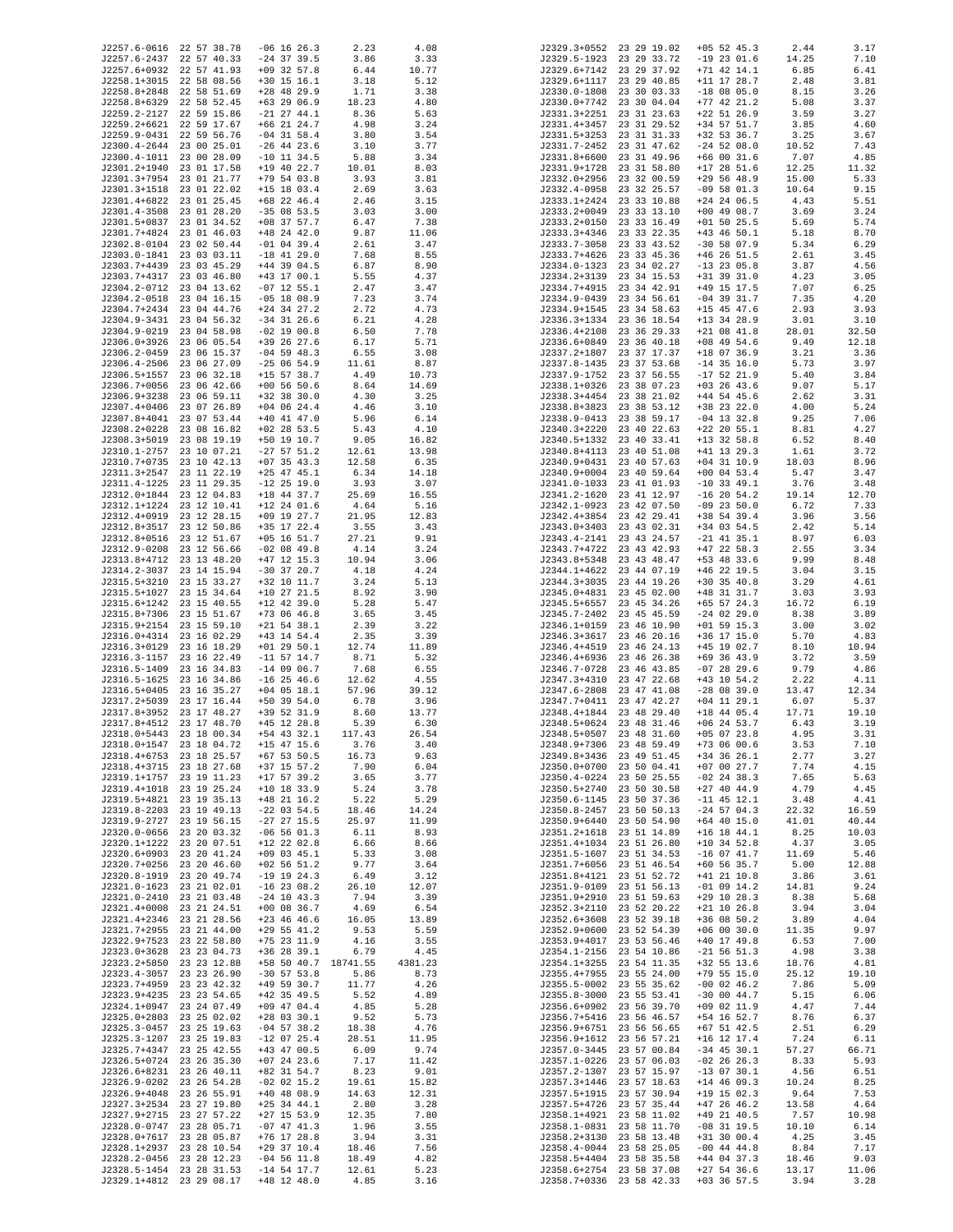| | | | | |
|---|---|---|---|---|
| J2257.6-0616 | 22 57 38.78 | -06 16 26.3 | 2.23 | 4.08 |
| J2257.6-2437 | 22 57 40.33 | -24 37 39.5 | 3.86 | 3.33 |
| J2257.6+0932 | 22 57 41.93 | +09 32 57.8 | 6.44 | 10.77 |
| J2258.1+3015 | 22 58 08.56 | +30 15 16.1 | 3.18 | 5.12 |
| J2258.8+2848 | 22 58 51.69 | +28 48 29.9 | 1.71 | 3.38 |
| J2258.8+6329 | 22 58 52.45 | +63 29 06.9 | 18.23 | 4.80 |
| J2259.2-2127 | 22 59 15.86 | -21 27 44.1 | 8.36 | 5.63 |
| J2259.2+6621 | 22 59 17.67 | +66 21 24.7 | 4.98 | 3.24 |
| J2259.9-0431 | 22 59 56.76 | -04 31 58.4 | 3.80 | 3.54 |
| J2300.4-2644 | 23 00 25.01 | -26 44 23.6 | 3.10 | 3.77 |
| J2300.4-1011 | 23 00 28.09 | -10 11 34.5 | 5.88 | 3.34 |
| J2301.2+1940 | 23 01 17.58 | +19 40 22.7 | 10.01 | 8.03 |
| J2301.3+7954 | 23 01 21.77 | +79 54 03.8 | 3.93 | 3.81 |
| J2301.3+1518 | 23 01 22.02 | +15 18 03.4 | 2.69 | 3.63 |
| J2301.4+6822 | 23 01 25.45 | +68 22 46.4 | 2.46 | 3.15 |
| J2301.4-3508 | 23 01 28.20 | -35 08 53.5 | 3.03 | 3.00 |
| J2301.5+0837 | 23 01 34.52 | +08 37 57.7 | 6.47 | 7.38 |
| J2301.7+4824 | 23 01 46.03 | +48 24 42.0 | 9.87 | 11.06 |
| J2302.8-0104 | 23 02 50.44 | -01 04 39.4 | 2.61 | 3.47 |
| J2303.0-1841 | 23 03 03.11 | -18 41 29.0 | 7.68 | 8.55 |
| J2303.7+4439 | 23 03 45.29 | +44 39 04.5 | 6.87 | 8.90 |
| J2303.7+4317 | 23 03 46.80 | +43 17 00.1 | 5.55 | 4.37 |
| J2304.2-0712 | 23 04 13.62 | -07 12 55.1 | 2.47 | 3.47 |
| J2304.2-0518 | 23 04 16.15 | -05 18 08.9 | 7.23 | 3.74 |
| J2304.7+2434 | 23 04 44.76 | +24 34 27.2 | 2.72 | 4.73 |
| J2304.9-3431 | 23 04 56.32 | -34 31 26.6 | 6.21 | 4.28 |
| J2304.9-0219 | 23 04 58.98 | -02 19 00.8 | 6.50 | 7.78 |
| J2306.0+3926 | 23 06 05.54 | +39 26 27.6 | 6.17 | 5.71 |
| J2306.2-0459 | 23 06 15.37 | -04 59 48.3 | 6.55 | 3.08 |
| J2306.4-2506 | 23 06 27.09 | -25 06 54.9 | 11.61 | 8.87 |
| J2306.5+1557 | 23 06 32.18 | +15 57 38.7 | 4.49 | 10.73 |
| J2306.7+0056 | 23 06 42.66 | +00 56 50.6 | 8.64 | 14.69 |
| J2306.9+3238 | 23 06 59.11 | +32 38 30.0 | 4.30 | 3.25 |
| J2307.4+0406 | 23 07 26.89 | +04 06 24.4 | 4.46 | 3.10 |
| J2307.8+4041 | 23 07 53.44 | +40 41 47.0 | 5.96 | 6.14 |
| J2308.2+0228 | 23 08 16.82 | +02 28 53.5 | 5.43 | 4.10 |
| J2308.3+5019 | 23 08 19.19 | +50 19 10.7 | 9.05 | 16.82 |
| J2310.1-2757 | 23 10 07.21 | -27 57 51.2 | 12.61 | 13.98 |
| J2310.7+0735 | 23 10 42.13 | +07 35 43.3 | 12.58 | 6.35 |
| J2311.3+2547 | 23 11 22.19 | +25 47 45.1 | 6.34 | 14.18 |
| J2311.4-1225 | 23 11 29.35 | -12 25 19.0 | 3.93 | 3.07 |
| J2312.0+1844 | 23 12 04.83 | +18 44 37.7 | 25.69 | 16.55 |
| J2312.1+1224 | 23 12 10.41 | +12 24 01.6 | 4.64 | 5.16 |
| J2312.4+0919 | 23 12 28.15 | +09 19 27.7 | 21.95 | 12.83 |
| J2312.8+3517 | 23 12 50.86 | +35 17 22.4 | 3.55 | 3.43 |
| J2312.8+0516 | 23 12 51.67 | +05 16 51.7 | 27.21 | 9.91 |
| J2312.9-0208 | 23 12 56.66 | -02 08 49.8 | 4.14 | 3.24 |
| J2313.8+4712 | 23 13 48.20 | +47 12 15.3 | 10.94 | 3.06 |
| J2314.2-3037 | 23 14 15.94 | -30 37 20.7 | 4.18 | 4.24 |
| J2315.5+3210 | 23 15 33.27 | +32 10 11.7 | 3.24 | 5.13 |
| J2315.5+1027 | 23 15 34.64 | +10 27 21.5 | 8.92 | 3.90 |
| J2315.6+1242 | 23 15 40.55 | +12 42 39.0 | 5.28 | 5.47 |
| J2315.8+7306 | 23 15 51.67 | +73 06 46.8 | 3.65 | 3.45 |
| J2315.9+2154 | 23 15 59.10 | +21 54 38.1 | 2.39 | 3.22 |
| J2316.0+4314 | 23 16 02.29 | +43 14 54.4 | 2.35 | 3.39 |
| J2316.3+0129 | 23 16 18.29 | +01 29 50.1 | 12.74 | 11.89 |
| J2316.3-1157 | 23 16 22.49 | -11 57 14.7 | 8.71 | 5.32 |
| J2316.5-1409 | 23 16 34.83 | -14 09 06.7 | 7.68 | 6.55 |
| J2316.5-1625 | 23 16 34.86 | -16 25 46.6 | 12.62 | 4.55 |
| J2316.5+0405 | 23 16 35.27 | +04 05 18.1 | 57.96 | 39.12 |
| J2317.2+5039 | 23 17 16.44 | +50 39 54.0 | 6.78 | 3.96 |
| J2317.8+3952 | 23 17 48.27 | +39 52 31.9 | 8.60 | 13.77 |
| J2317.8+4512 | 23 17 48.70 | +45 12 28.8 | 5.39 | 6.30 |
| J2318.0+5443 | 23 18 00.34 | +54 43 32.1 | 117.43 | 26.54 |
| J2318.0+1547 | 23 18 04.72 | +15 47 15.6 | 3.76 | 3.40 |
| J2318.4+6753 | 23 18 25.57 | +67 53 50.5 | 16.73 | 9.63 |
| J2318.4+3715 | 23 18 27.68 | +37 15 57.2 | 7.90 | 6.04 |
| J2319.1+1757 | 23 19 11.23 | +17 57 39.2 | 3.65 | 3.77 |
| J2319.4+1018 | 23 19 25.24 | +10 18 33.9 | 5.24 | 3.78 |
| J2319.5+4821 | 23 19 35.13 | +48 21 16.2 | 5.22 | 5.29 |
| J2319.8-2203 | 23 19 49.13 | -22 03 54.5 | 18.46 | 14.24 |
| J2319.9-2727 | 23 19 56.15 | -27 27 15.5 | 25.97 | 11.99 |
| J2320.0-0656 | 23 20 03.32 | -06 56 01.3 | 6.11 | 8.93 |
| J2320.1+1222 | 23 20 07.51 | +12 22 02.8 | 6.66 | 8.66 |
| J2320.6+0903 | 23 20 41.24 | +09 03 45.1 | 5.33 | 3.08 |
| J2320.7+0256 | 23 20 46.60 | +02 56 51.2 | 9.77 | 3.64 |
| J2320.8-1919 | 23 20 49.74 | -19 19 24.3 | 6.49 | 3.12 |
| J2321.0-1623 | 23 21 02.01 | -16 23 08.2 | 26.10 | 12.07 |
| J2321.0-2410 | 23 21 03.48 | -24 10 43.3 | 7.94 | 3.39 |
| J2321.4+0008 | 23 21 24.51 | +00 08 36.7 | 4.69 | 6.54 |
| J2321.4+2346 | 23 21 28.56 | +23 46 46.6 | 16.05 | 13.89 |
| J2321.7+2955 | 23 21 44.00 | +29 55 41.2 | 9.53 | 5.59 |
| J2322.9+7523 | 23 22 58.80 | +75 23 11.9 | 4.16 | 3.55 |
| J2323.0+3628 | 23 23 04.73 | +36 28 39.1 | 6.79 | 4.45 |
| J2323.2+5850 | 23 23 12.88 | +58 50 40.7 | 18741.55 | 4381.23 |
| J2323.4-3057 | 23 23 26.90 | -30 57 53.8 | 5.86 | 8.73 |
| J2323.7+4959 | 23 23 42.32 | +49 59 30.7 | 11.77 | 4.26 |
| J2323.9+4235 | 23 23 54.65 | +42 35 49.5 | 5.52 | 4.89 |
| J2324.1+0947 | 23 24 07.49 | +09 47 04.4 | 4.85 | 5.28 |
| J2325.0+2803 | 23 25 02.02 | +28 03 30.1 | 9.52 | 5.73 |
| J2325.3-0457 | 23 25 19.63 | -04 57 38.2 | 18.38 | 4.76 |
| J2325.3-1207 | 23 25 19.83 | -12 07 25.4 | 28.51 | 11.95 |
| J2325.7+4347 | 23 25 42.55 | +43 47 00.5 | 6.09 | 9.74 |
| J2326.5+0724 | 23 26 35.30 | +07 24 23.6 | 7.17 | 11.42 |
| J2326.6+8231 | 23 26 40.11 | +82 31 54.7 | 8.23 | 9.01 |
| J2326.9-0202 | 23 26 54.28 | -02 02 15.2 | 19.61 | 15.82 |
| J2326.9+4048 | 23 26 55.91 | +40 48 08.9 | 14.63 | 12.31 |
| J2327.3+2534 | 23 27 19.80 | +25 34 44.1 | 2.80 | 3.28 |
| J2327.9+2715 | 23 27 57.22 | +27 15 53.9 | 12.35 | 7.80 |
| J2328.0-0747 | 23 28 05.71 | -07 47 41.3 | 1.96 | 3.55 |
| J2328.0+7617 | 23 28 05.87 | +76 17 28.8 | 3.94 | 3.31 |
| J2328.1+2937 | 23 28 10.54 | +29 37 10.4 | 18.46 | 7.56 |
| J2328.2-0456 | 23 28 12.23 | -04 56 11.8 | 18.49 | 4.82 |
| J2328.5-1454 | 23 28 31.53 | -14 54 17.7 | 12.61 | 5.23 |
| J2329.1+4812 | 23 29 08.17 | +48 12 48.0 | 4.85 | 3.16 |
| J2329.3+0552 | 23 29 19.02 | +05 52 45.3 | 2.44 | 3.17 |
| J2329.5-1923 | 23 29 33.72 | -19 23 01.6 | 14.25 | 7.10 |
| J2329.6+7142 | 23 29 37.92 | +71 42 14.1 | 6.85 | 6.41 |
| J2329.6+1117 | 23 29 40.85 | +11 17 28.7 | 2.48 | 3.81 |
| J2330.0-1808 | 23 30 03.33 | -18 08 05.0 | 8.15 | 3.26 |
| J2330.0+7742 | 23 30 04.04 | +77 42 21.2 | 5.08 | 3.37 |
| J2331.3+2251 | 23 31 23.63 | +22 51 26.9 | 3.59 | 3.27 |
| J2331.4+3457 | 23 31 29.52 | +34 57 51.7 | 3.85 | 4.60 |
| J2331.5+3253 | 23 31 31.33 | +32 53 36.7 | 3.25 | 3.67 |
| J2331.7-2452 | 23 31 47.62 | -24 52 08.0 | 10.52 | 7.43 |
| J2331.8+6600 | 23 31 49.96 | +66 00 31.6 | 7.07 | 4.85 |
| J2331.9+1728 | 23 31 58.80 | +17 28 51.6 | 12.25 | 11.32 |
| J2332.0+2956 | 23 32 00.59 | +29 56 48.9 | 15.00 | 5.33 |
| J2332.4-0958 | 23 32 25.57 | -09 58 01.3 | 10.64 | 9.15 |
| J2333.1+2424 | 23 33 10.88 | +24 24 06.5 | 4.43 | 5.51 |
| J2333.2+0049 | 23 33 13.10 | +00 49 08.7 | 3.69 | 3.24 |
| J2333.2+0150 | 23 33 16.49 | +01 50 25.5 | 5.69 | 5.74 |
| J2333.3+4346 | 23 33 22.35 | +43 46 50.1 | 5.18 | 8.70 |
| J2333.7-3058 | 23 33 43.52 | -30 58 07.9 | 5.34 | 6.29 |
| J2333.7+4626 | 23 33 45.36 | +46 26 51.5 | 2.61 | 3.45 |
| J2334.0-1323 | 23 34 02.27 | -13 23 05.8 | 3.87 | 4.56 |
| J2334.2+3139 | 23 34 15.53 | +31 39 31.0 | 4.23 | 3.05 |
| J2334.7+4915 | 23 34 42.91 | +49 15 17.5 | 7.07 | 6.25 |
| J2334.9-0439 | 23 34 56.61 | -04 39 31.7 | 7.35 | 4.20 |
| J2334.9+1545 | 23 34 58.63 | +15 45 47.6 | 2.93 | 3.93 |
| J2336.3+1334 | 23 36 18.54 | +13 34 28.9 | 3.01 | 3.10 |
| J2336.4+2108 | 23 36 29.33 | +21 08 41.8 | 28.01 | 32.50 |
| J2336.6+0849 | 23 36 40.18 | +08 49 54.6 | 9.49 | 12.18 |
| J2337.2+1807 | 23 37 17.37 | +18 07 36.9 | 3.21 | 3.36 |
| J2337.8-1435 | 23 37 53.68 | -14 35 16.0 | 5.73 | 3.97 |
| J2337.9-1752 | 23 37 56.55 | -17 52 21.9 | 5.40 | 3.84 |
| J2338.1+0326 | 23 38 07.23 | +03 26 43.6 | 9.07 | 5.17 |
| J2338.3+4454 | 23 38 21.02 | +44 54 45.6 | 2.62 | 3.31 |
| J2338.8+3823 | 23 38 53.12 | +38 23 22.0 | 4.00 | 5.24 |
| J2338.9-0413 | 23 38 59.17 | -04 13 32.8 | 9.25 | 7.06 |
| J2340.3+2220 | 23 40 22.63 | +22 20 55.1 | 8.81 | 4.27 |
| J2340.5+1332 | 23 40 33.41 | +13 32 58.8 | 6.52 | 8.40 |
| J2340.8+4113 | 23 40 51.08 | +41 13 29.3 | 1.61 | 3.72 |
| J2340.9+0431 | 23 40 57.63 | +04 31 10.9 | 18.03 | 8.96 |
| J2340.9+0004 | 23 40 59.64 | +00 04 53.4 | 5.47 | 3.47 |
| J2341.0-1033 | 23 41 01.93 | -10 33 49.1 | 3.76 | 3.48 |
| J2341.2-1620 | 23 41 12.97 | -16 20 54.2 | 19.14 | 12.70 |
| J2342.1-0923 | 23 42 07.50 | -09 23 50.0 | 6.72 | 7.33 |
| J2342.4+3854 | 23 42 29.41 | +38 54 39.4 | 3.96 | 3.56 |
| J2343.0+3403 | 23 43 02.31 | +34 03 54.5 | 2.42 | 5.14 |
| J2343.4-2141 | 23 43 24.57 | -21 41 35.1 | 8.97 | 6.03 |
| J2343.7+4722 | 23 43 42.93 | +47 22 58.3 | 2.55 | 3.34 |
| J2343.8+5348 | 23 43 48.47 | +53 48 33.6 | 9.99 | 8.48 |
| J2344.1+4622 | 23 44 07.19 | +46 22 19.5 | 3.04 | 3.15 |
| J2344.3+3035 | 23 44 19.26 | +30 35 40.8 | 3.29 | 4.61 |
| J2345.0+4831 | 23 45 02.00 | +48 31 31.7 | 3.03 | 3.93 |
| J2345.5+6557 | 23 45 34.26 | +65 57 24.3 | 16.72 | 6.19 |
| J2345.7-2402 | 23 45 45.59 | -24 02 29.0 | 8.38 | 3.89 |
| J2346.1+0159 | 23 46 10.90 | +01 59 15.3 | 3.00 | 3.02 |
| J2346.3+3617 | 23 46 20.16 | +36 17 15.0 | 5.70 | 4.83 |
| J2346.4+4519 | 23 46 24.13 | +45 19 02.7 | 8.10 | 10.94 |
| J2346.4+6936 | 23 46 26.38 | +69 36 43.9 | 3.72 | 3.59 |
| J2346.7-0728 | 23 46 43.85 | -07 28 29.6 | 9.79 | 4.86 |
| J2347.3+4310 | 23 47 22.68 | +43 10 54.2 | 2.22 | 4.11 |
| J2347.6-2808 | 23 47 41.08 | -28 08 39.0 | 13.47 | 12.34 |
| J2347.7+0411 | 23 47 42.27 | +04 11 29.1 | 6.07 | 5.37 |
| J2348.4+1844 | 23 48 29.40 | +18 44 05.4 | 17.71 | 19.10 |
| J2348.5+0624 | 23 48 31.46 | +06 24 53.7 | 6.43 | 3.19 |
| J2348.5+0507 | 23 48 31.60 | +05 07 23.8 | 4.95 | 3.31 |
| J2348.9+7306 | 23 48 59.49 | +73 06 00.6 | 3.53 | 7.10 |
| J2349.8+3436 | 23 49 51.45 | +34 36 26.1 | 2.77 | 3.27 |
| J2350.0+0700 | 23 50 04.41 | +07 00 27.7 | 7.74 | 4.15 |
| J2350.4-0224 | 23 50 25.55 | -02 24 38.3 | 7.65 | 5.63 |
| J2350.5+2740 | 23 50 30.58 | +27 40 44.9 | 4.79 | 4.45 |
| J2350.6-1145 | 23 50 37.36 | -11 45 12.1 | 3.48 | 4.41 |
| J2350.8-2457 | 23 50 50.13 | -24 57 04.3 | 22.32 | 16.59 |
| J2350.9+6440 | 23 50 54.90 | +64 40 15.0 | 41.01 | 40.44 |
| J2351.2+1618 | 23 51 14.89 | +16 18 44.1 | 8.25 | 10.03 |
| J2351.4+1034 | 23 51 26.80 | +10 34 52.8 | 4.37 | 3.05 |
| J2351.5-1607 | 23 51 34.53 | -16 07 41.7 | 11.69 | 5.46 |
| J2351.7+6056 | 23 51 46.54 | +60 56 35.7 | 5.00 | 12.88 |
| J2351.8+4121 | 23 51 52.72 | +41 21 10.8 | 3.86 | 3.61 |
| J2351.9-0109 | 23 51 56.13 | -01 09 14.2 | 14.81 | 9.24 |
| J2351.9+2910 | 23 51 59.63 | +29 10 28.0 | 8.38 | 5.68 |
| J2352.3+2110 | 23 52 20.22 | +21 10 26.8 | 3.94 | 3.04 |
| J2352.6+3608 | 23 52 39.18 | +36 08 50.2 | 3.89 | 4.04 |
| J2352.9+0600 | 23 52 54.39 | +06 00 30.0 | 11.35 | 9.97 |
| J2353.9+4017 | 23 53 56.46 | +40 17 49.8 | 6.53 | 7.00 |
| J2354.1-2156 | 23 54 10.86 | -21 56 51.3 | 4.98 | 3.38 |
| J2354.1+3255 | 23 54 11.35 | +32 55 13.6 | 18.76 | 4.81 |
| J2355.4+7955 | 23 55 24.00 | +79 55 15.0 | 25.12 | 19.10 |
| J2355.5-0002 | 23 55 35.62 | -00 02 46.2 | 7.86 | 5.09 |
| J2355.8-3000 | 23 55 53.41 | -30 00 44.7 | 5.15 | 6.06 |
| J2356.6+0902 | 23 56 39.70 | +09 02 11.9 | 4.47 | 7.44 |
| J2356.7+5416 | 23 56 46.57 | +54 16 52.7 | 8.76 | 6.37 |
| J2356.9+6751 | 23 56 56.65 | +67 51 42.5 | 2.51 | 6.29 |
| J2356.9+1612 | 23 56 57.21 | +16 12 17.4 | 7.24 | 6.11 |
| J2357.0-3445 | 23 57 00.84 | -34 45 30.1 | 57.27 | 66.71 |
| J2357.1-0226 | 23 57 06.03 | -02 26 26.3 | 8.33 | 5.93 |
| J2357.2-1307 | 23 57 15.97 | -13 07 30.1 | 4.56 | 6.51 |
| J2357.3+1446 | 23 57 18.63 | +14 46 09.3 | 10.24 | 8.25 |
| J2357.5+1915 | 23 57 30.94 | +19 15 02.3 | 9.64 | 7.53 |
| J2357.5+4726 | 23 57 35.44 | +47 26 46.2 | 13.58 | 4.64 |
| J2358.1+4921 | 23 58 11.02 | +49 21 40.5 | 7.57 | 10.98 |
| J2358.1-0831 | 23 58 11.70 | -08 31 19.5 | 10.10 | 6.14 |
| J2358.2+3130 | 23 58 13.48 | +31 30 00.4 | 4.25 | 3.45 |
| J2358.4-0044 | 23 58 25.05 | -00 44 44.8 | 8.84 | 7.17 |
| J2358.5+4404 | 23 58 35.58 | +44 04 37.3 | 18.46 | 9.03 |
| J2358.6+2754 | 23 58 37.08 | +27 54 36.6 | 13.17 | 11.06 |
| J2358.7+0336 | 23 58 42.33 | +03 36 57.5 | 3.94 | 3.28 |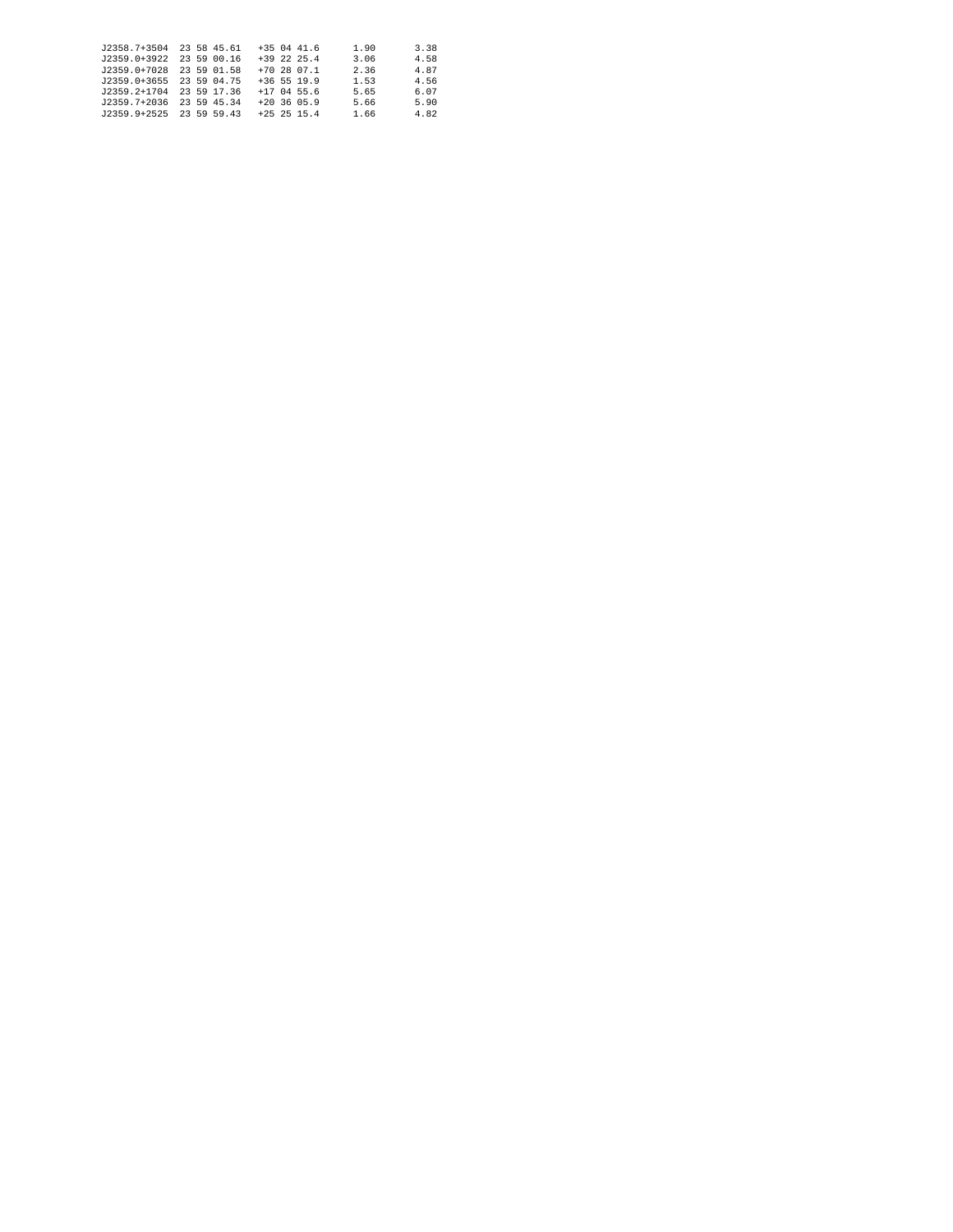| | | | | |
|---|---|---|---|---|
| J2358.7+3504 | 23 58 45.61 | +35 04 41.6 | 1.90 | 3.38 |
| J2359.0+3922 | 23 59 00.16 | +39 22 25.4 | 3.06 | 4.58 |
| J2359.0+7028 | 23 59 01.58 | +70 28 07.1 | 2.36 | 4.87 |
| J2359.0+3655 | 23 59 04.75 | +36 55 19.9 | 1.53 | 4.56 |
| J2359.2+1704 | 23 59 17.36 | +17 04 55.6 | 5.65 | 6.07 |
| J2359.7+2036 | 23 59 45.34 | +20 36 05.9 | 5.66 | 5.90 |
| J2359.9+2525 | 23 59 59.43 | +25 25 15.4 | 1.66 | 4.82 |